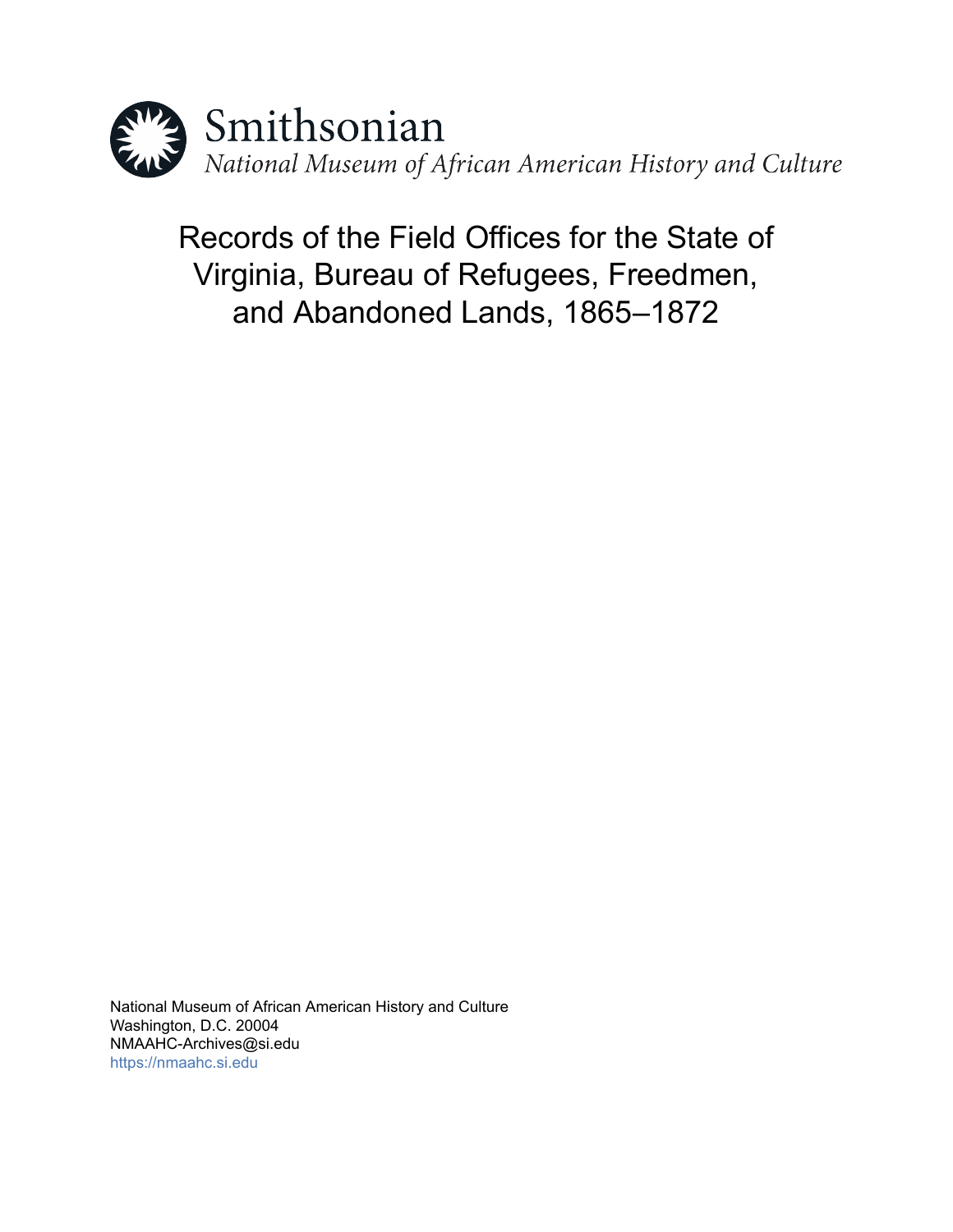Smithsonian

*National Museum of African American History and Culture*

# Records of the Field Offices for the State of Virginia, Bureau of Refugees, Freedmen, and Abandoned Lands, 1865–1872

National Museum of African American History and Culture
Washington, D.C. 20004
NMAAHC-Archives@si.edu
https://nmaahc.si.edu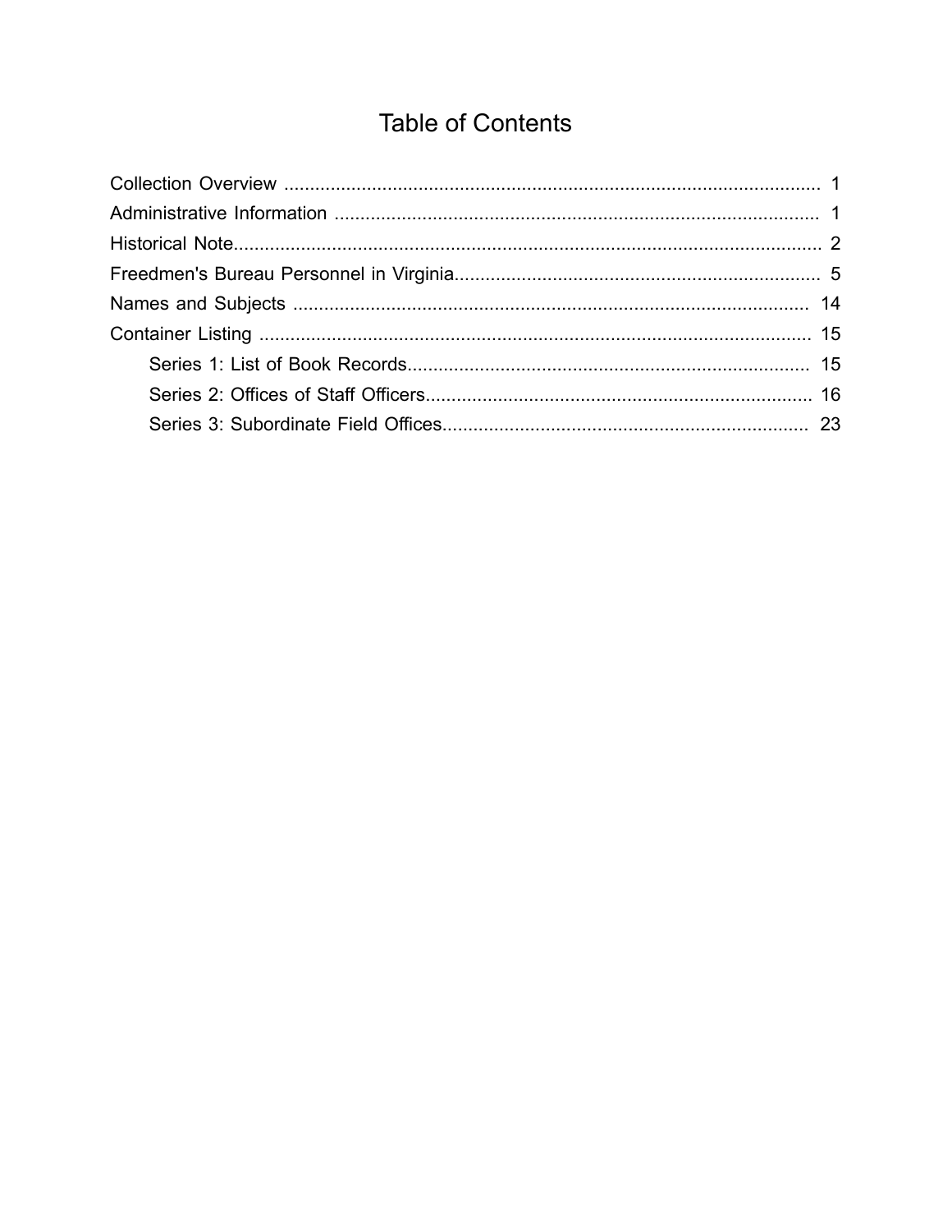# Table of Contents

- Collection Overview ........................................................................................................ 1
- Administrative Information ............................................................................................ 1
- Historical Note.................................................................................................................. 2
- Freedmen's Bureau Personnel in Virginia...................................................................... 5
- Names and Subjects ..................................................................................................... 14
- Container Listing ........................................................................................................... 15
  - Series 1: List of Book Records............................................................................. 15
  - Series 2: Offices of Staff Officers.......................................................................... 16
  - Series 3: Subordinate Field Offices...................................................................... 23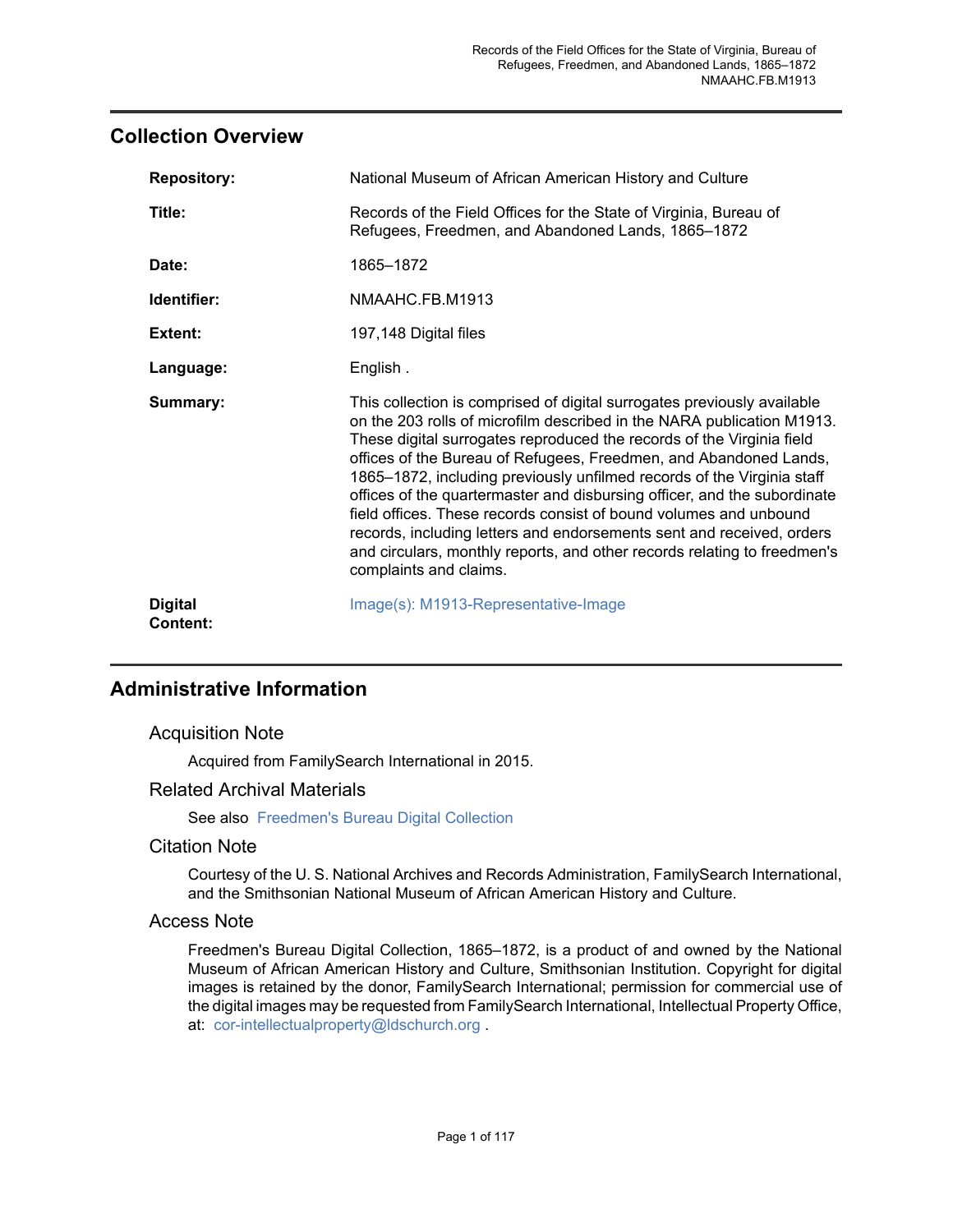## Collection Overview

| | |
|---|---|
| **Repository:** | National Museum of African American History and Culture |
| **Title:** | Records of the Field Offices for the State of Virginia, Bureau of Refugees, Freedmen, and Abandoned Lands, 1865–1872 |
| **Date:** | 1865–1872 |
| **Identifier:** | NMAAHC.FB.M1913 |
| **Extent:** | 197,148 Digital files |
| **Language:** | English . |
| **Summary:** | This collection is comprised of digital surrogates previously available on the 203 rolls of microfilm described in the NARA publication M1913. These digital surrogates reproduced the records of the Virginia field offices of the Bureau of Refugees, Freedmen, and Abandoned Lands, 1865–1872, including previously unfilmed records of the Virginia staff offices of the quartermaster and disbursing officer, and the subordinate field offices. These records consist of bound volumes and unbound records, including letters and endorsements sent and received, orders and circulars, monthly reports, and other records relating to freedmen's complaints and claims. |
| **Digital Content:** | Image(s): M1913-Representative-Image |

## Administrative Information

### Acquisition Note

Acquired from FamilySearch International in 2015.

### Related Archival Materials

See also Freedmen's Bureau Digital Collection

### Citation Note

Courtesy of the U. S. National Archives and Records Administration, FamilySearch International, and the Smithsonian National Museum of African American History and Culture.

### Access Note

Freedmen's Bureau Digital Collection, 1865–1872, is a product of and owned by the National Museum of African American History and Culture, Smithsonian Institution. Copyright for digital images is retained by the donor, FamilySearch International; permission for commercial use of the digital images may be requested from FamilySearch International, Intellectual Property Office, at: cor-intellectualproperty@ldschurch.org .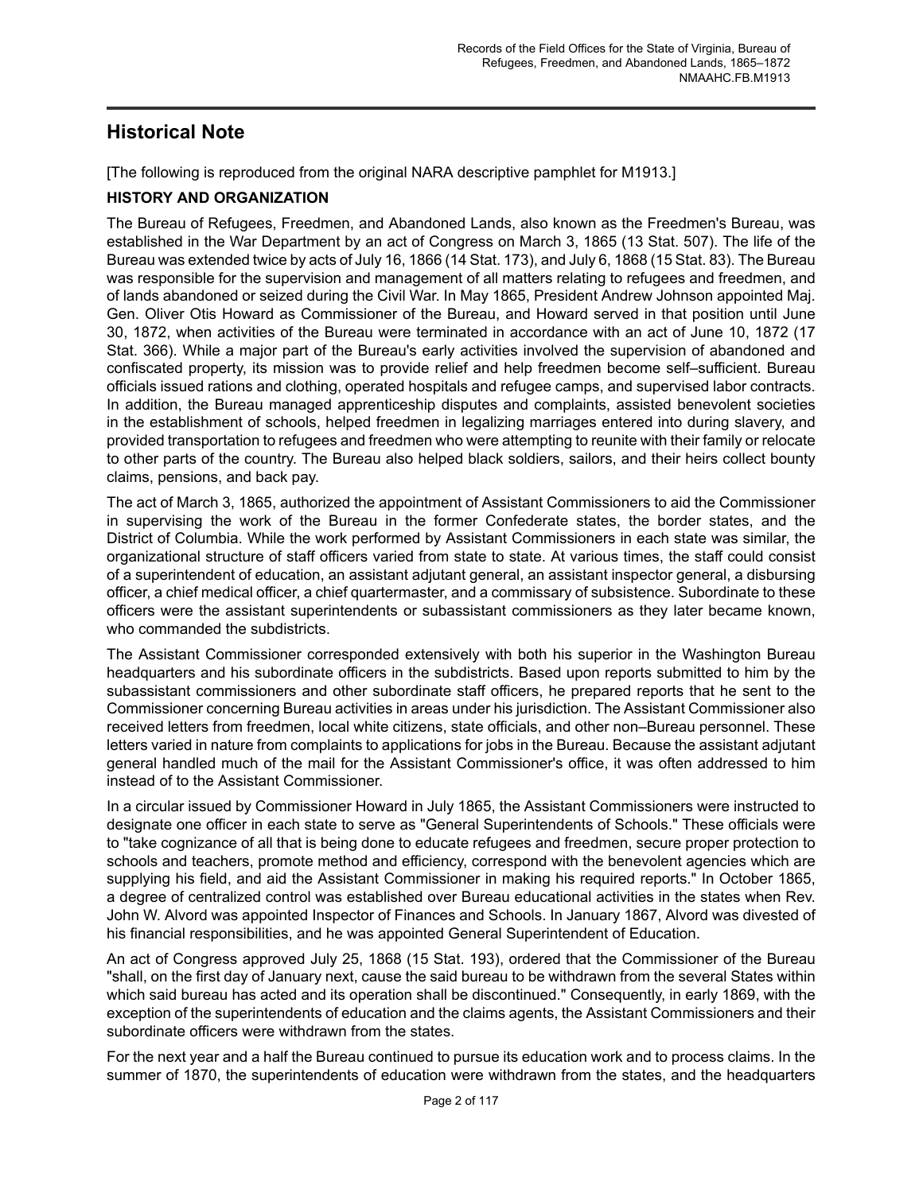## Historical Note

[The following is reproduced from the original NARA descriptive pamphlet for M1913.]

**HISTORY AND ORGANIZATION**

The Bureau of Refugees, Freedmen, and Abandoned Lands, also known as the Freedmen's Bureau, was established in the War Department by an act of Congress on March 3, 1865 (13 Stat. 507). The life of the Bureau was extended twice by acts of July 16, 1866 (14 Stat. 173), and July 6, 1868 (15 Stat. 83). The Bureau was responsible for the supervision and management of all matters relating to refugees and freedmen, and of lands abandoned or seized during the Civil War. In May 1865, President Andrew Johnson appointed Maj. Gen. Oliver Otis Howard as Commissioner of the Bureau, and Howard served in that position until June 30, 1872, when activities of the Bureau were terminated in accordance with an act of June 10, 1872 (17 Stat. 366). While a major part of the Bureau's early activities involved the supervision of abandoned and confiscated property, its mission was to provide relief and help freedmen become self–sufficient. Bureau officials issued rations and clothing, operated hospitals and refugee camps, and supervised labor contracts. In addition, the Bureau managed apprenticeship disputes and complaints, assisted benevolent societies in the establishment of schools, helped freedmen in legalizing marriages entered into during slavery, and provided transportation to refugees and freedmen who were attempting to reunite with their family or relocate to other parts of the country. The Bureau also helped black soldiers, sailors, and their heirs collect bounty claims, pensions, and back pay.

The act of March 3, 1865, authorized the appointment of Assistant Commissioners to aid the Commissioner in supervising the work of the Bureau in the former Confederate states, the border states, and the District of Columbia. While the work performed by Assistant Commissioners in each state was similar, the organizational structure of staff officers varied from state to state. At various times, the staff could consist of a superintendent of education, an assistant adjutant general, an assistant inspector general, a disbursing officer, a chief medical officer, a chief quartermaster, and a commissary of subsistence. Subordinate to these officers were the assistant superintendents or subassistant commissioners as they later became known, who commanded the subdistricts.

The Assistant Commissioner corresponded extensively with both his superior in the Washington Bureau headquarters and his subordinate officers in the subdistricts. Based upon reports submitted to him by the subassistant commissioners and other subordinate staff officers, he prepared reports that he sent to the Commissioner concerning Bureau activities in areas under his jurisdiction. The Assistant Commissioner also received letters from freedmen, local white citizens, state officials, and other non–Bureau personnel. These letters varied in nature from complaints to applications for jobs in the Bureau. Because the assistant adjutant general handled much of the mail for the Assistant Commissioner's office, it was often addressed to him instead of to the Assistant Commissioner.

In a circular issued by Commissioner Howard in July 1865, the Assistant Commissioners were instructed to designate one officer in each state to serve as "General Superintendents of Schools." These officials were to "take cognizance of all that is being done to educate refugees and freedmen, secure proper protection to schools and teachers, promote method and efficiency, correspond with the benevolent agencies which are supplying his field, and aid the Assistant Commissioner in making his required reports." In October 1865, a degree of centralized control was established over Bureau educational activities in the states when Rev. John W. Alvord was appointed Inspector of Finances and Schools. In January 1867, Alvord was divested of his financial responsibilities, and he was appointed General Superintendent of Education.

An act of Congress approved July 25, 1868 (15 Stat. 193), ordered that the Commissioner of the Bureau "shall, on the first day of January next, cause the said bureau to be withdrawn from the several States within which said bureau has acted and its operation shall be discontinued." Consequently, in early 1869, with the exception of the superintendents of education and the claims agents, the Assistant Commissioners and their subordinate officers were withdrawn from the states.

For the next year and a half the Bureau continued to pursue its education work and to process claims. In the summer of 1870, the superintendents of education were withdrawn from the states, and the headquarters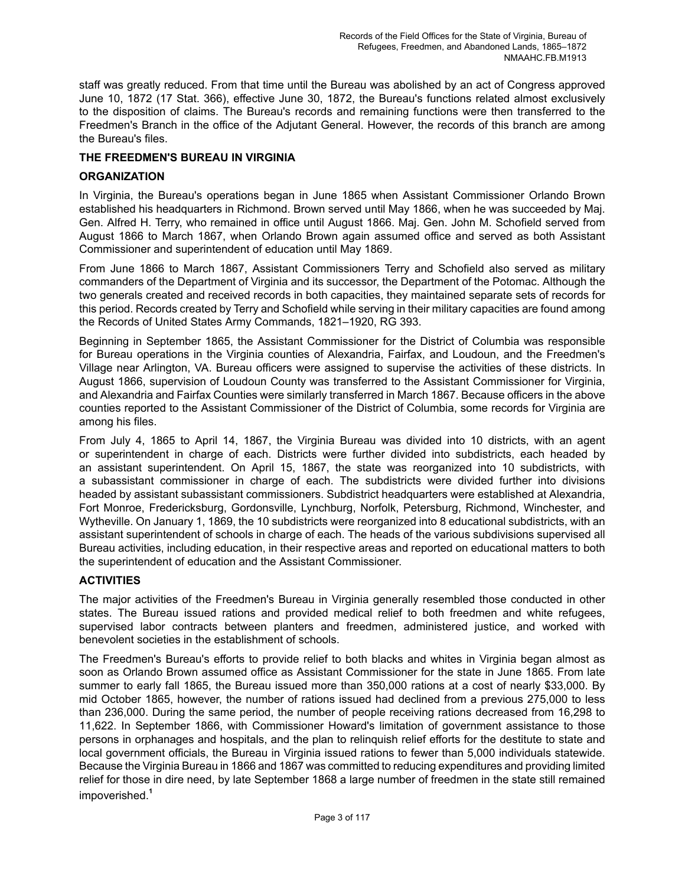staff was greatly reduced. From that time until the Bureau was abolished by an act of Congress approved June 10, 1872 (17 Stat. 366), effective June 30, 1872, the Bureau's functions related almost exclusively to the disposition of claims. The Bureau's records and remaining functions were then transferred to the Freedmen's Branch in the office of the Adjutant General. However, the records of this branch are among the Bureau's files.

## THE FREEDMEN'S BUREAU IN VIRGINIA

### ORGANIZATION

In Virginia, the Bureau's operations began in June 1865 when Assistant Commissioner Orlando Brown established his headquarters in Richmond. Brown served until May 1866, when he was succeeded by Maj. Gen. Alfred H. Terry, who remained in office until August 1866. Maj. Gen. John M. Schofield served from August 1866 to March 1867, when Orlando Brown again assumed office and served as both Assistant Commissioner and superintendent of education until May 1869.

From June 1866 to March 1867, Assistant Commissioners Terry and Schofield also served as military commanders of the Department of Virginia and its successor, the Department of the Potomac. Although the two generals created and received records in both capacities, they maintained separate sets of records for this period. Records created by Terry and Schofield while serving in their military capacities are found among the Records of United States Army Commands, 1821–1920, RG 393.

Beginning in September 1865, the Assistant Commissioner for the District of Columbia was responsible for Bureau operations in the Virginia counties of Alexandria, Fairfax, and Loudoun, and the Freedmen's Village near Arlington, VA. Bureau officers were assigned to supervise the activities of these districts. In August 1866, supervision of Loudoun County was transferred to the Assistant Commissioner for Virginia, and Alexandria and Fairfax Counties were similarly transferred in March 1867. Because officers in the above counties reported to the Assistant Commissioner of the District of Columbia, some records for Virginia are among his files.

From July 4, 1865 to April 14, 1867, the Virginia Bureau was divided into 10 districts, with an agent or superintendent in charge of each. Districts were further divided into subdistricts, each headed by an assistant superintendent. On April 15, 1867, the state was reorganized into 10 subdistricts, with a subassistant commissioner in charge of each. The subdistricts were divided further into divisions headed by assistant subassistant commissioners. Subdistrict headquarters were established at Alexandria, Fort Monroe, Fredericksburg, Gordonsville, Lynchburg, Norfolk, Petersburg, Richmond, Winchester, and Wytheville. On January 1, 1869, the 10 subdistricts were reorganized into 8 educational subdistricts, with an assistant superintendent of schools in charge of each. The heads of the various subdivisions supervised all Bureau activities, including education, in their respective areas and reported on educational matters to both the superintendent of education and the Assistant Commissioner.

### ACTIVITIES

The major activities of the Freedmen's Bureau in Virginia generally resembled those conducted in other states. The Bureau issued rations and provided medical relief to both freedmen and white refugees, supervised labor contracts between planters and freedmen, administered justice, and worked with benevolent societies in the establishment of schools.

The Freedmen's Bureau's efforts to provide relief to both blacks and whites in Virginia began almost as soon as Orlando Brown assumed office as Assistant Commissioner for the state in June 1865. From late summer to early fall 1865, the Bureau issued more than 350,000 rations at a cost of nearly $33,000. By mid October 1865, however, the number of rations issued had declined from a previous 275,000 to less than 236,000. During the same period, the number of people receiving rations decreased from 16,298 to 11,622. In September 1866, with Commissioner Howard's limitation of government assistance to those persons in orphanages and hospitals, and the plan to relinquish relief efforts for the destitute to state and local government officials, the Bureau in Virginia issued rations to fewer than 5,000 individuals statewide. Because the Virginia Bureau in 1866 and 1867 was committed to reducing expenditures and providing limited relief for those in dire need, by late September 1868 a large number of freedmen in the state still remained impoverished.[1]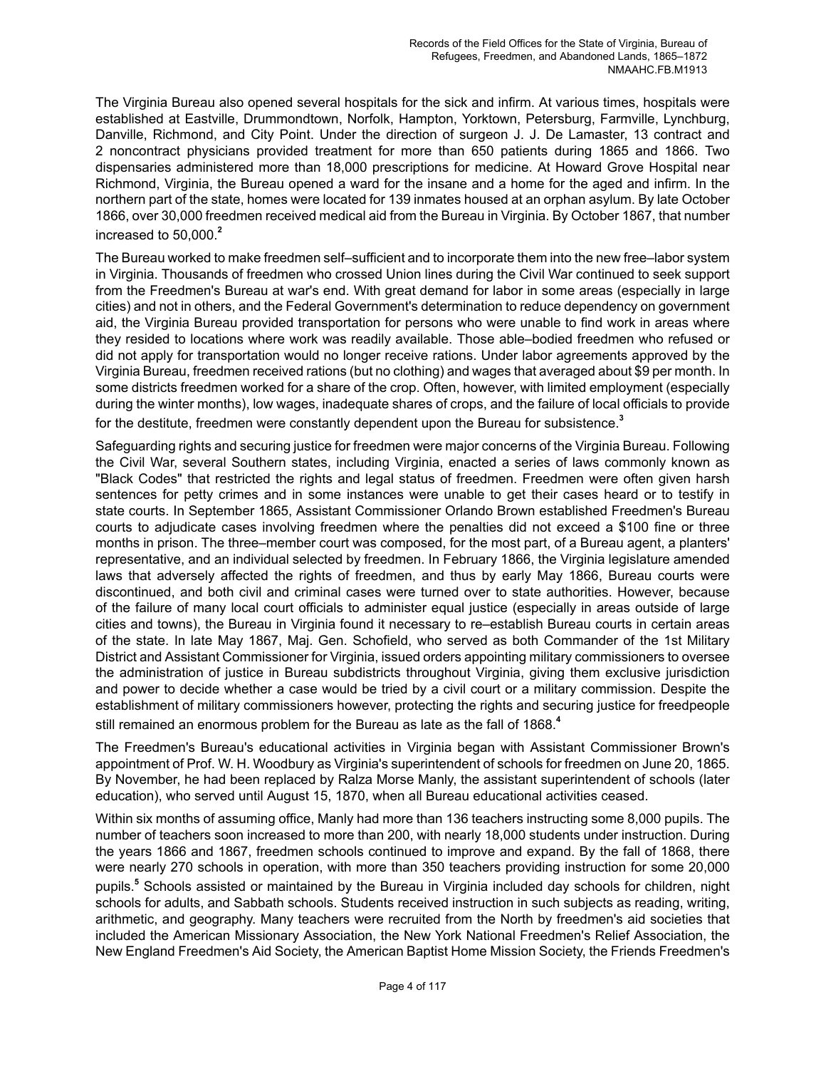The Virginia Bureau also opened several hospitals for the sick and infirm. At various times, hospitals were established at Eastville, Drummondtown, Norfolk, Hampton, Yorktown, Petersburg, Farmville, Lynchburg, Danville, Richmond, and City Point. Under the direction of surgeon J. J. De Lamaster, 13 contract and 2 noncontract physicians provided treatment for more than 650 patients during 1865 and 1866. Two dispensaries administered more than 18,000 prescriptions for medicine. At Howard Grove Hospital near Richmond, Virginia, the Bureau opened a ward for the insane and a home for the aged and infirm. In the northern part of the state, homes were located for 139 inmates housed at an orphan asylum. By late October 1866, over 30,000 freedmen received medical aid from the Bureau in Virginia. By October 1867, that number increased to 50,000.[2]

The Bureau worked to make freedmen self–sufficient and to incorporate them into the new free–labor system in Virginia. Thousands of freedmen who crossed Union lines during the Civil War continued to seek support from the Freedmen's Bureau at war's end. With great demand for labor in some areas (especially in large cities) and not in others, and the Federal Government's determination to reduce dependency on government aid, the Virginia Bureau provided transportation for persons who were unable to find work in areas where they resided to locations where work was readily available. Those able–bodied freedmen who refused or did not apply for transportation would no longer receive rations. Under labor agreements approved by the Virginia Bureau, freedmen received rations (but no clothing) and wages that averaged about $9 per month. In some districts freedmen worked for a share of the crop. Often, however, with limited employment (especially during the winter months), low wages, inadequate shares of crops, and the failure of local officials to provide for the destitute, freedmen were constantly dependent upon the Bureau for subsistence.[3]

Safeguarding rights and securing justice for freedmen were major concerns of the Virginia Bureau. Following the Civil War, several Southern states, including Virginia, enacted a series of laws commonly known as "Black Codes" that restricted the rights and legal status of freedmen. Freedmen were often given harsh sentences for petty crimes and in some instances were unable to get their cases heard or to testify in state courts. In September 1865, Assistant Commissioner Orlando Brown established Freedmen's Bureau courts to adjudicate cases involving freedmen where the penalties did not exceed a $100 fine or three months in prison. The three–member court was composed, for the most part, of a Bureau agent, a planters' representative, and an individual selected by freedmen. In February 1866, the Virginia legislature amended laws that adversely affected the rights of freedmen, and thus by early May 1866, Bureau courts were discontinued, and both civil and criminal cases were turned over to state authorities. However, because of the failure of many local court officials to administer equal justice (especially in areas outside of large cities and towns), the Bureau in Virginia found it necessary to re–establish Bureau courts in certain areas of the state. In late May 1867, Maj. Gen. Schofield, who served as both Commander of the 1st Military District and Assistant Commissioner for Virginia, issued orders appointing military commissioners to oversee the administration of justice in Bureau subdistricts throughout Virginia, giving them exclusive jurisdiction and power to decide whether a case would be tried by a civil court or a military commission. Despite the establishment of military commissioners however, protecting the rights and securing justice for freedpeople still remained an enormous problem for the Bureau as late as the fall of 1868.[4]

The Freedmen's Bureau's educational activities in Virginia began with Assistant Commissioner Brown's appointment of Prof. W. H. Woodbury as Virginia's superintendent of schools for freedmen on June 20, 1865. By November, he had been replaced by Ralza Morse Manly, the assistant superintendent of schools (later education), who served until August 15, 1870, when all Bureau educational activities ceased.

Within six months of assuming office, Manly had more than 136 teachers instructing some 8,000 pupils. The number of teachers soon increased to more than 200, with nearly 18,000 students under instruction. During the years 1866 and 1867, freedmen schools continued to improve and expand. By the fall of 1868, there were nearly 270 schools in operation, with more than 350 teachers providing instruction for some 20,000 pupils.[5] Schools assisted or maintained by the Bureau in Virginia included day schools for children, night schools for adults, and Sabbath schools. Students received instruction in such subjects as reading, writing, arithmetic, and geography. Many teachers were recruited from the North by freedmen's aid societies that included the American Missionary Association, the New York National Freedmen's Relief Association, the New England Freedmen's Aid Society, the American Baptist Home Mission Society, the Friends Freedmen's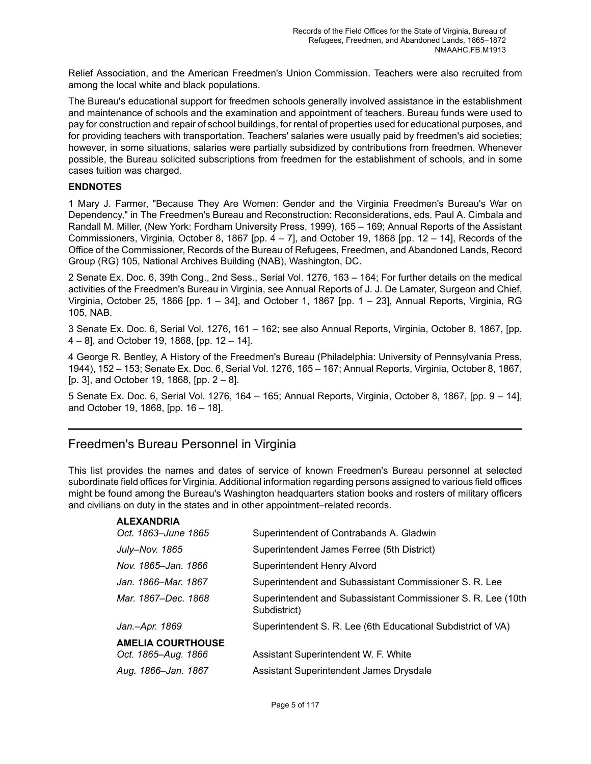Relief Association, and the American Freedmen's Union Commission. Teachers were also recruited from among the local white and black populations.

The Bureau's educational support for freedmen schools generally involved assistance in the establishment and maintenance of schools and the examination and appointment of teachers. Bureau funds were used to pay for construction and repair of school buildings, for rental of properties used for educational purposes, and for providing teachers with transportation. Teachers' salaries were usually paid by freedmen's aid societies; however, in some situations, salaries were partially subsidized by contributions from freedmen. Whenever possible, the Bureau solicited subscriptions from freedmen for the establishment of schools, and in some cases tuition was charged.

**ENDNOTES**

1 Mary J. Farmer, "Because They Are Women: Gender and the Virginia Freedmen's Bureau's War on Dependency," in The Freedmen's Bureau and Reconstruction: Reconsiderations, eds. Paul A. Cimbala and Randall M. Miller, (New York: Fordham University Press, 1999), 165 – 169; Annual Reports of the Assistant Commissioners, Virginia, October 8, 1867 [pp. 4 – 7], and October 19, 1868 [pp. 12 – 14], Records of the Office of the Commissioner, Records of the Bureau of Refugees, Freedmen, and Abandoned Lands, Record Group (RG) 105, National Archives Building (NAB), Washington, DC.

2 Senate Ex. Doc. 6, 39th Cong., 2nd Sess., Serial Vol. 1276, 163 – 164; For further details on the medical activities of the Freedmen's Bureau in Virginia, see Annual Reports of J. J. De Lamater, Surgeon and Chief, Virginia, October 25, 1866 [pp. 1 – 34], and October 1, 1867 [pp. 1 – 23], Annual Reports, Virginia, RG 105, NAB.

3 Senate Ex. Doc. 6, Serial Vol. 1276, 161 – 162; see also Annual Reports, Virginia, October 8, 1867, [pp. 4 – 8], and October 19, 1868, [pp. 12 – 14].

4 George R. Bentley, A History of the Freedmen's Bureau (Philadelphia: University of Pennsylvania Press, 1944), 152 – 153; Senate Ex. Doc. 6, Serial Vol. 1276, 165 – 167; Annual Reports, Virginia, October 8, 1867, [p. 3], and October 19, 1868, [pp. 2 – 8].

5 Senate Ex. Doc. 6, Serial Vol. 1276, 164 – 165; Annual Reports, Virginia, October 8, 1867, [pp. 9 – 14], and October 19, 1868, [pp. 16 – 18].

---

## Freedmen's Bureau Personnel in Virginia

This list provides the names and dates of service of known Freedmen's Bureau personnel at selected subordinate field offices for Virginia. Additional information regarding persons assigned to various field offices might be found among the Bureau's Washington headquarters station books and rosters of military officers and civilians on duty in the states and in other appointment–related records.

**ALEXANDRIA**

| | |
|---|---|
| *Oct. 1863–June 1865* | Superintendent of Contrabands A. Gladwin |
| *July–Nov. 1865* | Superintendent James Ferree (5th District) |
| *Nov. 1865–Jan. 1866* | Superintendent Henry Alvord |
| *Jan. 1866–Mar. 1867* | Superintendent and Subassistant Commissioner S. R. Lee |
| *Mar. 1867–Dec. 1868* | Superintendent and Subassistant Commissioner S. R. Lee (10th Subdistrict) |
| *Jan.–Apr. 1869* | Superintendent S. R. Lee (6th Educational Subdistrict of VA) |

**AMELIA COURTHOUSE**

| | |
|---|---|
| *Oct. 1865–Aug. 1866* | Assistant Superintendent W. F. White |
| *Aug. 1866–Jan. 1867* | Assistant Superintendent James Drysdale |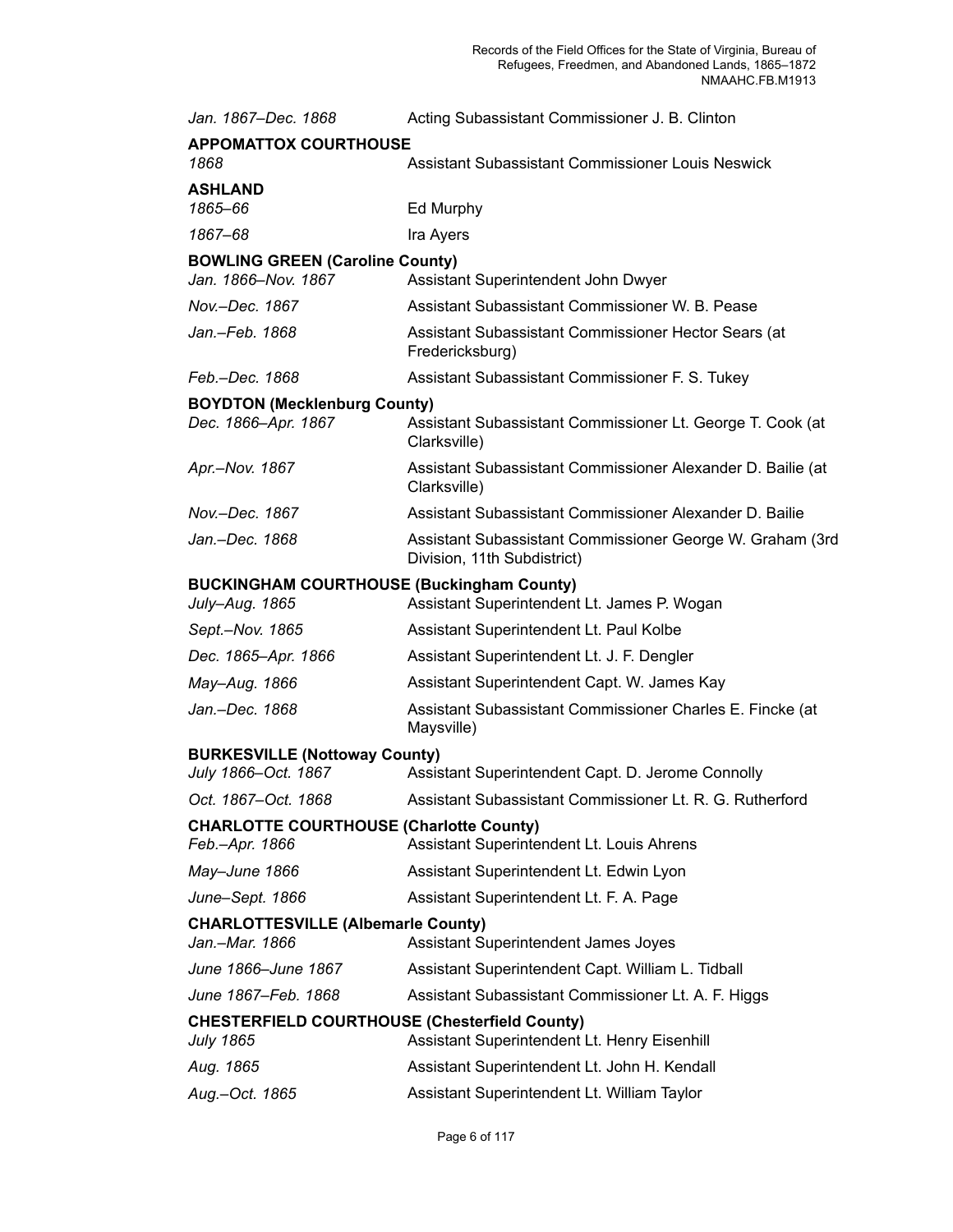| | |
|---|---|
| *Jan. 1867–Dec. 1868* | Acting Subassistant Commissioner J. B. Clinton |

**APPOMATTOX COURTHOUSE**

| | |
|---|---|
| *1868* | Assistant Subassistant Commissioner Louis Neswick |

**ASHLAND**

| | |
|---|---|
| *1865–66* | Ed Murphy |
| *1867–68* | Ira Ayers |

**BOWLING GREEN (Caroline County)**

| | |
|---|---|
| *Jan. 1866–Nov. 1867* | Assistant Superintendent John Dwyer |
| *Nov.–Dec. 1867* | Assistant Subassistant Commissioner W. B. Pease |
| *Jan.–Feb. 1868* | Assistant Subassistant Commissioner Hector Sears (at Fredericksburg) |
| *Feb.–Dec. 1868* | Assistant Subassistant Commissioner F. S. Tukey |

**BOYDTON (Mecklenburg County)**

| | |
|---|---|
| *Dec. 1866–Apr. 1867* | Assistant Subassistant Commissioner Lt. George T. Cook (at Clarksville) |
| *Apr.–Nov. 1867* | Assistant Subassistant Commissioner Alexander D. Bailie (at Clarksville) |
| *Nov.–Dec. 1867* | Assistant Subassistant Commissioner Alexander D. Bailie |
| *Jan.–Dec. 1868* | Assistant Subassistant Commissioner George W. Graham (3rd Division, 11th Subdistrict) |

**BUCKINGHAM COURTHOUSE (Buckingham County)**

| | |
|---|---|
| *July–Aug. 1865* | Assistant Superintendent Lt. James P. Wogan |
| *Sept.–Nov. 1865* | Assistant Superintendent Lt. Paul Kolbe |
| *Dec. 1865–Apr. 1866* | Assistant Superintendent Lt. J. F. Dengler |
| *May–Aug. 1866* | Assistant Superintendent Capt. W. James Kay |
| *Jan.–Dec. 1868* | Assistant Subassistant Commissioner Charles E. Fincke (at Maysville) |

**BURKESVILLE (Nottoway County)**

| | |
|---|---|
| *July 1866–Oct. 1867* | Assistant Superintendent Capt. D. Jerome Connolly |
| *Oct. 1867–Oct. 1868* | Assistant Subassistant Commissioner Lt. R. G. Rutherford |

**CHARLOTTE COURTHOUSE (Charlotte County)**

| | |
|---|---|
| *Feb.–Apr. 1866* | Assistant Superintendent Lt. Louis Ahrens |
| *May–June 1866* | Assistant Superintendent Lt. Edwin Lyon |
| *June–Sept. 1866* | Assistant Superintendent Lt. F. A. Page |

**CHARLOTTESVILLE (Albemarle County)**

| | |
|---|---|
| *Jan.–Mar. 1866* | Assistant Superintendent James Joyes |
| *June 1866–June 1867* | Assistant Superintendent Capt. William L. Tidball |
| *June 1867–Feb. 1868* | Assistant Subassistant Commissioner Lt. A. F. Higgs |

**CHESTERFIELD COURTHOUSE (Chesterfield County)**

| | |
|---|---|
| *July 1865* | Assistant Superintendent Lt. Henry Eisenhill |
| *Aug. 1865* | Assistant Superintendent Lt. John H. Kendall |
| *Aug.–Oct. 1865* | Assistant Superintendent Lt. William Taylor |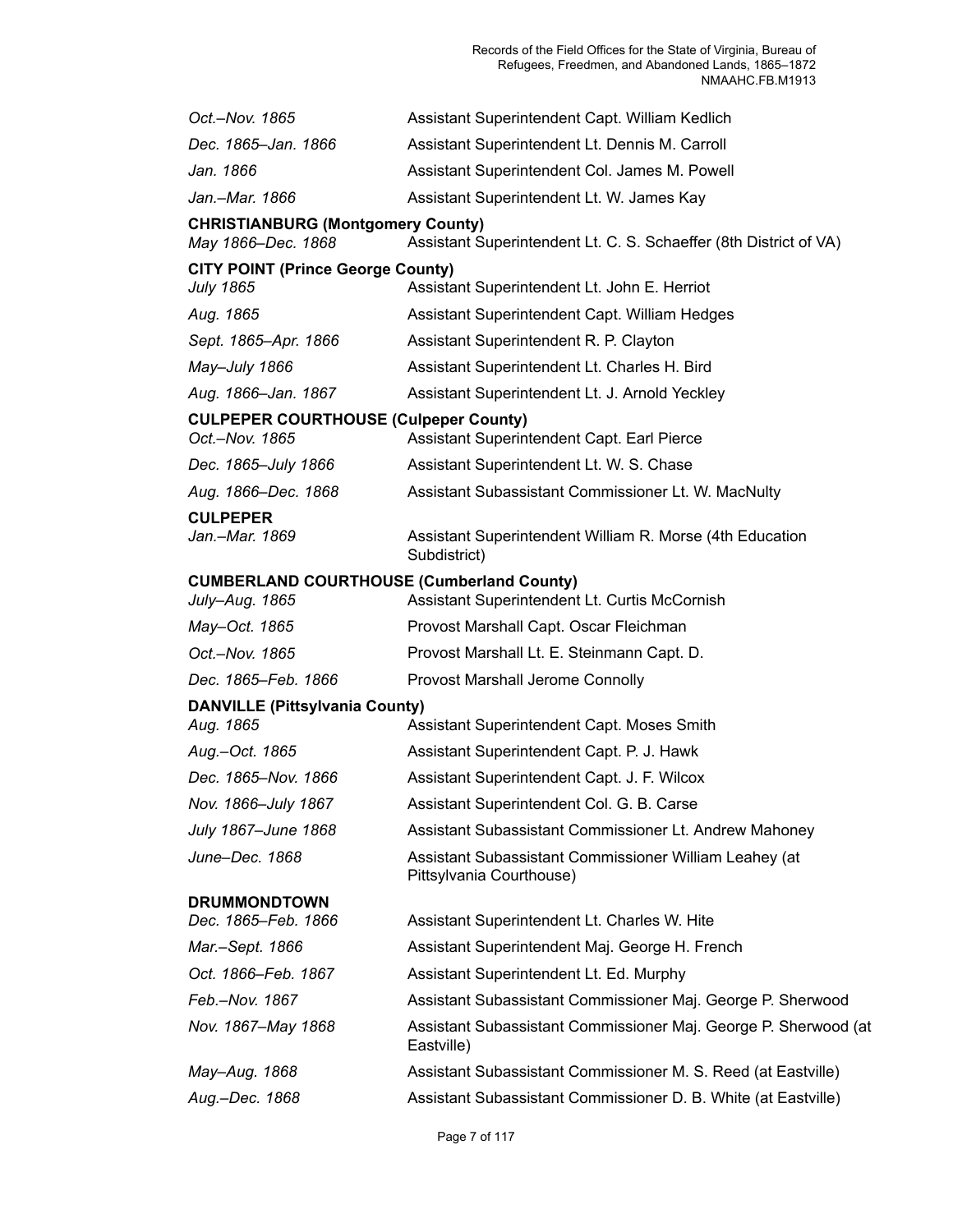*Oct.–Nov. 1865* Assistant Superintendent Capt. William Kedlich

*Dec. 1865–Jan. 1866* Assistant Superintendent Lt. Dennis M. Carroll

*Jan. 1866* Assistant Superintendent Col. James M. Powell

*Jan.–Mar. 1866* Assistant Superintendent Lt. W. James Kay

**CHRISTIANBURG (Montgomery County)**

*May 1866–Dec. 1868* Assistant Superintendent Lt. C. S. Schaeffer (8th District of VA)

**CITY POINT (Prince George County)**

*July 1865* Assistant Superintendent Lt. John E. Herriot

*Aug. 1865* Assistant Superintendent Capt. William Hedges

*Sept. 1865–Apr. 1866* Assistant Superintendent R. P. Clayton

*May–July 1866* Assistant Superintendent Lt. Charles H. Bird

*Aug. 1866–Jan. 1867* Assistant Superintendent Lt. J. Arnold Yeckley

**CULPEPER COURTHOUSE (Culpeper County)**

*Oct.–Nov. 1865* Assistant Superintendent Capt. Earl Pierce

*Dec. 1865–July 1866* Assistant Superintendent Lt. W. S. Chase

*Aug. 1866–Dec. 1868* Assistant Subassistant Commissioner Lt. W. MacNulty

**CULPEPER**

*Jan.–Mar. 1869* Assistant Superintendent William R. Morse (4th Education Subdistrict)

**CUMBERLAND COURTHOUSE (Cumberland County)**

*July–Aug. 1865* Assistant Superintendent Lt. Curtis McCornish

*May–Oct. 1865* Provost Marshall Capt. Oscar Fleichman

*Oct.–Nov. 1865* Provost Marshall Lt. E. Steinmann Capt. D.

*Dec. 1865–Feb. 1866* Provost Marshall Jerome Connolly

**DANVILLE (Pittsylvania County)**

*Aug. 1865* Assistant Superintendent Capt. Moses Smith

*Aug.–Oct. 1865* Assistant Superintendent Capt. P. J. Hawk

*Dec. 1865–Nov. 1866* Assistant Superintendent Capt. J. F. Wilcox

*Nov. 1866–July 1867* Assistant Superintendent Col. G. B. Carse

*July 1867–June 1868* Assistant Subassistant Commissioner Lt. Andrew Mahoney

*June–Dec. 1868* Assistant Subassistant Commissioner William Leahey (at Pittsylvania Courthouse)

**DRUMMONDTOWN**

*Dec. 1865–Feb. 1866* Assistant Superintendent Lt. Charles W. Hite

*Mar.–Sept. 1866* Assistant Superintendent Maj. George H. French

*Oct. 1866–Feb. 1867* Assistant Superintendent Lt. Ed. Murphy

*Feb.–Nov. 1867* Assistant Subassistant Commissioner Maj. George P. Sherwood

*Nov. 1867–May 1868* Assistant Subassistant Commissioner Maj. George P. Sherwood (at Eastville)

*May–Aug. 1868* Assistant Subassistant Commissioner M. S. Reed (at Eastville)

*Aug.–Dec. 1868* Assistant Subassistant Commissioner D. B. White (at Eastville)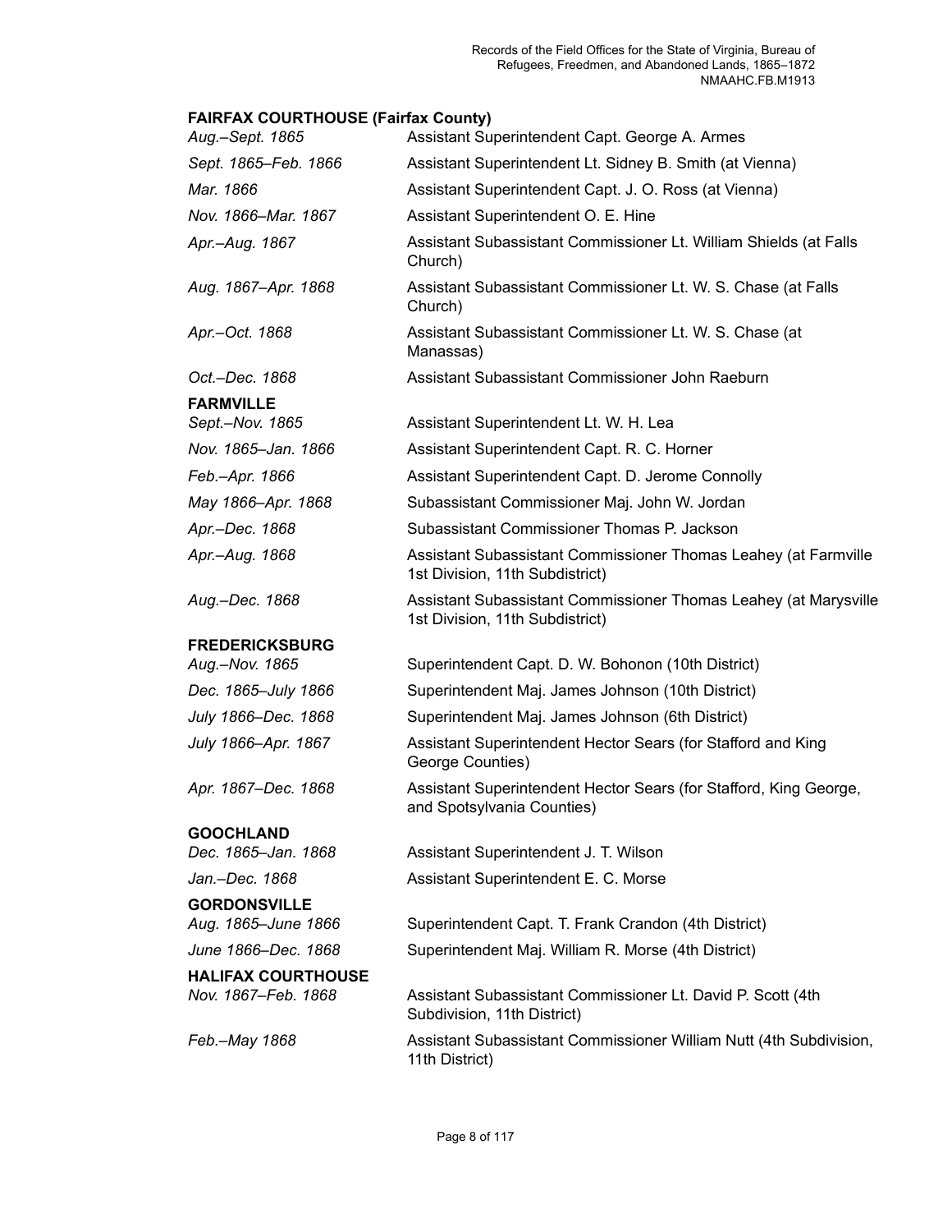**FAIRFAX COURTHOUSE (Fairfax County)**

| | |
|---|---|
| *Aug.–Sept. 1865* | Assistant Superintendent Capt. George A. Armes |
| *Sept. 1865–Feb. 1866* | Assistant Superintendent Lt. Sidney B. Smith (at Vienna) |
| *Mar. 1866* | Assistant Superintendent Capt. J. O. Ross (at Vienna) |
| *Nov. 1866–Mar. 1867* | Assistant Superintendent O. E. Hine |
| *Apr.–Aug. 1867* | Assistant Subassistant Commissioner Lt. William Shields (at Falls Church) |
| *Aug. 1867–Apr. 1868* | Assistant Subassistant Commissioner Lt. W. S. Chase (at Falls Church) |
| *Apr.–Oct. 1868* | Assistant Subassistant Commissioner Lt. W. S. Chase (at Manassas) |
| *Oct.–Dec. 1868* | Assistant Subassistant Commissioner John Raeburn |

**FARMVILLE**

| | |
|---|---|
| *Sept.–Nov. 1865* | Assistant Superintendent Lt. W. H. Lea |
| *Nov. 1865–Jan. 1866* | Assistant Superintendent Capt. R. C. Horner |
| *Feb.–Apr. 1866* | Assistant Superintendent Capt. D. Jerome Connolly |
| *May 1866–Apr. 1868* | Subassistant Commissioner Maj. John W. Jordan |
| *Apr.–Dec. 1868* | Subassistant Commissioner Thomas P. Jackson |
| *Apr.–Aug. 1868* | Assistant Subassistant Commissioner Thomas Leahey (at Farmville 1st Division, 11th Subdistrict) |
| *Aug.–Dec. 1868* | Assistant Subassistant Commissioner Thomas Leahey (at Marysville 1st Division, 11th Subdistrict) |

**FREDERICKSBURG**

| | |
|---|---|
| *Aug.–Nov. 1865* | Superintendent Capt. D. W. Bohonon (10th District) |
| *Dec. 1865–July 1866* | Superintendent Maj. James Johnson (10th District) |
| *July 1866–Dec. 1868* | Superintendent Maj. James Johnson (6th District) |
| *July 1866–Apr. 1867* | Assistant Superintendent Hector Sears (for Stafford and King George Counties) |
| *Apr. 1867–Dec. 1868* | Assistant Superintendent Hector Sears (for Stafford, King George, and Spotsylvania Counties) |

**GOOCHLAND**

| | |
|---|---|
| *Dec. 1865–Jan. 1868* | Assistant Superintendent J. T. Wilson |
| *Jan.–Dec. 1868* | Assistant Superintendent E. C. Morse |

**GORDONSVILLE**

| | |
|---|---|
| *Aug. 1865–June 1866* | Superintendent Capt. T. Frank Crandon (4th District) |
| *June 1866–Dec. 1868* | Superintendent Maj. William R. Morse (4th District) |

**HALIFAX COURTHOUSE**

| | |
|---|---|
| *Nov. 1867–Feb. 1868* | Assistant Subassistant Commissioner Lt. David P. Scott (4th Subdivision, 11th District) |
| *Feb.–May 1868* | Assistant Subassistant Commissioner William Nutt (4th Subdivision, 11th District) |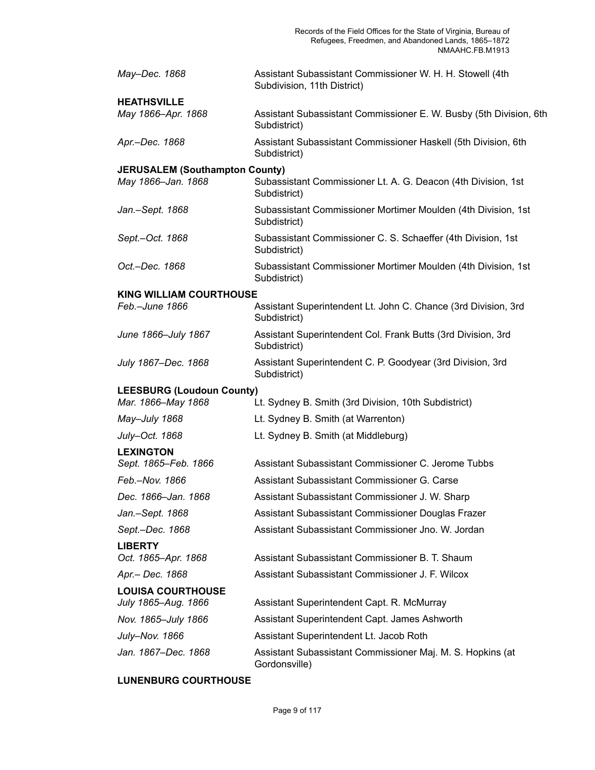| | |
|---|---|
| *May–Dec. 1868* | Assistant Subassistant Commissioner W. H. H. Stowell (4th Subdivision, 11th District) |

**HEATHSVILLE**

| | |
|---|---|
| *May 1866–Apr. 1868* | Assistant Subassistant Commissioner E. W. Busby (5th Division, 6th Subdistrict) |
| *Apr.–Dec. 1868* | Assistant Subassistant Commissioner Haskell (5th Division, 6th Subdistrict) |

**JERUSALEM (Southampton County)**

| | |
|---|---|
| *May 1866–Jan. 1868* | Subassistant Commissioner Lt. A. G. Deacon (4th Division, 1st Subdistrict) |
| *Jan.–Sept. 1868* | Subassistant Commissioner Mortimer Moulden (4th Division, 1st Subdistrict) |
| *Sept.–Oct. 1868* | Subassistant Commissioner C. S. Schaeffer (4th Division, 1st Subdistrict) |
| *Oct.–Dec. 1868* | Subassistant Commissioner Mortimer Moulden (4th Division, 1st Subdistrict) |

**KING WILLIAM COURTHOUSE**

| | |
|---|---|
| *Feb.–June 1866* | Assistant Superintendent Lt. John C. Chance (3rd Division, 3rd Subdistrict) |
| *June 1866–July 1867* | Assistant Superintendent Col. Frank Butts (3rd Division, 3rd Subdistrict) |
| *July 1867–Dec. 1868* | Assistant Superintendent C. P. Goodyear (3rd Division, 3rd Subdistrict) |

**LEESBURG (Loudoun County)**

| | |
|---|---|
| *Mar. 1866–May 1868* | Lt. Sydney B. Smith (3rd Division, 10th Subdistrict) |
| *May–July 1868* | Lt. Sydney B. Smith (at Warrenton) |
| *July–Oct. 1868* | Lt. Sydney B. Smith (at Middleburg) |

**LEXINGTON**

| | |
|---|---|
| *Sept. 1865–Feb. 1866* | Assistant Subassistant Commissioner C. Jerome Tubbs |
| *Feb.–Nov. 1866* | Assistant Subassistant Commissioner G. Carse |
| *Dec. 1866–Jan. 1868* | Assistant Subassistant Commissioner J. W. Sharp |
| *Jan.–Sept. 1868* | Assistant Subassistant Commissioner Douglas Frazer |
| *Sept.–Dec. 1868* | Assistant Subassistant Commissioner Jno. W. Jordan |

**LIBERTY**

| | |
|---|---|
| *Oct. 1865–Apr. 1868* | Assistant Subassistant Commissioner B. T. Shaum |
| *Apr.– Dec. 1868* | Assistant Subassistant Commissioner J. F. Wilcox |

**LOUISA COURTHOUSE**

| | |
|---|---|
| *July 1865–Aug. 1866* | Assistant Superintendent Capt. R. McMurray |
| *Nov. 1865–July 1866* | Assistant Superintendent Capt. James Ashworth |
| *July–Nov. 1866* | Assistant Superintendent Lt. Jacob Roth |
| *Jan. 1867–Dec. 1868* | Assistant Subassistant Commissioner Maj. M. S. Hopkins (at Gordonsville) |

**LUNENBURG COURTHOUSE**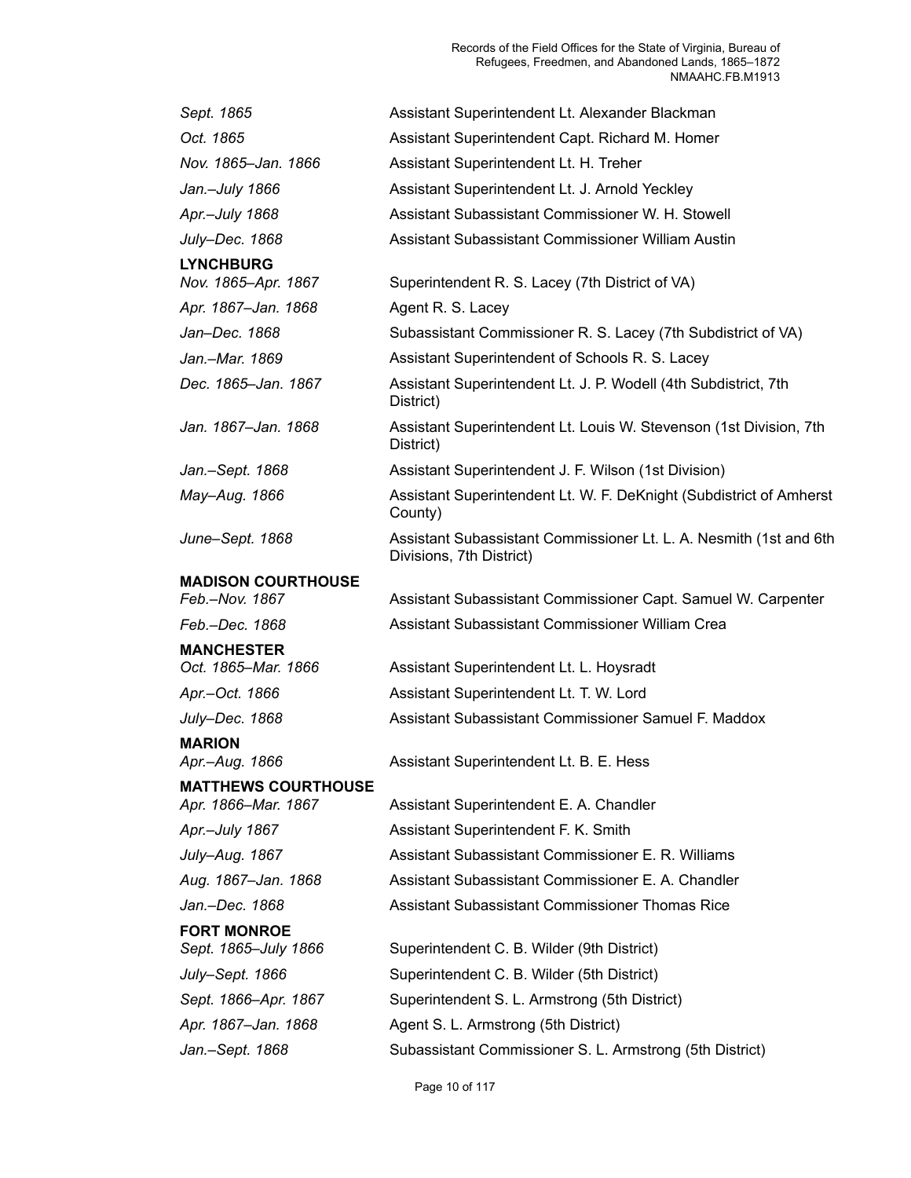| | |
|---|---|
| *Sept. 1865* | Assistant Superintendent Lt. Alexander Blackman |
| *Oct. 1865* | Assistant Superintendent Capt. Richard M. Homer |
| *Nov. 1865–Jan. 1866* | Assistant Superintendent Lt. H. Treher |
| *Jan.–July 1866* | Assistant Superintendent Lt. J. Arnold Yeckley |
| *Apr.–July 1868* | Assistant Subassistant Commissioner W. H. Stowell |
| *July–Dec. 1868* | Assistant Subassistant Commissioner William Austin |

**LYNCHBURG**

| | |
|---|---|
| *Nov. 1865–Apr. 1867* | Superintendent R. S. Lacey (7th District of VA) |
| *Apr. 1867–Jan. 1868* | Agent R. S. Lacey |
| *Jan–Dec. 1868* | Subassistant Commissioner R. S. Lacey (7th Subdistrict of VA) |
| *Jan.–Mar. 1869* | Assistant Superintendent of Schools R. S. Lacey |
| *Dec. 1865–Jan. 1867* | Assistant Superintendent Lt. J. P. Wodell (4th Subdistrict, 7th District) |
| *Jan. 1867–Jan. 1868* | Assistant Superintendent Lt. Louis W. Stevenson (1st Division, 7th District) |
| *Jan.–Sept. 1868* | Assistant Superintendent J. F. Wilson (1st Division) |
| *May–Aug. 1866* | Assistant Superintendent Lt. W. F. DeKnight (Subdistrict of Amherst County) |
| *June–Sept. 1868* | Assistant Subassistant Commissioner Lt. L. A. Nesmith (1st and 6th Divisions, 7th District) |

**MADISON COURTHOUSE**

| | |
|---|---|
| *Feb.–Nov. 1867* | Assistant Subassistant Commissioner Capt. Samuel W. Carpenter |
| *Feb.–Dec. 1868* | Assistant Subassistant Commissioner William Crea |

**MANCHESTER**

| | |
|---|---|
| *Oct. 1865–Mar. 1866* | Assistant Superintendent Lt. L. Hoysradt |
| *Apr.–Oct. 1866* | Assistant Superintendent Lt. T. W. Lord |
| *July–Dec. 1868* | Assistant Subassistant Commissioner Samuel F. Maddox |

**MARION**

| | |
|---|---|
| *Apr.–Aug. 1866* | Assistant Superintendent Lt. B. E. Hess |

**MATTHEWS COURTHOUSE**

| | |
|---|---|
| *Apr. 1866–Mar. 1867* | Assistant Superintendent E. A. Chandler |
| *Apr.–July 1867* | Assistant Superintendent F. K. Smith |
| *July–Aug. 1867* | Assistant Subassistant Commissioner E. R. Williams |
| *Aug. 1867–Jan. 1868* | Assistant Subassistant Commissioner E. A. Chandler |
| *Jan.–Dec. 1868* | Assistant Subassistant Commissioner Thomas Rice |

**FORT MONROE**

| | |
|---|---|
| *Sept. 1865–July 1866* | Superintendent C. B. Wilder (9th District) |
| *July–Sept. 1866* | Superintendent C. B. Wilder (5th District) |
| *Sept. 1866–Apr. 1867* | Superintendent S. L. Armstrong (5th District) |
| *Apr. 1867–Jan. 1868* | Agent S. L. Armstrong (5th District) |
| *Jan.–Sept. 1868* | Subassistant Commissioner S. L. Armstrong (5th District) |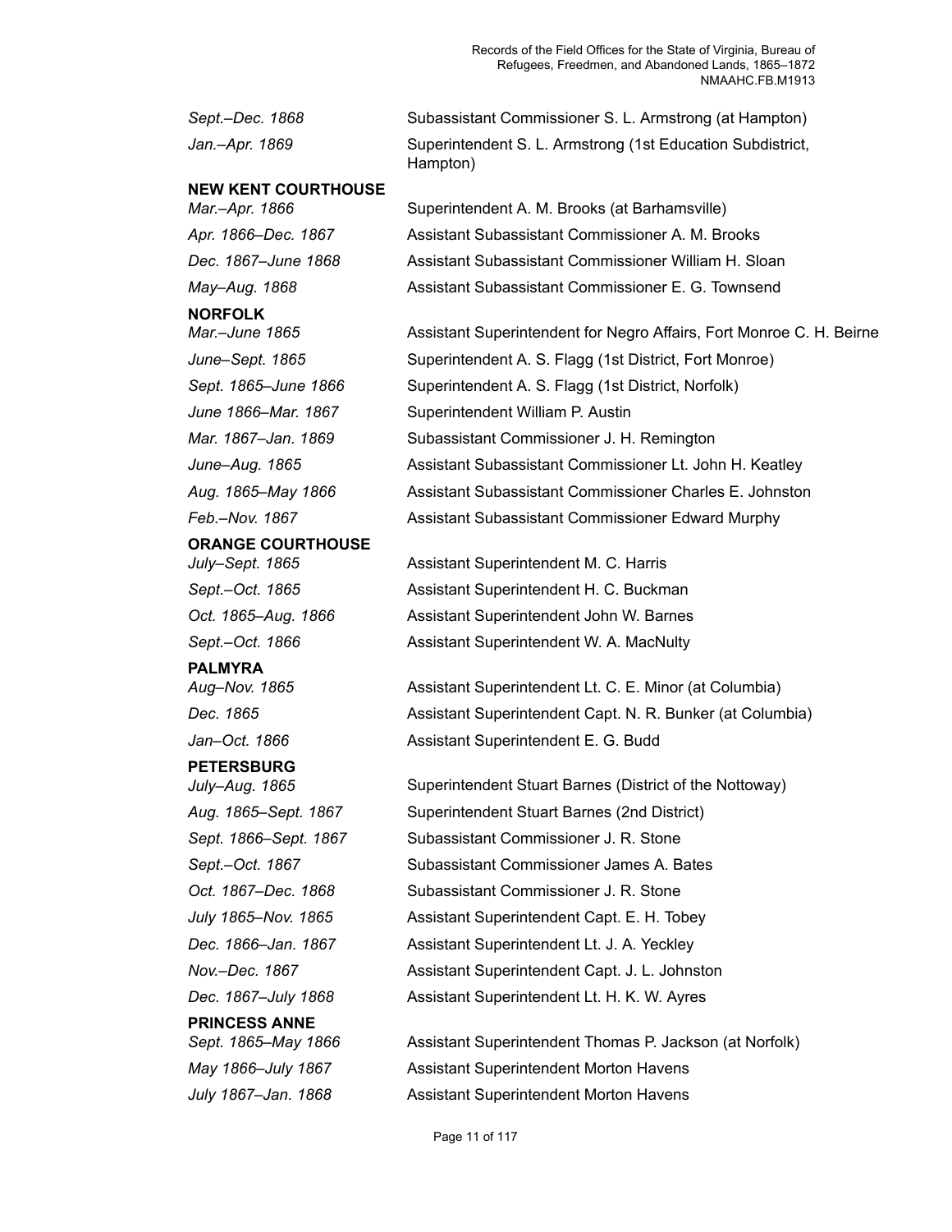*Sept.–Dec. 1868* Subassistant Commissioner S. L. Armstrong (at Hampton)

*Jan.–Apr. 1869* Superintendent S. L. Armstrong (1st Education Subdistrict, Hampton)

**NEW KENT COURTHOUSE**

*Mar.–Apr. 1866* Superintendent A. M. Brooks (at Barhamsville)

*Apr. 1866–Dec. 1867* Assistant Subassistant Commissioner A. M. Brooks

*Dec. 1867–June 1868* Assistant Subassistant Commissioner William H. Sloan

*May–Aug. 1868* Assistant Subassistant Commissioner E. G. Townsend

**NORFOLK**

*Mar.–June 1865* Assistant Superintendent for Negro Affairs, Fort Monroe C. H. Beirne

*June–Sept. 1865* Superintendent A. S. Flagg (1st District, Fort Monroe)

*Sept. 1865–June 1866* Superintendent A. S. Flagg (1st District, Norfolk)

*June 1866–Mar. 1867* Superintendent William P. Austin

*Mar. 1867–Jan. 1869* Subassistant Commissioner J. H. Remington

*June–Aug. 1865* Assistant Subassistant Commissioner Lt. John H. Keatley

*Aug. 1865–May 1866* Assistant Subassistant Commissioner Charles E. Johnston

*Feb.–Nov. 1867* Assistant Subassistant Commissioner Edward Murphy

**ORANGE COURTHOUSE**

*July–Sept. 1865* Assistant Superintendent M. C. Harris

*Sept.–Oct. 1865* Assistant Superintendent H. C. Buckman

*Oct. 1865–Aug. 1866* Assistant Superintendent John W. Barnes

*Sept.–Oct. 1866* Assistant Superintendent W. A. MacNulty

**PALMYRA**

*Aug–Nov. 1865* Assistant Superintendent Lt. C. E. Minor (at Columbia)

*Dec. 1865* Assistant Superintendent Capt. N. R. Bunker (at Columbia)

*Jan–Oct. 1866* Assistant Superintendent E. G. Budd

**PETERSBURG**

*July–Aug. 1865* Superintendent Stuart Barnes (District of the Nottoway)

*Aug. 1865–Sept. 1867* Superintendent Stuart Barnes (2nd District)

*Sept. 1866–Sept. 1867* Subassistant Commissioner J. R. Stone

*Sept.–Oct. 1867* Subassistant Commissioner James A. Bates

*Oct. 1867–Dec. 1868* Subassistant Commissioner J. R. Stone

*July 1865–Nov. 1865* Assistant Superintendent Capt. E. H. Tobey

*Dec. 1866–Jan. 1867* Assistant Superintendent Lt. J. A. Yeckley

*Nov.–Dec. 1867* Assistant Superintendent Capt. J. L. Johnston

*Dec. 1867–July 1868* Assistant Superintendent Lt. H. K. W. Ayres

**PRINCESS ANNE**

*Sept. 1865–May 1866* Assistant Superintendent Thomas P. Jackson (at Norfolk)

*May 1866–July 1867* Assistant Superintendent Morton Havens

*July 1867–Jan. 1868* Assistant Superintendent Morton Havens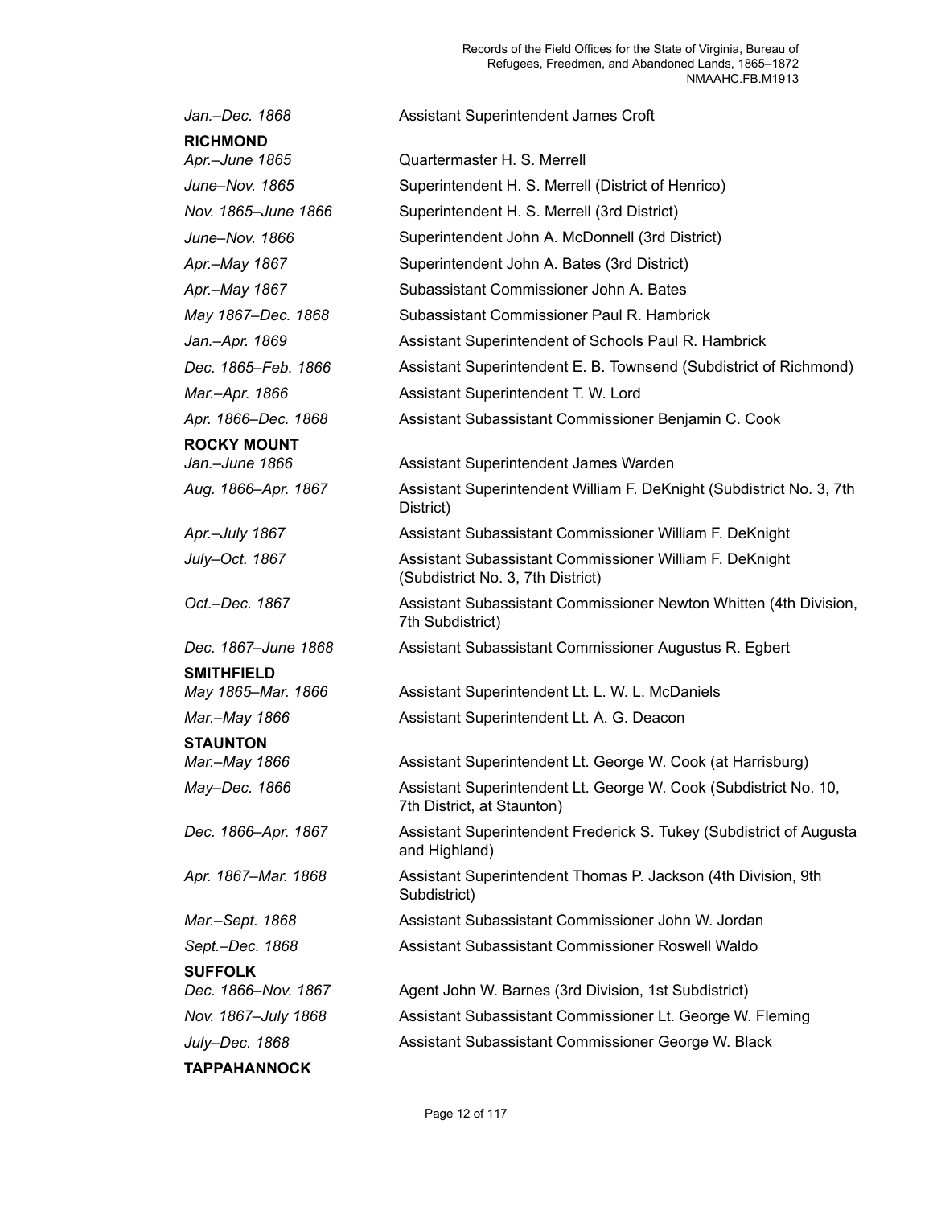*Jan.–Dec. 1868* Assistant Superintendent James Croft

**RICHMOND**

*Apr.–June 1865* Quartermaster H. S. Merrell

*June–Nov. 1865* Superintendent H. S. Merrell (District of Henrico)

*Nov. 1865–June 1866* Superintendent H. S. Merrell (3rd District)

*June–Nov. 1866* Superintendent John A. McDonnell (3rd District)

*Apr.–May 1867* Superintendent John A. Bates (3rd District)

*Apr.–May 1867* Subassistant Commissioner John A. Bates

*May 1867–Dec. 1868* Subassistant Commissioner Paul R. Hambrick

*Jan.–Apr. 1869* Assistant Superintendent of Schools Paul R. Hambrick

*Dec. 1865–Feb. 1866* Assistant Superintendent E. B. Townsend (Subdistrict of Richmond)

*Mar.–Apr. 1866* Assistant Superintendent T. W. Lord

*Apr. 1866–Dec. 1868* Assistant Subassistant Commissioner Benjamin C. Cook

**ROCKY MOUNT**

*Jan.–June 1866* Assistant Superintendent James Warden

*Aug. 1866–Apr. 1867* Assistant Superintendent William F. DeKnight (Subdistrict No. 3, 7th District)

*Apr.–July 1867* Assistant Subassistant Commissioner William F. DeKnight

*July–Oct. 1867* Assistant Subassistant Commissioner William F. DeKnight (Subdistrict No. 3, 7th District)

*Oct.–Dec. 1867* Assistant Subassistant Commissioner Newton Whitten (4th Division, 7th Subdistrict)

*Dec. 1867–June 1868* Assistant Subassistant Commissioner Augustus R. Egbert

**SMITHFIELD**

*May 1865–Mar. 1866* Assistant Superintendent Lt. L. W. L. McDaniels

*Mar.–May 1866* Assistant Superintendent Lt. A. G. Deacon

**STAUNTON**

*Mar.–May 1866* Assistant Superintendent Lt. George W. Cook (at Harrisburg)

*May–Dec. 1866* Assistant Superintendent Lt. George W. Cook (Subdistrict No. 10, 7th District, at Staunton)

*Dec. 1866–Apr. 1867* Assistant Superintendent Frederick S. Tukey (Subdistrict of Augusta and Highland)

*Apr. 1867–Mar. 1868* Assistant Superintendent Thomas P. Jackson (4th Division, 9th Subdistrict)

*Mar.–Sept. 1868* Assistant Subassistant Commissioner John W. Jordan

*Sept.–Dec. 1868* Assistant Subassistant Commissioner Roswell Waldo

**SUFFOLK**

*Dec. 1866–Nov. 1867* Agent John W. Barnes (3rd Division, 1st Subdistrict)

*Nov. 1867–July 1868* Assistant Subassistant Commissioner Lt. George W. Fleming

*July–Dec. 1868* Assistant Subassistant Commissioner George W. Black

**TAPPAHANNOCK**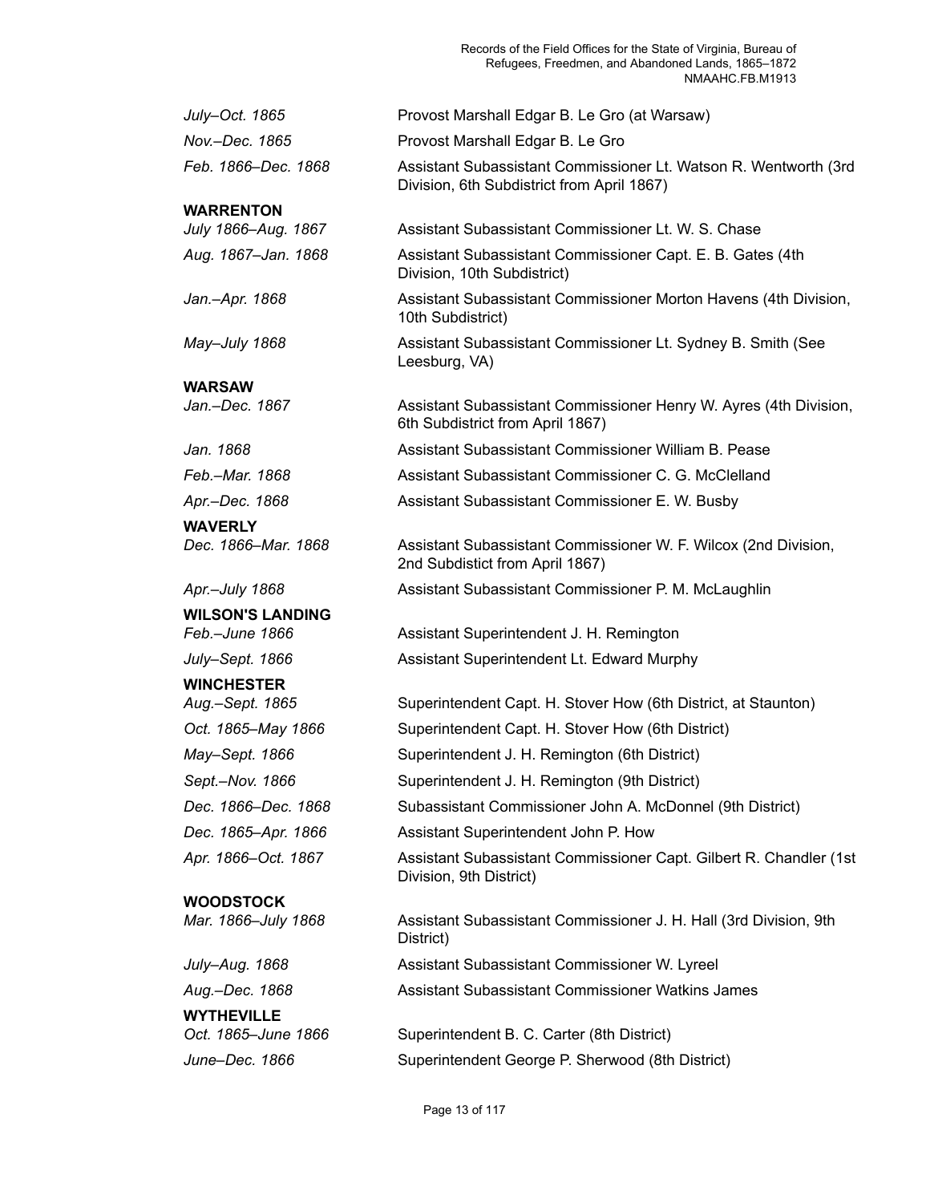*July–Oct. 1865* Provost Marshall Edgar B. Le Gro (at Warsaw)

*Nov.–Dec. 1865* Provost Marshall Edgar B. Le Gro

*Feb. 1866–Dec. 1868* Assistant Subassistant Commissioner Lt. Watson R. Wentworth (3rd Division, 6th Subdistrict from April 1867)

**WARRENTON**

*July 1866–Aug. 1867* Assistant Subassistant Commissioner Lt. W. S. Chase

*Aug. 1867–Jan. 1868* Assistant Subassistant Commissioner Capt. E. B. Gates (4th Division, 10th Subdistrict)

*Jan.–Apr. 1868* Assistant Subassistant Commissioner Morton Havens (4th Division, 10th Subdistrict)

*May–July 1868* Assistant Subassistant Commissioner Lt. Sydney B. Smith (See Leesburg, VA)

**WARSAW**

*Jan.–Dec. 1867* Assistant Subassistant Commissioner Henry W. Ayres (4th Division, 6th Subdistrict from April 1867)

*Jan. 1868* Assistant Subassistant Commissioner William B. Pease

*Feb.–Mar. 1868* Assistant Subassistant Commissioner C. G. McClelland

*Apr.–Dec. 1868* Assistant Subassistant Commissioner E. W. Busby

**WAVERLY**

*Dec. 1866–Mar. 1868* Assistant Subassistant Commissioner W. F. Wilcox (2nd Division, 2nd Subdistict from April 1867)

*Apr.–July 1868* Assistant Subassistant Commissioner P. M. McLaughlin

**WILSON'S LANDING**

*Feb.–June 1866* Assistant Superintendent J. H. Remington

*July–Sept. 1866* Assistant Superintendent Lt. Edward Murphy

**WINCHESTER**

*Aug.–Sept. 1865* Superintendent Capt. H. Stover How (6th District, at Staunton)

*Oct. 1865–May 1866* Superintendent Capt. H. Stover How (6th District)

*May–Sept. 1866* Superintendent J. H. Remington (6th District)

*Sept.–Nov. 1866* Superintendent J. H. Remington (9th District)

*Dec. 1866–Dec. 1868* Subassistant Commissioner John A. McDonnel (9th District)

*Dec. 1865–Apr. 1866* Assistant Superintendent John P. How

*Apr. 1866–Oct. 1867* Assistant Subassistant Commissioner Capt. Gilbert R. Chandler (1st Division, 9th District)

**WOODSTOCK**

*Mar. 1866–July 1868* Assistant Subassistant Commissioner J. H. Hall (3rd Division, 9th District)

*July–Aug. 1868* Assistant Subassistant Commissioner W. Lyreel

*Aug.–Dec. 1868* Assistant Subassistant Commissioner Watkins James

**WYTHEVILLE**

*Oct. 1865–June 1866* Superintendent B. C. Carter (8th District)

*June–Dec. 1866* Superintendent George P. Sherwood (8th District)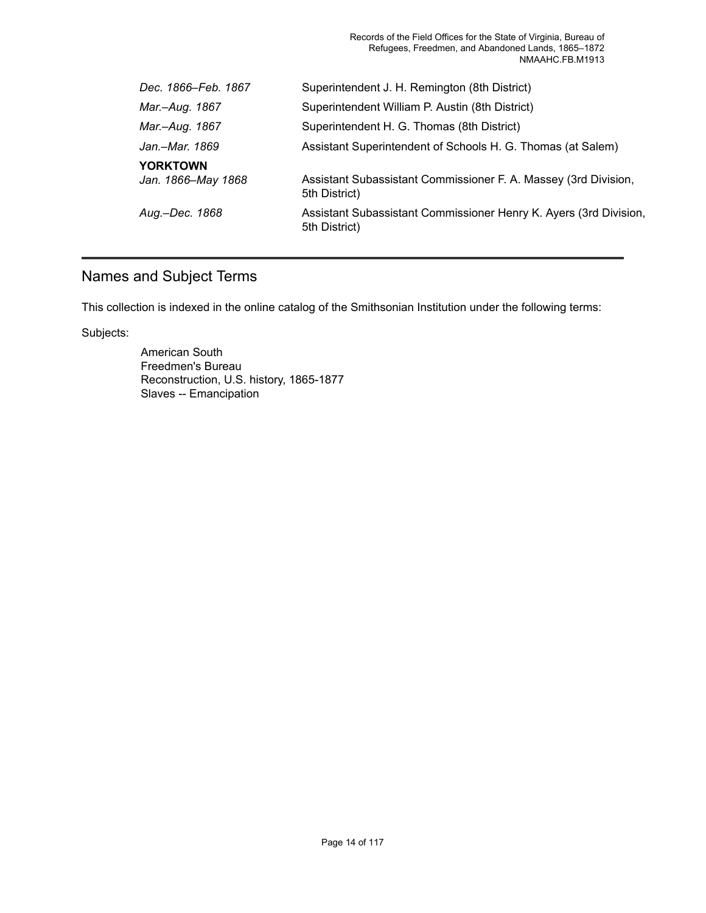| | |
|---|---|
| *Dec. 1866–Feb. 1867* | Superintendent J. H. Remington (8th District) |
| *Mar.–Aug. 1867* | Superintendent William P. Austin (8th District) |
| *Mar.–Aug. 1867* | Superintendent H. G. Thomas (8th District) |
| *Jan.–Mar. 1869* | Assistant Superintendent of Schools H. G. Thomas (at Salem) |
| **YORKTOWN** | |
| *Jan. 1866–May 1868* | Assistant Subassistant Commissioner F. A. Massey (3rd Division, 5th District) |
| *Aug.–Dec. 1868* | Assistant Subassistant Commissioner Henry K. Ayers (3rd Division, 5th District) |

## Names and Subject Terms

This collection is indexed in the online catalog of the Smithsonian Institution under the following terms:

Subjects:

American South
Freedmen's Bureau
Reconstruction, U.S. history, 1865-1877
Slaves -- Emancipation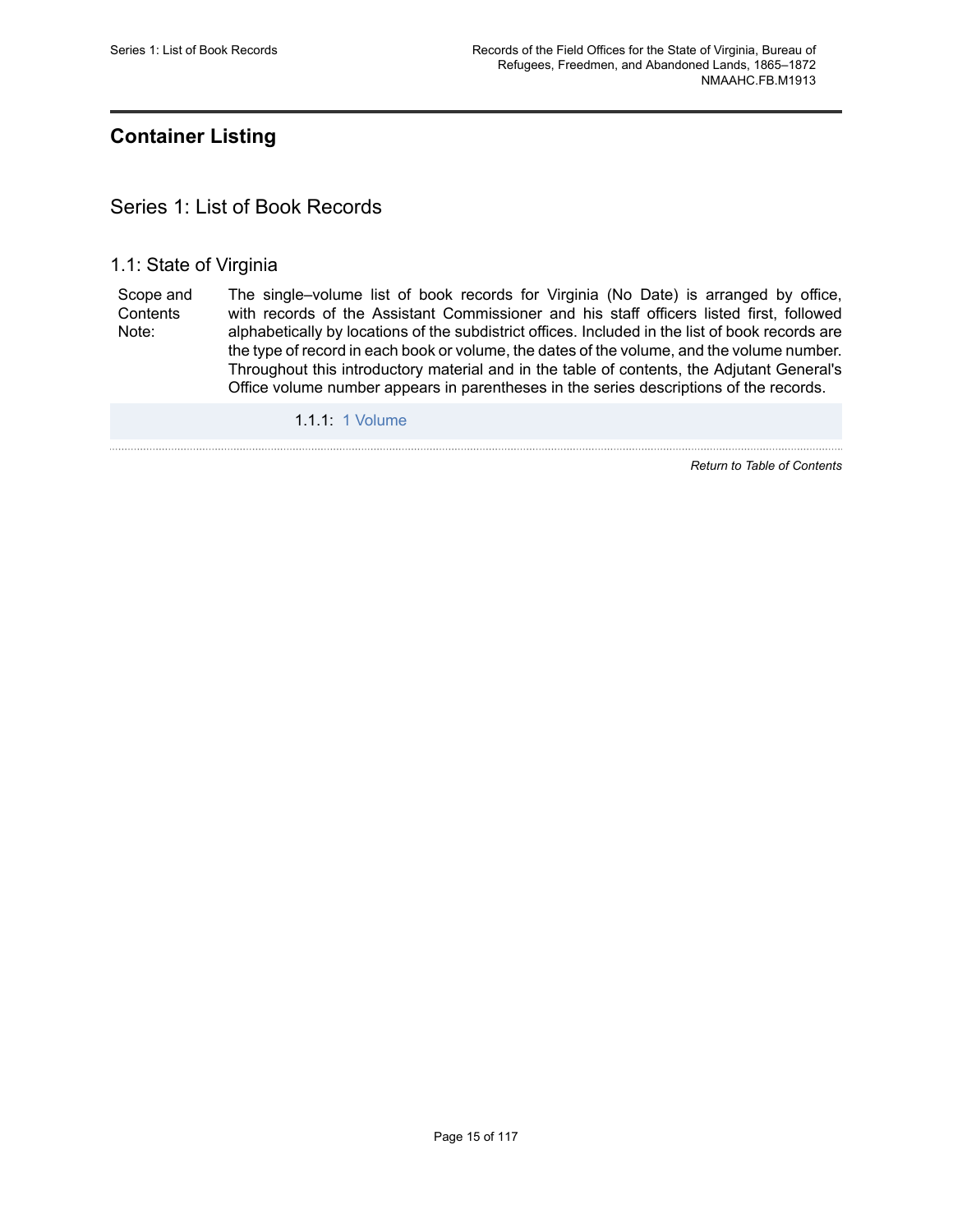## Container Listing

### Series 1: List of Book Records

#### 1.1: State of Virginia

Scope and Contents Note: The single–volume list of book records for Virginia (No Date) is arranged by office, with records of the Assistant Commissioner and his staff officers listed first, followed alphabetically by locations of the subdistrict offices. Included in the list of book records are the type of record in each book or volume, the dates of the volume, and the volume number. Throughout this introductory material and in the table of contents, the Adjutant General's Office volume number appears in parentheses in the series descriptions of the records.

1.1.1: 1 Volume

*Return to Table of Contents*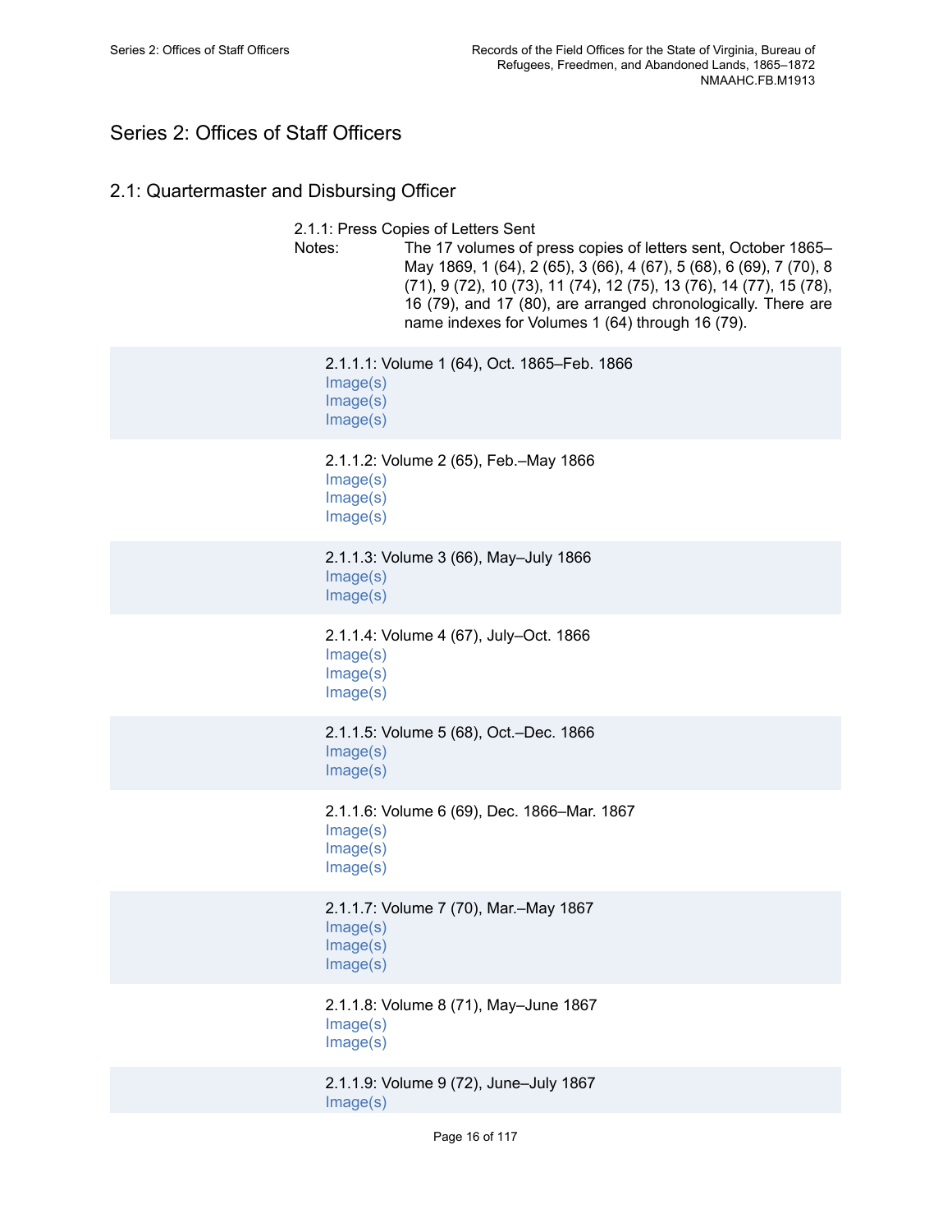# Series 2: Offices of Staff Officers

## 2.1: Quartermaster and Disbursing Officer

2.1.1: Press Copies of Letters Sent

Notes: The 17 volumes of press copies of letters sent, October 1865–May 1869, 1 (64), 2 (65), 3 (66), 4 (67), 5 (68), 6 (69), 7 (70), 8 (71), 9 (72), 10 (73), 11 (74), 12 (75), 13 (76), 14 (77), 15 (78), 16 (79), and 17 (80), are arranged chronologically. There are name indexes for Volumes 1 (64) through 16 (79).

2.1.1.1: Volume 1 (64), Oct. 1865–Feb. 1866
Image(s)
Image(s)
Image(s)

2.1.1.2: Volume 2 (65), Feb.–May 1866
Image(s)
Image(s)
Image(s)

2.1.1.3: Volume 3 (66), May–July 1866
Image(s)
Image(s)

2.1.1.4: Volume 4 (67), July–Oct. 1866
Image(s)
Image(s)
Image(s)

2.1.1.5: Volume 5 (68), Oct.–Dec. 1866
Image(s)
Image(s)

2.1.1.6: Volume 6 (69), Dec. 1866–Mar. 1867
Image(s)
Image(s)
Image(s)

2.1.1.7: Volume 7 (70), Mar.–May 1867
Image(s)
Image(s)
Image(s)

2.1.1.8: Volume 8 (71), May–June 1867
Image(s)
Image(s)

2.1.1.9: Volume 9 (72), June–July 1867
Image(s)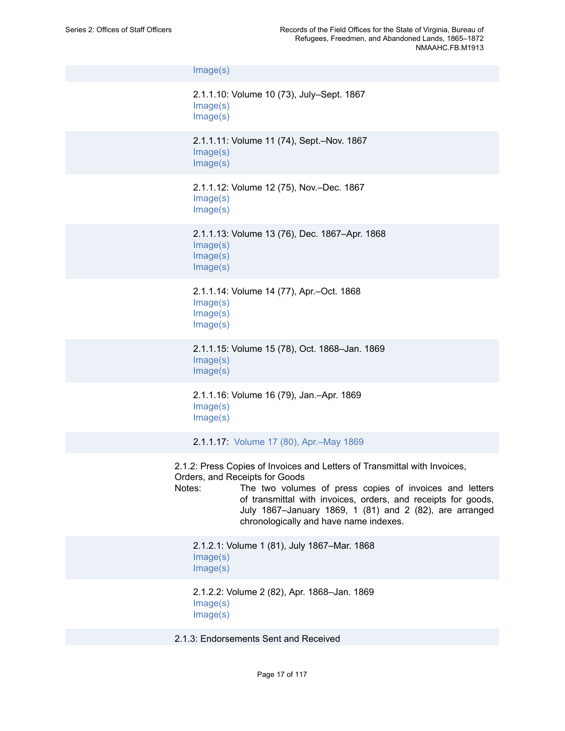Image(s)

2.1.1.10: Volume 10 (73), July–Sept. 1867
Image(s)
Image(s)

2.1.1.11: Volume 11 (74), Sept.–Nov. 1867
Image(s)
Image(s)

2.1.1.12: Volume 12 (75), Nov.–Dec. 1867
Image(s)
Image(s)

2.1.1.13: Volume 13 (76), Dec. 1867–Apr. 1868
Image(s)
Image(s)
Image(s)

2.1.1.14: Volume 14 (77), Apr.–Oct. 1868
Image(s)
Image(s)
Image(s)

2.1.1.15: Volume 15 (78), Oct. 1868–Jan. 1869
Image(s)
Image(s)

2.1.1.16: Volume 16 (79), Jan.–Apr. 1869
Image(s)
Image(s)

2.1.1.17: Volume 17 (80), Apr.–May 1869

2.1.2: Press Copies of Invoices and Letters of Transmittal with Invoices, Orders, and Receipts for Goods

Notes: The two volumes of press copies of invoices and letters of transmittal with invoices, orders, and receipts for goods, July 1867–January 1869, 1 (81) and 2 (82), are arranged chronologically and have name indexes.

2.1.2.1: Volume 1 (81), July 1867–Mar. 1868
Image(s)
Image(s)

2.1.2.2: Volume 2 (82), Apr. 1868–Jan. 1869
Image(s)
Image(s)

2.1.3: Endorsements Sent and Received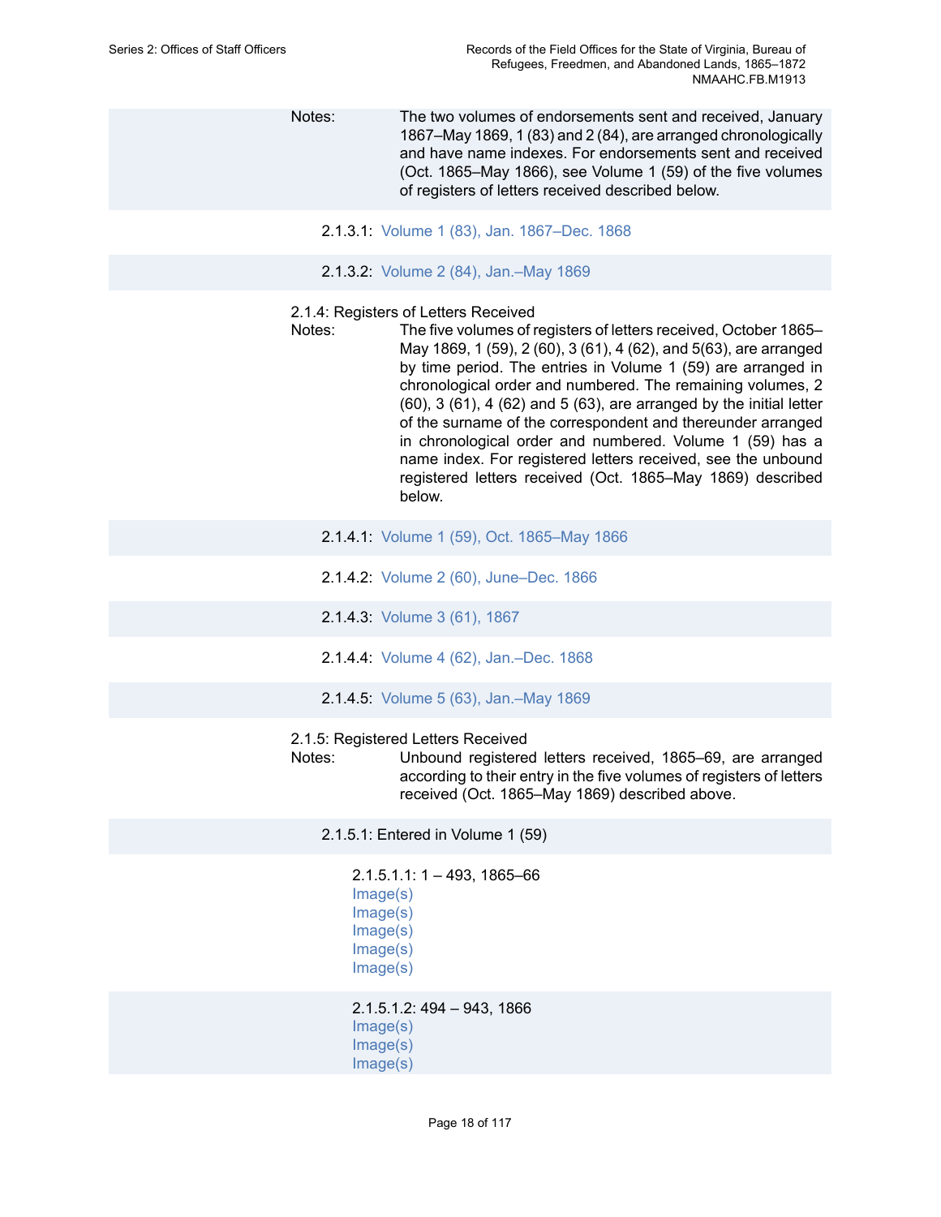Notes: The two volumes of endorsements sent and received, January 1867–May 1869, 1 (83) and 2 (84), are arranged chronologically and have name indexes. For endorsements sent and received (Oct. 1865–May 1866), see Volume 1 (59) of the five volumes of registers of letters received described below.

2.1.3.1: Volume 1 (83), Jan. 1867–Dec. 1868

2.1.3.2: Volume 2 (84), Jan.–May 1869

### 2.1.4: Registers of Letters Received

Notes: The five volumes of registers of letters received, October 1865–May 1869, 1 (59), 2 (60), 3 (61), 4 (62), and 5(63), are arranged by time period. The entries in Volume 1 (59) are arranged in chronological order and numbered. The remaining volumes, 2 (60), 3 (61), 4 (62) and 5 (63), are arranged by the initial letter of the surname of the correspondent and thereunder arranged in chronological order and numbered. Volume 1 (59) has a name index. For registered letters received, see the unbound registered letters received (Oct. 1865–May 1869) described below.

2.1.4.1: Volume 1 (59), Oct. 1865–May 1866

2.1.4.2: Volume 2 (60), June–Dec. 1866

2.1.4.3: Volume 3 (61), 1867

2.1.4.4: Volume 4 (62), Jan.–Dec. 1868

2.1.4.5: Volume 5 (63), Jan.–May 1869

### 2.1.5: Registered Letters Received

Notes: Unbound registered letters received, 1865–69, are arranged according to their entry in the five volumes of registers of letters received (Oct. 1865–May 1869) described above.

2.1.5.1: Entered in Volume 1 (59)

2.1.5.1.1: 1 – 493, 1865–66
Image(s)
Image(s)
Image(s)
Image(s)
Image(s)

2.1.5.1.2: 494 – 943, 1866
Image(s)
Image(s)
Image(s)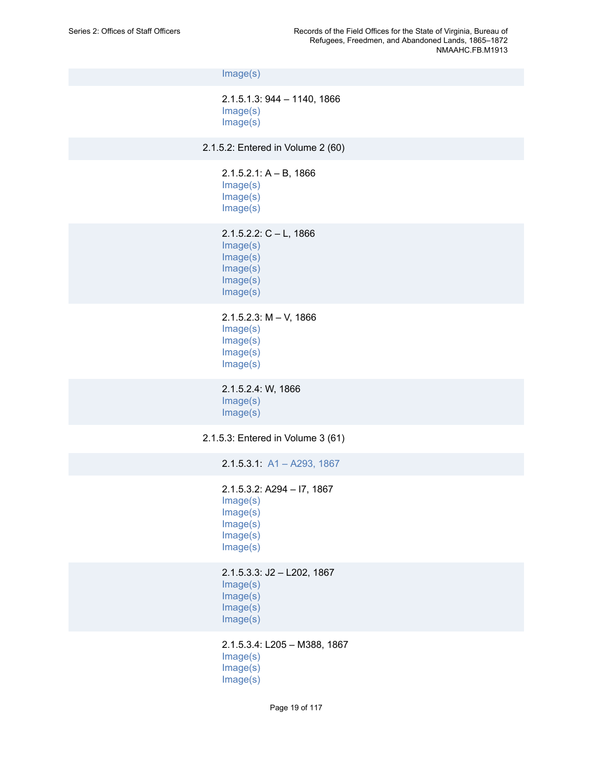Image(s)

2.1.5.1.3: 944 – 1140, 1866
Image(s)
Image(s)

2.1.5.2: Entered in Volume 2 (60)

2.1.5.2.1: A – B, 1866
Image(s)
Image(s)
Image(s)

2.1.5.2.2: C – L, 1866
Image(s)
Image(s)
Image(s)
Image(s)
Image(s)

2.1.5.2.3: M – V, 1866
Image(s)
Image(s)
Image(s)
Image(s)

2.1.5.2.4: W, 1866
Image(s)
Image(s)

2.1.5.3: Entered in Volume 3 (61)

2.1.5.3.1: A1 – A293, 1867

2.1.5.3.2: A294 – I7, 1867
Image(s)
Image(s)
Image(s)
Image(s)
Image(s)

2.1.5.3.3: J2 – L202, 1867
Image(s)
Image(s)
Image(s)
Image(s)

2.1.5.3.4: L205 – M388, 1867
Image(s)
Image(s)
Image(s)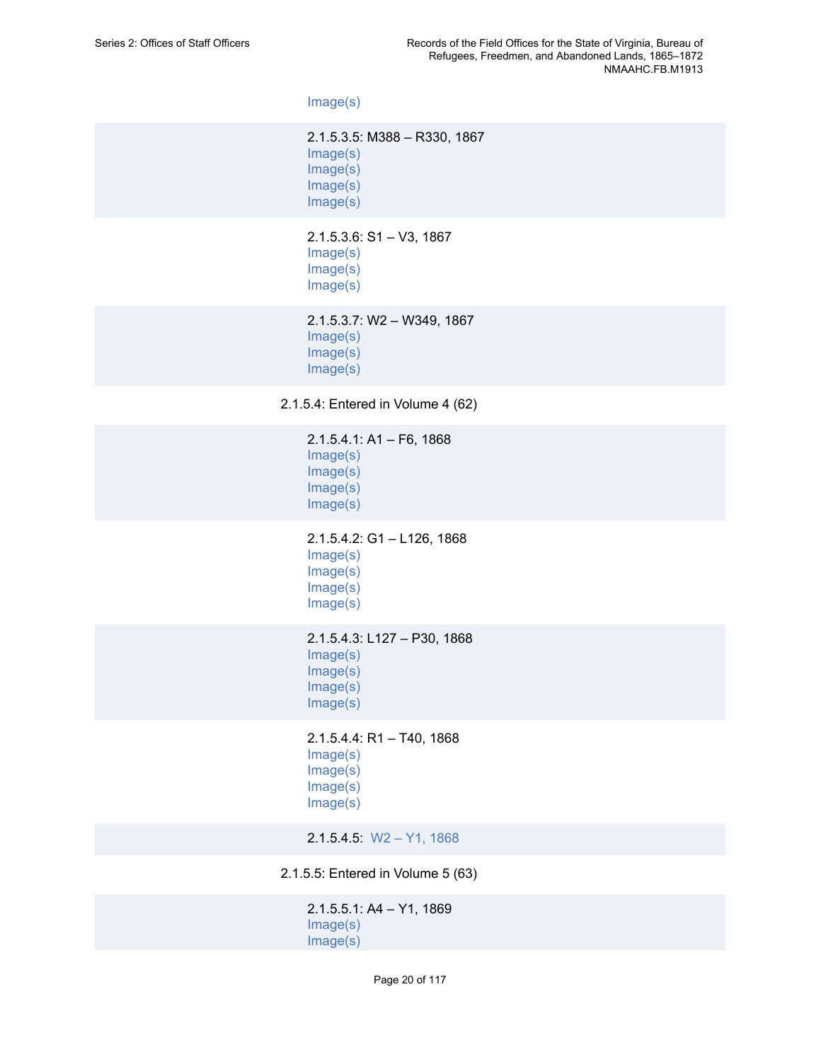Image(s)

2.1.5.3.5: M388 – R330, 1867
Image(s)
Image(s)
Image(s)
Image(s)

2.1.5.3.6: S1 – V3, 1867
Image(s)
Image(s)
Image(s)

2.1.5.3.7: W2 – W349, 1867
Image(s)
Image(s)
Image(s)

2.1.5.4: Entered in Volume 4 (62)

2.1.5.4.1: A1 – F6, 1868
Image(s)
Image(s)
Image(s)
Image(s)

2.1.5.4.2: G1 – L126, 1868
Image(s)
Image(s)
Image(s)
Image(s)

2.1.5.4.3: L127 – P30, 1868
Image(s)
Image(s)
Image(s)
Image(s)

2.1.5.4.4: R1 – T40, 1868
Image(s)
Image(s)
Image(s)
Image(s)

2.1.5.4.5: W2 – Y1, 1868

2.1.5.5: Entered in Volume 5 (63)

2.1.5.5.1: A4 – Y1, 1869
Image(s)
Image(s)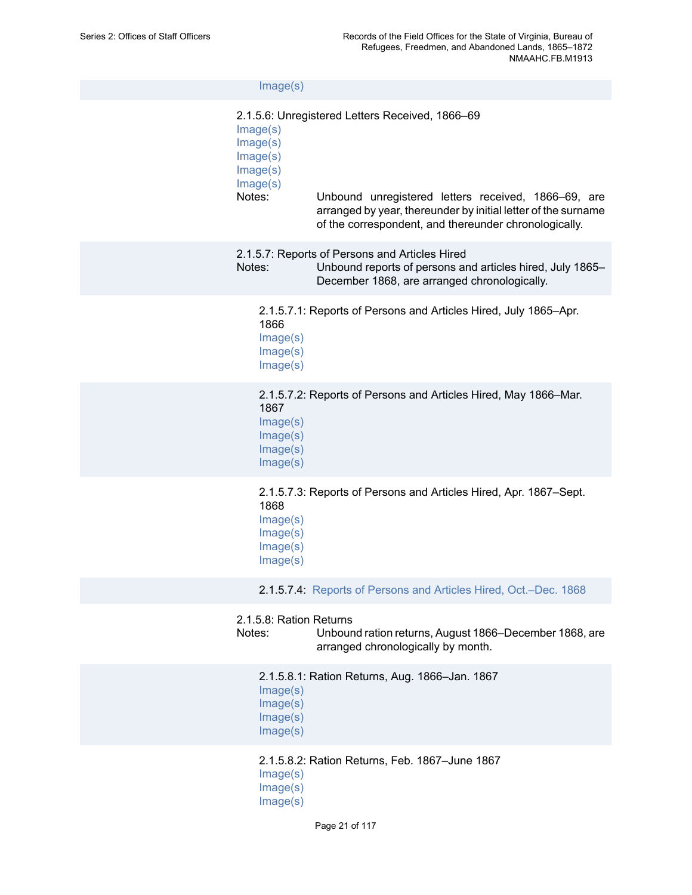Image(s)

2.1.5.6: Unregistered Letters Received, 1866–69
Image(s)
Image(s)
Image(s)
Image(s)
Image(s)

Notes: Unbound unregistered letters received, 1866–69, are arranged by year, thereunder by initial letter of the surname of the correspondent, and thereunder chronologically.

2.1.5.7: Reports of Persons and Articles Hired

Notes: Unbound reports of persons and articles hired, July 1865–December 1868, are arranged chronologically.

2.1.5.7.1: Reports of Persons and Articles Hired, July 1865–Apr. 1866
Image(s)
Image(s)
Image(s)

2.1.5.7.2: Reports of Persons and Articles Hired, May 1866–Mar. 1867
Image(s)
Image(s)
Image(s)
Image(s)

2.1.5.7.3: Reports of Persons and Articles Hired, Apr. 1867–Sept. 1868
Image(s)
Image(s)
Image(s)
Image(s)

2.1.5.7.4: Reports of Persons and Articles Hired, Oct.–Dec. 1868

2.1.5.8: Ration Returns

Notes: Unbound ration returns, August 1866–December 1868, are arranged chronologically by month.

2.1.5.8.1: Ration Returns, Aug. 1866–Jan. 1867
Image(s)
Image(s)
Image(s)
Image(s)

2.1.5.8.2: Ration Returns, Feb. 1867–June 1867
Image(s)
Image(s)
Image(s)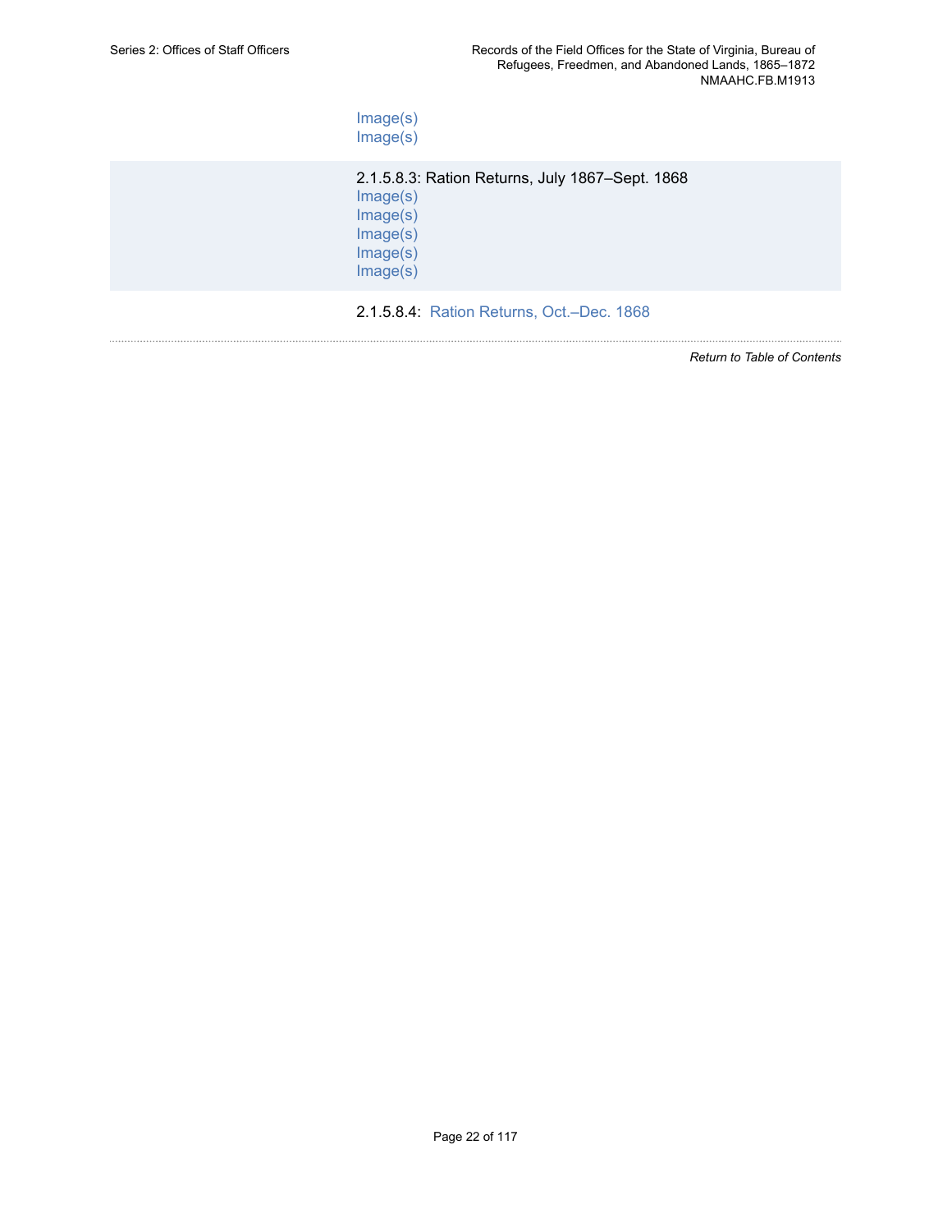Image(s)
Image(s)

2.1.5.8.3: Ration Returns, July 1867–Sept. 1868
Image(s)
Image(s)
Image(s)
Image(s)
Image(s)

2.1.5.8.4: Ration Returns, Oct.–Dec. 1868

*Return to Table of Contents*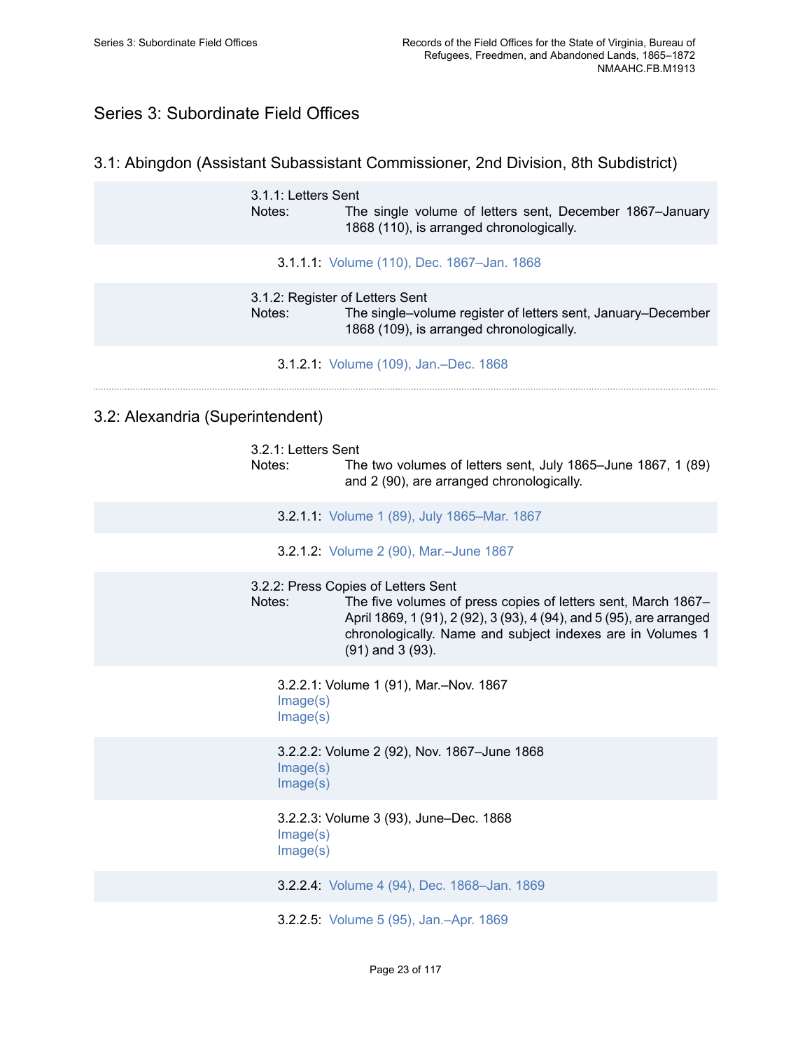## Series 3: Subordinate Field Offices

### 3.1: Abingdon (Assistant Subassistant Commissioner, 2nd Division, 8th Subdistrict)

3.1.1: Letters Sent
Notes: The single volume of letters sent, December 1867–January 1868 (110), is arranged chronologically.

3.1.1.1: Volume (110), Dec. 1867–Jan. 1868

3.1.2: Register of Letters Sent
Notes: The single–volume register of letters sent, January–December 1868 (109), is arranged chronologically.

3.1.2.1: Volume (109), Jan.–Dec. 1868

### 3.2: Alexandria (Superintendent)

3.2.1: Letters Sent
Notes: The two volumes of letters sent, July 1865–June 1867, 1 (89) and 2 (90), are arranged chronologically.

3.2.1.1: Volume 1 (89), July 1865–Mar. 1867

3.2.1.2: Volume 2 (90), Mar.–June 1867

3.2.2: Press Copies of Letters Sent
Notes: The five volumes of press copies of letters sent, March 1867–April 1869, 1 (91), 2 (92), 3 (93), 4 (94), and 5 (95), are arranged chronologically. Name and subject indexes are in Volumes 1 (91) and 3 (93).

3.2.2.1: Volume 1 (91), Mar.–Nov. 1867
Image(s)
Image(s)

3.2.2.2: Volume 2 (92), Nov. 1867–June 1868
Image(s)
Image(s)

3.2.2.3: Volume 3 (93), June–Dec. 1868
Image(s)
Image(s)

3.2.2.4: Volume 4 (94), Dec. 1868–Jan. 1869

3.2.2.5: Volume 5 (95), Jan.–Apr. 1869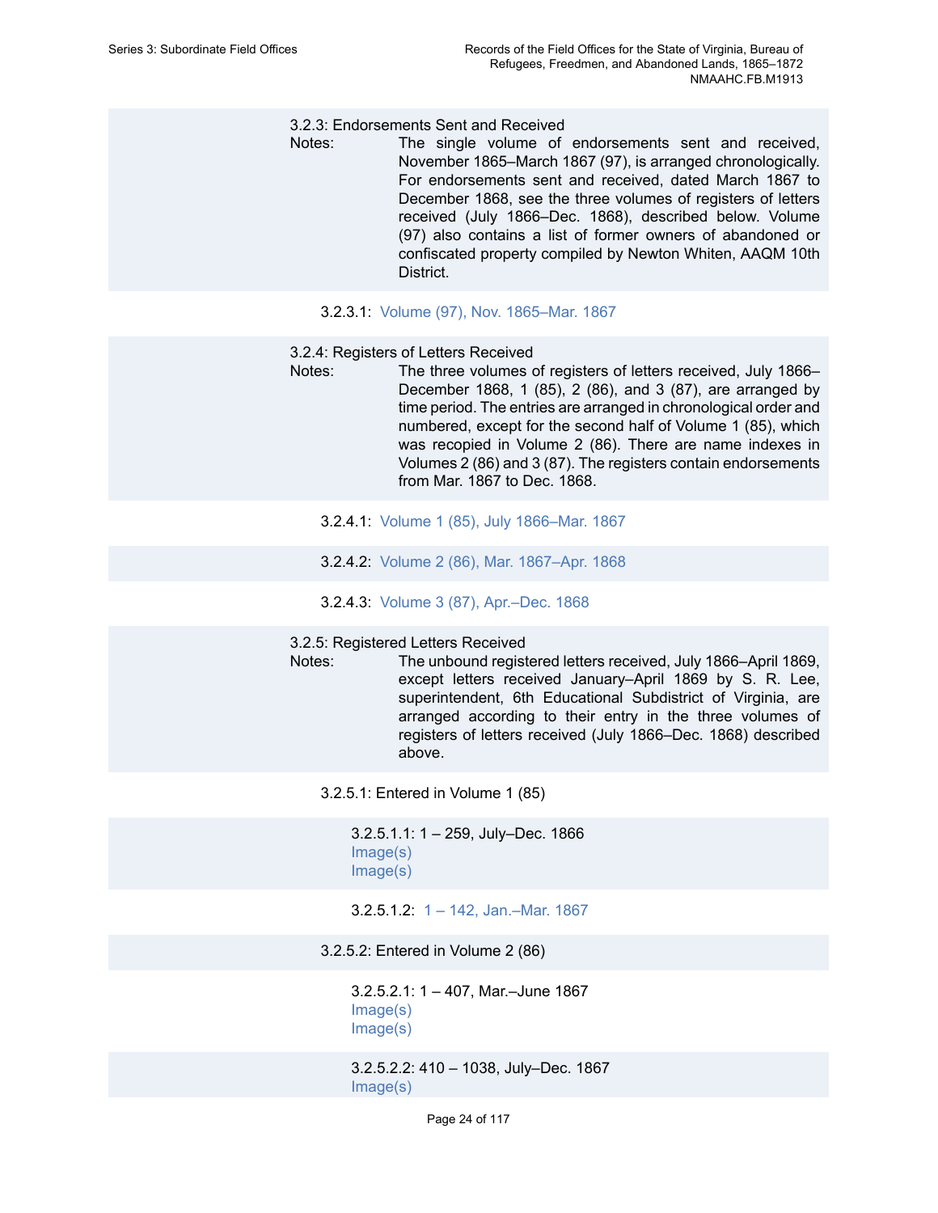3.2.3: Endorsements Sent and Received

Notes: The single volume of endorsements sent and received, November 1865–March 1867 (97), is arranged chronologically. For endorsements sent and received, dated March 1867 to December 1868, see the three volumes of registers of letters received (July 1866–Dec. 1868), described below. Volume (97) also contains a list of former owners of abandoned or confiscated property compiled by Newton Whiten, AAQM 10th District.

3.2.3.1: Volume (97), Nov. 1865–Mar. 1867

3.2.4: Registers of Letters Received

Notes: The three volumes of registers of letters received, July 1866–December 1868, 1 (85), 2 (86), and 3 (87), are arranged by time period. The entries are arranged in chronological order and numbered, except for the second half of Volume 1 (85), which was recopied in Volume 2 (86). There are name indexes in Volumes 2 (86) and 3 (87). The registers contain endorsements from Mar. 1867 to Dec. 1868.

3.2.4.1: Volume 1 (85), July 1866–Mar. 1867

3.2.4.2: Volume 2 (86), Mar. 1867–Apr. 1868

3.2.4.3: Volume 3 (87), Apr.–Dec. 1868

3.2.5: Registered Letters Received

Notes: The unbound registered letters received, July 1866–April 1869, except letters received January–April 1869 by S. R. Lee, superintendent, 6th Educational Subdistrict of Virginia, are arranged according to their entry in the three volumes of registers of letters received (July 1866–Dec. 1868) described above.

3.2.5.1: Entered in Volume 1 (85)

3.2.5.1.1: 1 – 259, July–Dec. 1866
Image(s)
Image(s)

3.2.5.1.2: 1 – 142, Jan.–Mar. 1867

3.2.5.2: Entered in Volume 2 (86)

3.2.5.2.1: 1 – 407, Mar.–June 1867
Image(s)
Image(s)

3.2.5.2.2: 410 – 1038, July–Dec. 1867
Image(s)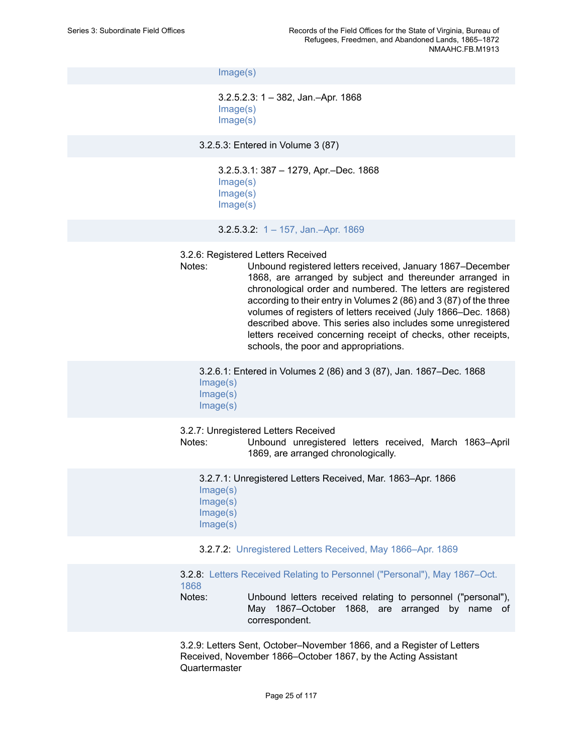Image(s)

3.2.5.2.3: 1 – 382, Jan.–Apr. 1868
Image(s)
Image(s)

3.2.5.3: Entered in Volume 3 (87)

3.2.5.3.1: 387 – 1279, Apr.–Dec. 1868
Image(s)
Image(s)
Image(s)

3.2.5.3.2: 1 – 157, Jan.–Apr. 1869

3.2.6: Registered Letters Received

Notes: Unbound registered letters received, January 1867–December 1868, are arranged by subject and thereunder arranged in chronological order and numbered. The letters are registered according to their entry in Volumes 2 (86) and 3 (87) of the three volumes of registers of letters received (July 1866–Dec. 1868) described above. This series also includes some unregistered letters received concerning receipt of checks, other receipts, schools, the poor and appropriations.

3.2.6.1: Entered in Volumes 2 (86) and 3 (87), Jan. 1867–Dec. 1868
Image(s)
Image(s)
Image(s)

3.2.7: Unregistered Letters Received

Notes: Unbound unregistered letters received, March 1863–April 1869, are arranged chronologically.

3.2.7.1: Unregistered Letters Received, Mar. 1863–Apr. 1866
Image(s)
Image(s)
Image(s)
Image(s)

3.2.7.2: Unregistered Letters Received, May 1866–Apr. 1869

3.2.8: Letters Received Relating to Personnel ("Personal"), May 1867–Oct. 1868

Notes: Unbound letters received relating to personnel ("personal"), May 1867–October 1868, are arranged by name of correspondent.

3.2.9: Letters Sent, October–November 1866, and a Register of Letters Received, November 1866–October 1867, by the Acting Assistant Quartermaster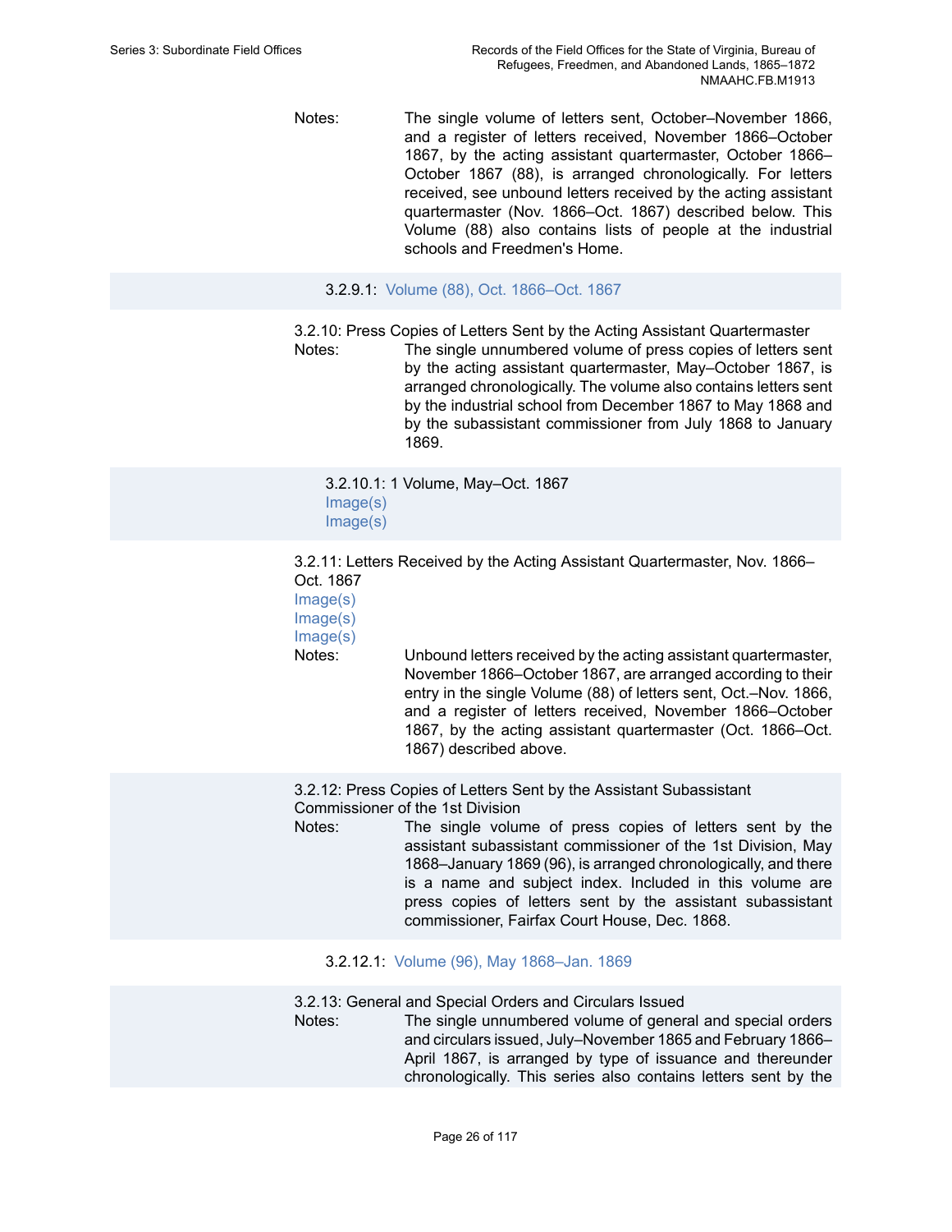Notes: The single volume of letters sent, October–November 1866, and a register of letters received, November 1866–October 1867, by the acting assistant quartermaster, October 1866–October 1867 (88), is arranged chronologically. For letters received, see unbound letters received by the acting assistant quartermaster (Nov. 1866–Oct. 1867) described below. This Volume (88) also contains lists of people at the industrial schools and Freedmen's Home.

3.2.9.1: Volume (88), Oct. 1866–Oct. 1867

3.2.10: Press Copies of Letters Sent by the Acting Assistant Quartermaster

Notes: The single unnumbered volume of press copies of letters sent by the acting assistant quartermaster, May–October 1867, is arranged chronologically. The volume also contains letters sent by the industrial school from December 1867 to May 1868 and by the subassistant commissioner from July 1868 to January 1869.

3.2.10.1: 1 Volume, May–Oct. 1867
Image(s)
Image(s)

3.2.11: Letters Received by the Acting Assistant Quartermaster, Nov. 1866–Oct. 1867
Image(s)
Image(s)
Image(s)

Notes: Unbound letters received by the acting assistant quartermaster, November 1866–October 1867, are arranged according to their entry in the single Volume (88) of letters sent, Oct.–Nov. 1866, and a register of letters received, November 1866–October 1867, by the acting assistant quartermaster (Oct. 1866–Oct. 1867) described above.

3.2.12: Press Copies of Letters Sent by the Assistant Subassistant Commissioner of the 1st Division

Notes: The single volume of press copies of letters sent by the assistant subassistant commissioner of the 1st Division, May 1868–January 1869 (96), is arranged chronologically, and there is a name and subject index. Included in this volume are press copies of letters sent by the assistant subassistant commissioner, Fairfax Court House, Dec. 1868.

3.2.12.1: Volume (96), May 1868–Jan. 1869

3.2.13: General and Special Orders and Circulars Issued

Notes: The single unnumbered volume of general and special orders and circulars issued, July–November 1865 and February 1866–April 1867, is arranged by type of issuance and thereunder chronologically. This series also contains letters sent by the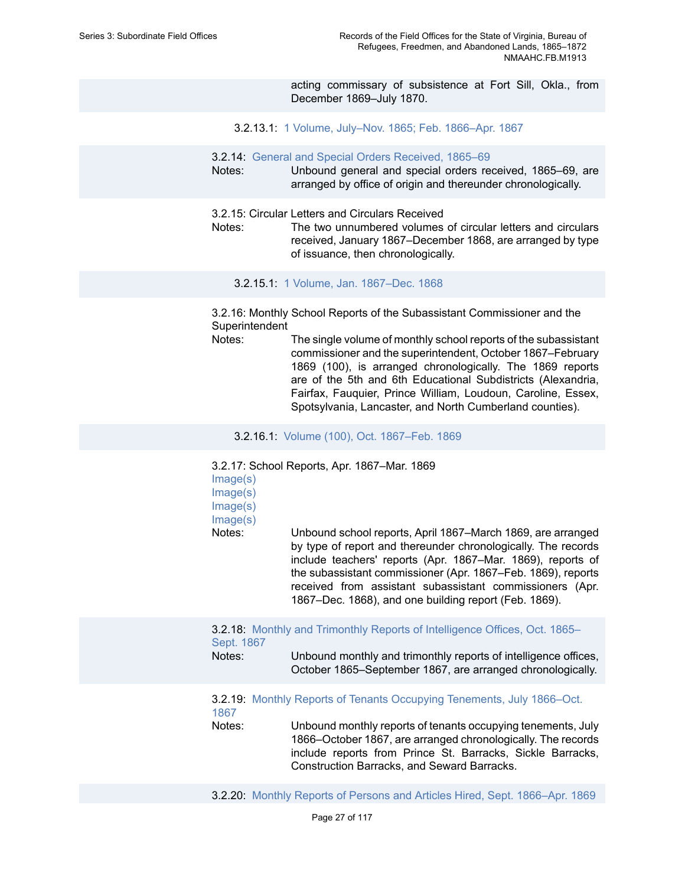acting commissary of subsistence at Fort Sill, Okla., from December 1869–July 1870.

3.2.13.1: 1 Volume, July–Nov. 1865; Feb. 1866–Apr. 1867

3.2.14: General and Special Orders Received, 1865–69

Notes: Unbound general and special orders received, 1865–69, are arranged by office of origin and thereunder chronologically.

3.2.15: Circular Letters and Circulars Received

Notes: The two unnumbered volumes of circular letters and circulars received, January 1867–December 1868, are arranged by type of issuance, then chronologically.

3.2.15.1: 1 Volume, Jan. 1867–Dec. 1868

3.2.16: Monthly School Reports of the Subassistant Commissioner and the Superintendent

Notes: The single volume of monthly school reports of the subassistant commissioner and the superintendent, October 1867–February 1869 (100), is arranged chronologically. The 1869 reports are of the 5th and 6th Educational Subdistricts (Alexandria, Fairfax, Fauquier, Prince William, Loudoun, Caroline, Essex, Spotsylvania, Lancaster, and North Cumberland counties).

3.2.16.1: Volume (100), Oct. 1867–Feb. 1869

3.2.17: School Reports, Apr. 1867–Mar. 1869

Image(s)
Image(s)
Image(s)
Image(s)

Notes: Unbound school reports, April 1867–March 1869, are arranged by type of report and thereunder chronologically. The records include teachers' reports (Apr. 1867–Mar. 1869), reports of the subassistant commissioner (Apr. 1867–Feb. 1869), reports received from assistant subassistant commissioners (Apr. 1867–Dec. 1868), and one building report (Feb. 1869).

3.2.18: Monthly and Trimonthly Reports of Intelligence Offices, Oct. 1865–Sept. 1867

Notes: Unbound monthly and trimonthly reports of intelligence offices, October 1865–September 1867, are arranged chronologically.

3.2.19: Monthly Reports of Tenants Occupying Tenements, July 1866–Oct. 1867

Notes: Unbound monthly reports of tenants occupying tenements, July 1866–October 1867, are arranged chronologically. The records include reports from Prince St. Barracks, Sickle Barracks, Construction Barracks, and Seward Barracks.

3.2.20: Monthly Reports of Persons and Articles Hired, Sept. 1866–Apr. 1869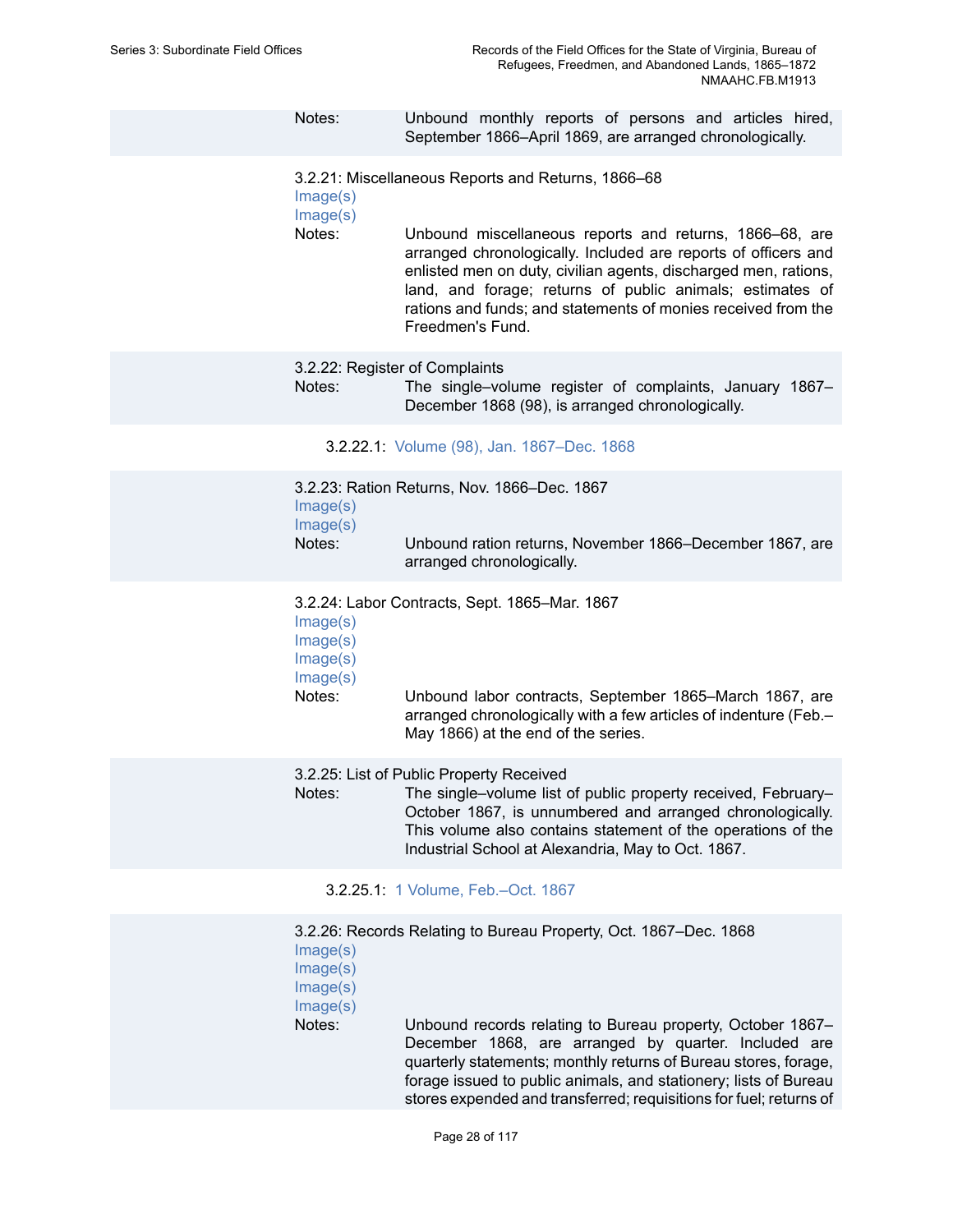Notes: Unbound monthly reports of persons and articles hired, September 1866–April 1869, are arranged chronologically.

3.2.21: Miscellaneous Reports and Returns, 1866–68

Image(s)

Image(s)

Notes: Unbound miscellaneous reports and returns, 1866–68, are arranged chronologically. Included are reports of officers and enlisted men on duty, civilian agents, discharged men, rations, land, and forage; returns of public animals; estimates of rations and funds; and statements of monies received from the Freedmen's Fund.

3.2.22: Register of Complaints

Notes: The single–volume register of complaints, January 1867–December 1868 (98), is arranged chronologically.

3.2.22.1: Volume (98), Jan. 1867–Dec. 1868

3.2.23: Ration Returns, Nov. 1866–Dec. 1867

Image(s)

Image(s)

Notes: Unbound ration returns, November 1866–December 1867, are arranged chronologically.

3.2.24: Labor Contracts, Sept. 1865–Mar. 1867

Image(s)

Image(s)

Image(s)

Image(s)

Notes: Unbound labor contracts, September 1865–March 1867, are arranged chronologically with a few articles of indenture (Feb.–May 1866) at the end of the series.

3.2.25: List of Public Property Received

Notes: The single–volume list of public property received, February–October 1867, is unnumbered and arranged chronologically. This volume also contains statement of the operations of the Industrial School at Alexandria, May to Oct. 1867.

3.2.25.1: 1 Volume, Feb.–Oct. 1867

3.2.26: Records Relating to Bureau Property, Oct. 1867–Dec. 1868

Image(s)

Image(s)

Image(s)

Image(s)

Notes: Unbound records relating to Bureau property, October 1867–December 1868, are arranged by quarter. Included are quarterly statements; monthly returns of Bureau stores, forage, forage issued to public animals, and stationery; lists of Bureau stores expended and transferred; requisitions for fuel; returns of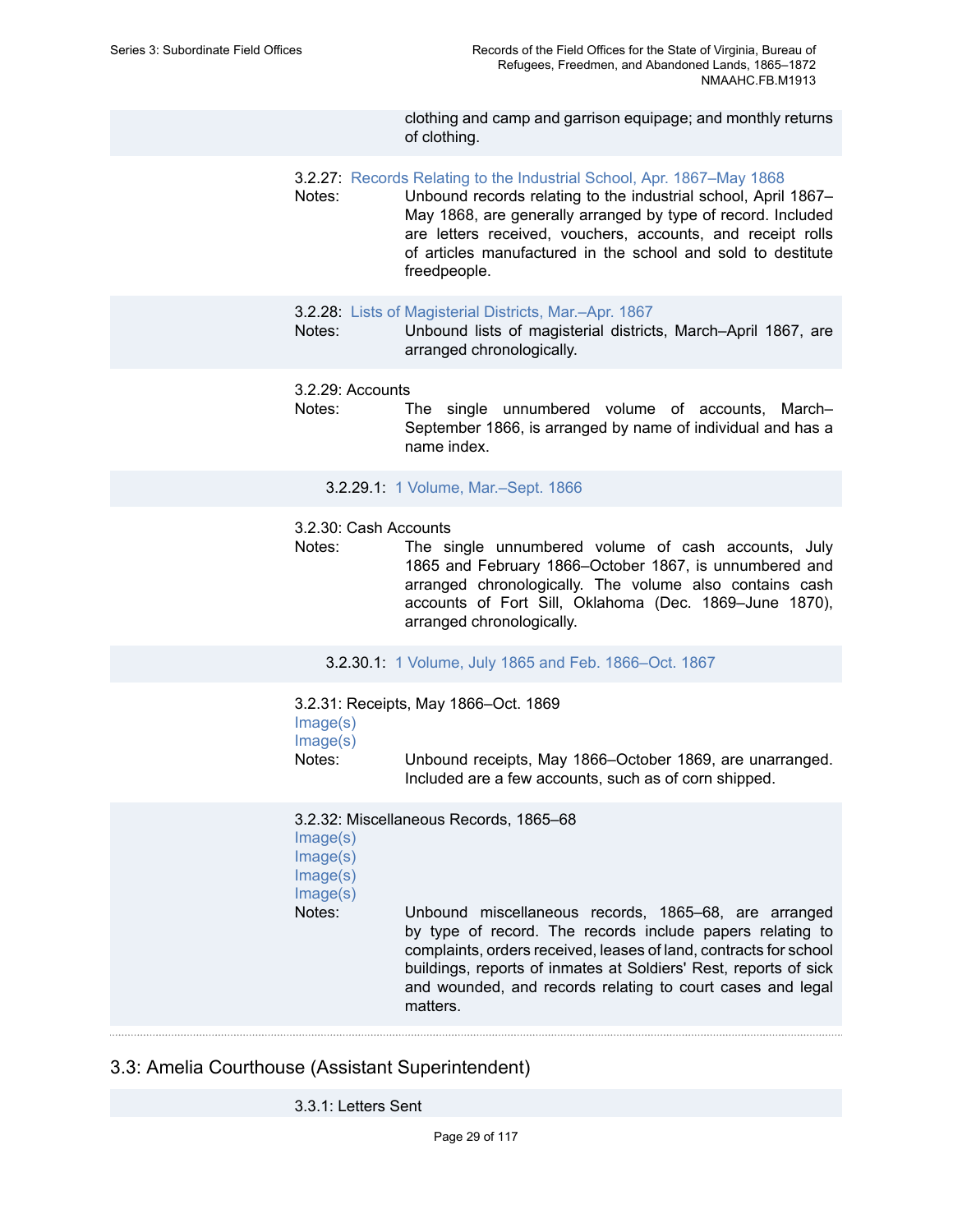clothing and camp and garrison equipage; and monthly returns of clothing.

3.2.27: Records Relating to the Industrial School, Apr. 1867–May 1868

Notes: Unbound records relating to the industrial school, April 1867–May 1868, are generally arranged by type of record. Included are letters received, vouchers, accounts, and receipt rolls of articles manufactured in the school and sold to destitute freedpeople.

3.2.28: Lists of Magisterial Districts, Mar.–Apr. 1867

Notes: Unbound lists of magisterial districts, March–April 1867, are arranged chronologically.

3.2.29: Accounts

Notes: The single unnumbered volume of accounts, March–September 1866, is arranged by name of individual and has a name index.

3.2.29.1: 1 Volume, Mar.–Sept. 1866

3.2.30: Cash Accounts

Notes: The single unnumbered volume of cash accounts, July 1865 and February 1866–October 1867, is unnumbered and arranged chronologically. The volume also contains cash accounts of Fort Sill, Oklahoma (Dec. 1869–June 1870), arranged chronologically.

3.2.30.1: 1 Volume, July 1865 and Feb. 1866–Oct. 1867

3.2.31: Receipts, May 1866–Oct. 1869

Image(s)
Image(s)

Notes: Unbound receipts, May 1866–October 1869, are unarranged. Included are a few accounts, such as of corn shipped.

3.2.32: Miscellaneous Records, 1865–68

Image(s)
Image(s)
Image(s)
Image(s)

Notes: Unbound miscellaneous records, 1865–68, are arranged by type of record. The records include papers relating to complaints, orders received, leases of land, contracts for school buildings, reports of inmates at Soldiers' Rest, reports of sick and wounded, and records relating to court cases and legal matters.

## 3.3: Amelia Courthouse (Assistant Superintendent)

3.3.1: Letters Sent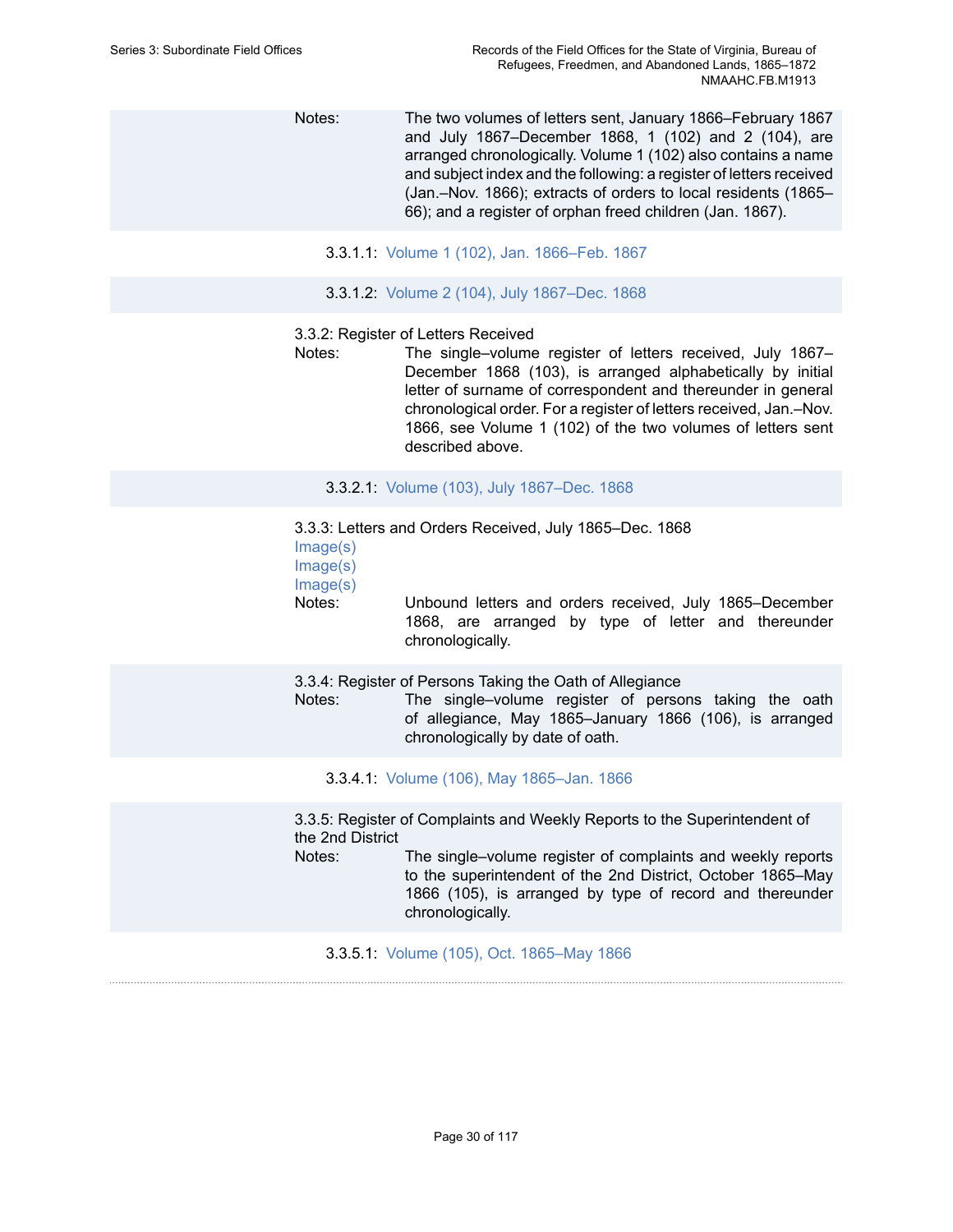Notes: The two volumes of letters sent, January 1866–February 1867 and July 1867–December 1868, 1 (102) and 2 (104), are arranged chronologically. Volume 1 (102) also contains a name and subject index and the following: a register of letters received (Jan.–Nov. 1866); extracts of orders to local residents (1865–66); and a register of orphan freed children (Jan. 1867).

3.3.1.1: Volume 1 (102), Jan. 1866–Feb. 1867

3.3.1.2: Volume 2 (104), July 1867–Dec. 1868

3.3.2: Register of Letters Received

Notes: The single–volume register of letters received, July 1867–December 1868 (103), is arranged alphabetically by initial letter of surname of correspondent and thereunder in general chronological order. For a register of letters received, Jan.–Nov. 1866, see Volume 1 (102) of the two volumes of letters sent described above.

3.3.2.1: Volume (103), July 1867–Dec. 1868

3.3.3: Letters and Orders Received, July 1865–Dec. 1868

Image(s)
Image(s)
Image(s)

Notes: Unbound letters and orders received, July 1865–December 1868, are arranged by type of letter and thereunder chronologically.

3.3.4: Register of Persons Taking the Oath of Allegiance

Notes: The single–volume register of persons taking the oath of allegiance, May 1865–January 1866 (106), is arranged chronologically by date of oath.

3.3.4.1: Volume (106), May 1865–Jan. 1866

3.3.5: Register of Complaints and Weekly Reports to the Superintendent of the 2nd District

Notes: The single–volume register of complaints and weekly reports to the superintendent of the 2nd District, October 1865–May 1866 (105), is arranged by type of record and thereunder chronologically.

3.3.5.1: Volume (105), Oct. 1865–May 1866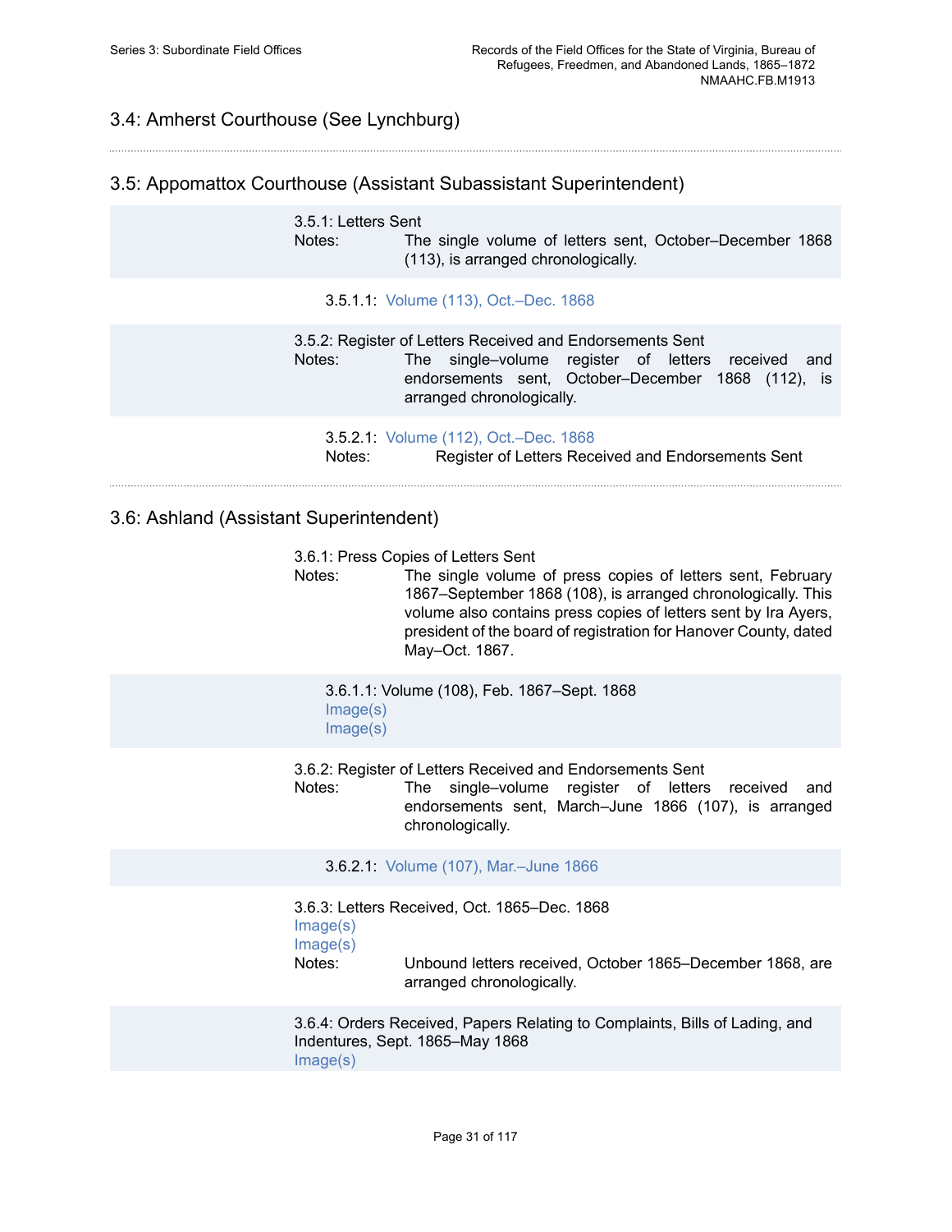## 3.4: Amherst Courthouse (See Lynchburg)

## 3.5: Appomattox Courthouse (Assistant Subassistant Superintendent)

3.5.1: Letters Sent

Notes: The single volume of letters sent, October–December 1868 (113), is arranged chronologically.

3.5.1.1: Volume (113), Oct.–Dec. 1868

3.5.2: Register of Letters Received and Endorsements Sent

Notes: The single–volume register of letters received and endorsements sent, October–December 1868 (112), is arranged chronologically.

3.5.2.1: Volume (112), Oct.–Dec. 1868

Notes: Register of Letters Received and Endorsements Sent

## 3.6: Ashland (Assistant Superintendent)

3.6.1: Press Copies of Letters Sent

Notes: The single volume of press copies of letters sent, February 1867–September 1868 (108), is arranged chronologically. This volume also contains press copies of letters sent by Ira Ayers, president of the board of registration for Hanover County, dated May–Oct. 1867.

3.6.1.1: Volume (108), Feb. 1867–Sept. 1868

Image(s)

Image(s)

3.6.2: Register of Letters Received and Endorsements Sent

Notes: The single–volume register of letters received and endorsements sent, March–June 1866 (107), is arranged chronologically.

3.6.2.1: Volume (107), Mar.–June 1866

3.6.3: Letters Received, Oct. 1865–Dec. 1868

Image(s)

Image(s)

Notes: Unbound letters received, October 1865–December 1868, are arranged chronologically.

3.6.4: Orders Received, Papers Relating to Complaints, Bills of Lading, and Indentures, Sept. 1865–May 1868

Image(s)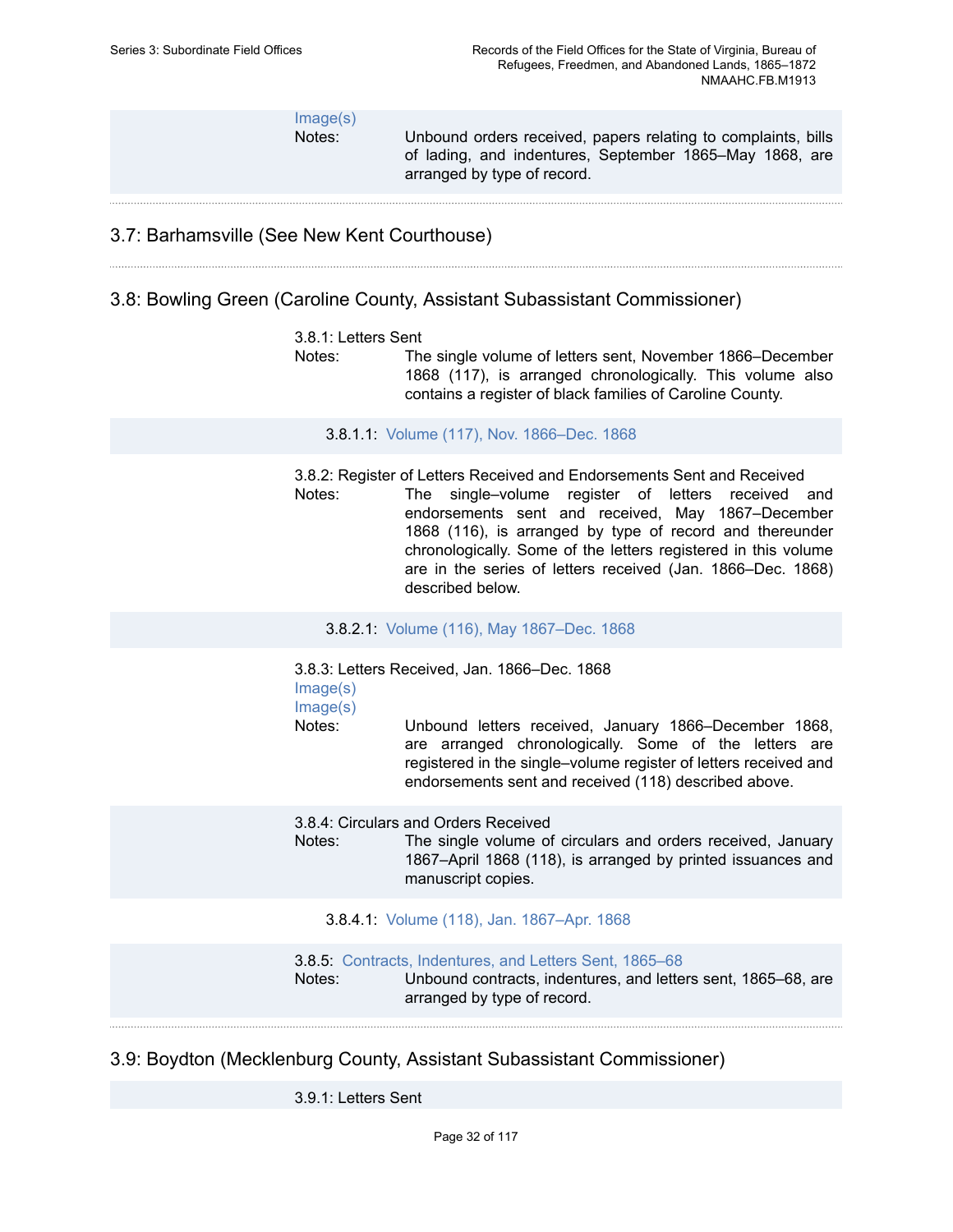Image(s)

Notes: Unbound orders received, papers relating to complaints, bills of lading, and indentures, September 1865–May 1868, are arranged by type of record.

## 3.7: Barhamsville (See New Kent Courthouse)

## 3.8: Bowling Green (Caroline County, Assistant Subassistant Commissioner)

3.8.1: Letters Sent

Notes: The single volume of letters sent, November 1866–December 1868 (117), is arranged chronologically. This volume also contains a register of black families of Caroline County.

3.8.1.1: Volume (117), Nov. 1866–Dec. 1868

3.8.2: Register of Letters Received and Endorsements Sent and Received

Notes: The single–volume register of letters received and endorsements sent and received, May 1867–December 1868 (116), is arranged by type of record and thereunder chronologically. Some of the letters registered in this volume are in the series of letters received (Jan. 1866–Dec. 1868) described below.

3.8.2.1: Volume (116), May 1867–Dec. 1868

3.8.3: Letters Received, Jan. 1866–Dec. 1868

Image(s)

Image(s)

Notes: Unbound letters received, January 1866–December 1868, are arranged chronologically. Some of the letters are registered in the single–volume register of letters received and endorsements sent and received (118) described above.

3.8.4: Circulars and Orders Received

Notes: The single volume of circulars and orders received, January 1867–April 1868 (118), is arranged by printed issuances and manuscript copies.

3.8.4.1: Volume (118), Jan. 1867–Apr. 1868

3.8.5: Contracts, Indentures, and Letters Sent, 1865–68

Notes: Unbound contracts, indentures, and letters sent, 1865–68, are arranged by type of record.

## 3.9: Boydton (Mecklenburg County, Assistant Subassistant Commissioner)

3.9.1: Letters Sent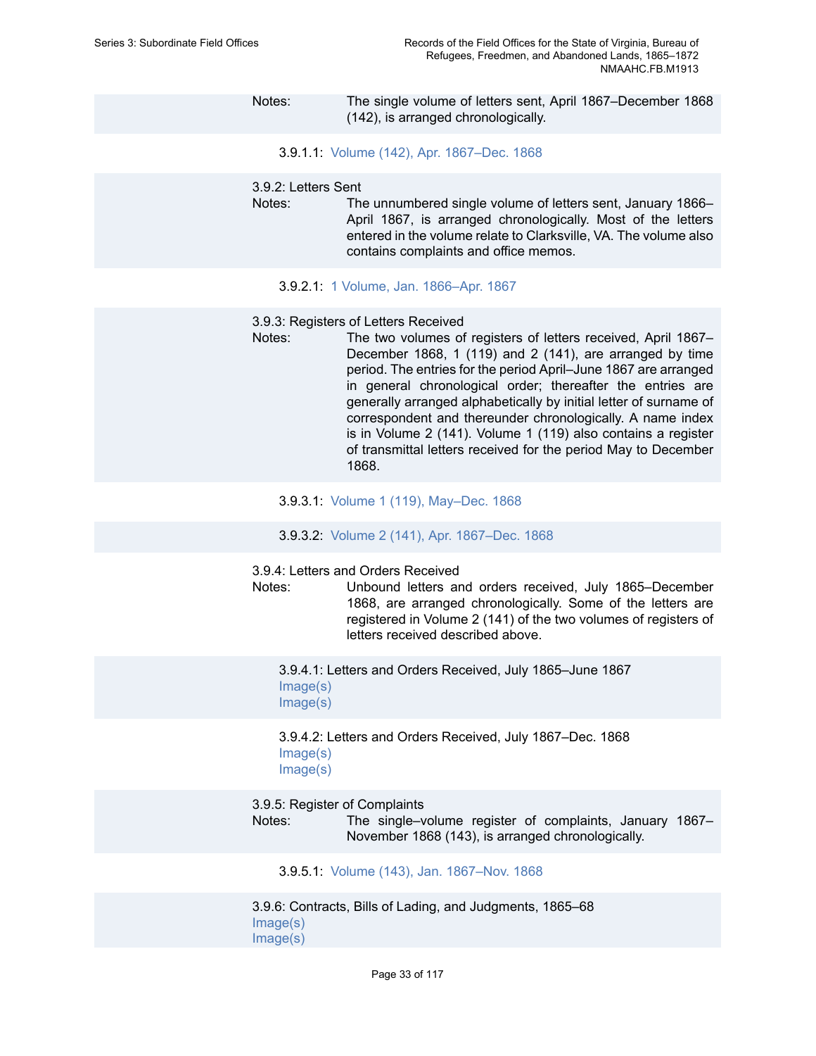Notes: The single volume of letters sent, April 1867–December 1868 (142), is arranged chronologically.

3.9.1.1: Volume (142), Apr. 1867–Dec. 1868

3.9.2: Letters Sent

Notes: The unnumbered single volume of letters sent, January 1866–April 1867, is arranged chronologically. Most of the letters entered in the volume relate to Clarksville, VA. The volume also contains complaints and office memos.

3.9.2.1: 1 Volume, Jan. 1866–Apr. 1867

3.9.3: Registers of Letters Received

Notes: The two volumes of registers of letters received, April 1867–December 1868, 1 (119) and 2 (141), are arranged by time period. The entries for the period April–June 1867 are arranged in general chronological order; thereafter the entries are generally arranged alphabetically by initial letter of surname of correspondent and thereunder chronologically. A name index is in Volume 2 (141). Volume 1 (119) also contains a register of transmittal letters received for the period May to December 1868.

3.9.3.1: Volume 1 (119), May–Dec. 1868

3.9.3.2: Volume 2 (141), Apr. 1867–Dec. 1868

3.9.4: Letters and Orders Received

Notes: Unbound letters and orders received, July 1865–December 1868, are arranged chronologically. Some of the letters are registered in Volume 2 (141) of the two volumes of registers of letters received described above.

3.9.4.1: Letters and Orders Received, July 1865–June 1867
Image(s)
Image(s)

3.9.4.2: Letters and Orders Received, July 1867–Dec. 1868
Image(s)
Image(s)

3.9.5: Register of Complaints

Notes: The single–volume register of complaints, January 1867–November 1868 (143), is arranged chronologically.

3.9.5.1: Volume (143), Jan. 1867–Nov. 1868

3.9.6: Contracts, Bills of Lading, and Judgments, 1865–68
Image(s)
Image(s)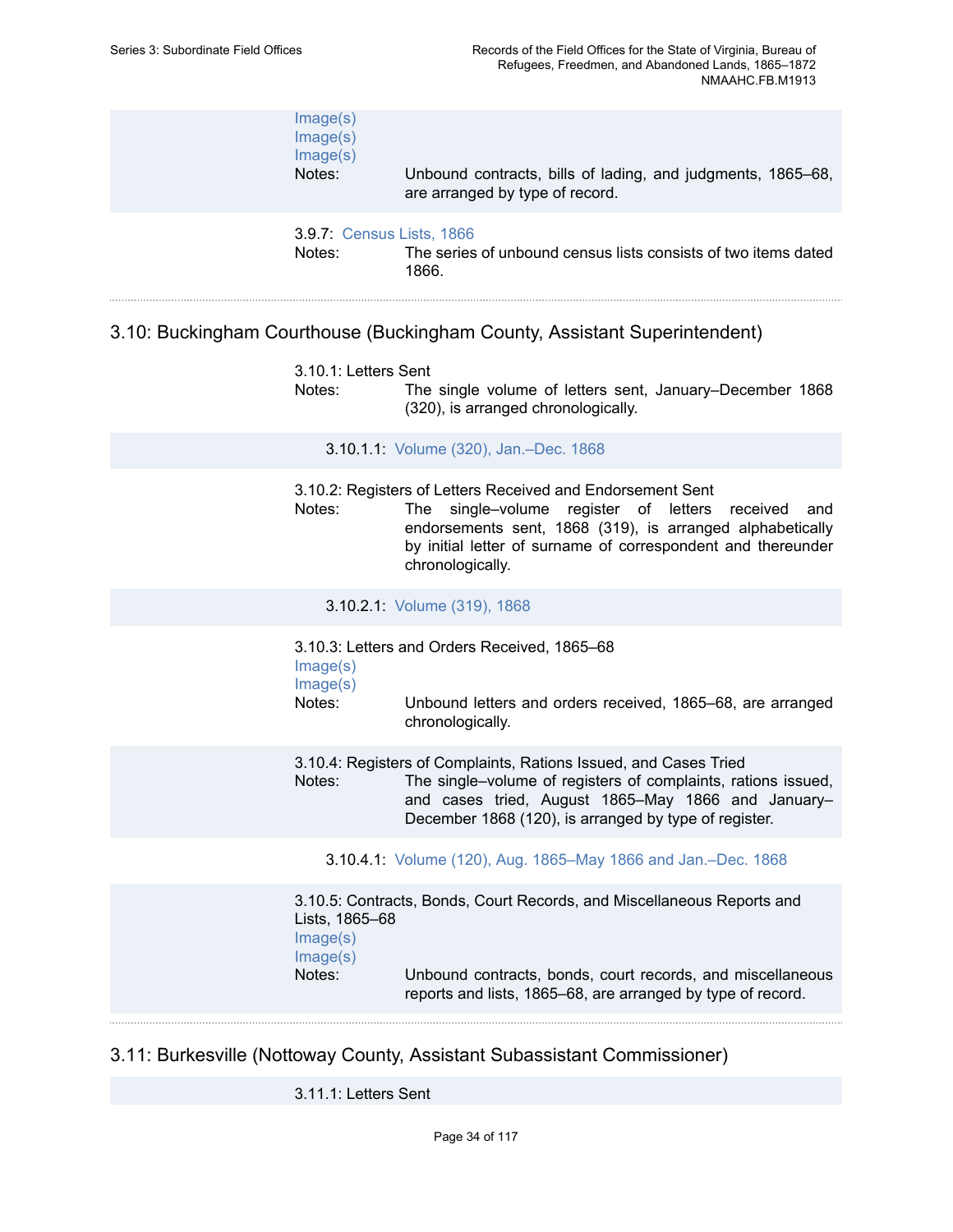Image(s)
Image(s)
Image(s)

Notes: Unbound contracts, bills of lading, and judgments, 1865–68, are arranged by type of record.

3.9.7: Census Lists, 1866

Notes: The series of unbound census lists consists of two items dated 1866.

## 3.10: Buckingham Courthouse (Buckingham County, Assistant Superintendent)

3.10.1: Letters Sent

Notes: The single volume of letters sent, January–December 1868 (320), is arranged chronologically.

3.10.1.1: Volume (320), Jan.–Dec. 1868

3.10.2: Registers of Letters Received and Endorsement Sent

Notes: The single–volume register of letters received and endorsements sent, 1868 (319), is arranged alphabetically by initial letter of surname of correspondent and thereunder chronologically.

3.10.2.1: Volume (319), 1868

3.10.3: Letters and Orders Received, 1865–68

Image(s)
Image(s)

Notes: Unbound letters and orders received, 1865–68, are arranged chronologically.

3.10.4: Registers of Complaints, Rations Issued, and Cases Tried

Notes: The single–volume of registers of complaints, rations issued, and cases tried, August 1865–May 1866 and January–December 1868 (120), is arranged by type of register.

3.10.4.1: Volume (120), Aug. 1865–May 1866 and Jan.–Dec. 1868

3.10.5: Contracts, Bonds, Court Records, and Miscellaneous Reports and Lists, 1865–68

Image(s)
Image(s)

Notes: Unbound contracts, bonds, court records, and miscellaneous reports and lists, 1865–68, are arranged by type of record.

## 3.11: Burkesville (Nottoway County, Assistant Subassistant Commissioner)

3.11.1: Letters Sent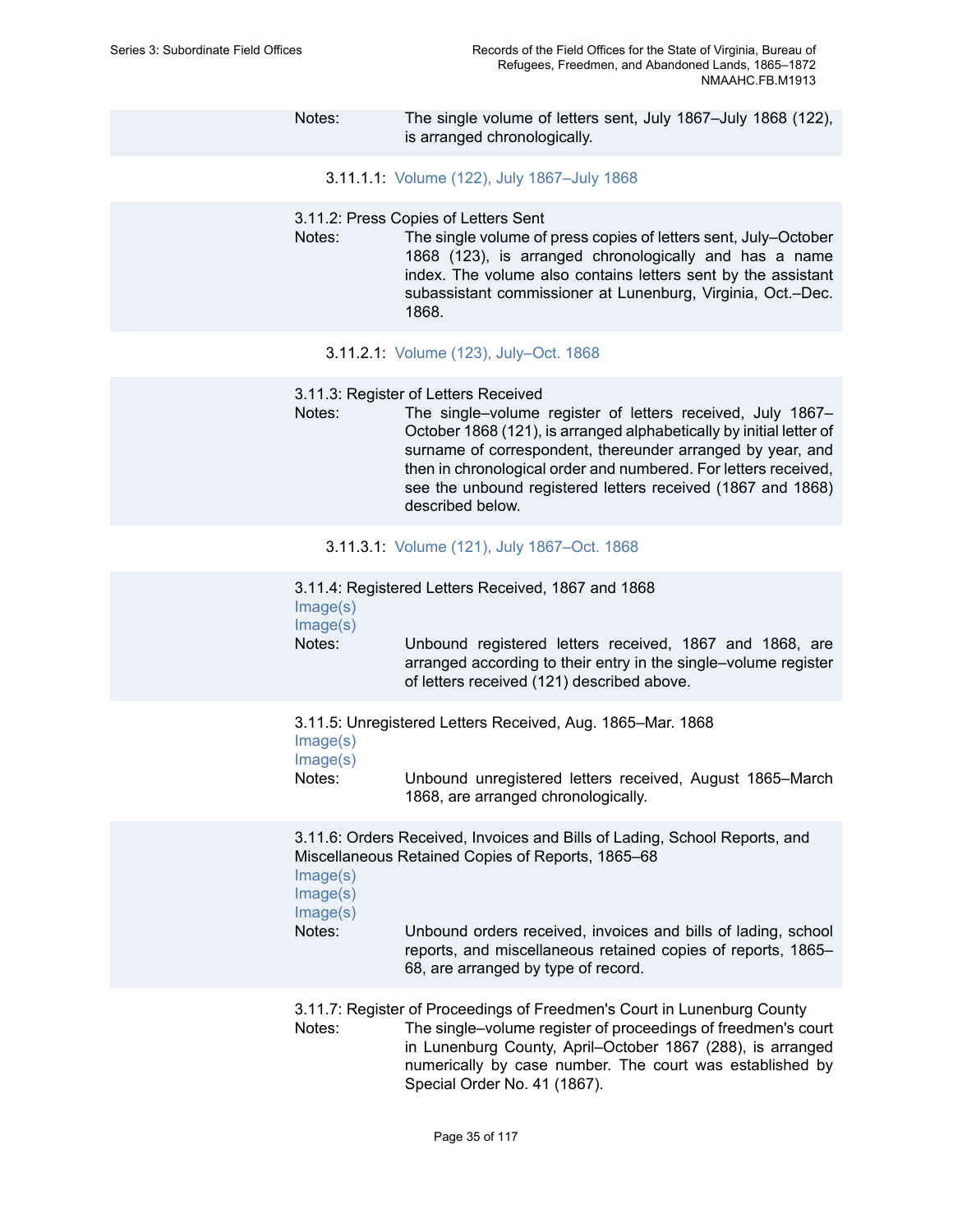Notes: The single volume of letters sent, July 1867–July 1868 (122), is arranged chronologically.

3.11.1.1: Volume (122), July 1867–July 1868

3.11.2: Press Copies of Letters Sent

Notes: The single volume of press copies of letters sent, July–October 1868 (123), is arranged chronologically and has a name index. The volume also contains letters sent by the assistant subassistant commissioner at Lunenburg, Virginia, Oct.–Dec. 1868.

3.11.2.1: Volume (123), July–Oct. 1868

3.11.3: Register of Letters Received

Notes: The single–volume register of letters received, July 1867–October 1868 (121), is arranged alphabetically by initial letter of surname of correspondent, thereunder arranged by year, and then in chronological order and numbered. For letters received, see the unbound registered letters received (1867 and 1868) described below.

3.11.3.1: Volume (121), July 1867–Oct. 1868

3.11.4: Registered Letters Received, 1867 and 1868

Image(s)

Image(s)

Notes: Unbound registered letters received, 1867 and 1868, are arranged according to their entry in the single–volume register of letters received (121) described above.

3.11.5: Unregistered Letters Received, Aug. 1865–Mar. 1868

Image(s)

Image(s)

Notes: Unbound unregistered letters received, August 1865–March 1868, are arranged chronologically.

3.11.6: Orders Received, Invoices and Bills of Lading, School Reports, and Miscellaneous Retained Copies of Reports, 1865–68

Image(s)

Image(s)

Image(s)

Notes: Unbound orders received, invoices and bills of lading, school reports, and miscellaneous retained copies of reports, 1865–68, are arranged by type of record.

3.11.7: Register of Proceedings of Freedmen's Court in Lunenburg County

Notes: The single–volume register of proceedings of freedmen's court in Lunenburg County, April–October 1867 (288), is arranged numerically by case number. The court was established by Special Order No. 41 (1867).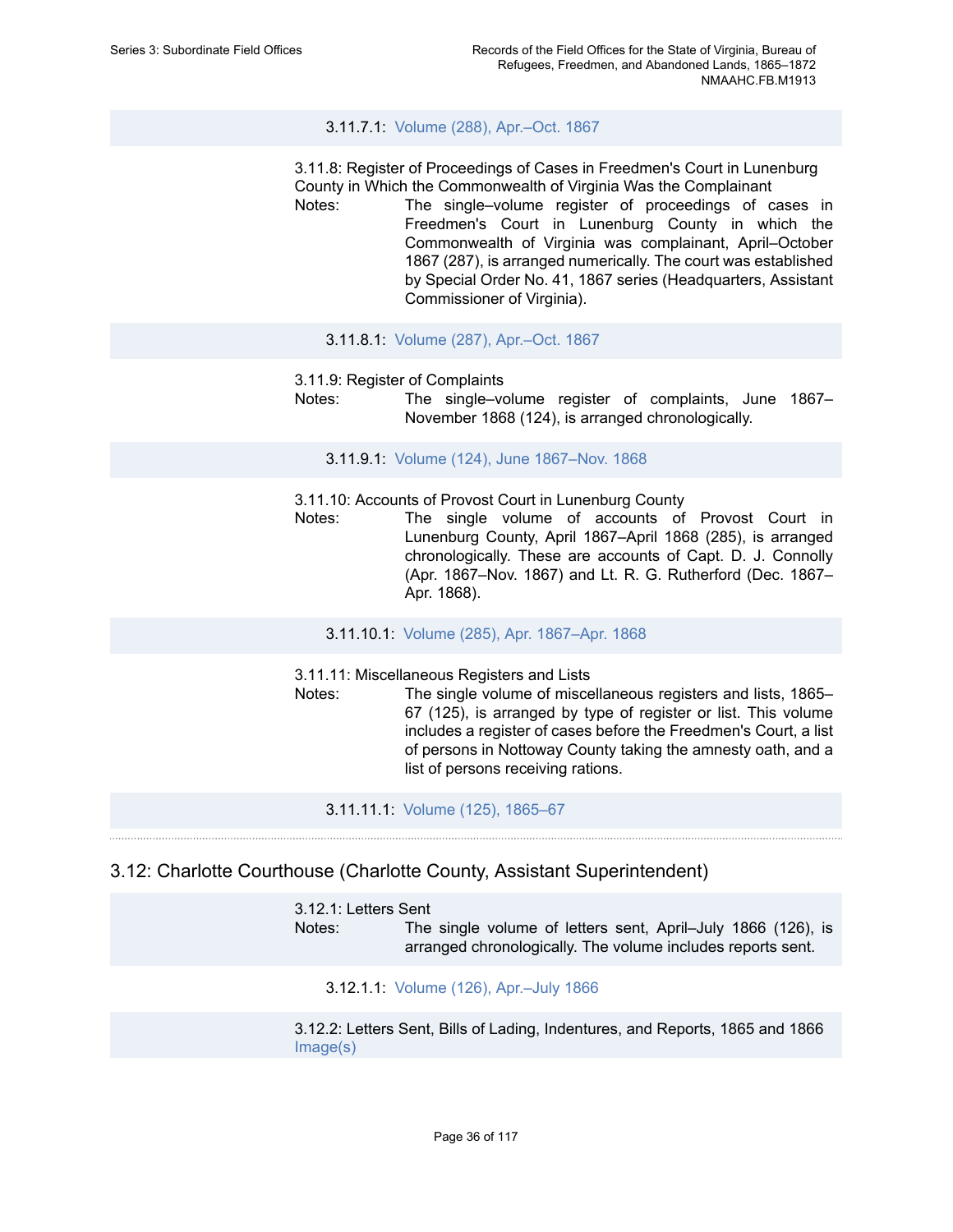3.11.7.1: Volume (288), Apr.–Oct. 1867

3.11.8: Register of Proceedings of Cases in Freedmen's Court in Lunenburg County in Which the Commonwealth of Virginia Was the Complainant

Notes: The single–volume register of proceedings of cases in Freedmen's Court in Lunenburg County in which the Commonwealth of Virginia was complainant, April–October 1867 (287), is arranged numerically. The court was established by Special Order No. 41, 1867 series (Headquarters, Assistant Commissioner of Virginia).

3.11.8.1: Volume (287), Apr.–Oct. 1867

3.11.9: Register of Complaints

Notes: The single–volume register of complaints, June 1867–November 1868 (124), is arranged chronologically.

3.11.9.1: Volume (124), June 1867–Nov. 1868

3.11.10: Accounts of Provost Court in Lunenburg County

Notes: The single volume of accounts of Provost Court in Lunenburg County, April 1867–April 1868 (285), is arranged chronologically. These are accounts of Capt. D. J. Connolly (Apr. 1867–Nov. 1867) and Lt. R. G. Rutherford (Dec. 1867–Apr. 1868).

3.11.10.1: Volume (285), Apr. 1867–Apr. 1868

3.11.11: Miscellaneous Registers and Lists

Notes: The single volume of miscellaneous registers and lists, 1865–67 (125), is arranged by type of register or list. This volume includes a register of cases before the Freedmen's Court, a list of persons in Nottoway County taking the amnesty oath, and a list of persons receiving rations.

3.11.11.1: Volume (125), 1865–67

## 3.12: Charlotte Courthouse (Charlotte County, Assistant Superintendent)

3.12.1: Letters Sent

Notes: The single volume of letters sent, April–July 1866 (126), is arranged chronologically. The volume includes reports sent.

3.12.1.1: Volume (126), Apr.–July 1866

3.12.2: Letters Sent, Bills of Lading, Indentures, and Reports, 1865 and 1866

Image(s)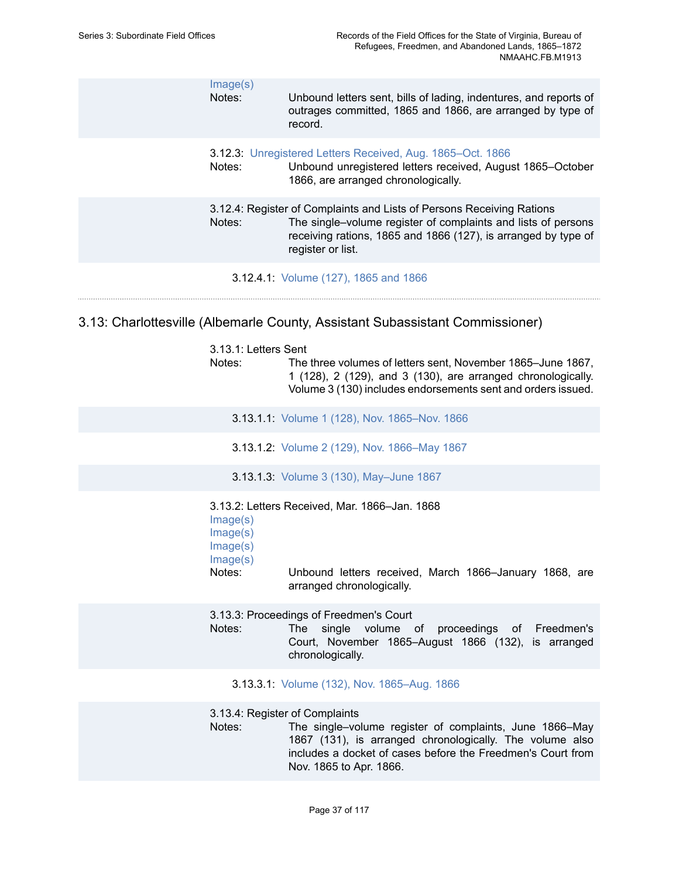Image(s)

Notes: Unbound letters sent, bills of lading, indentures, and reports of outrages committed, 1865 and 1866, are arranged by type of record.

3.12.3: Unregistered Letters Received, Aug. 1865–Oct. 1866

Notes: Unbound unregistered letters received, August 1865–October 1866, are arranged chronologically.

3.12.4: Register of Complaints and Lists of Persons Receiving Rations

Notes: The single–volume register of complaints and lists of persons receiving rations, 1865 and 1866 (127), is arranged by type of register or list.

3.12.4.1: Volume (127), 1865 and 1866

## 3.13: Charlottesville (Albemarle County, Assistant Subassistant Commissioner)

3.13.1: Letters Sent

Notes: The three volumes of letters sent, November 1865–June 1867, 1 (128), 2 (129), and 3 (130), are arranged chronologically. Volume 3 (130) includes endorsements sent and orders issued.

3.13.1.1: Volume 1 (128), Nov. 1865–Nov. 1866

3.13.1.2: Volume 2 (129), Nov. 1866–May 1867

3.13.1.3: Volume 3 (130), May–June 1867

3.13.2: Letters Received, Mar. 1866–Jan. 1868

Image(s)
Image(s)
Image(s)
Image(s)

Notes: Unbound letters received, March 1866–January 1868, are arranged chronologically.

3.13.3: Proceedings of Freedmen's Court

Notes: The single volume of proceedings of Freedmen's Court, November 1865–August 1866 (132), is arranged chronologically.

3.13.3.1: Volume (132), Nov. 1865–Aug. 1866

3.13.4: Register of Complaints

Notes: The single–volume register of complaints, June 1866–May 1867 (131), is arranged chronologically. The volume also includes a docket of cases before the Freedmen's Court from Nov. 1865 to Apr. 1866.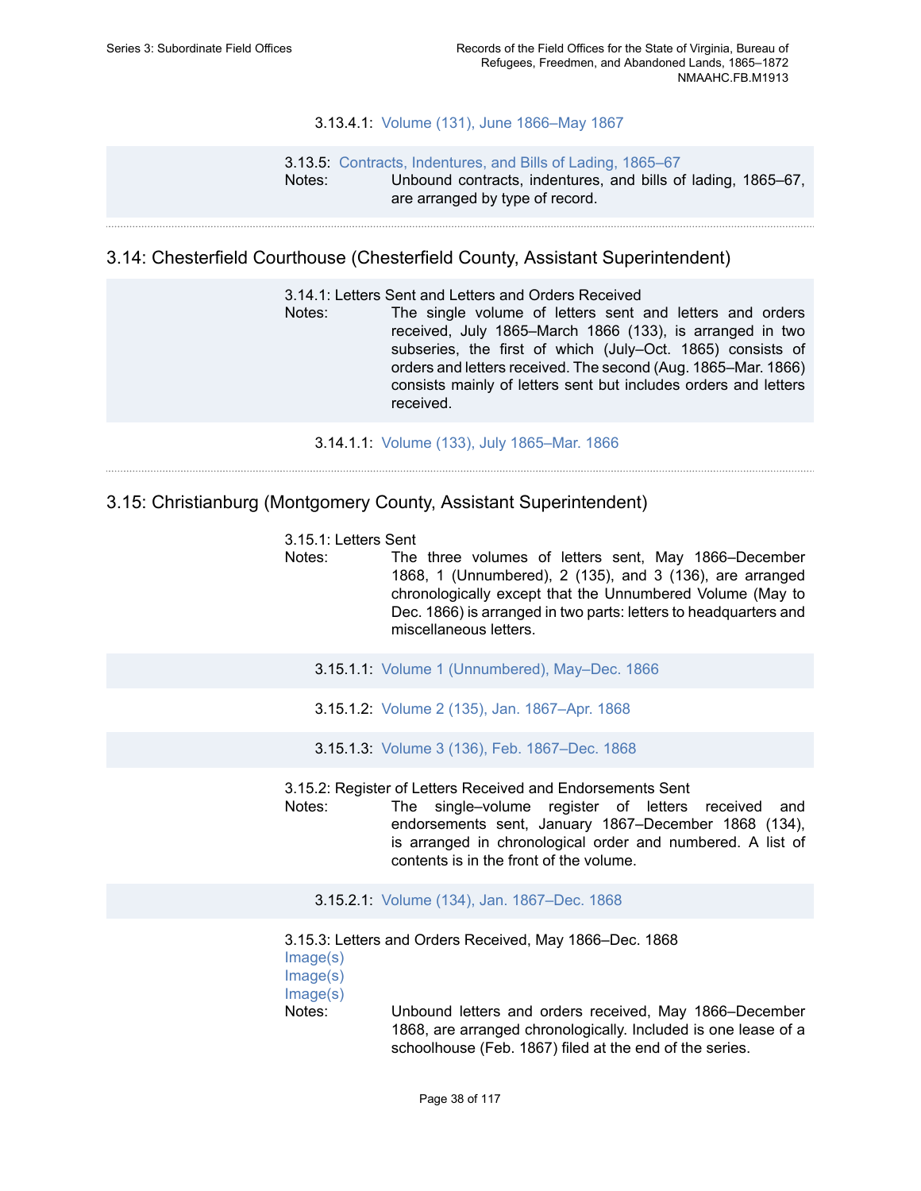3.13.4.1: Volume (131), June 1866–May 1867

3.13.5: Contracts, Indentures, and Bills of Lading, 1865–67

Notes: Unbound contracts, indentures, and bills of lading, 1865–67, are arranged by type of record.

## 3.14: Chesterfield Courthouse (Chesterfield County, Assistant Superintendent)

3.14.1: Letters Sent and Letters and Orders Received

Notes: The single volume of letters sent and letters and orders received, July 1865–March 1866 (133), is arranged in two subseries, the first of which (July–Oct. 1865) consists of orders and letters received. The second (Aug. 1865–Mar. 1866) consists mainly of letters sent but includes orders and letters received.

3.14.1.1: Volume (133), July 1865–Mar. 1866

## 3.15: Christianburg (Montgomery County, Assistant Superintendent)

3.15.1: Letters Sent

Notes: The three volumes of letters sent, May 1866–December 1868, 1 (Unnumbered), 2 (135), and 3 (136), are arranged chronologically except that the Unnumbered Volume (May to Dec. 1866) is arranged in two parts: letters to headquarters and miscellaneous letters.

3.15.1.1: Volume 1 (Unnumbered), May–Dec. 1866

3.15.1.2: Volume 2 (135), Jan. 1867–Apr. 1868

3.15.1.3: Volume 3 (136), Feb. 1867–Dec. 1868

3.15.2: Register of Letters Received and Endorsements Sent

Notes: The single–volume register of letters received and endorsements sent, January 1867–December 1868 (134), is arranged in chronological order and numbered. A list of contents is in the front of the volume.

3.15.2.1: Volume (134), Jan. 1867–Dec. 1868

3.15.3: Letters and Orders Received, May 1866–Dec. 1868

Image(s)
Image(s)
Image(s)

Notes: Unbound letters and orders received, May 1866–December 1868, are arranged chronologically. Included is one lease of a schoolhouse (Feb. 1867) filed at the end of the series.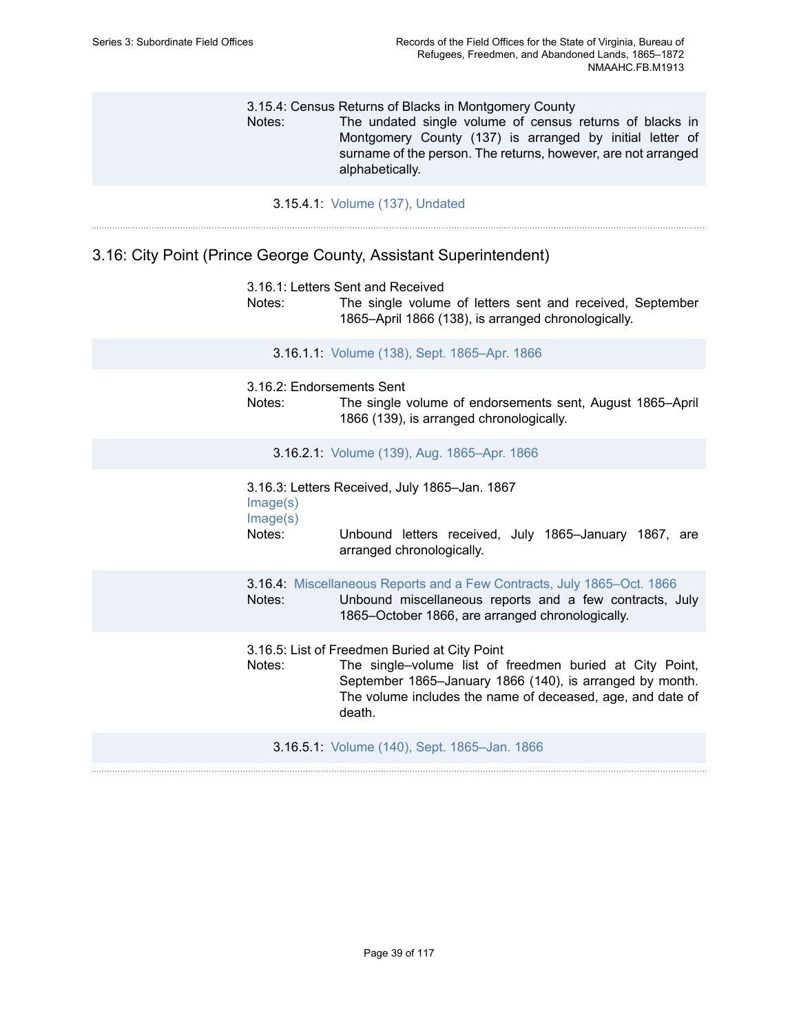3.15.4: Census Returns of Blacks in Montgomery County

Notes: The undated single volume of census returns of blacks in Montgomery County (137) is arranged by initial letter of surname of the person. The returns, however, are not arranged alphabetically.

3.15.4.1: Volume (137), Undated

## 3.16: City Point (Prince George County, Assistant Superintendent)

3.16.1: Letters Sent and Received

Notes: The single volume of letters sent and received, September 1865–April 1866 (138), is arranged chronologically.

3.16.1.1: Volume (138), Sept. 1865–Apr. 1866

3.16.2: Endorsements Sent

Notes: The single volume of endorsements sent, August 1865–April 1866 (139), is arranged chronologically.

3.16.2.1: Volume (139), Aug. 1865–Apr. 1866

3.16.3: Letters Received, July 1865–Jan. 1867

Image(s)

Image(s)

Notes: Unbound letters received, July 1865–January 1867, are arranged chronologically.

3.16.4: Miscellaneous Reports and a Few Contracts, July 1865–Oct. 1866

Notes: Unbound miscellaneous reports and a few contracts, July 1865–October 1866, are arranged chronologically.

3.16.5: List of Freedmen Buried at City Point

Notes: The single–volume list of freedmen buried at City Point, September 1865–January 1866 (140), is arranged by month. The volume includes the name of deceased, age, and date of death.

3.16.5.1: Volume (140), Sept. 1865–Jan. 1866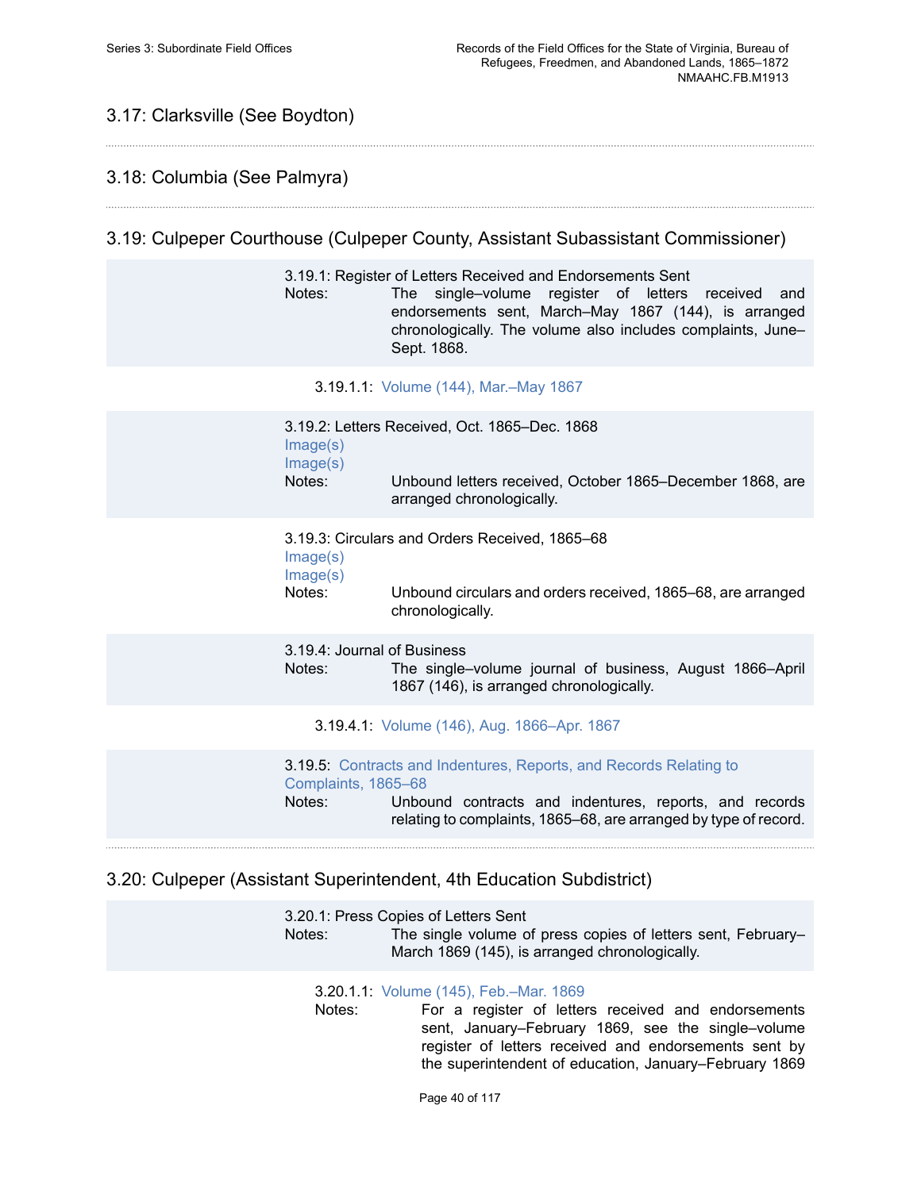## 3.17: Clarksville (See Boydton)

## 3.18: Columbia (See Palmyra)

## 3.19: Culpeper Courthouse (Culpeper County, Assistant Subassistant Commissioner)

3.19.1: Register of Letters Received and Endorsements Sent

Notes: The single–volume register of letters received and endorsements sent, March–May 1867 (144), is arranged chronologically. The volume also includes complaints, June–Sept. 1868.

3.19.1.1: Volume (144), Mar.–May 1867

3.19.2: Letters Received, Oct. 1865–Dec. 1868

Image(s)

Image(s)

Notes: Unbound letters received, October 1865–December 1868, are arranged chronologically.

3.19.3: Circulars and Orders Received, 1865–68

Image(s)

Image(s)

Notes: Unbound circulars and orders received, 1865–68, are arranged chronologically.

3.19.4: Journal of Business

Notes: The single–volume journal of business, August 1866–April 1867 (146), is arranged chronologically.

3.19.4.1: Volume (146), Aug. 1866–Apr. 1867

3.19.5: Contracts and Indentures, Reports, and Records Relating to Complaints, 1865–68

Notes: Unbound contracts and indentures, reports, and records relating to complaints, 1865–68, are arranged by type of record.

## 3.20: Culpeper (Assistant Superintendent, 4th Education Subdistrict)

3.20.1: Press Copies of Letters Sent

Notes: The single volume of press copies of letters sent, February–March 1869 (145), is arranged chronologically.

3.20.1.1: Volume (145), Feb.–Mar. 1869

Notes: For a register of letters received and endorsements sent, January–February 1869, see the single–volume register of letters received and endorsements sent by the superintendent of education, January–February 1869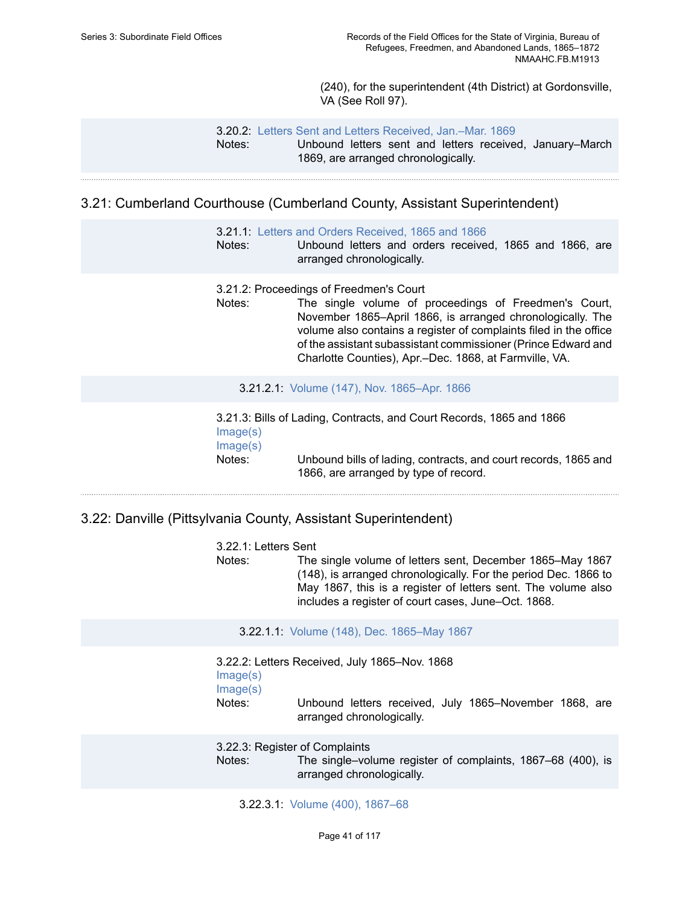(240), for the superintendent (4th District) at Gordonsville, VA (See Roll 97).

3.20.2: Letters Sent and Letters Received, Jan.–Mar. 1869
Notes: Unbound letters sent and letters received, January–March 1869, are arranged chronologically.

## 3.21: Cumberland Courthouse (Cumberland County, Assistant Superintendent)

3.21.1: Letters and Orders Received, 1865 and 1866
Notes: Unbound letters and orders received, 1865 and 1866, are arranged chronologically.

3.21.2: Proceedings of Freedmen's Court
Notes: The single volume of proceedings of Freedmen's Court, November 1865–April 1866, is arranged chronologically. The volume also contains a register of complaints filed in the office of the assistant subassistant commissioner (Prince Edward and Charlotte Counties), Apr.–Dec. 1868, at Farmville, VA.

3.21.2.1: Volume (147), Nov. 1865–Apr. 1866

3.21.3: Bills of Lading, Contracts, and Court Records, 1865 and 1866
Image(s)
Image(s)
Notes: Unbound bills of lading, contracts, and court records, 1865 and 1866, are arranged by type of record.

## 3.22: Danville (Pittsylvania County, Assistant Superintendent)

3.22.1: Letters Sent
Notes: The single volume of letters sent, December 1865–May 1867 (148), is arranged chronologically. For the period Dec. 1866 to May 1867, this is a register of letters sent. The volume also includes a register of court cases, June–Oct. 1868.

3.22.1.1: Volume (148), Dec. 1865–May 1867

3.22.2: Letters Received, July 1865–Nov. 1868
Image(s)
Image(s)
Notes: Unbound letters received, July 1865–November 1868, are arranged chronologically.

3.22.3: Register of Complaints
Notes: The single–volume register of complaints, 1867–68 (400), is arranged chronologically.

3.22.3.1: Volume (400), 1867–68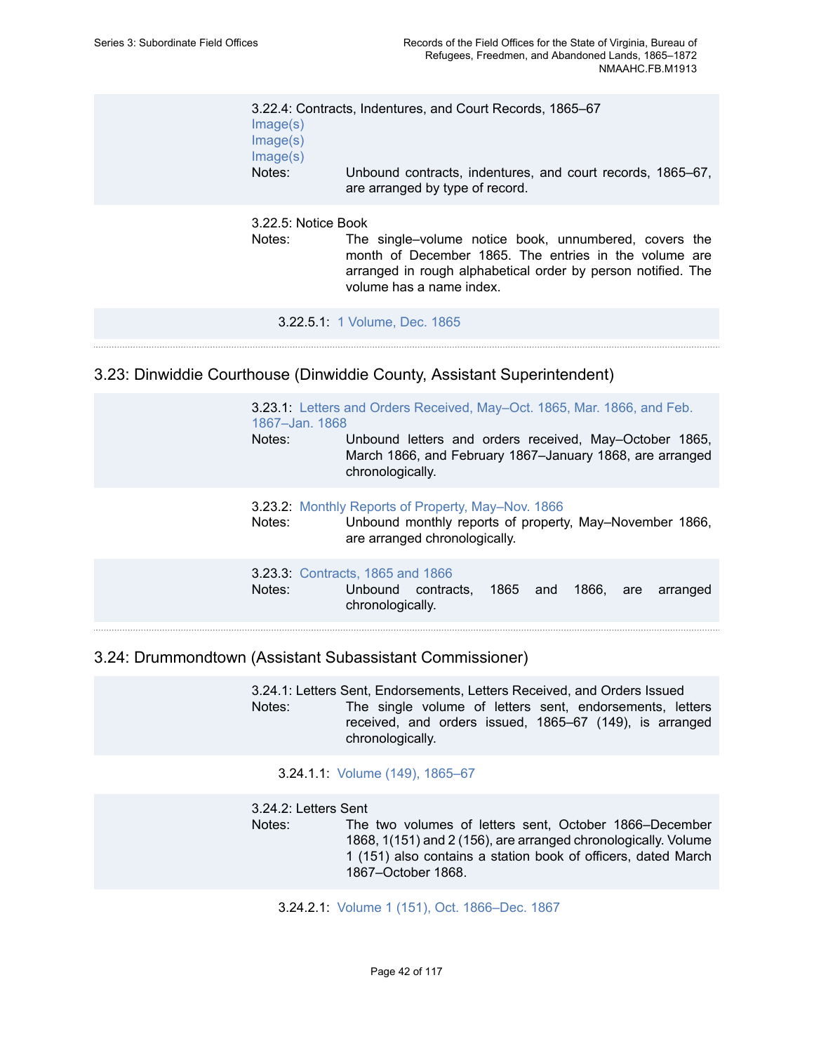3.22.4: Contracts, Indentures, and Court Records, 1865–67
Image(s)
Image(s)
Image(s)
Notes: Unbound contracts, indentures, and court records, 1865–67, are arranged by type of record.

3.22.5: Notice Book
Notes: The single–volume notice book, unnumbered, covers the month of December 1865. The entries in the volume are arranged in rough alphabetical order by person notified. The volume has a name index.

3.22.5.1: 1 Volume, Dec. 1865

## 3.23: Dinwiddie Courthouse (Dinwiddie County, Assistant Superintendent)

3.23.1: Letters and Orders Received, May–Oct. 1865, Mar. 1866, and Feb. 1867–Jan. 1868
Notes: Unbound letters and orders received, May–October 1865, March 1866, and February 1867–January 1868, are arranged chronologically.

3.23.2: Monthly Reports of Property, May–Nov. 1866
Notes: Unbound monthly reports of property, May–November 1866, are arranged chronologically.

3.23.3: Contracts, 1865 and 1866
Notes: Unbound contracts, 1865 and 1866, are arranged chronologically.

## 3.24: Drummondtown (Assistant Subassistant Commissioner)

3.24.1: Letters Sent, Endorsements, Letters Received, and Orders Issued
Notes: The single volume of letters sent, endorsements, letters received, and orders issued, 1865–67 (149), is arranged chronologically.

3.24.1.1: Volume (149), 1865–67

3.24.2: Letters Sent
Notes: The two volumes of letters sent, October 1866–December 1868, 1(151) and 2 (156), are arranged chronologically. Volume 1 (151) also contains a station book of officers, dated March 1867–October 1868.

3.24.2.1: Volume 1 (151), Oct. 1866–Dec. 1867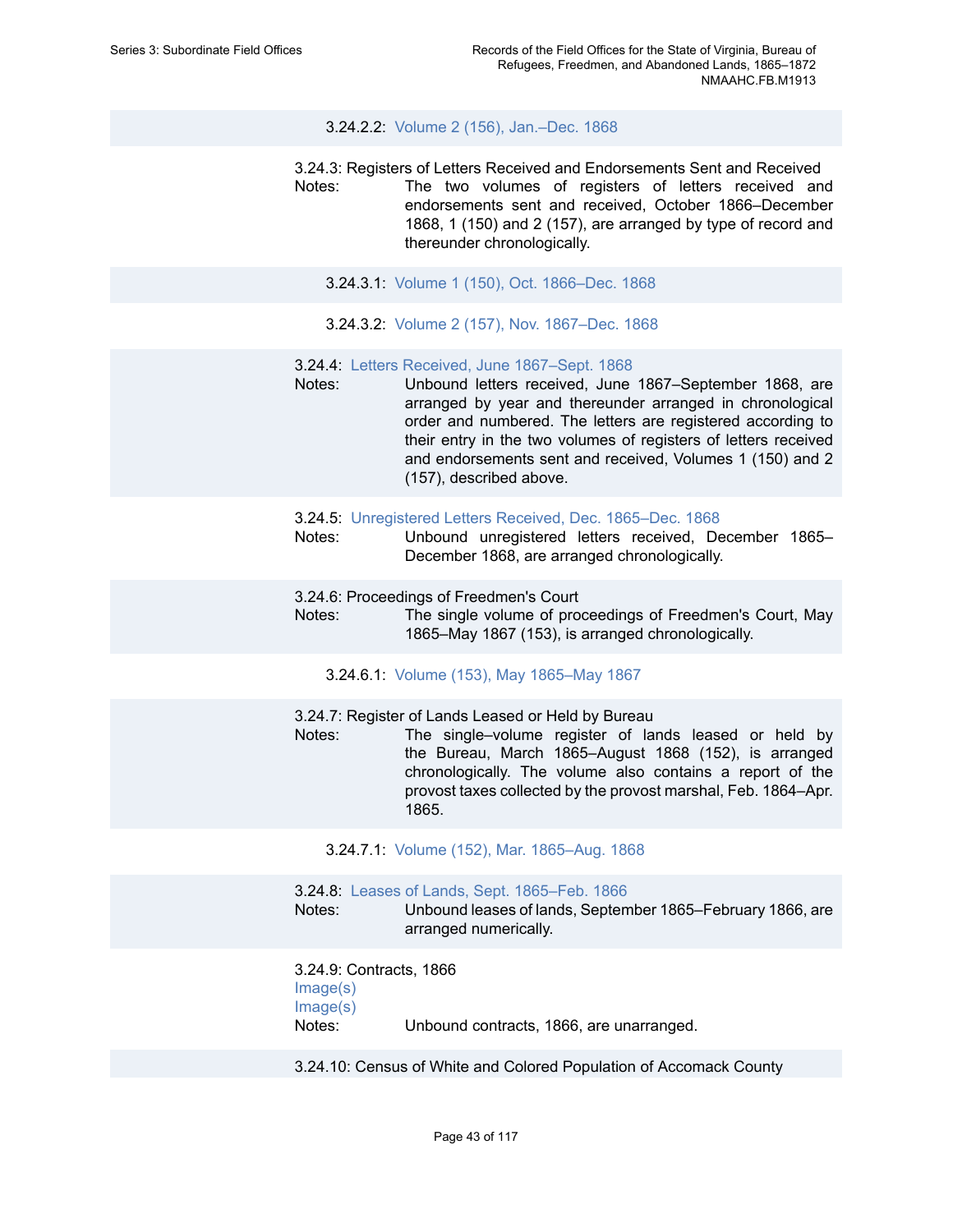3.24.2.2: Volume 2 (156), Jan.–Dec. 1868

3.24.3: Registers of Letters Received and Endorsements Sent and Received

Notes: The two volumes of registers of letters received and endorsements sent and received, October 1866–December 1868, 1 (150) and 2 (157), are arranged by type of record and thereunder chronologically.

3.24.3.1: Volume 1 (150), Oct. 1866–Dec. 1868

3.24.3.2: Volume 2 (157), Nov. 1867–Dec. 1868

3.24.4: Letters Received, June 1867–Sept. 1868

Notes: Unbound letters received, June 1867–September 1868, are arranged by year and thereunder arranged in chronological order and numbered. The letters are registered according to their entry in the two volumes of registers of letters received and endorsements sent and received, Volumes 1 (150) and 2 (157), described above.

3.24.5: Unregistered Letters Received, Dec. 1865–Dec. 1868

Notes: Unbound unregistered letters received, December 1865–December 1868, are arranged chronologically.

3.24.6: Proceedings of Freedmen's Court

Notes: The single volume of proceedings of Freedmen's Court, May 1865–May 1867 (153), is arranged chronologically.

3.24.6.1: Volume (153), May 1865–May 1867

3.24.7: Register of Lands Leased or Held by Bureau

Notes: The single–volume register of lands leased or held by the Bureau, March 1865–August 1868 (152), is arranged chronologically. The volume also contains a report of the provost taxes collected by the provost marshal, Feb. 1864–Apr. 1865.

3.24.7.1: Volume (152), Mar. 1865–Aug. 1868

3.24.8: Leases of Lands, Sept. 1865–Feb. 1866

Notes: Unbound leases of lands, September 1865–February 1866, are arranged numerically.

3.24.9: Contracts, 1866

Image(s)

Image(s)

Notes: Unbound contracts, 1866, are unarranged.

3.24.10: Census of White and Colored Population of Accomack County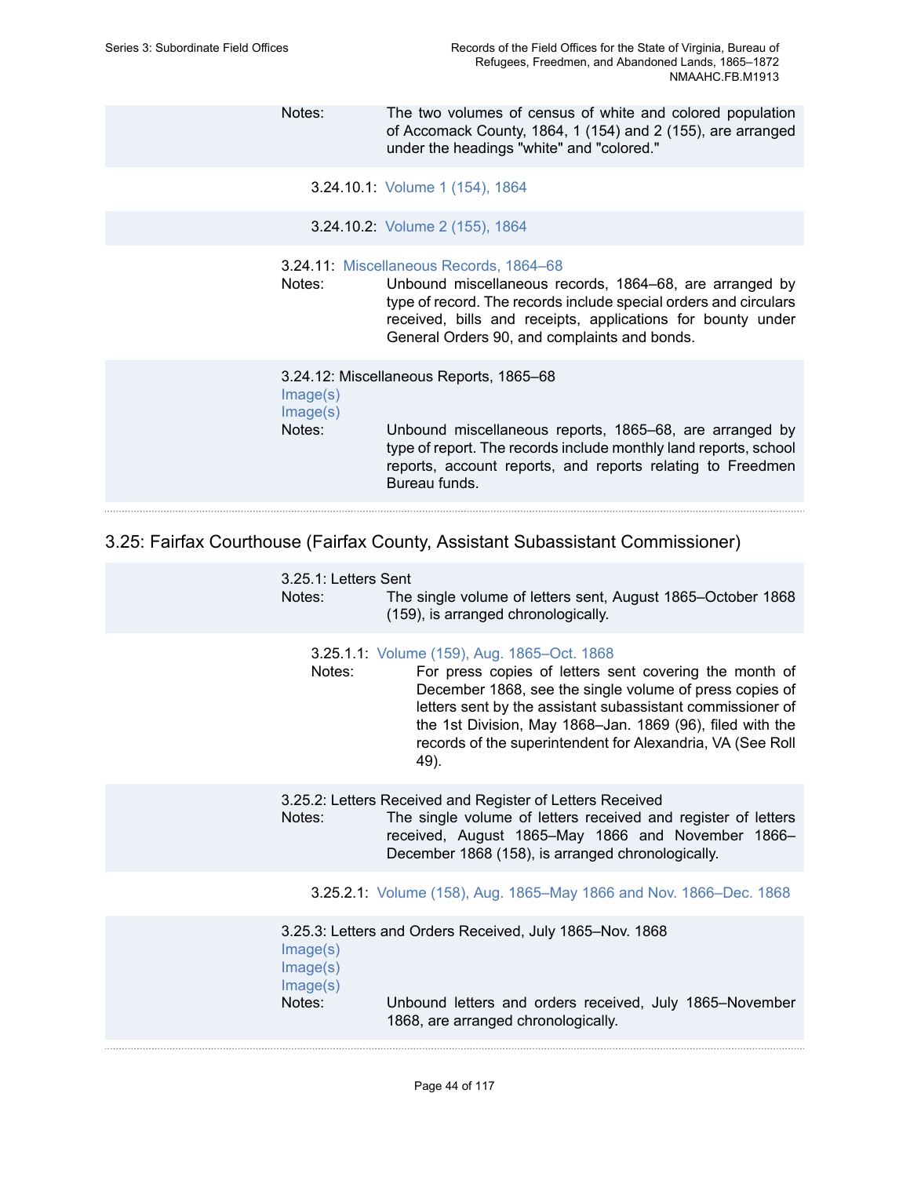Notes: The two volumes of census of white and colored population of Accomack County, 1864, 1 (154) and 2 (155), are arranged under the headings "white" and "colored."

3.24.10.1: Volume 1 (154), 1864

3.24.10.2: Volume 2 (155), 1864

3.24.11: Miscellaneous Records, 1864–68

Notes: Unbound miscellaneous records, 1864–68, are arranged by type of record. The records include special orders and circulars received, bills and receipts, applications for bounty under General Orders 90, and complaints and bonds.

3.24.12: Miscellaneous Reports, 1865–68

Image(s)

Image(s)

Notes: Unbound miscellaneous reports, 1865–68, are arranged by type of report. The records include monthly land reports, school reports, account reports, and reports relating to Freedmen Bureau funds.

## 3.25: Fairfax Courthouse (Fairfax County, Assistant Subassistant Commissioner)

3.25.1: Letters Sent

Notes: The single volume of letters sent, August 1865–October 1868 (159), is arranged chronologically.

3.25.1.1: Volume (159), Aug. 1865–Oct. 1868

Notes: For press copies of letters sent covering the month of December 1868, see the single volume of press copies of letters sent by the assistant subassistant commissioner of the 1st Division, May 1868–Jan. 1869 (96), filed with the records of the superintendent for Alexandria, VA (See Roll 49).

3.25.2: Letters Received and Register of Letters Received

Notes: The single volume of letters received and register of letters received, August 1865–May 1866 and November 1866–December 1868 (158), is arranged chronologically.

3.25.2.1: Volume (158), Aug. 1865–May 1866 and Nov. 1866–Dec. 1868

3.25.3: Letters and Orders Received, July 1865–Nov. 1868

Image(s)

Image(s)

Image(s)

Notes: Unbound letters and orders received, July 1865–November 1868, are arranged chronologically.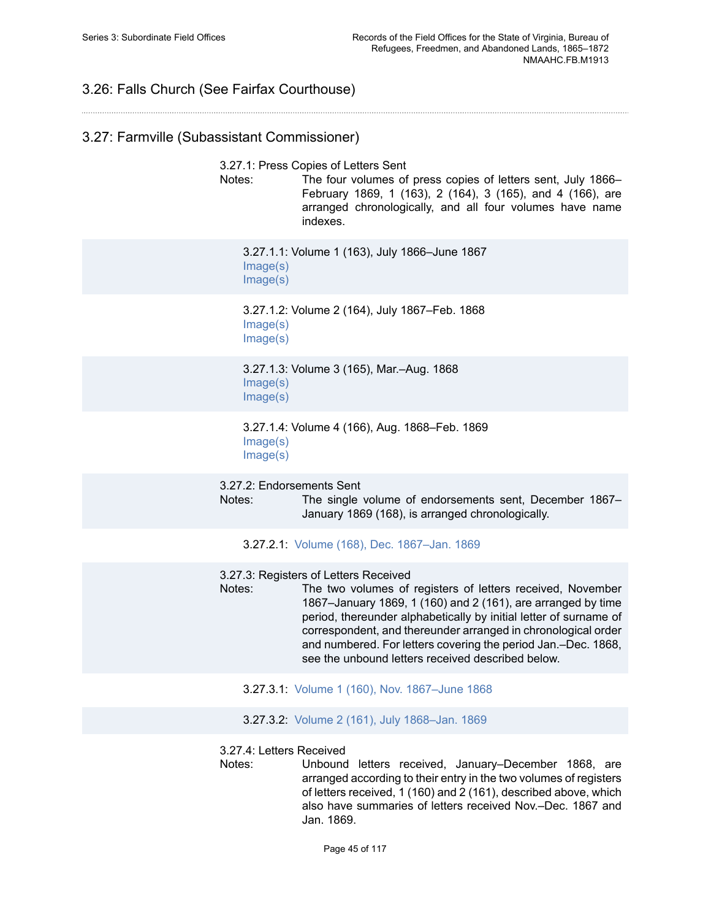## 3.26: Falls Church (See Fairfax Courthouse)

---

## 3.27: Farmville (Subassistant Commissioner)

### 3.27.1: Press Copies of Letters Sent

Notes: The four volumes of press copies of letters sent, July 1866–February 1869, 1 (163), 2 (164), 3 (165), and 4 (166), are arranged chronologically, and all four volumes have name indexes.

#### 3.27.1.1: Volume 1 (163), July 1866–June 1867

Image(s)
Image(s)

#### 3.27.1.2: Volume 2 (164), July 1867–Feb. 1868

Image(s)
Image(s)

#### 3.27.1.3: Volume 3 (165), Mar.–Aug. 1868

Image(s)
Image(s)

#### 3.27.1.4: Volume 4 (166), Aug. 1868–Feb. 1869

Image(s)
Image(s)

### 3.27.2: Endorsements Sent

Notes: The single volume of endorsements sent, December 1867–January 1869 (168), is arranged chronologically.

#### 3.27.2.1: Volume (168), Dec. 1867–Jan. 1869

### 3.27.3: Registers of Letters Received

Notes: The two volumes of registers of letters received, November 1867–January 1869, 1 (160) and 2 (161), are arranged by time period, thereunder alphabetically by initial letter of surname of correspondent, and thereunder arranged in chronological order and numbered. For letters covering the period Jan.–Dec. 1868, see the unbound letters received described below.

#### 3.27.3.1: Volume 1 (160), Nov. 1867–June 1868

#### 3.27.3.2: Volume 2 (161), July 1868–Jan. 1869

### 3.27.4: Letters Received

Notes: Unbound letters received, January–December 1868, are arranged according to their entry in the two volumes of registers of letters received, 1 (160) and 2 (161), described above, which also have summaries of letters received Nov.–Dec. 1867 and Jan. 1869.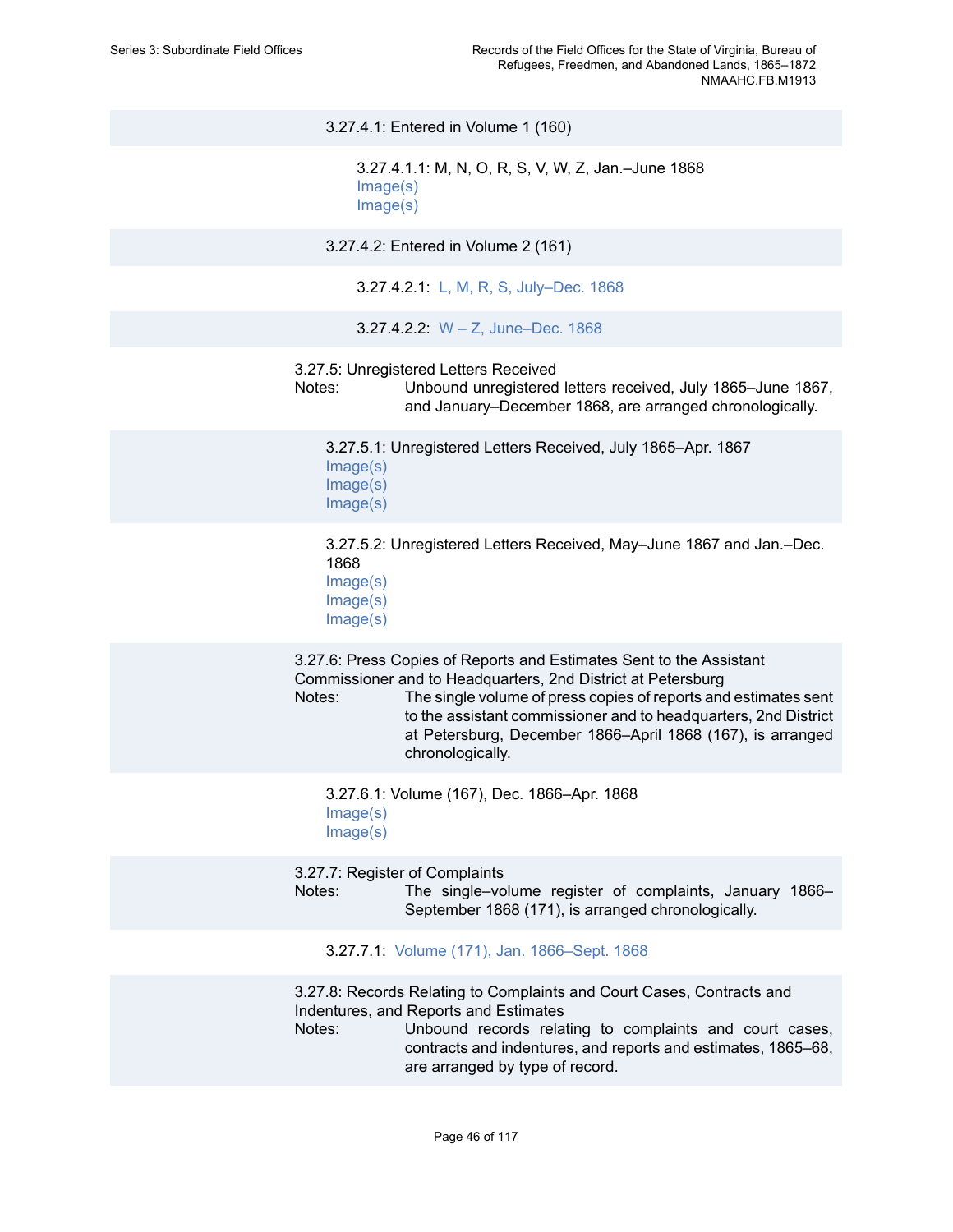3.27.4.1: Entered in Volume 1 (160)

3.27.4.1.1: M, N, O, R, S, V, W, Z, Jan.–June 1868
Image(s)
Image(s)

3.27.4.2: Entered in Volume 2 (161)

3.27.4.2.1: L, M, R, S, July–Dec. 1868

3.27.4.2.2: W – Z, June–Dec. 1868

3.27.5: Unregistered Letters Received
Notes: Unbound unregistered letters received, July 1865–June 1867, and January–December 1868, are arranged chronologically.

3.27.5.1: Unregistered Letters Received, July 1865–Apr. 1867
Image(s)
Image(s)
Image(s)

3.27.5.2: Unregistered Letters Received, May–June 1867 and Jan.–Dec. 1868
Image(s)
Image(s)
Image(s)

3.27.6: Press Copies of Reports and Estimates Sent to the Assistant Commissioner and to Headquarters, 2nd District at Petersburg
Notes: The single volume of press copies of reports and estimates sent to the assistant commissioner and to headquarters, 2nd District at Petersburg, December 1866–April 1868 (167), is arranged chronologically.

3.27.6.1: Volume (167), Dec. 1866–Apr. 1868
Image(s)
Image(s)

3.27.7: Register of Complaints
Notes: The single–volume register of complaints, January 1866–September 1868 (171), is arranged chronologically.

3.27.7.1: Volume (171), Jan. 1866–Sept. 1868

3.27.8: Records Relating to Complaints and Court Cases, Contracts and Indentures, and Reports and Estimates
Notes: Unbound records relating to complaints and court cases, contracts and indentures, and reports and estimates, 1865–68, are arranged by type of record.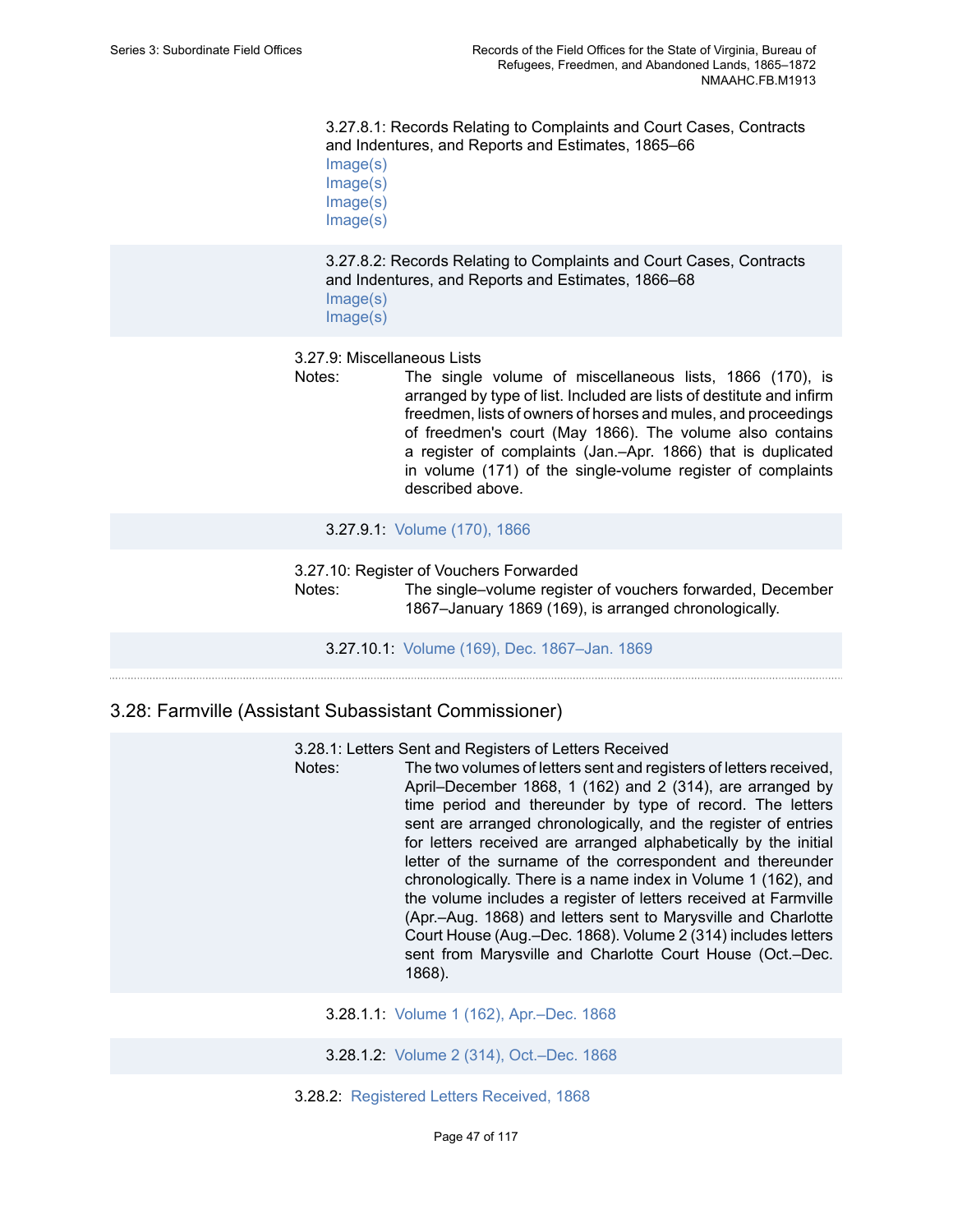3.27.8.1: Records Relating to Complaints and Court Cases, Contracts and Indentures, and Reports and Estimates, 1865–66
Image(s)
Image(s)
Image(s)
Image(s)

3.27.8.2: Records Relating to Complaints and Court Cases, Contracts and Indentures, and Reports and Estimates, 1866–68
Image(s)
Image(s)

3.27.9: Miscellaneous Lists

Notes: The single volume of miscellaneous lists, 1866 (170), is arranged by type of list. Included are lists of destitute and infirm freedmen, lists of owners of horses and mules, and proceedings of freedmen's court (May 1866). The volume also contains a register of complaints (Jan.–Apr. 1866) that is duplicated in volume (171) of the single-volume register of complaints described above.

3.27.9.1: Volume (170), 1866

3.27.10: Register of Vouchers Forwarded

Notes: The single–volume register of vouchers forwarded, December 1867–January 1869 (169), is arranged chronologically.

3.27.10.1: Volume (169), Dec. 1867–Jan. 1869

## 3.28: Farmville (Assistant Subassistant Commissioner)

3.28.1: Letters Sent and Registers of Letters Received

Notes: The two volumes of letters sent and registers of letters received, April–December 1868, 1 (162) and 2 (314), are arranged by time period and thereunder by type of record. The letters sent are arranged chronologically, and the register of entries for letters received are arranged alphabetically by the initial letter of the surname of the correspondent and thereunder chronologically. There is a name index in Volume 1 (162), and the volume includes a register of letters received at Farmville (Apr.–Aug. 1868) and letters sent to Marysville and Charlotte Court House (Aug.–Dec. 1868). Volume 2 (314) includes letters sent from Marysville and Charlotte Court House (Oct.–Dec. 1868).

3.28.1.1: Volume 1 (162), Apr.–Dec. 1868

3.28.1.2: Volume 2 (314), Oct.–Dec. 1868

3.28.2: Registered Letters Received, 1868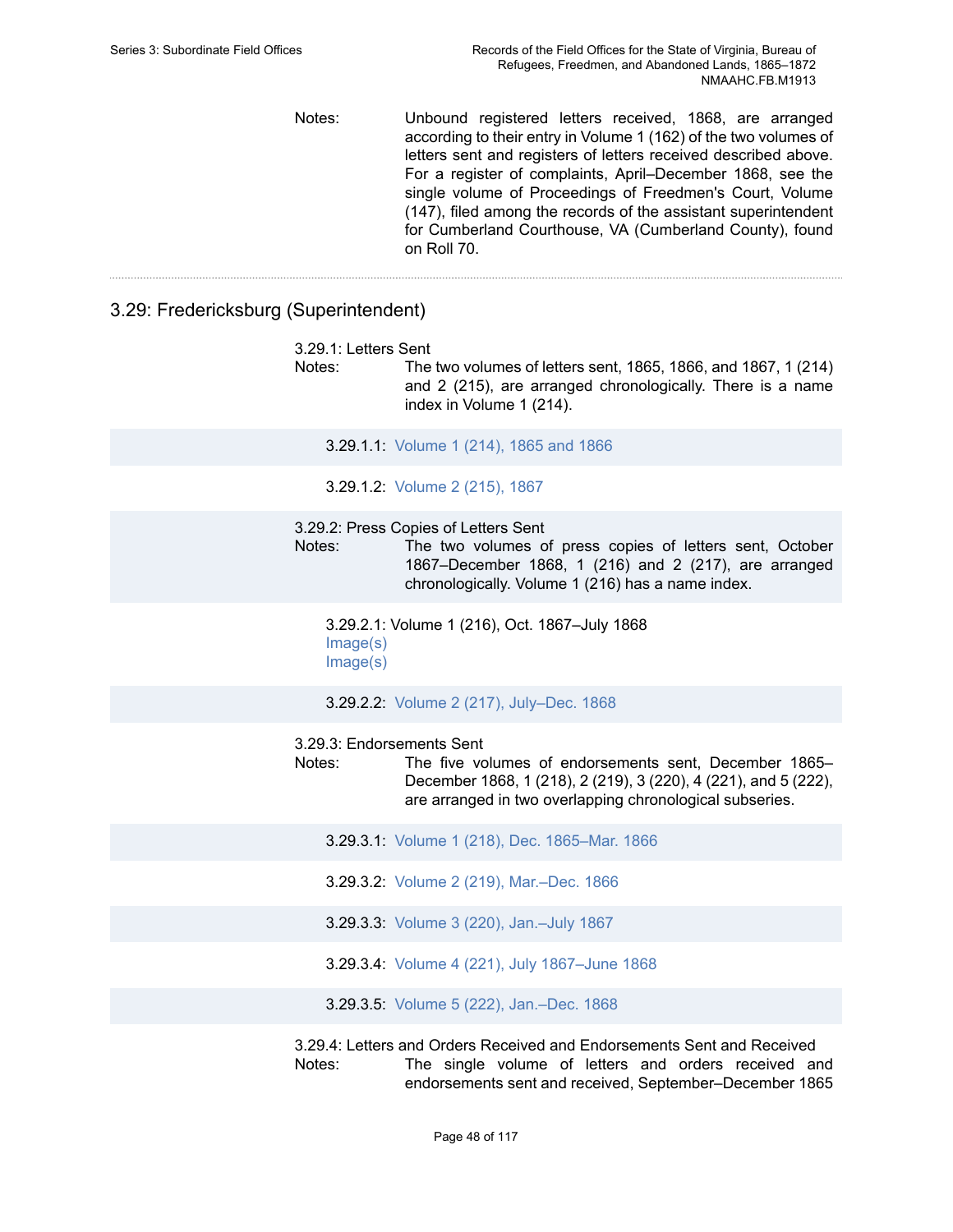Notes: Unbound registered letters received, 1868, are arranged according to their entry in Volume 1 (162) of the two volumes of letters sent and registers of letters received described above. For a register of complaints, April–December 1868, see the single volume of Proceedings of Freedmen's Court, Volume (147), filed among the records of the assistant superintendent for Cumberland Courthouse, VA (Cumberland County), found on Roll 70.

---

## 3.29: Fredericksburg (Superintendent)

3.29.1: Letters Sent

Notes: The two volumes of letters sent, 1865, 1866, and 1867, 1 (214) and 2 (215), are arranged chronologically. There is a name index in Volume 1 (214).

3.29.1.1: Volume 1 (214), 1865 and 1866

3.29.1.2: Volume 2 (215), 1867

3.29.2: Press Copies of Letters Sent

Notes: The two volumes of press copies of letters sent, October 1867–December 1868, 1 (216) and 2 (217), are arranged chronologically. Volume 1 (216) has a name index.

3.29.2.1: Volume 1 (216), Oct. 1867–July 1868
Image(s)
Image(s)

3.29.2.2: Volume 2 (217), July–Dec. 1868

3.29.3: Endorsements Sent

Notes: The five volumes of endorsements sent, December 1865–December 1868, 1 (218), 2 (219), 3 (220), 4 (221), and 5 (222), are arranged in two overlapping chronological subseries.

3.29.3.1: Volume 1 (218), Dec. 1865–Mar. 1866

3.29.3.2: Volume 2 (219), Mar.–Dec. 1866

3.29.3.3: Volume 3 (220), Jan.–July 1867

3.29.3.4: Volume 4 (221), July 1867–June 1868

3.29.3.5: Volume 5 (222), Jan.–Dec. 1868

3.29.4: Letters and Orders Received and Endorsements Sent and Received

Notes: The single volume of letters and orders received and endorsements sent and received, September–December 1865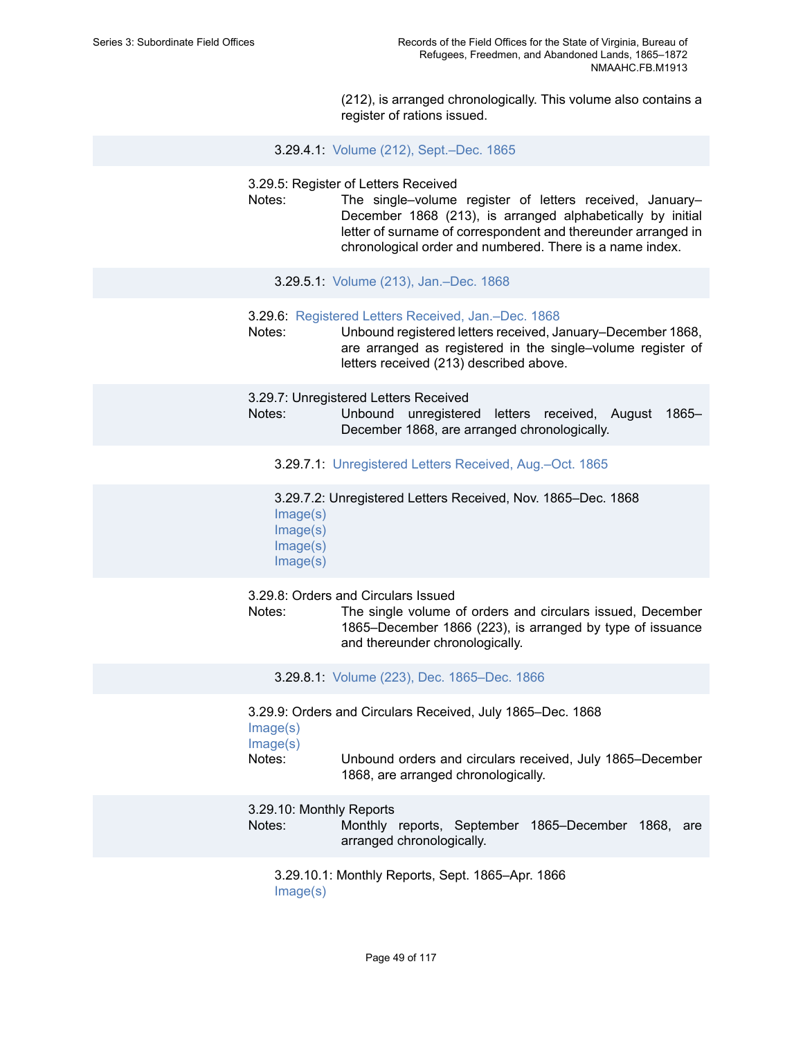(212), is arranged chronologically. This volume also contains a register of rations issued.

3.29.4.1: Volume (212), Sept.–Dec. 1865

3.29.5: Register of Letters Received

Notes: The single–volume register of letters received, January–December 1868 (213), is arranged alphabetically by initial letter of surname of correspondent and thereunder arranged in chronological order and numbered. There is a name index.

3.29.5.1: Volume (213), Jan.–Dec. 1868

3.29.6: Registered Letters Received, Jan.–Dec. 1868

Notes: Unbound registered letters received, January–December 1868, are arranged as registered in the single–volume register of letters received (213) described above.

3.29.7: Unregistered Letters Received

Notes: Unbound unregistered letters received, August 1865–December 1868, are arranged chronologically.

3.29.7.1: Unregistered Letters Received, Aug.–Oct. 1865

3.29.7.2: Unregistered Letters Received, Nov. 1865–Dec. 1868

Image(s)
Image(s)
Image(s)
Image(s)

3.29.8: Orders and Circulars Issued

Notes: The single volume of orders and circulars issued, December 1865–December 1866 (223), is arranged by type of issuance and thereunder chronologically.

3.29.8.1: Volume (223), Dec. 1865–Dec. 1866

3.29.9: Orders and Circulars Received, July 1865–Dec. 1868

Image(s)
Image(s)

Notes: Unbound orders and circulars received, July 1865–December 1868, are arranged chronologically.

3.29.10: Monthly Reports

Notes: Monthly reports, September 1865–December 1868, are arranged chronologically.

3.29.10.1: Monthly Reports, Sept. 1865–Apr. 1866

Image(s)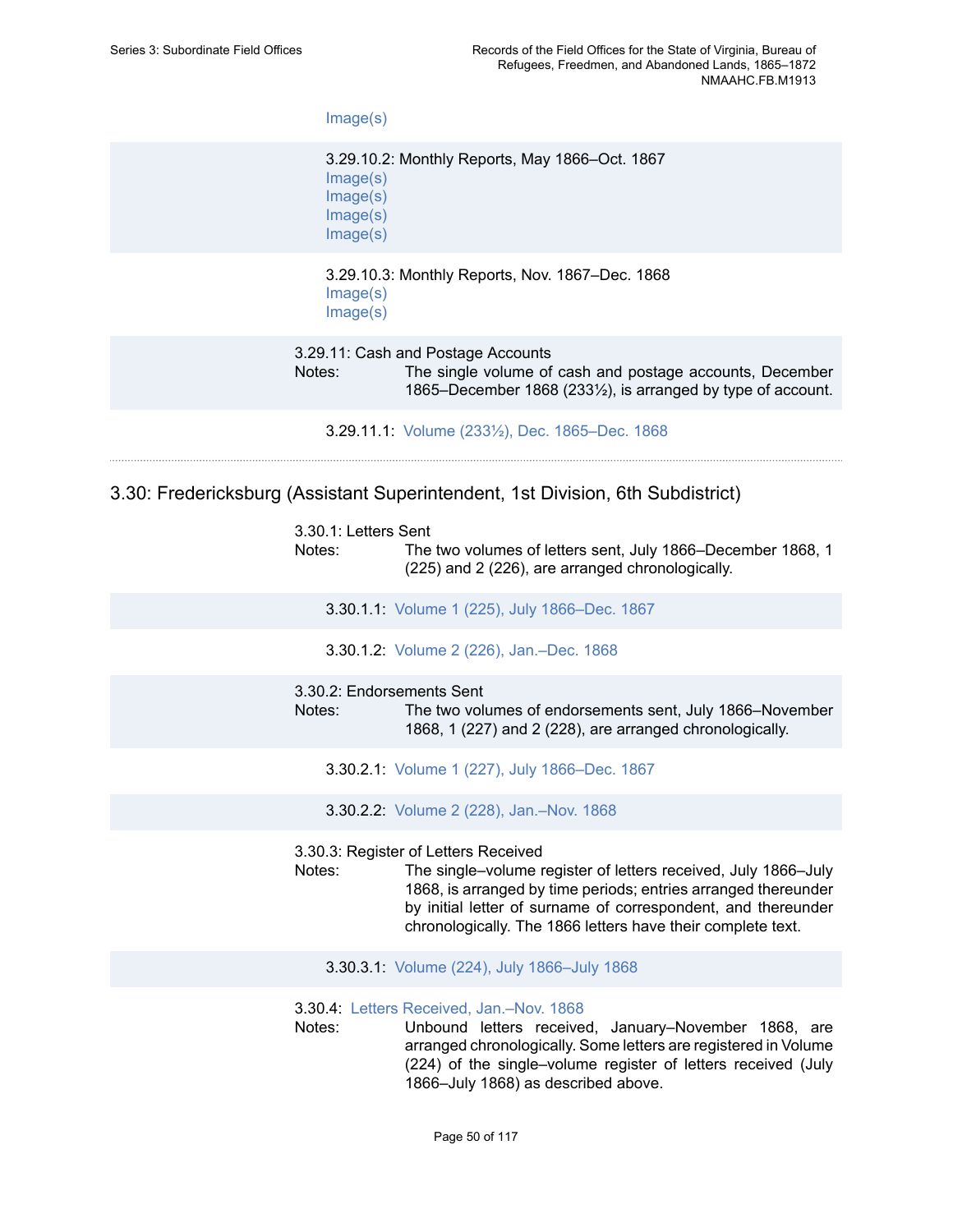Image(s)

3.29.10.2: Monthly Reports, May 1866–Oct. 1867
Image(s)
Image(s)
Image(s)
Image(s)

3.29.10.3: Monthly Reports, Nov. 1867–Dec. 1868
Image(s)
Image(s)

3.29.11: Cash and Postage Accounts

Notes: The single volume of cash and postage accounts, December 1865–December 1868 (233½), is arranged by type of account.

3.29.11.1: Volume (233½), Dec. 1865–Dec. 1868

---

## 3.30: Fredericksburg (Assistant Superintendent, 1st Division, 6th Subdistrict)

3.30.1: Letters Sent

Notes: The two volumes of letters sent, July 1866–December 1868, 1 (225) and 2 (226), are arranged chronologically.

3.30.1.1: Volume 1 (225), July 1866–Dec. 1867

3.30.1.2: Volume 2 (226), Jan.–Dec. 1868

3.30.2: Endorsements Sent

Notes: The two volumes of endorsements sent, July 1866–November 1868, 1 (227) and 2 (228), are arranged chronologically.

3.30.2.1: Volume 1 (227), July 1866–Dec. 1867

3.30.2.2: Volume 2 (228), Jan.–Nov. 1868

3.30.3: Register of Letters Received

Notes: The single–volume register of letters received, July 1866–July 1868, is arranged by time periods; entries arranged thereunder by initial letter of surname of correspondent, and thereunder chronologically. The 1866 letters have their complete text.

3.30.3.1: Volume (224), July 1866–July 1868

3.30.4: Letters Received, Jan.–Nov. 1868

Notes: Unbound letters received, January–November 1868, are arranged chronologically. Some letters are registered in Volume (224) of the single–volume register of letters received (July 1866–July 1868) as described above.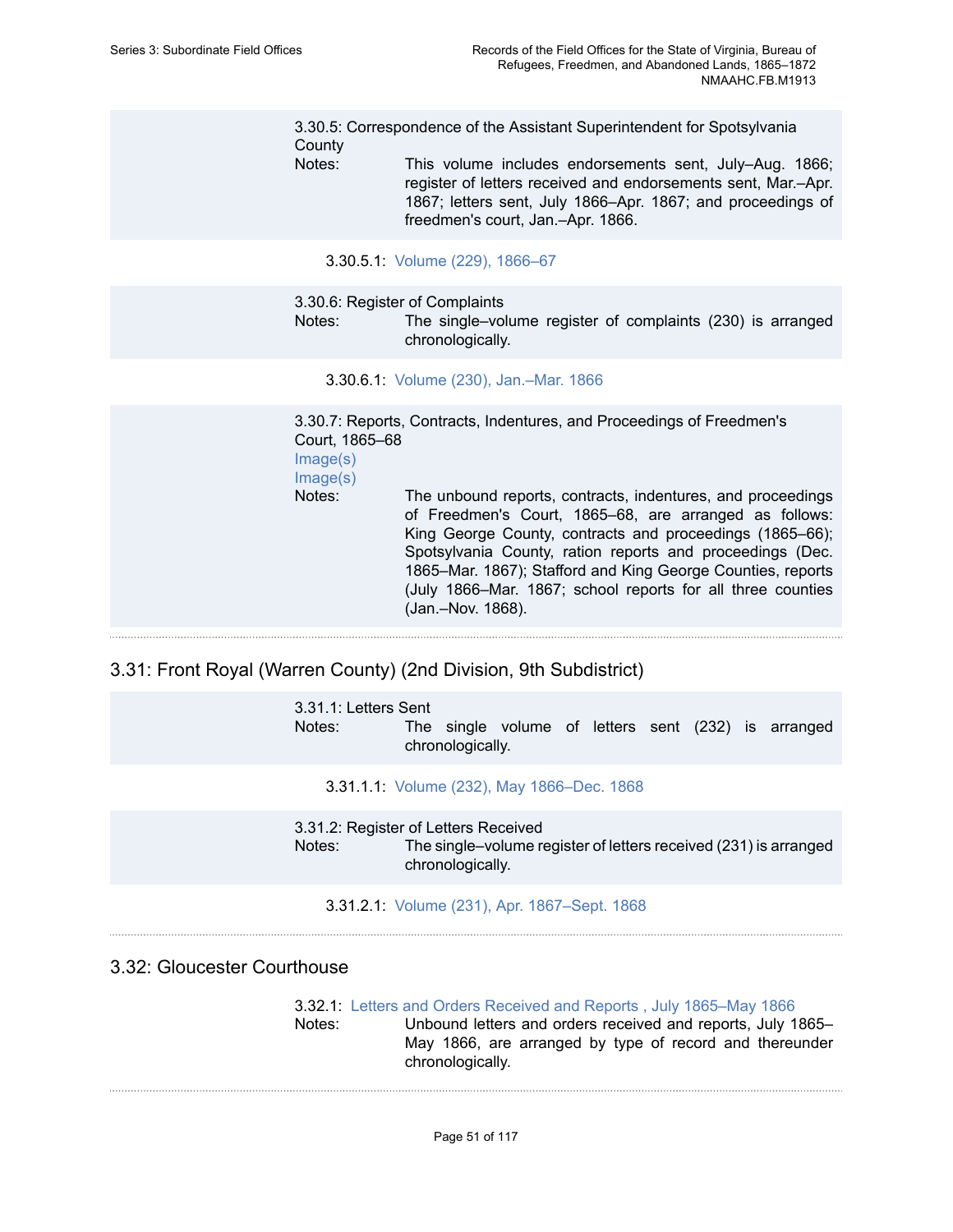3.30.5: Correspondence of the Assistant Superintendent for Spotsylvania County

Notes: This volume includes endorsements sent, July–Aug. 1866; register of letters received and endorsements sent, Mar.–Apr. 1867; letters sent, July 1866–Apr. 1867; and proceedings of freedmen's court, Jan.–Apr. 1866.

3.30.5.1: Volume (229), 1866–67

3.30.6: Register of Complaints

Notes: The single–volume register of complaints (230) is arranged chronologically.

3.30.6.1: Volume (230), Jan.–Mar. 1866

3.30.7: Reports, Contracts, Indentures, and Proceedings of Freedmen's Court, 1865–68

Image(s)

Image(s)

Notes: The unbound reports, contracts, indentures, and proceedings of Freedmen's Court, 1865–68, are arranged as follows: King George County, contracts and proceedings (1865–66); Spotsylvania County, ration reports and proceedings (Dec. 1865–Mar. 1867); Stafford and King George Counties, reports (July 1866–Mar. 1867; school reports for all three counties (Jan.–Nov. 1868).

## 3.31: Front Royal (Warren County) (2nd Division, 9th Subdistrict)

3.31.1: Letters Sent

Notes: The single volume of letters sent (232) is arranged chronologically.

3.31.1.1: Volume (232), May 1866–Dec. 1868

3.31.2: Register of Letters Received

Notes: The single–volume register of letters received (231) is arranged chronologically.

3.31.2.1: Volume (231), Apr. 1867–Sept. 1868

## 3.32: Gloucester Courthouse

3.32.1: Letters and Orders Received and Reports , July 1865–May 1866

Notes: Unbound letters and orders received and reports, July 1865–May 1866, are arranged by type of record and thereunder chronologically.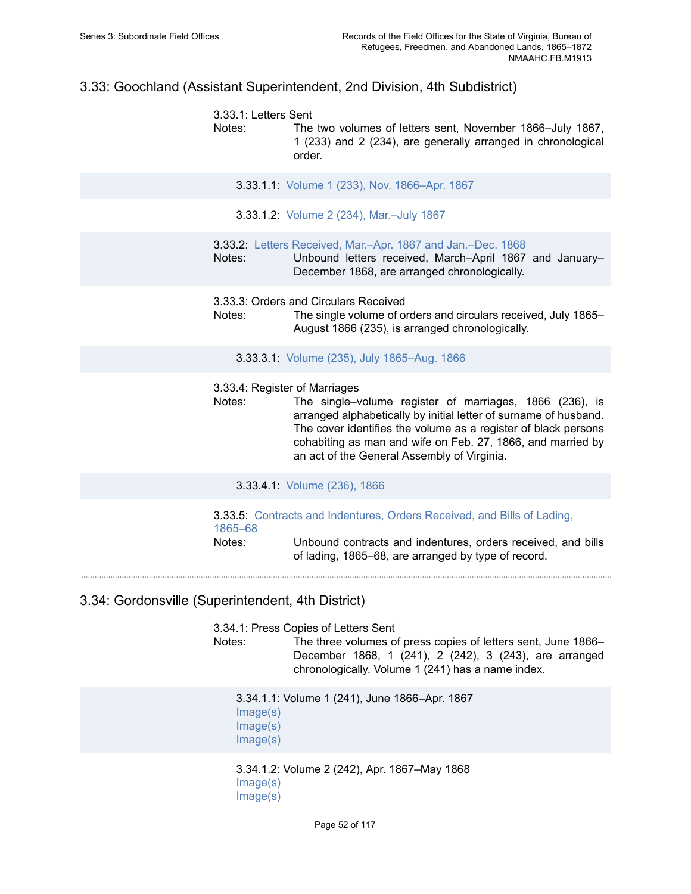## 3.33: Goochland (Assistant Superintendent, 2nd Division, 4th Subdistrict)

3.33.1: Letters Sent

Notes: The two volumes of letters sent, November 1866–July 1867, 1 (233) and 2 (234), are generally arranged in chronological order.

3.33.1.1: Volume 1 (233), Nov. 1866–Apr. 1867

3.33.1.2: Volume 2 (234), Mar.–July 1867

3.33.2: Letters Received, Mar.–Apr. 1867 and Jan.–Dec. 1868

Notes: Unbound letters received, March–April 1867 and January–December 1868, are arranged chronologically.

3.33.3: Orders and Circulars Received

Notes: The single volume of orders and circulars received, July 1865–August 1866 (235), is arranged chronologically.

3.33.3.1: Volume (235), July 1865–Aug. 1866

3.33.4: Register of Marriages

Notes: The single–volume register of marriages, 1866 (236), is arranged alphabetically by initial letter of surname of husband. The cover identifies the volume as a register of black persons cohabiting as man and wife on Feb. 27, 1866, and married by an act of the General Assembly of Virginia.

3.33.4.1: Volume (236), 1866

3.33.5: Contracts and Indentures, Orders Received, and Bills of Lading, 1865–68

Notes: Unbound contracts and indentures, orders received, and bills of lading, 1865–68, are arranged by type of record.

---

## 3.34: Gordonsville (Superintendent, 4th District)

3.34.1: Press Copies of Letters Sent

Notes: The three volumes of press copies of letters sent, June 1866–December 1868, 1 (241), 2 (242), 3 (243), are arranged chronologically. Volume 1 (241) has a name index.

3.34.1.1: Volume 1 (241), June 1866–Apr. 1867

Image(s)
Image(s)
Image(s)

3.34.1.2: Volume 2 (242), Apr. 1867–May 1868

Image(s)
Image(s)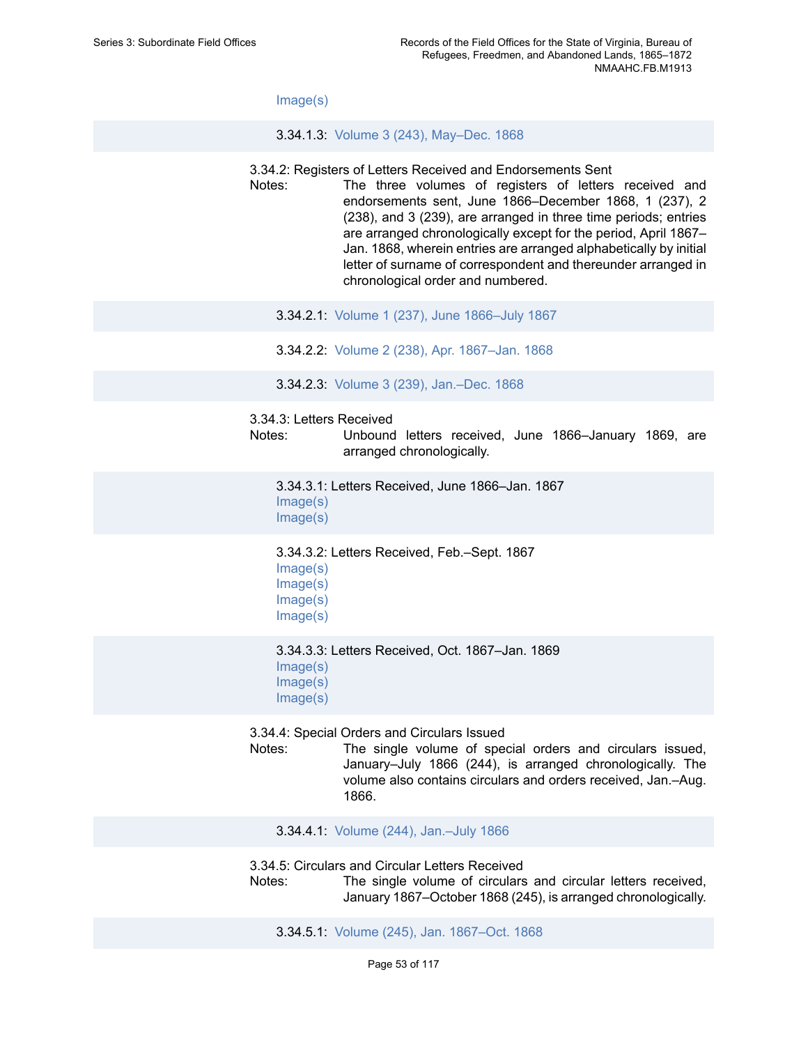Image(s)

3.34.1.3: Volume 3 (243), May–Dec. 1868

3.34.2: Registers of Letters Received and Endorsements Sent

Notes: The three volumes of registers of letters received and endorsements sent, June 1866–December 1868, 1 (237), 2 (238), and 3 (239), are arranged in three time periods; entries are arranged chronologically except for the period, April 1867–Jan. 1868, wherein entries are arranged alphabetically by initial letter of surname of correspondent and thereunder arranged in chronological order and numbered.

3.34.2.1: Volume 1 (237), June 1866–July 1867

3.34.2.2: Volume 2 (238), Apr. 1867–Jan. 1868

3.34.2.3: Volume 3 (239), Jan.–Dec. 1868

3.34.3: Letters Received

Notes: Unbound letters received, June 1866–January 1869, are arranged chronologically.

3.34.3.1: Letters Received, June 1866–Jan. 1867
Image(s)
Image(s)

3.34.3.2: Letters Received, Feb.–Sept. 1867
Image(s)
Image(s)
Image(s)
Image(s)

3.34.3.3: Letters Received, Oct. 1867–Jan. 1869
Image(s)
Image(s)
Image(s)

3.34.4: Special Orders and Circulars Issued

Notes: The single volume of special orders and circulars issued, January–July 1866 (244), is arranged chronologically. The volume also contains circulars and orders received, Jan.–Aug. 1866.

3.34.4.1: Volume (244), Jan.–July 1866

3.34.5: Circulars and Circular Letters Received

Notes: The single volume of circulars and circular letters received, January 1867–October 1868 (245), is arranged chronologically.

3.34.5.1: Volume (245), Jan. 1867–Oct. 1868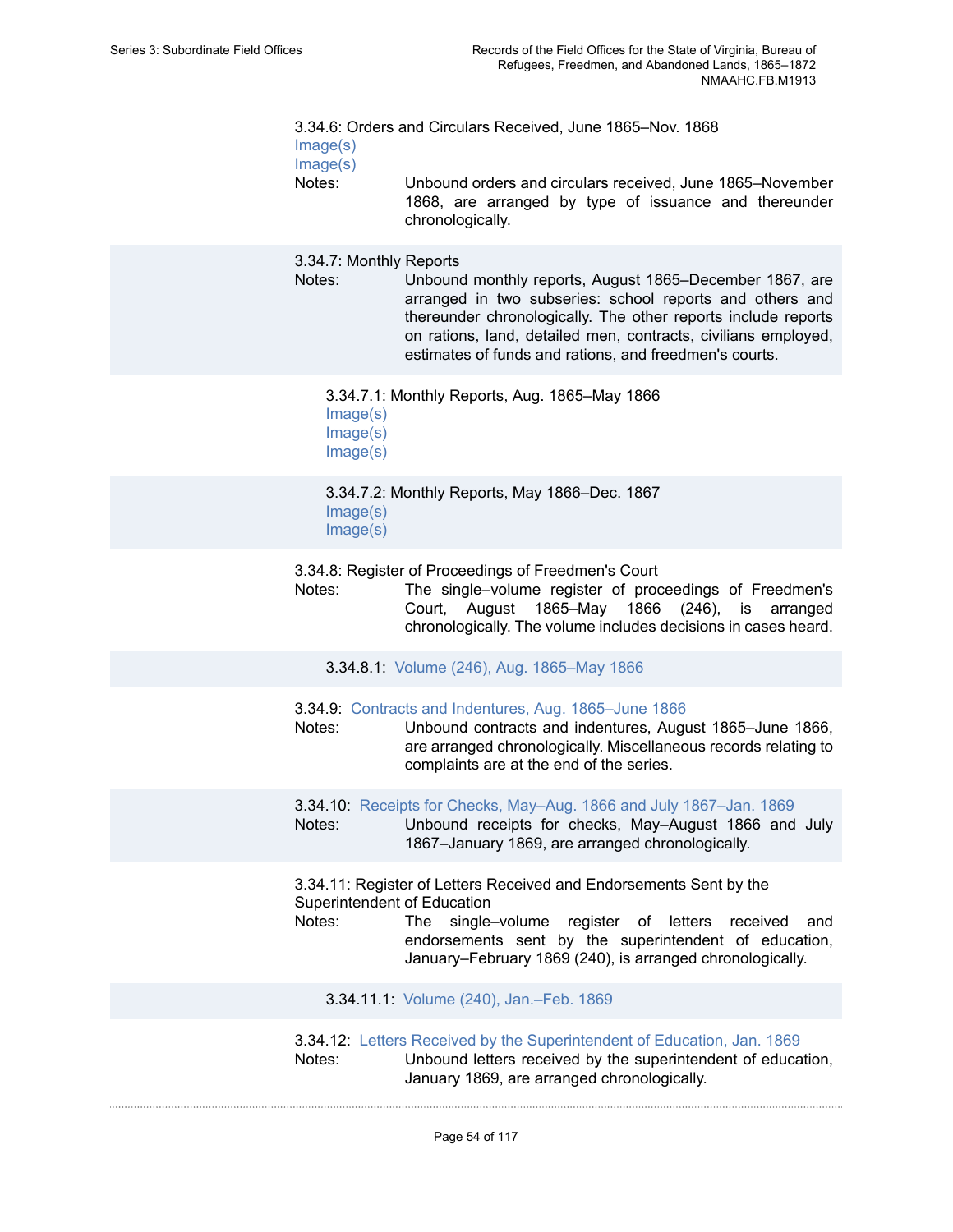3.34.6: Orders and Circulars Received, June 1865–Nov. 1868

Image(s)

Image(s)

Notes: Unbound orders and circulars received, June 1865–November 1868, are arranged by type of issuance and thereunder chronologically.

3.34.7: Monthly Reports

Notes: Unbound monthly reports, August 1865–December 1867, are arranged in two subseries: school reports and others and thereunder chronologically. The other reports include reports on rations, land, detailed men, contracts, civilians employed, estimates of funds and rations, and freedmen's courts.

3.34.7.1: Monthly Reports, Aug. 1865–May 1866

Image(s)

Image(s)

Image(s)

3.34.7.2: Monthly Reports, May 1866–Dec. 1867

Image(s)

Image(s)

3.34.8: Register of Proceedings of Freedmen's Court

Notes: The single–volume register of proceedings of Freedmen's Court, August 1865–May 1866 (246), is arranged chronologically. The volume includes decisions in cases heard.

3.34.8.1: Volume (246), Aug. 1865–May 1866

3.34.9: Contracts and Indentures, Aug. 1865–June 1866

Notes: Unbound contracts and indentures, August 1865–June 1866, are arranged chronologically. Miscellaneous records relating to complaints are at the end of the series.

3.34.10: Receipts for Checks, May–Aug. 1866 and July 1867–Jan. 1869

Notes: Unbound receipts for checks, May–August 1866 and July 1867–January 1869, are arranged chronologically.

3.34.11: Register of Letters Received and Endorsements Sent by the Superintendent of Education

Notes: The single–volume register of letters received and endorsements sent by the superintendent of education, January–February 1869 (240), is arranged chronologically.

3.34.11.1: Volume (240), Jan.–Feb. 1869

3.34.12: Letters Received by the Superintendent of Education, Jan. 1869

Notes: Unbound letters received by the superintendent of education, January 1869, are arranged chronologically.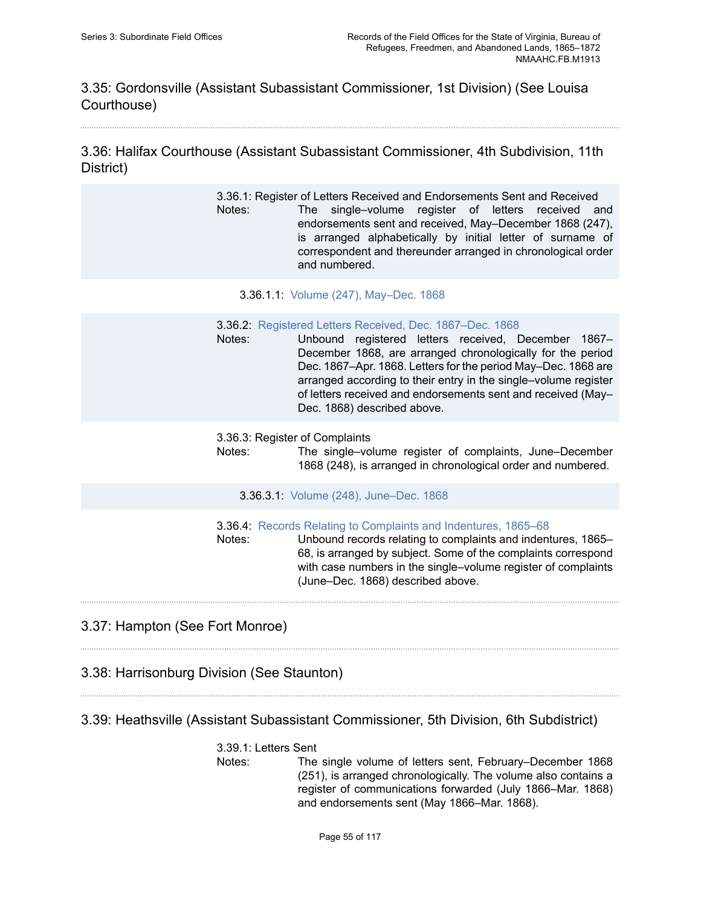## 3.35: Gordonsville (Assistant Subassistant Commissioner, 1st Division) (See Louisa Courthouse)

## 3.36: Halifax Courthouse (Assistant Subassistant Commissioner, 4th Subdivision, 11th District)

3.36.1: Register of Letters Received and Endorsements Sent and Received

Notes: The single–volume register of letters received and endorsements sent and received, May–December 1868 (247), is arranged alphabetically by initial letter of surname of correspondent and thereunder arranged in chronological order and numbered.

3.36.1.1: Volume (247), May–Dec. 1868

3.36.2: Registered Letters Received, Dec. 1867–Dec. 1868

Notes: Unbound registered letters received, December 1867–December 1868, are arranged chronologically for the period Dec. 1867–Apr. 1868. Letters for the period May–Dec. 1868 are arranged according to their entry in the single–volume register of letters received and endorsements sent and received (May–Dec. 1868) described above.

3.36.3: Register of Complaints

Notes: The single–volume register of complaints, June–December 1868 (248), is arranged in chronological order and numbered.

3.36.3.1: Volume (248), June–Dec. 1868

3.36.4: Records Relating to Complaints and Indentures, 1865–68

Notes: Unbound records relating to complaints and indentures, 1865–68, is arranged by subject. Some of the complaints correspond with case numbers in the single–volume register of complaints (June–Dec. 1868) described above.

## 3.37: Hampton (See Fort Monroe)

## 3.38: Harrisonburg Division (See Staunton)

## 3.39: Heathsville (Assistant Subassistant Commissioner, 5th Division, 6th Subdistrict)

3.39.1: Letters Sent

Notes: The single volume of letters sent, February–December 1868 (251), is arranged chronologically. The volume also contains a register of communications forwarded (July 1866–Mar. 1868) and endorsements sent (May 1866–Mar. 1868).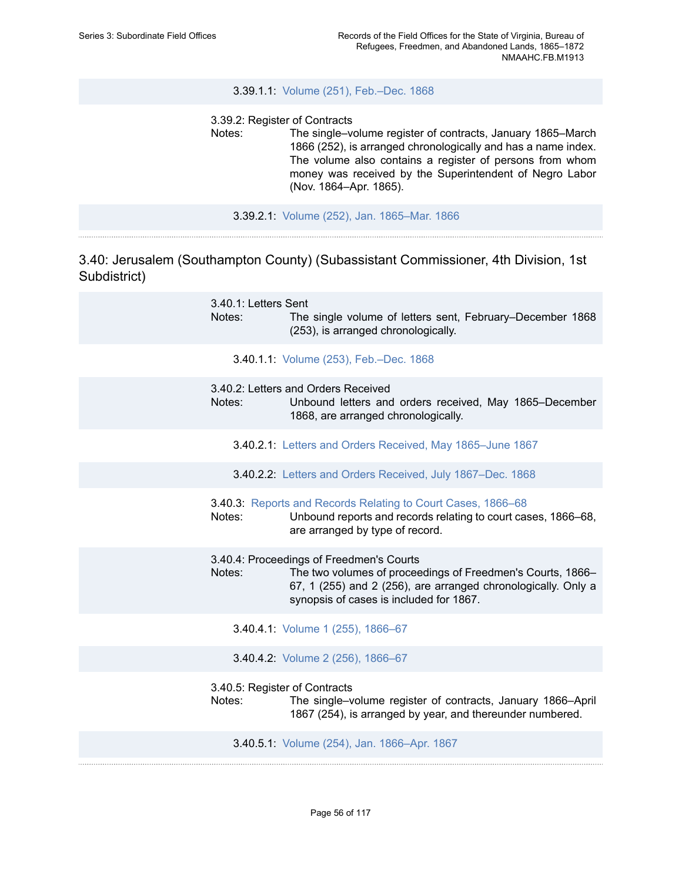3.39.1.1: Volume (251), Feb.–Dec. 1868

3.39.2: Register of Contracts

Notes: The single–volume register of contracts, January 1865–March 1866 (252), is arranged chronologically and has a name index. The volume also contains a register of persons from whom money was received by the Superintendent of Negro Labor (Nov. 1864–Apr. 1865).

3.39.2.1: Volume (252), Jan. 1865–Mar. 1866

## 3.40: Jerusalem (Southampton County) (Subassistant Commissioner, 4th Division, 1st Subdistrict)

3.40.1: Letters Sent

Notes: The single volume of letters sent, February–December 1868 (253), is arranged chronologically.

3.40.1.1: Volume (253), Feb.–Dec. 1868

3.40.2: Letters and Orders Received

Notes: Unbound letters and orders received, May 1865–December 1868, are arranged chronologically.

3.40.2.1: Letters and Orders Received, May 1865–June 1867

3.40.2.2: Letters and Orders Received, July 1867–Dec. 1868

3.40.3: Reports and Records Relating to Court Cases, 1866–68

Notes: Unbound reports and records relating to court cases, 1866–68, are arranged by type of record.

3.40.4: Proceedings of Freedmen's Courts

Notes: The two volumes of proceedings of Freedmen's Courts, 1866–67, 1 (255) and 2 (256), are arranged chronologically. Only a synopsis of cases is included for 1867.

3.40.4.1: Volume 1 (255), 1866–67

3.40.4.2: Volume 2 (256), 1866–67

3.40.5: Register of Contracts

Notes: The single–volume register of contracts, January 1866–April 1867 (254), is arranged by year, and thereunder numbered.

3.40.5.1: Volume (254), Jan. 1866–Apr. 1867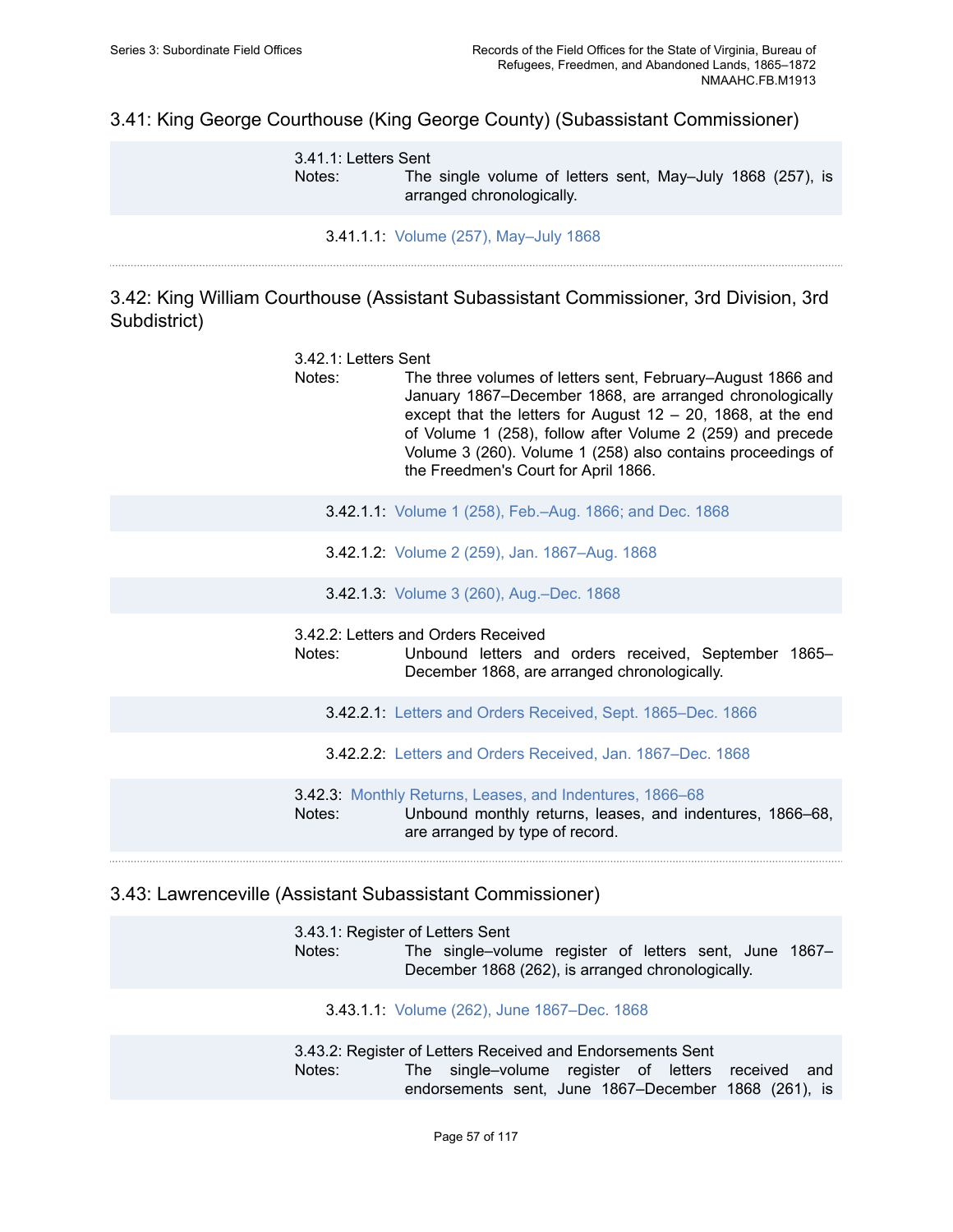## 3.41: King George Courthouse (King George County) (Subassistant Commissioner)

3.41.1: Letters Sent

Notes: The single volume of letters sent, May–July 1868 (257), is arranged chronologically.

3.41.1.1: Volume (257), May–July 1868

## 3.42: King William Courthouse (Assistant Subassistant Commissioner, 3rd Division, 3rd Subdistrict)

3.42.1: Letters Sent

Notes: The three volumes of letters sent, February–August 1866 and January 1867–December 1868, are arranged chronologically except that the letters for August 12 – 20, 1868, at the end of Volume 1 (258), follow after Volume 2 (259) and precede Volume 3 (260). Volume 1 (258) also contains proceedings of the Freedmen's Court for April 1866.

3.42.1.1: Volume 1 (258), Feb.–Aug. 1866; and Dec. 1868

3.42.1.2: Volume 2 (259), Jan. 1867–Aug. 1868

3.42.1.3: Volume 3 (260), Aug.–Dec. 1868

3.42.2: Letters and Orders Received

Notes: Unbound letters and orders received, September 1865–December 1868, are arranged chronologically.

3.42.2.1: Letters and Orders Received, Sept. 1865–Dec. 1866

3.42.2.2: Letters and Orders Received, Jan. 1867–Dec. 1868

3.42.3: Monthly Returns, Leases, and Indentures, 1866–68

Notes: Unbound monthly returns, leases, and indentures, 1866–68, are arranged by type of record.

## 3.43: Lawrenceville (Assistant Subassistant Commissioner)

3.43.1: Register of Letters Sent

Notes: The single–volume register of letters sent, June 1867–December 1868 (262), is arranged chronologically.

3.43.1.1: Volume (262), June 1867–Dec. 1868

3.43.2: Register of Letters Received and Endorsements Sent

Notes: The single–volume register of letters received and endorsements sent, June 1867–December 1868 (261), is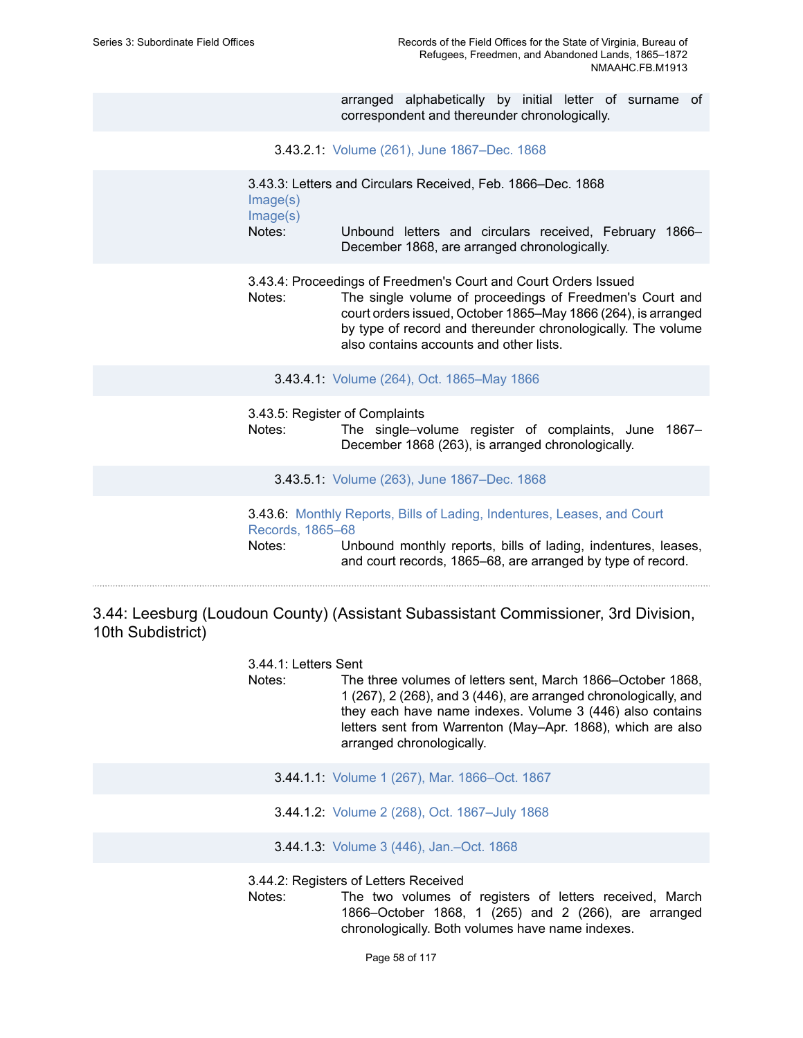arranged alphabetically by initial letter of surname of correspondent and thereunder chronologically.

3.43.2.1: Volume (261), June 1867–Dec. 1868

3.43.3: Letters and Circulars Received, Feb. 1866–Dec. 1868
Image(s)
Image(s)
Notes: Unbound letters and circulars received, February 1866–December 1868, are arranged chronologically.

3.43.4: Proceedings of Freedmen's Court and Court Orders Issued
Notes: The single volume of proceedings of Freedmen's Court and court orders issued, October 1865–May 1866 (264), is arranged by type of record and thereunder chronologically. The volume also contains accounts and other lists.

3.43.4.1: Volume (264), Oct. 1865–May 1866

3.43.5: Register of Complaints
Notes: The single–volume register of complaints, June 1867–December 1868 (263), is arranged chronologically.

3.43.5.1: Volume (263), June 1867–Dec. 1868

3.43.6: Monthly Reports, Bills of Lading, Indentures, Leases, and Court Records, 1865–68
Notes: Unbound monthly reports, bills of lading, indentures, leases, and court records, 1865–68, are arranged by type of record.

## 3.44: Leesburg (Loudoun County) (Assistant Subassistant Commissioner, 3rd Division, 10th Subdistrict)

3.44.1: Letters Sent
Notes: The three volumes of letters sent, March 1866–October 1868, 1 (267), 2 (268), and 3 (446), are arranged chronologically, and they each have name indexes. Volume 3 (446) also contains letters sent from Warrenton (May–Apr. 1868), which are also arranged chronologically.

3.44.1.1: Volume 1 (267), Mar. 1866–Oct. 1867

3.44.1.2: Volume 2 (268), Oct. 1867–July 1868

3.44.1.3: Volume 3 (446), Jan.–Oct. 1868

3.44.2: Registers of Letters Received
Notes: The two volumes of registers of letters received, March 1866–October 1868, 1 (265) and 2 (266), are arranged chronologically. Both volumes have name indexes.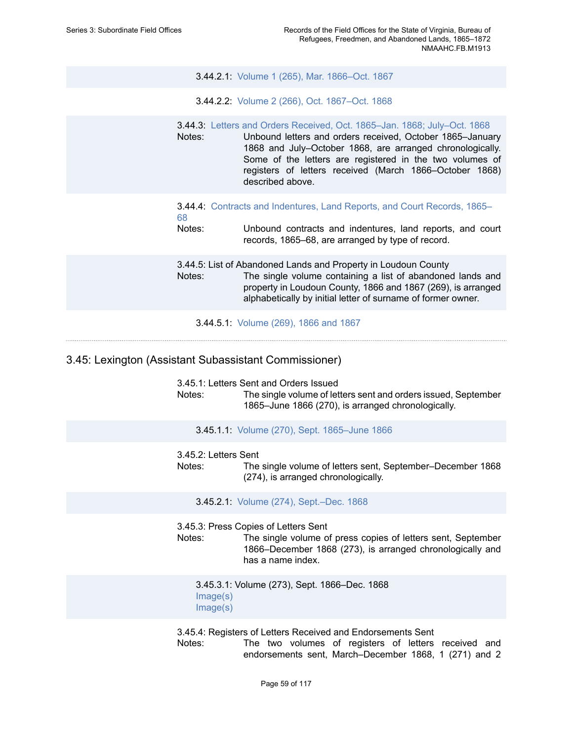3.44.2.1: Volume 1 (265), Mar. 1866–Oct. 1867

3.44.2.2: Volume 2 (266), Oct. 1867–Oct. 1868

3.44.3: Letters and Orders Received, Oct. 1865–Jan. 1868; July–Oct. 1868

Notes: Unbound letters and orders received, October 1865–January 1868 and July–October 1868, are arranged chronologically. Some of the letters are registered in the two volumes of registers of letters received (March 1866–October 1868) described above.

3.44.4: Contracts and Indentures, Land Reports, and Court Records, 1865–68

Notes: Unbound contracts and indentures, land reports, and court records, 1865–68, are arranged by type of record.

3.44.5: List of Abandoned Lands and Property in Loudoun County

Notes: The single volume containing a list of abandoned lands and property in Loudoun County, 1866 and 1867 (269), is arranged alphabetically by initial letter of surname of former owner.

3.44.5.1: Volume (269), 1866 and 1867

## 3.45: Lexington (Assistant Subassistant Commissioner)

3.45.1: Letters Sent and Orders Issued

Notes: The single volume of letters sent and orders issued, September 1865–June 1866 (270), is arranged chronologically.

3.45.1.1: Volume (270), Sept. 1865–June 1866

3.45.2: Letters Sent

Notes: The single volume of letters sent, September–December 1868 (274), is arranged chronologically.

3.45.2.1: Volume (274), Sept.–Dec. 1868

3.45.3: Press Copies of Letters Sent

Notes: The single volume of press copies of letters sent, September 1866–December 1868 (273), is arranged chronologically and has a name index.

3.45.3.1: Volume (273), Sept. 1866–Dec. 1868
Image(s)
Image(s)

3.45.4: Registers of Letters Received and Endorsements Sent

Notes: The two volumes of registers of letters received and endorsements sent, March–December 1868, 1 (271) and 2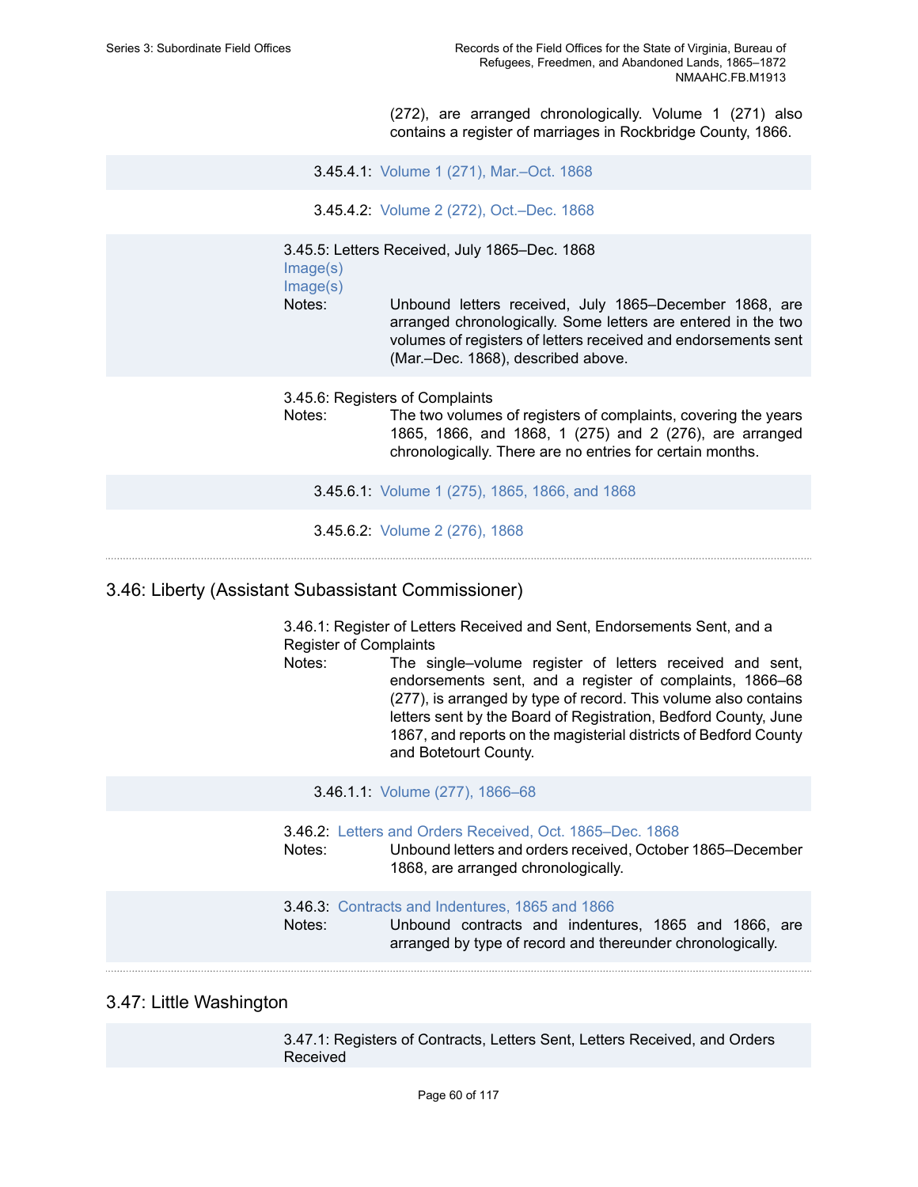(272), are arranged chronologically. Volume 1 (271) also contains a register of marriages in Rockbridge County, 1866.

3.45.4.1: Volume 1 (271), Mar.–Oct. 1868

3.45.4.2: Volume 2 (272), Oct.–Dec. 1868

3.45.5: Letters Received, July 1865–Dec. 1868
Image(s)
Image(s)
Notes: Unbound letters received, July 1865–December 1868, are arranged chronologically. Some letters are entered in the two volumes of registers of letters received and endorsements sent (Mar.–Dec. 1868), described above.

3.45.6: Registers of Complaints
Notes: The two volumes of registers of complaints, covering the years 1865, 1866, and 1868, 1 (275) and 2 (276), are arranged chronologically. There are no entries for certain months.

3.45.6.1: Volume 1 (275), 1865, 1866, and 1868

3.45.6.2: Volume 2 (276), 1868

## 3.46: Liberty (Assistant Subassistant Commissioner)

3.46.1: Register of Letters Received and Sent, Endorsements Sent, and a Register of Complaints
Notes: The single–volume register of letters received and sent, endorsements sent, and a register of complaints, 1866–68 (277), is arranged by type of record. This volume also contains letters sent by the Board of Registration, Bedford County, June 1867, and reports on the magisterial districts of Bedford County and Botetourt County.

3.46.1.1: Volume (277), 1866–68

3.46.2: Letters and Orders Received, Oct. 1865–Dec. 1868
Notes: Unbound letters and orders received, October 1865–December 1868, are arranged chronologically.

3.46.3: Contracts and Indentures, 1865 and 1866
Notes: Unbound contracts and indentures, 1865 and 1866, are arranged by type of record and thereunder chronologically.

## 3.47: Little Washington

3.47.1: Registers of Contracts, Letters Sent, Letters Received, and Orders Received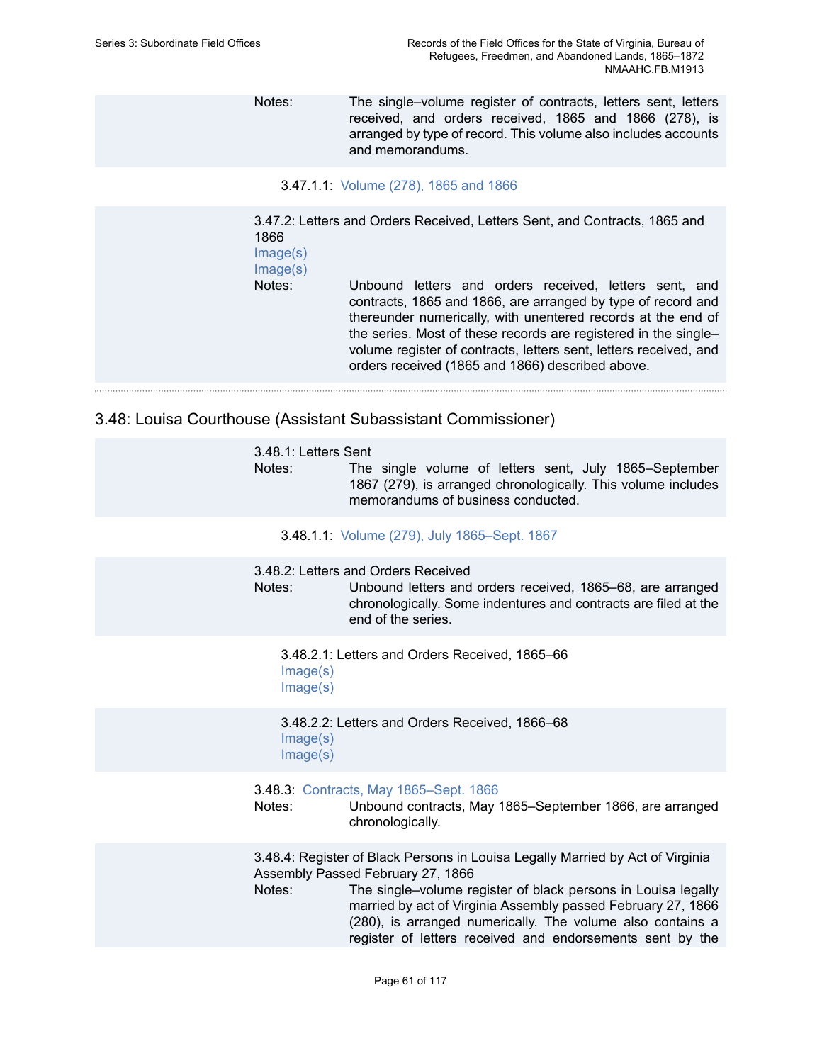Notes: The single–volume register of contracts, letters sent, letters received, and orders received, 1865 and 1866 (278), is arranged by type of record. This volume also includes accounts and memorandums.

3.47.1.1: Volume (278), 1865 and 1866

3.47.2: Letters and Orders Received, Letters Sent, and Contracts, 1865 and 1866

Image(s)

Image(s)

Notes: Unbound letters and orders received, letters sent, and contracts, 1865 and 1866, are arranged by type of record and thereunder numerically, with unentered records at the end of the series. Most of these records are registered in the single–volume register of contracts, letters sent, letters received, and orders received (1865 and 1866) described above.

## 3.48: Louisa Courthouse (Assistant Subassistant Commissioner)

3.48.1: Letters Sent

Notes: The single volume of letters sent, July 1865–September 1867 (279), is arranged chronologically. This volume includes memorandums of business conducted.

3.48.1.1: Volume (279), July 1865–Sept. 1867

3.48.2: Letters and Orders Received

Notes: Unbound letters and orders received, 1865–68, are arranged chronologically. Some indentures and contracts are filed at the end of the series.

3.48.2.1: Letters and Orders Received, 1865–66

Image(s)

Image(s)

3.48.2.2: Letters and Orders Received, 1866–68

Image(s)

Image(s)

3.48.3: Contracts, May 1865–Sept. 1866

Notes: Unbound contracts, May 1865–September 1866, are arranged chronologically.

3.48.4: Register of Black Persons in Louisa Legally Married by Act of Virginia Assembly Passed February 27, 1866

Notes: The single–volume register of black persons in Louisa legally married by act of Virginia Assembly passed February 27, 1866 (280), is arranged numerically. The volume also contains a register of letters received and endorsements sent by the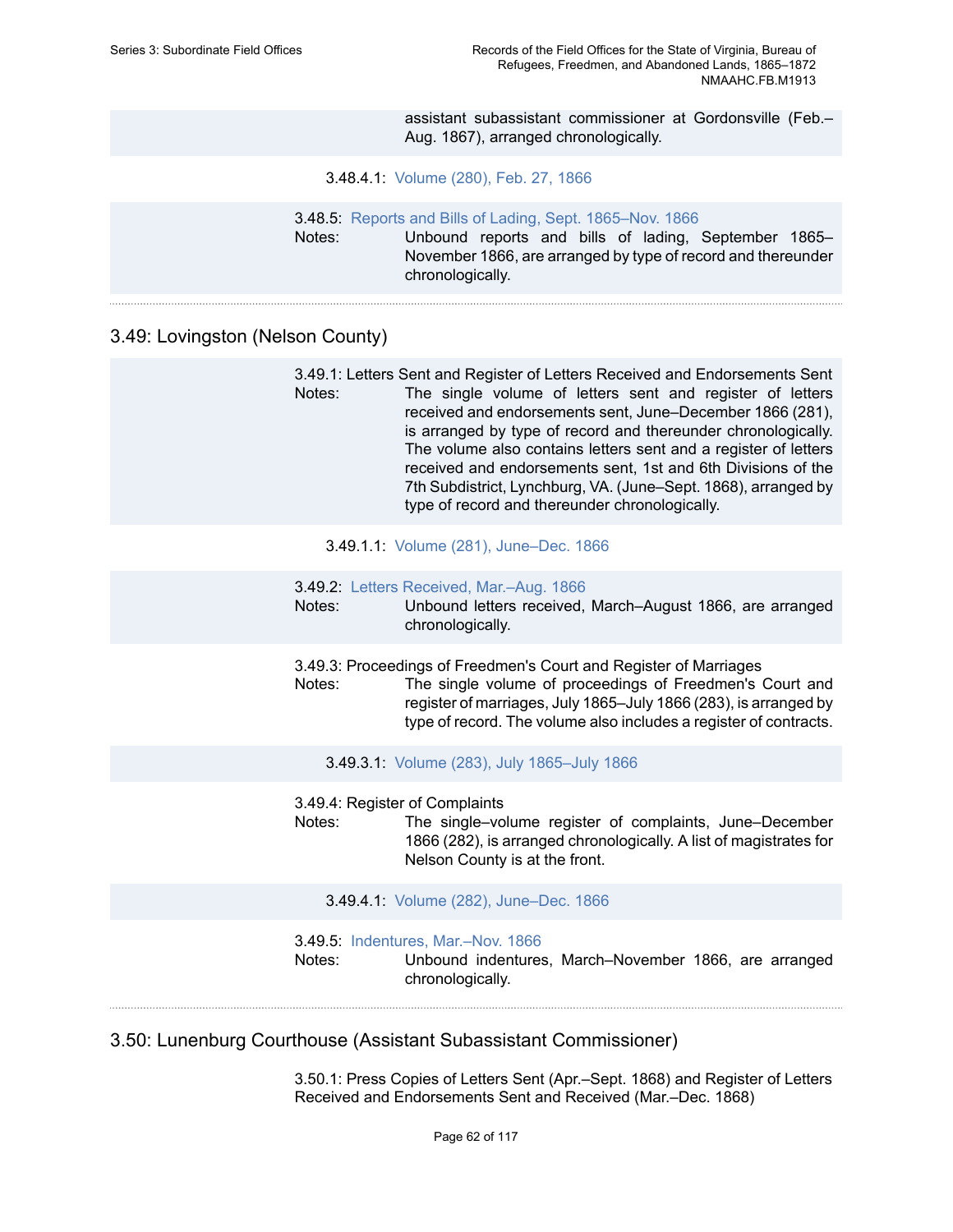assistant subassistant commissioner at Gordonsville (Feb.–Aug. 1867), arranged chronologically.

3.48.4.1: Volume (280), Feb. 27, 1866

3.48.5: Reports and Bills of Lading, Sept. 1865–Nov. 1866
Notes: Unbound reports and bills of lading, September 1865–November 1866, are arranged by type of record and thereunder chronologically.

## 3.49: Lovingston (Nelson County)

3.49.1: Letters Sent and Register of Letters Received and Endorsements Sent
Notes: The single volume of letters sent and register of letters received and endorsements sent, June–December 1866 (281), is arranged by type of record and thereunder chronologically. The volume also contains letters sent and a register of letters received and endorsements sent, 1st and 6th Divisions of the 7th Subdistrict, Lynchburg, VA. (June–Sept. 1868), arranged by type of record and thereunder chronologically.

3.49.1.1: Volume (281), June–Dec. 1866

3.49.2: Letters Received, Mar.–Aug. 1866
Notes: Unbound letters received, March–August 1866, are arranged chronologically.

3.49.3: Proceedings of Freedmen's Court and Register of Marriages
Notes: The single volume of proceedings of Freedmen's Court and register of marriages, July 1865–July 1866 (283), is arranged by type of record. The volume also includes a register of contracts.

3.49.3.1: Volume (283), July 1865–July 1866

3.49.4: Register of Complaints
Notes: The single–volume register of complaints, June–December 1866 (282), is arranged chronologically. A list of magistrates for Nelson County is at the front.

3.49.4.1: Volume (282), June–Dec. 1866

3.49.5: Indentures, Mar.–Nov. 1866
Notes: Unbound indentures, March–November 1866, are arranged chronologically.

## 3.50: Lunenburg Courthouse (Assistant Subassistant Commissioner)

3.50.1: Press Copies of Letters Sent (Apr.–Sept. 1868) and Register of Letters Received and Endorsements Sent and Received (Mar.–Dec. 1868)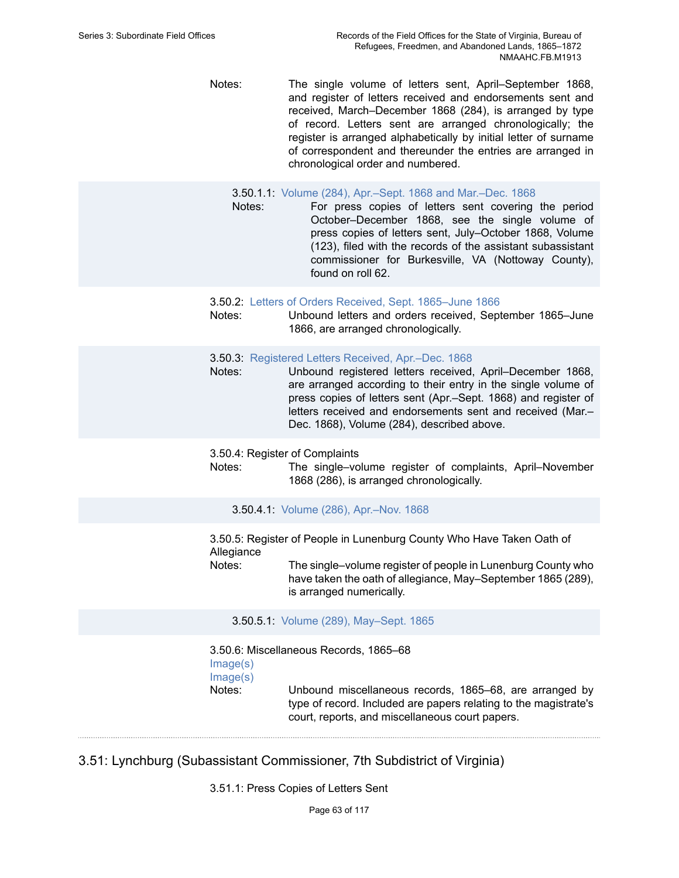Notes: The single volume of letters sent, April–September 1868, and register of letters received and endorsements sent and received, March–December 1868 (284), is arranged by type of record. Letters sent are arranged chronologically; the register is arranged alphabetically by initial letter of surname of correspondent and thereunder the entries are arranged in chronological order and numbered.

3.50.1.1: Volume (284), Apr.–Sept. 1868 and Mar.–Dec. 1868

Notes: For press copies of letters sent covering the period October–December 1868, see the single volume of press copies of letters sent, July–October 1868, Volume (123), filed with the records of the assistant subassistant commissioner for Burkesville, VA (Nottoway County), found on roll 62.

3.50.2: Letters of Orders Received, Sept. 1865–June 1866

Notes: Unbound letters and orders received, September 1865–June 1866, are arranged chronologically.

3.50.3: Registered Letters Received, Apr.–Dec. 1868

Notes: Unbound registered letters received, April–December 1868, are arranged according to their entry in the single volume of press copies of letters sent (Apr.–Sept. 1868) and register of letters received and endorsements sent and received (Mar.–Dec. 1868), Volume (284), described above.

3.50.4: Register of Complaints

Notes: The single–volume register of complaints, April–November 1868 (286), is arranged chronologically.

3.50.4.1: Volume (286), Apr.–Nov. 1868

3.50.5: Register of People in Lunenburg County Who Have Taken Oath of Allegiance

Notes: The single–volume register of people in Lunenburg County who have taken the oath of allegiance, May–September 1865 (289), is arranged numerically.

3.50.5.1: Volume (289), May–Sept. 1865

3.50.6: Miscellaneous Records, 1865–68

Image(s)

Image(s)

Notes: Unbound miscellaneous records, 1865–68, are arranged by type of record. Included are papers relating to the magistrate's court, reports, and miscellaneous court papers.

## 3.51: Lynchburg (Subassistant Commissioner, 7th Subdistrict of Virginia)

3.51.1: Press Copies of Letters Sent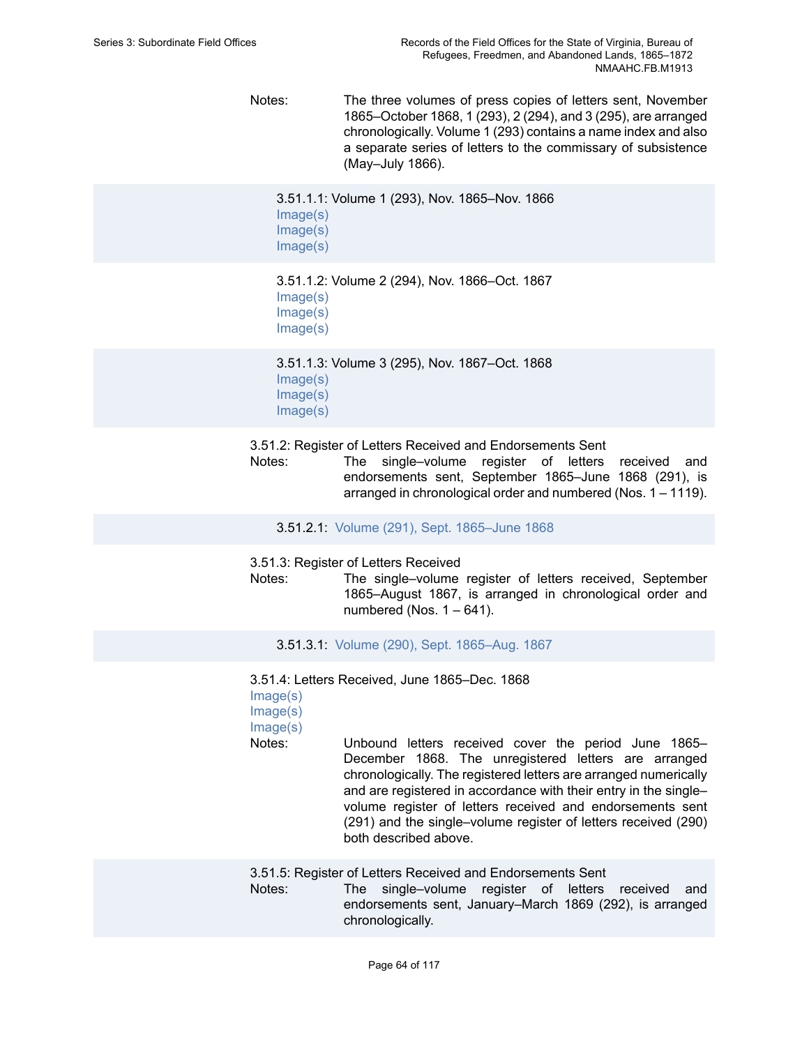Notes: The three volumes of press copies of letters sent, November 1865–October 1868, 1 (293), 2 (294), and 3 (295), are arranged chronologically. Volume 1 (293) contains a name index and also a separate series of letters to the commissary of subsistence (May–July 1866).

3.51.1.1: Volume 1 (293), Nov. 1865–Nov. 1866
Image(s)
Image(s)
Image(s)

3.51.1.2: Volume 2 (294), Nov. 1866–Oct. 1867
Image(s)
Image(s)
Image(s)

3.51.1.3: Volume 3 (295), Nov. 1867–Oct. 1868
Image(s)
Image(s)
Image(s)

3.51.2: Register of Letters Received and Endorsements Sent

Notes: The single–volume register of letters received and endorsements sent, September 1865–June 1868 (291), is arranged in chronological order and numbered (Nos. 1 – 1119).

3.51.2.1: Volume (291), Sept. 1865–June 1868

3.51.3: Register of Letters Received

Notes: The single–volume register of letters received, September 1865–August 1867, is arranged in chronological order and numbered (Nos. 1 – 641).

3.51.3.1: Volume (290), Sept. 1865–Aug. 1867

3.51.4: Letters Received, June 1865–Dec. 1868
Image(s)
Image(s)
Image(s)

Notes: Unbound letters received cover the period June 1865–December 1868. The unregistered letters are arranged chronologically. The registered letters are arranged numerically and are registered in accordance with their entry in the single–volume register of letters received and endorsements sent (291) and the single–volume register of letters received (290) both described above.

3.51.5: Register of Letters Received and Endorsements Sent

Notes: The single–volume register of letters received and endorsements sent, January–March 1869 (292), is arranged chronologically.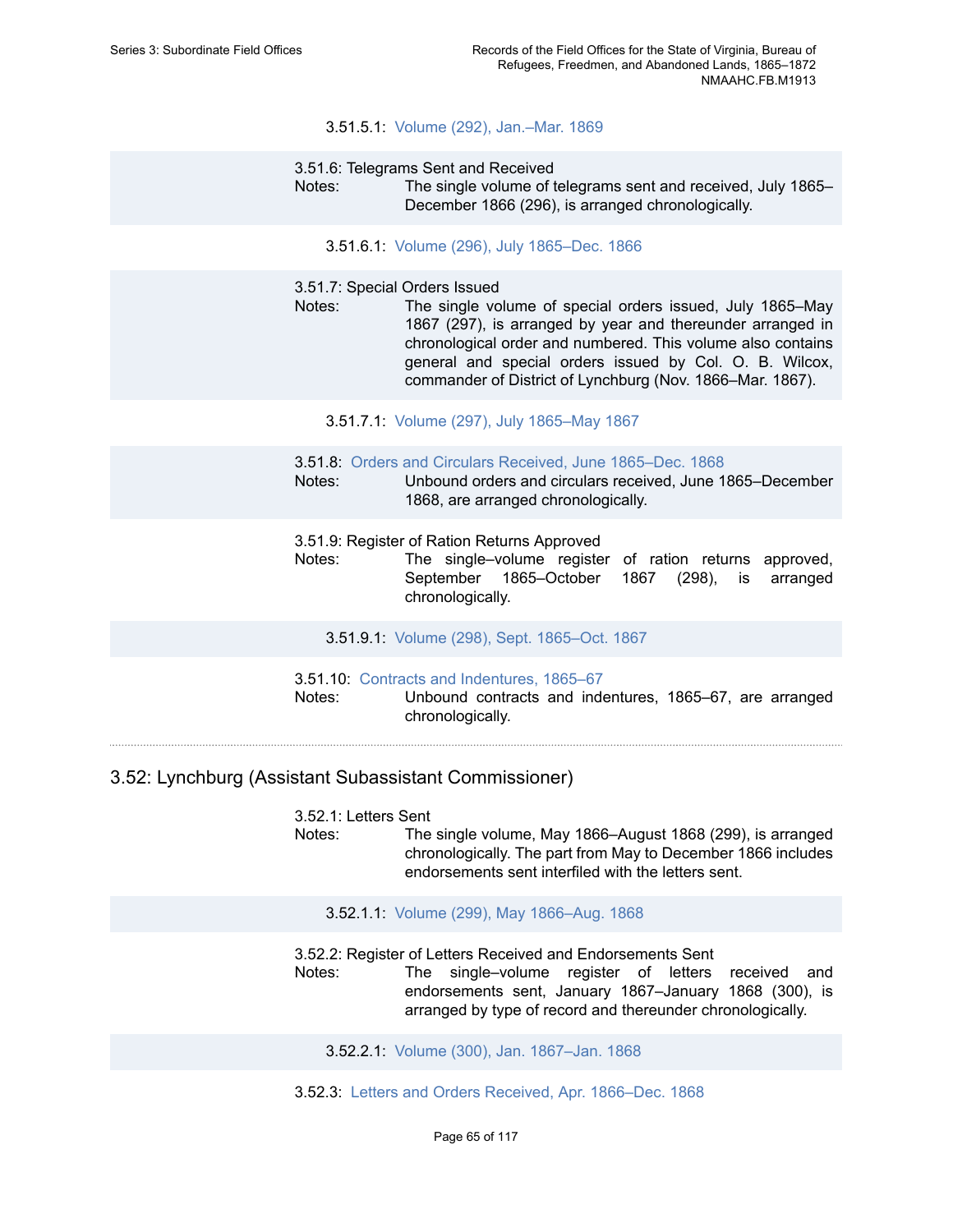3.51.5.1: Volume (292), Jan.–Mar. 1869

3.51.6: Telegrams Sent and Received

Notes: The single volume of telegrams sent and received, July 1865–December 1866 (296), is arranged chronologically.

3.51.6.1: Volume (296), July 1865–Dec. 1866

3.51.7: Special Orders Issued

Notes: The single volume of special orders issued, July 1865–May 1867 (297), is arranged by year and thereunder arranged in chronological order and numbered. This volume also contains general and special orders issued by Col. O. B. Wilcox, commander of District of Lynchburg (Nov. 1866–Mar. 1867).

3.51.7.1: Volume (297), July 1865–May 1867

3.51.8: Orders and Circulars Received, June 1865–Dec. 1868

Notes: Unbound orders and circulars received, June 1865–December 1868, are arranged chronologically.

3.51.9: Register of Ration Returns Approved

Notes: The single–volume register of ration returns approved, September 1865–October 1867 (298), is arranged chronologically.

3.51.9.1: Volume (298), Sept. 1865–Oct. 1867

3.51.10: Contracts and Indentures, 1865–67

Notes: Unbound contracts and indentures, 1865–67, are arranged chronologically.

## 3.52: Lynchburg (Assistant Subassistant Commissioner)

3.52.1: Letters Sent

Notes: The single volume, May 1866–August 1868 (299), is arranged chronologically. The part from May to December 1866 includes endorsements sent interfiled with the letters sent.

3.52.1.1: Volume (299), May 1866–Aug. 1868

3.52.2: Register of Letters Received and Endorsements Sent

Notes: The single–volume register of letters received and endorsements sent, January 1867–January 1868 (300), is arranged by type of record and thereunder chronologically.

3.52.2.1: Volume (300), Jan. 1867–Jan. 1868

3.52.3: Letters and Orders Received, Apr. 1866–Dec. 1868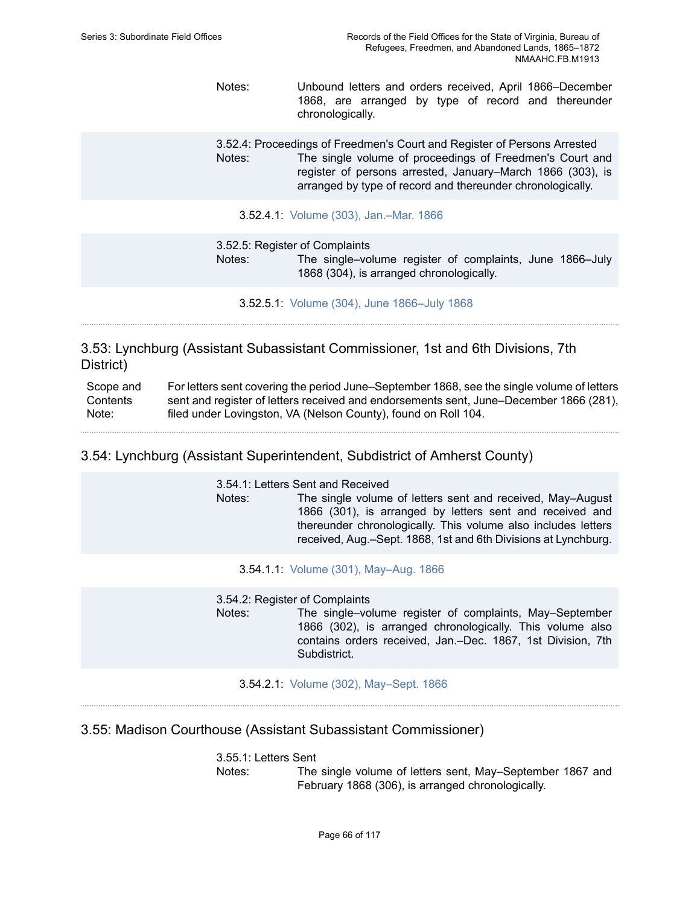Notes: Unbound letters and orders received, April 1866–December 1868, are arranged by type of record and thereunder chronologically.

3.52.4: Proceedings of Freedmen's Court and Register of Persons Arrested

Notes: The single volume of proceedings of Freedmen's Court and register of persons arrested, January–March 1866 (303), is arranged by type of record and thereunder chronologically.

3.52.4.1: Volume (303), Jan.–Mar. 1866

3.52.5: Register of Complaints

Notes: The single–volume register of complaints, June 1866–July 1868 (304), is arranged chronologically.

3.52.5.1: Volume (304), June 1866–July 1868

## 3.53: Lynchburg (Assistant Subassistant Commissioner, 1st and 6th Divisions, 7th District)

Scope and Contents Note: For letters sent covering the period June–September 1868, see the single volume of letters sent and register of letters received and endorsements sent, June–December 1866 (281), filed under Lovingston, VA (Nelson County), found on Roll 104.

## 3.54: Lynchburg (Assistant Superintendent, Subdistrict of Amherst County)

3.54.1: Letters Sent and Received

Notes: The single volume of letters sent and received, May–August 1866 (301), is arranged by letters sent and received and thereunder chronologically. This volume also includes letters received, Aug.–Sept. 1868, 1st and 6th Divisions at Lynchburg.

3.54.1.1: Volume (301), May–Aug. 1866

3.54.2: Register of Complaints

Notes: The single–volume register of complaints, May–September 1866 (302), is arranged chronologically. This volume also contains orders received, Jan.–Dec. 1867, 1st Division, 7th Subdistrict.

3.54.2.1: Volume (302), May–Sept. 1866

## 3.55: Madison Courthouse (Assistant Subassistant Commissioner)

3.55.1: Letters Sent

Notes: The single volume of letters sent, May–September 1867 and February 1868 (306), is arranged chronologically.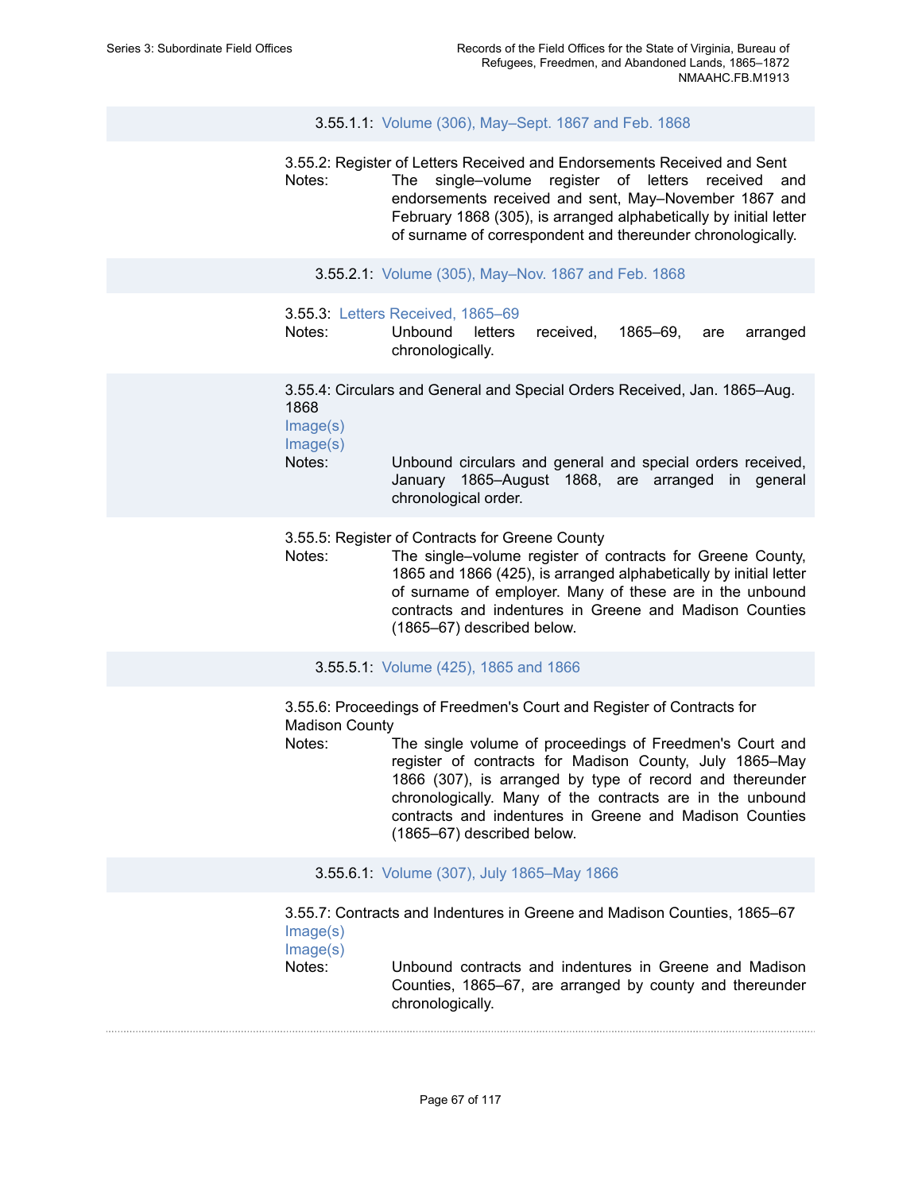3.55.1.1: Volume (306), May–Sept. 1867 and Feb. 1868

3.55.2: Register of Letters Received and Endorsements Received and Sent

Notes: The single–volume register of letters received and endorsements received and sent, May–November 1867 and February 1868 (305), is arranged alphabetically by initial letter of surname of correspondent and thereunder chronologically.

3.55.2.1: Volume (305), May–Nov. 1867 and Feb. 1868

3.55.3: Letters Received, 1865–69

Notes: Unbound letters received, 1865–69, are arranged chronologically.

3.55.4: Circulars and General and Special Orders Received, Jan. 1865–Aug. 1868

Image(s)

Image(s)

Notes: Unbound circulars and general and special orders received, January 1865–August 1868, are arranged in general chronological order.

3.55.5: Register of Contracts for Greene County

Notes: The single–volume register of contracts for Greene County, 1865 and 1866 (425), is arranged alphabetically by initial letter of surname of employer. Many of these are in the unbound contracts and indentures in Greene and Madison Counties (1865–67) described below.

3.55.5.1: Volume (425), 1865 and 1866

3.55.6: Proceedings of Freedmen's Court and Register of Contracts for Madison County

Notes: The single volume of proceedings of Freedmen's Court and register of contracts for Madison County, July 1865–May 1866 (307), is arranged by type of record and thereunder chronologically. Many of the contracts are in the unbound contracts and indentures in Greene and Madison Counties (1865–67) described below.

3.55.6.1: Volume (307), July 1865–May 1866

3.55.7: Contracts and Indentures in Greene and Madison Counties, 1865–67

Image(s)

Image(s)

Notes: Unbound contracts and indentures in Greene and Madison Counties, 1865–67, are arranged by county and thereunder chronologically.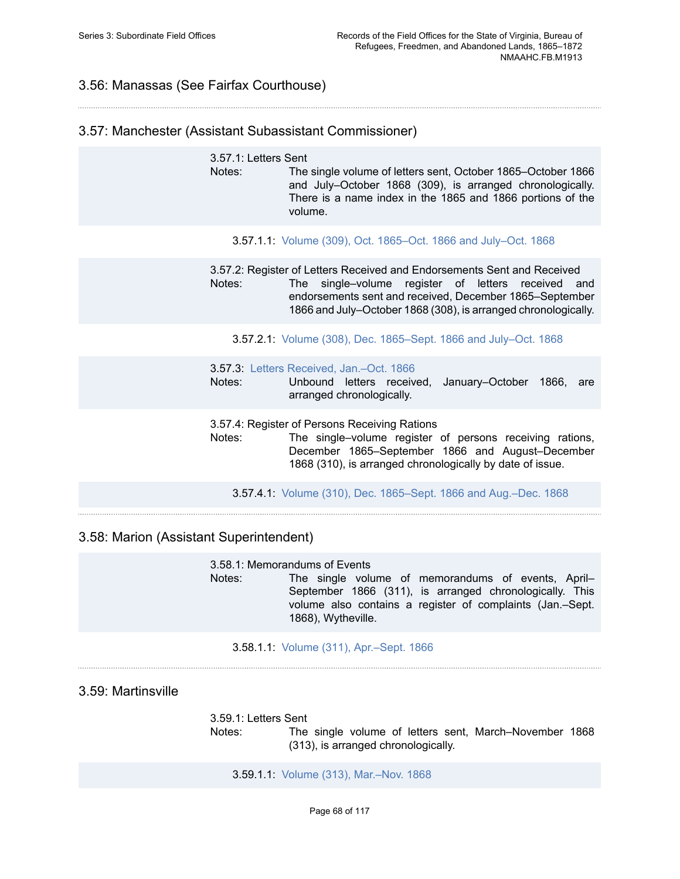## 3.56: Manassas (See Fairfax Courthouse)

## 3.57: Manchester (Assistant Subassistant Commissioner)

3.57.1: Letters Sent

Notes: The single volume of letters sent, October 1865–October 1866 and July–October 1868 (309), is arranged chronologically. There is a name index in the 1865 and 1866 portions of the volume.

3.57.1.1: Volume (309), Oct. 1865–Oct. 1866 and July–Oct. 1868

3.57.2: Register of Letters Received and Endorsements Sent and Received

Notes: The single–volume register of letters received and endorsements sent and received, December 1865–September 1866 and July–October 1868 (308), is arranged chronologically.

3.57.2.1: Volume (308), Dec. 1865–Sept. 1866 and July–Oct. 1868

3.57.3: Letters Received, Jan.–Oct. 1866

Notes: Unbound letters received, January–October 1866, are arranged chronologically.

3.57.4: Register of Persons Receiving Rations

Notes: The single–volume register of persons receiving rations, December 1865–September 1866 and August–December 1868 (310), is arranged chronologically by date of issue.

3.57.4.1: Volume (310), Dec. 1865–Sept. 1866 and Aug.–Dec. 1868

## 3.58: Marion (Assistant Superintendent)

3.58.1: Memorandums of Events

Notes: The single volume of memorandums of events, April–September 1866 (311), is arranged chronologically. This volume also contains a register of complaints (Jan.–Sept. 1868), Wytheville.

3.58.1.1: Volume (311), Apr.–Sept. 1866

## 3.59: Martinsville

3.59.1: Letters Sent

Notes: The single volume of letters sent, March–November 1868 (313), is arranged chronologically.

3.59.1.1: Volume (313), Mar.–Nov. 1868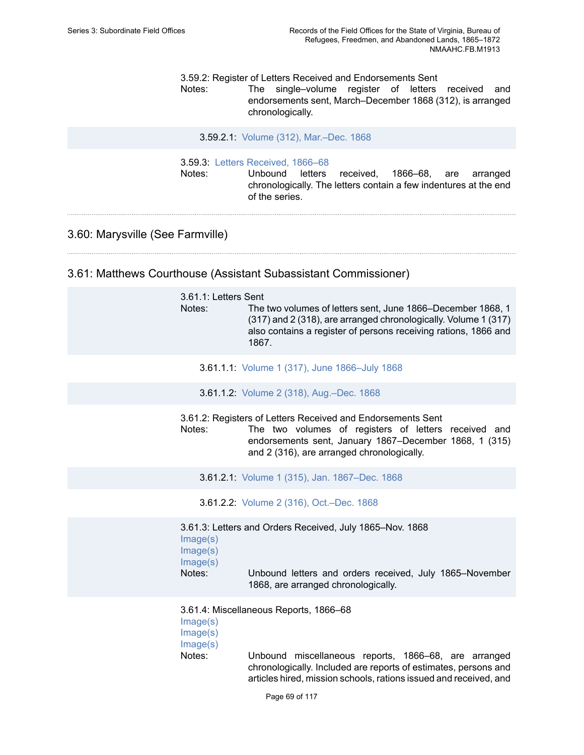3.59.2: Register of Letters Received and Endorsements Sent

Notes: The single–volume register of letters received and endorsements sent, March–December 1868 (312), is arranged chronologically.

3.59.2.1: Volume (312), Mar.–Dec. 1868

3.59.3: Letters Received, 1866–68

Notes: Unbound letters received, 1866–68, are arranged chronologically. The letters contain a few indentures at the end of the series.

## 3.60: Marysville (See Farmville)

## 3.61: Matthews Courthouse (Assistant Subassistant Commissioner)

3.61.1: Letters Sent

Notes: The two volumes of letters sent, June 1866–December 1868, 1 (317) and 2 (318), are arranged chronologically. Volume 1 (317) also contains a register of persons receiving rations, 1866 and 1867.

3.61.1.1: Volume 1 (317), June 1866–July 1868

3.61.1.2: Volume 2 (318), Aug.–Dec. 1868

3.61.2: Registers of Letters Received and Endorsements Sent

Notes: The two volumes of registers of letters received and endorsements sent, January 1867–December 1868, 1 (315) and 2 (316), are arranged chronologically.

3.61.2.1: Volume 1 (315), Jan. 1867–Dec. 1868

3.61.2.2: Volume 2 (316), Oct.–Dec. 1868

3.61.3: Letters and Orders Received, July 1865–Nov. 1868

Image(s)
Image(s)
Image(s)

Notes: Unbound letters and orders received, July 1865–November 1868, are arranged chronologically.

3.61.4: Miscellaneous Reports, 1866–68

Image(s)
Image(s)
Image(s)

Notes: Unbound miscellaneous reports, 1866–68, are arranged chronologically. Included are reports of estimates, persons and articles hired, mission schools, rations issued and received, and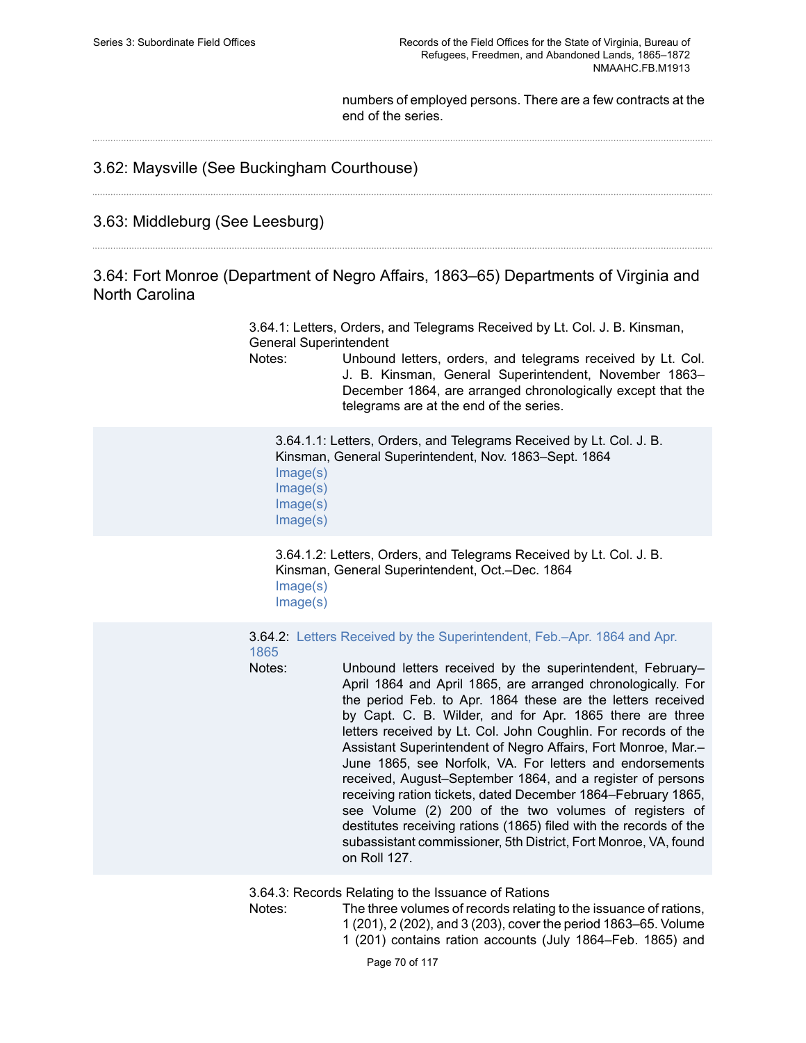numbers of employed persons. There are a few contracts at the end of the series.

## 3.62: Maysville (See Buckingham Courthouse)

## 3.63: Middleburg (See Leesburg)

## 3.64: Fort Monroe (Department of Negro Affairs, 1863–65) Departments of Virginia and North Carolina

3.64.1: Letters, Orders, and Telegrams Received by Lt. Col. J. B. Kinsman, General Superintendent

Notes: Unbound letters, orders, and telegrams received by Lt. Col. J. B. Kinsman, General Superintendent, November 1863–December 1864, are arranged chronologically except that the telegrams are at the end of the series.

3.64.1.1: Letters, Orders, and Telegrams Received by Lt. Col. J. B. Kinsman, General Superintendent, Nov. 1863–Sept. 1864
Image(s)
Image(s)
Image(s)
Image(s)

3.64.1.2: Letters, Orders, and Telegrams Received by Lt. Col. J. B. Kinsman, General Superintendent, Oct.–Dec. 1864
Image(s)
Image(s)

3.64.2: Letters Received by the Superintendent, Feb.–Apr. 1864 and Apr. 1865

Notes: Unbound letters received by the superintendent, February–April 1864 and April 1865, are arranged chronologically. For the period Feb. to Apr. 1864 these are the letters received by Capt. C. B. Wilder, and for Apr. 1865 there are three letters received by Lt. Col. John Coughlin. For records of the Assistant Superintendent of Negro Affairs, Fort Monroe, Mar.–June 1865, see Norfolk, VA. For letters and endorsements received, August–September 1864, and a register of persons receiving ration tickets, dated December 1864–February 1865, see Volume (2) 200 of the two volumes of registers of destitutes receiving rations (1865) filed with the records of the subassistant commissioner, 5th District, Fort Monroe, VA, found on Roll 127.

3.64.3: Records Relating to the Issuance of Rations

Notes: The three volumes of records relating to the issuance of rations, 1 (201), 2 (202), and 3 (203), cover the period 1863–65. Volume 1 (201) contains ration accounts (July 1864–Feb. 1865) and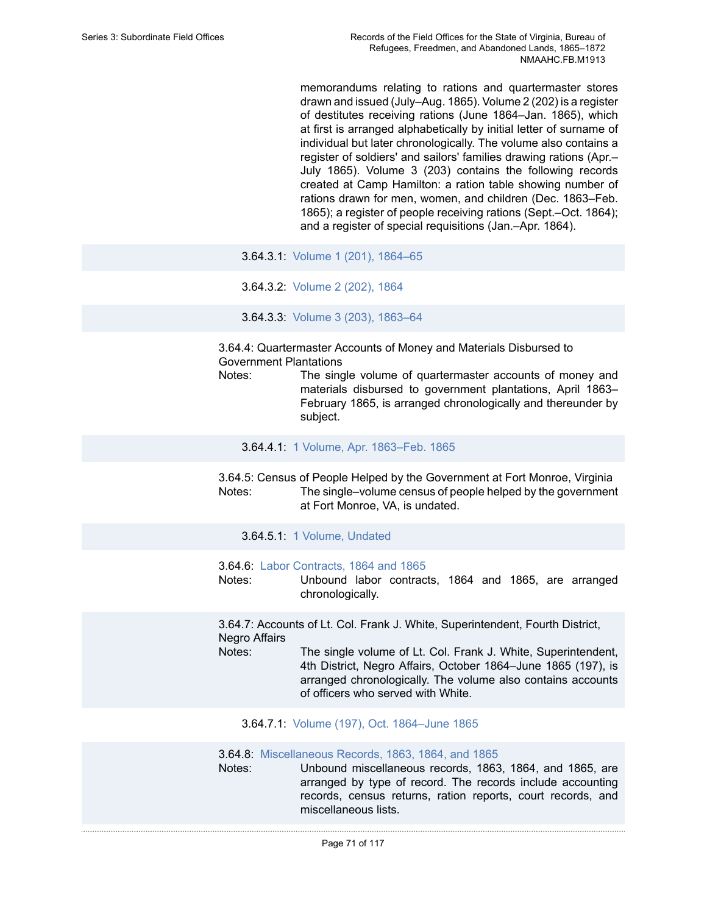memorandums relating to rations and quartermaster stores drawn and issued (July–Aug. 1865). Volume 2 (202) is a register of destitutes receiving rations (June 1864–Jan. 1865), which at first is arranged alphabetically by initial letter of surname of individual but later chronologically. The volume also contains a register of soldiers' and sailors' families drawing rations (Apr.–July 1865). Volume 3 (203) contains the following records created at Camp Hamilton: a ration table showing number of rations drawn for men, women, and children (Dec. 1863–Feb. 1865); a register of people receiving rations (Sept.–Oct. 1864); and a register of special requisitions (Jan.–Apr. 1864).

3.64.3.1: Volume 1 (201), 1864–65

3.64.3.2: Volume 2 (202), 1864

3.64.3.3: Volume 3 (203), 1863–64

3.64.4: Quartermaster Accounts of Money and Materials Disbursed to Government Plantations

Notes: The single volume of quartermaster accounts of money and materials disbursed to government plantations, April 1863–February 1865, is arranged chronologically and thereunder by subject.

3.64.4.1: 1 Volume, Apr. 1863–Feb. 1865

3.64.5: Census of People Helped by the Government at Fort Monroe, Virginia

Notes: The single–volume census of people helped by the government at Fort Monroe, VA, is undated.

3.64.5.1: 1 Volume, Undated

3.64.6: Labor Contracts, 1864 and 1865

Notes: Unbound labor contracts, 1864 and 1865, are arranged chronologically.

3.64.7: Accounts of Lt. Col. Frank J. White, Superintendent, Fourth District, Negro Affairs

Notes: The single volume of Lt. Col. Frank J. White, Superintendent, 4th District, Negro Affairs, October 1864–June 1865 (197), is arranged chronologically. The volume also contains accounts of officers who served with White.

3.64.7.1: Volume (197), Oct. 1864–June 1865

3.64.8: Miscellaneous Records, 1863, 1864, and 1865

Notes: Unbound miscellaneous records, 1863, 1864, and 1865, are arranged by type of record. The records include accounting records, census returns, ration reports, court records, and miscellaneous lists.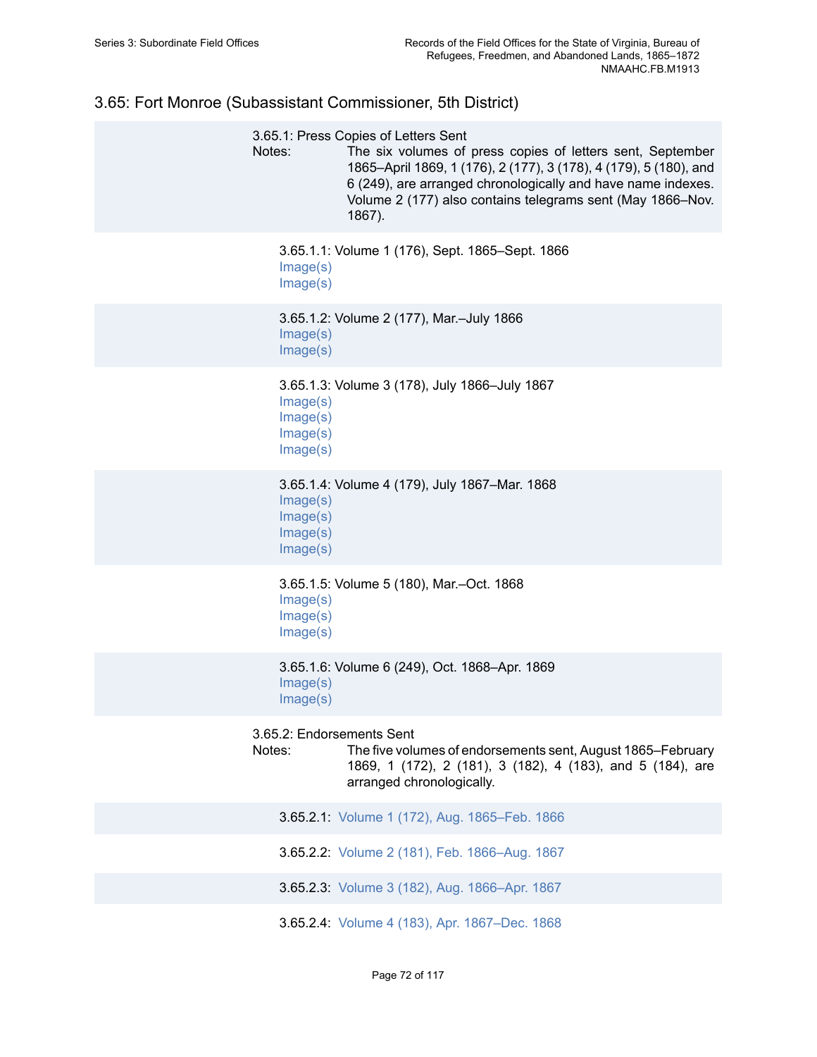## 3.65: Fort Monroe (Subassistant Commissioner, 5th District)

### 3.65.1: Press Copies of Letters Sent

Notes: The six volumes of press copies of letters sent, September 1865–April 1869, 1 (176), 2 (177), 3 (178), 4 (179), 5 (180), and 6 (249), are arranged chronologically and have name indexes. Volume 2 (177) also contains telegrams sent (May 1866–Nov. 1867).

#### 3.65.1.1: Volume 1 (176), Sept. 1865–Sept. 1866

Image(s)
Image(s)

#### 3.65.1.2: Volume 2 (177), Mar.–July 1866

Image(s)
Image(s)

#### 3.65.1.3: Volume 3 (178), July 1866–July 1867

Image(s)
Image(s)
Image(s)
Image(s)

#### 3.65.1.4: Volume 4 (179), July 1867–Mar. 1868

Image(s)
Image(s)
Image(s)
Image(s)

#### 3.65.1.5: Volume 5 (180), Mar.–Oct. 1868

Image(s)
Image(s)
Image(s)

#### 3.65.1.6: Volume 6 (249), Oct. 1868–Apr. 1869

Image(s)
Image(s)

### 3.65.2: Endorsements Sent

Notes: The five volumes of endorsements sent, August 1865–February 1869, 1 (172), 2 (181), 3 (182), 4 (183), and 5 (184), are arranged chronologically.

3.65.2.1: Volume 1 (172), Aug. 1865–Feb. 1866

3.65.2.2: Volume 2 (181), Feb. 1866–Aug. 1867

3.65.2.3: Volume 3 (182), Aug. 1866–Apr. 1867

3.65.2.4: Volume 4 (183), Apr. 1867–Dec. 1868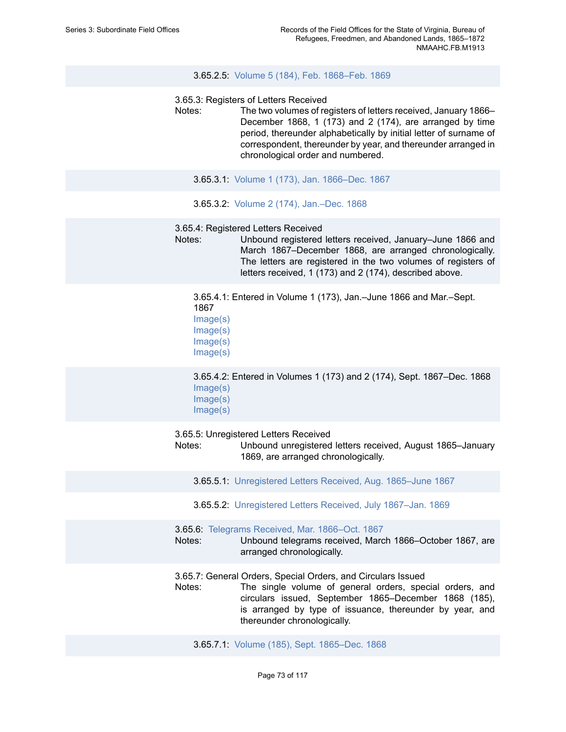3.65.2.5: Volume 5 (184), Feb. 1868–Feb. 1869

3.65.3: Registers of Letters Received

Notes: The two volumes of registers of letters received, January 1866–December 1868, 1 (173) and 2 (174), are arranged by time period, thereunder alphabetically by initial letter of surname of correspondent, thereunder by year, and thereunder arranged in chronological order and numbered.

3.65.3.1: Volume 1 (173), Jan. 1866–Dec. 1867

3.65.3.2: Volume 2 (174), Jan.–Dec. 1868

3.65.4: Registered Letters Received

Notes: Unbound registered letters received, January–June 1866 and March 1867–December 1868, are arranged chronologically. The letters are registered in the two volumes of registers of letters received, 1 (173) and 2 (174), described above.

3.65.4.1: Entered in Volume 1 (173), Jan.–June 1866 and Mar.–Sept. 1867

Image(s)
Image(s)
Image(s)
Image(s)

3.65.4.2: Entered in Volumes 1 (173) and 2 (174), Sept. 1867–Dec. 1868

Image(s)
Image(s)
Image(s)

3.65.5: Unregistered Letters Received

Notes: Unbound unregistered letters received, August 1865–January 1869, are arranged chronologically.

3.65.5.1: Unregistered Letters Received, Aug. 1865–June 1867

3.65.5.2: Unregistered Letters Received, July 1867–Jan. 1869

3.65.6: Telegrams Received, Mar. 1866–Oct. 1867

Notes: Unbound telegrams received, March 1866–October 1867, are arranged chronologically.

3.65.7: General Orders, Special Orders, and Circulars Issued

Notes: The single volume of general orders, special orders, and circulars issued, September 1865–December 1868 (185), is arranged by type of issuance, thereunder by year, and thereunder chronologically.

3.65.7.1: Volume (185), Sept. 1865–Dec. 1868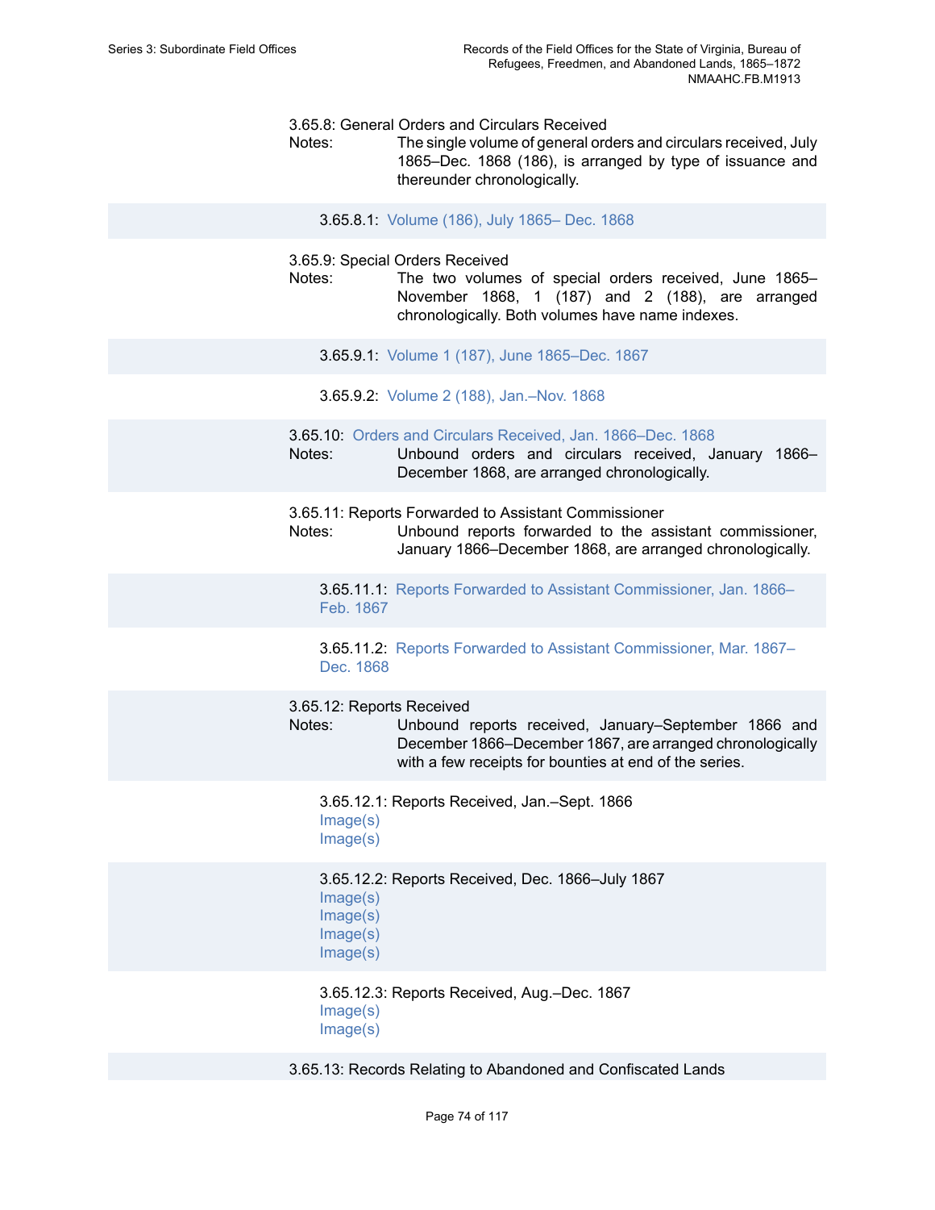3.65.8: General Orders and Circulars Received

Notes: The single volume of general orders and circulars received, July 1865–Dec. 1868 (186), is arranged by type of issuance and thereunder chronologically.

3.65.8.1: Volume (186), July 1865– Dec. 1868

3.65.9: Special Orders Received

Notes: The two volumes of special orders received, June 1865–November 1868, 1 (187) and 2 (188), are arranged chronologically. Both volumes have name indexes.

3.65.9.1: Volume 1 (187), June 1865–Dec. 1867

3.65.9.2: Volume 2 (188), Jan.–Nov. 1868

3.65.10: Orders and Circulars Received, Jan. 1866–Dec. 1868

Notes: Unbound orders and circulars received, January 1866–December 1868, are arranged chronologically.

3.65.11: Reports Forwarded to Assistant Commissioner

Notes: Unbound reports forwarded to the assistant commissioner, January 1866–December 1868, are arranged chronologically.

3.65.11.1: Reports Forwarded to Assistant Commissioner, Jan. 1866–Feb. 1867

3.65.11.2: Reports Forwarded to Assistant Commissioner, Mar. 1867–Dec. 1868

3.65.12: Reports Received

Notes: Unbound reports received, January–September 1866 and December 1866–December 1867, are arranged chronologically with a few receipts for bounties at end of the series.

3.65.12.1: Reports Received, Jan.–Sept. 1866
Image(s)
Image(s)

3.65.12.2: Reports Received, Dec. 1866–July 1867
Image(s)
Image(s)
Image(s)
Image(s)

3.65.12.3: Reports Received, Aug.–Dec. 1867
Image(s)
Image(s)

3.65.13: Records Relating to Abandoned and Confiscated Lands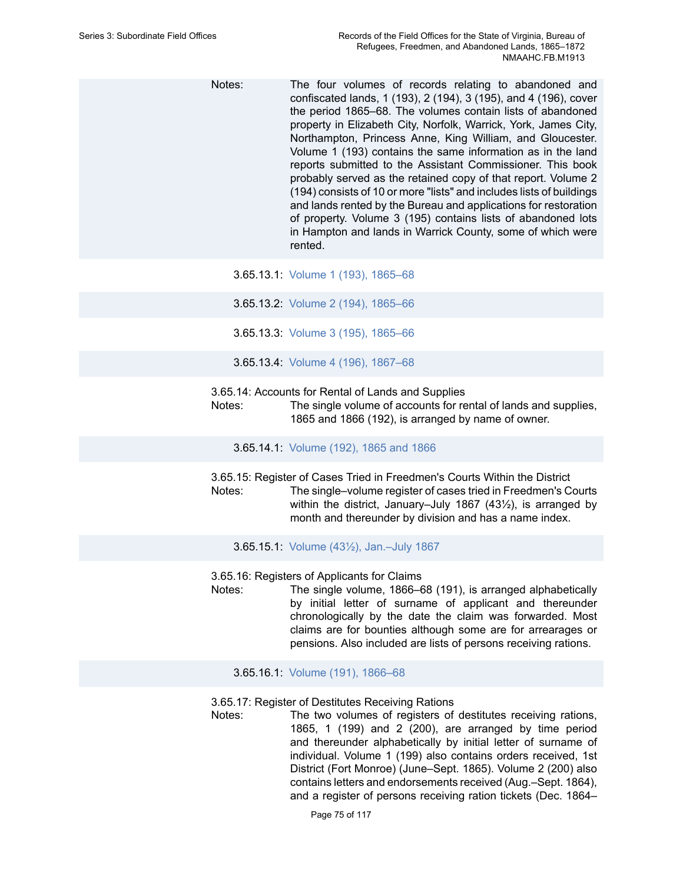Notes: The four volumes of records relating to abandoned and confiscated lands, 1 (193), 2 (194), 3 (195), and 4 (196), cover the period 1865–68. The volumes contain lists of abandoned property in Elizabeth City, Norfolk, Warrick, York, James City, Northampton, Princess Anne, King William, and Gloucester. Volume 1 (193) contains the same information as in the land reports submitted to the Assistant Commissioner. This book probably served as the retained copy of that report. Volume 2 (194) consists of 10 or more "lists" and includes lists of buildings and lands rented by the Bureau and applications for restoration of property. Volume 3 (195) contains lists of abandoned lots in Hampton and lands in Warrick County, some of which were rented.

3.65.13.1: Volume 1 (193), 1865–68

3.65.13.2: Volume 2 (194), 1865–66

3.65.13.3: Volume 3 (195), 1865–66

3.65.13.4: Volume 4 (196), 1867–68

3.65.14: Accounts for Rental of Lands and Supplies

Notes: The single volume of accounts for rental of lands and supplies, 1865 and 1866 (192), is arranged by name of owner.

3.65.14.1: Volume (192), 1865 and 1866

3.65.15: Register of Cases Tried in Freedmen's Courts Within the District

Notes: The single–volume register of cases tried in Freedmen's Courts within the district, January–July 1867 (43½), is arranged by month and thereunder by division and has a name index.

3.65.15.1: Volume (43½), Jan.–July 1867

3.65.16: Registers of Applicants for Claims

Notes: The single volume, 1866–68 (191), is arranged alphabetically by initial letter of surname of applicant and thereunder chronologically by the date the claim was forwarded. Most claims are for bounties although some are for arrearages or pensions. Also included are lists of persons receiving rations.

3.65.16.1: Volume (191), 1866–68

3.65.17: Register of Destitutes Receiving Rations

Notes: The two volumes of registers of destitutes receiving rations, 1865, 1 (199) and 2 (200), are arranged by time period and thereunder alphabetically by initial letter of surname of individual. Volume 1 (199) also contains orders received, 1st District (Fort Monroe) (June–Sept. 1865). Volume 2 (200) also contains letters and endorsements received (Aug.–Sept. 1864), and a register of persons receiving ration tickets (Dec. 1864–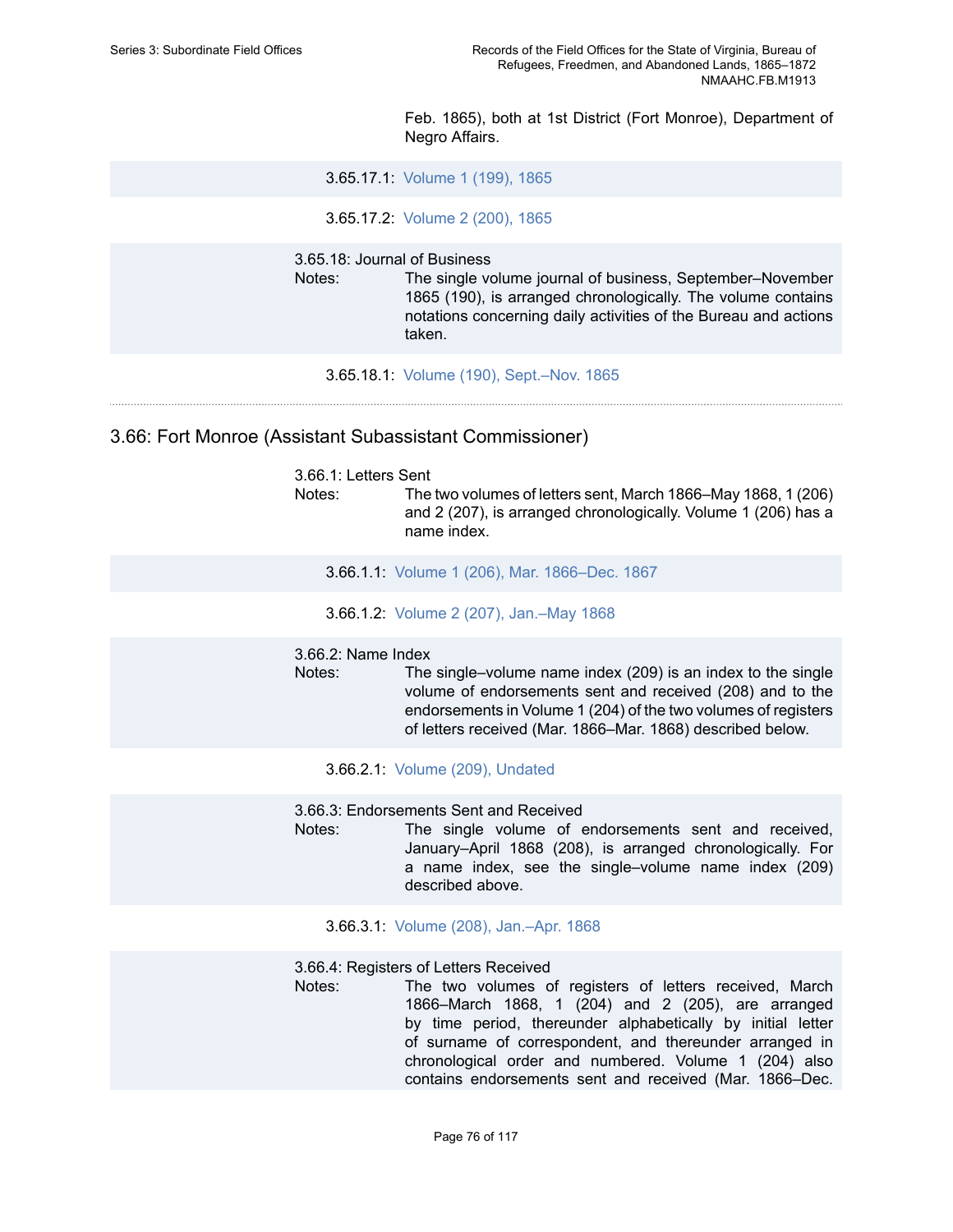Feb. 1865), both at 1st District (Fort Monroe), Department of Negro Affairs.

3.65.17.1: Volume 1 (199), 1865

3.65.17.2: Volume 2 (200), 1865

3.65.18: Journal of Business

Notes: The single volume journal of business, September–November 1865 (190), is arranged chronologically. The volume contains notations concerning daily activities of the Bureau and actions taken.

3.65.18.1: Volume (190), Sept.–Nov. 1865

---

## 3.66: Fort Monroe (Assistant Subassistant Commissioner)

3.66.1: Letters Sent

Notes: The two volumes of letters sent, March 1866–May 1868, 1 (206) and 2 (207), is arranged chronologically. Volume 1 (206) has a name index.

3.66.1.1: Volume 1 (206), Mar. 1866–Dec. 1867

3.66.1.2: Volume 2 (207), Jan.–May 1868

3.66.2: Name Index

Notes: The single–volume name index (209) is an index to the single volume of endorsements sent and received (208) and to the endorsements in Volume 1 (204) of the two volumes of registers of letters received (Mar. 1866–Mar. 1868) described below.

3.66.2.1: Volume (209), Undated

3.66.3: Endorsements Sent and Received

Notes: The single volume of endorsements sent and received, January–April 1868 (208), is arranged chronologically. For a name index, see the single–volume name index (209) described above.

3.66.3.1: Volume (208), Jan.–Apr. 1868

3.66.4: Registers of Letters Received

Notes: The two volumes of registers of letters received, March 1866–March 1868, 1 (204) and 2 (205), are arranged by time period, thereunder alphabetically by initial letter of surname of correspondent, and thereunder arranged in chronological order and numbered. Volume 1 (204) also contains endorsements sent and received (Mar. 1866–Dec.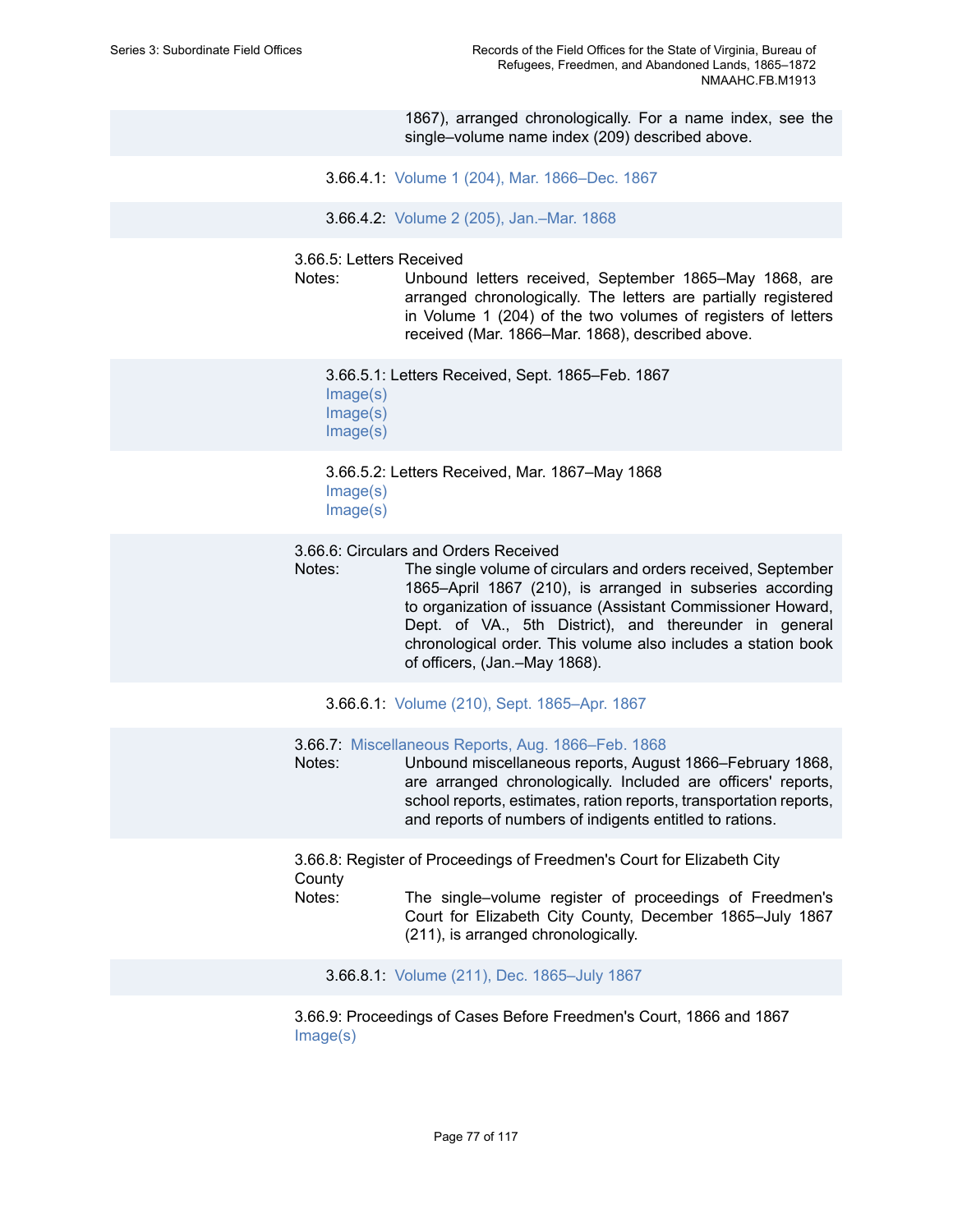1867), arranged chronologically. For a name index, see the single–volume name index (209) described above.

3.66.4.1: Volume 1 (204), Mar. 1866–Dec. 1867

3.66.4.2: Volume 2 (205), Jan.–Mar. 1868

3.66.5: Letters Received

Notes: Unbound letters received, September 1865–May 1868, are arranged chronologically. The letters are partially registered in Volume 1 (204) of the two volumes of registers of letters received (Mar. 1866–Mar. 1868), described above.

3.66.5.1: Letters Received, Sept. 1865–Feb. 1867
Image(s)
Image(s)
Image(s)

3.66.5.2: Letters Received, Mar. 1867–May 1868
Image(s)
Image(s)

3.66.6: Circulars and Orders Received

Notes: The single volume of circulars and orders received, September 1865–April 1867 (210), is arranged in subseries according to organization of issuance (Assistant Commissioner Howard, Dept. of VA., 5th District), and thereunder in general chronological order. This volume also includes a station book of officers, (Jan.–May 1868).

3.66.6.1: Volume (210), Sept. 1865–Apr. 1867

3.66.7: Miscellaneous Reports, Aug. 1866–Feb. 1868

Notes: Unbound miscellaneous reports, August 1866–February 1868, are arranged chronologically. Included are officers' reports, school reports, estimates, ration reports, transportation reports, and reports of numbers of indigents entitled to rations.

3.66.8: Register of Proceedings of Freedmen's Court for Elizabeth City County

Notes: The single–volume register of proceedings of Freedmen's Court for Elizabeth City County, December 1865–July 1867 (211), is arranged chronologically.

3.66.8.1: Volume (211), Dec. 1865–July 1867

3.66.9: Proceedings of Cases Before Freedmen's Court, 1866 and 1867
Image(s)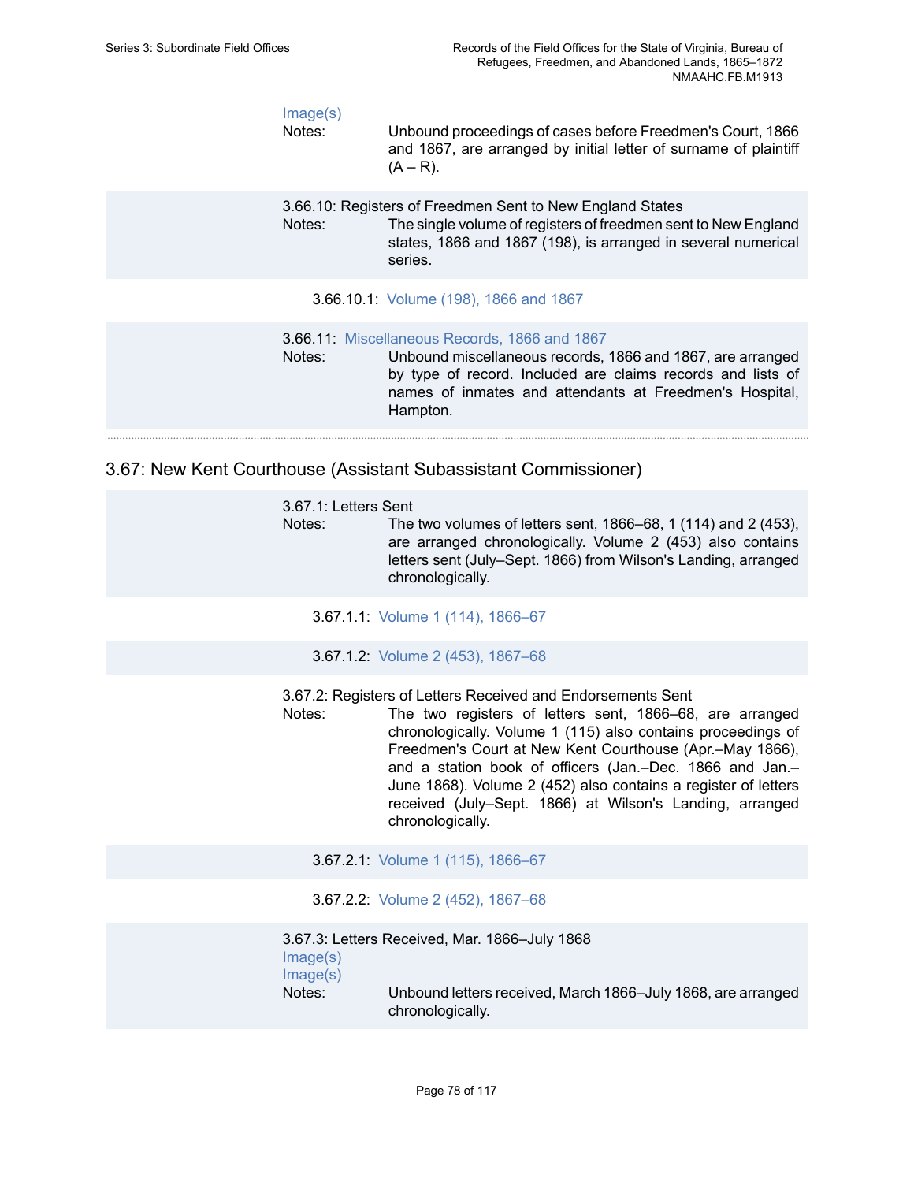Image(s)

Notes: Unbound proceedings of cases before Freedmen's Court, 1866 and 1867, are arranged by initial letter of surname of plaintiff (A – R).

3.66.10: Registers of Freedmen Sent to New England States

Notes: The single volume of registers of freedmen sent to New England states, 1866 and 1867 (198), is arranged in several numerical series.

3.66.10.1: Volume (198), 1866 and 1867

3.66.11: Miscellaneous Records, 1866 and 1867

Notes: Unbound miscellaneous records, 1866 and 1867, are arranged by type of record. Included are claims records and lists of names of inmates and attendants at Freedmen's Hospital, Hampton.

## 3.67: New Kent Courthouse (Assistant Subassistant Commissioner)

3.67.1: Letters Sent

Notes: The two volumes of letters sent, 1866–68, 1 (114) and 2 (453), are arranged chronologically. Volume 2 (453) also contains letters sent (July–Sept. 1866) from Wilson's Landing, arranged chronologically.

3.67.1.1: Volume 1 (114), 1866–67

3.67.1.2: Volume 2 (453), 1867–68

3.67.2: Registers of Letters Received and Endorsements Sent

Notes: The two registers of letters sent, 1866–68, are arranged chronologically. Volume 1 (115) also contains proceedings of Freedmen's Court at New Kent Courthouse (Apr.–May 1866), and a station book of officers (Jan.–Dec. 1866 and Jan.–June 1868). Volume 2 (452) also contains a register of letters received (July–Sept. 1866) at Wilson's Landing, arranged chronologically.

3.67.2.1: Volume 1 (115), 1866–67

3.67.2.2: Volume 2 (452), 1867–68

3.67.3: Letters Received, Mar. 1866–July 1868

Image(s)

Image(s)

Notes: Unbound letters received, March 1866–July 1868, are arranged chronologically.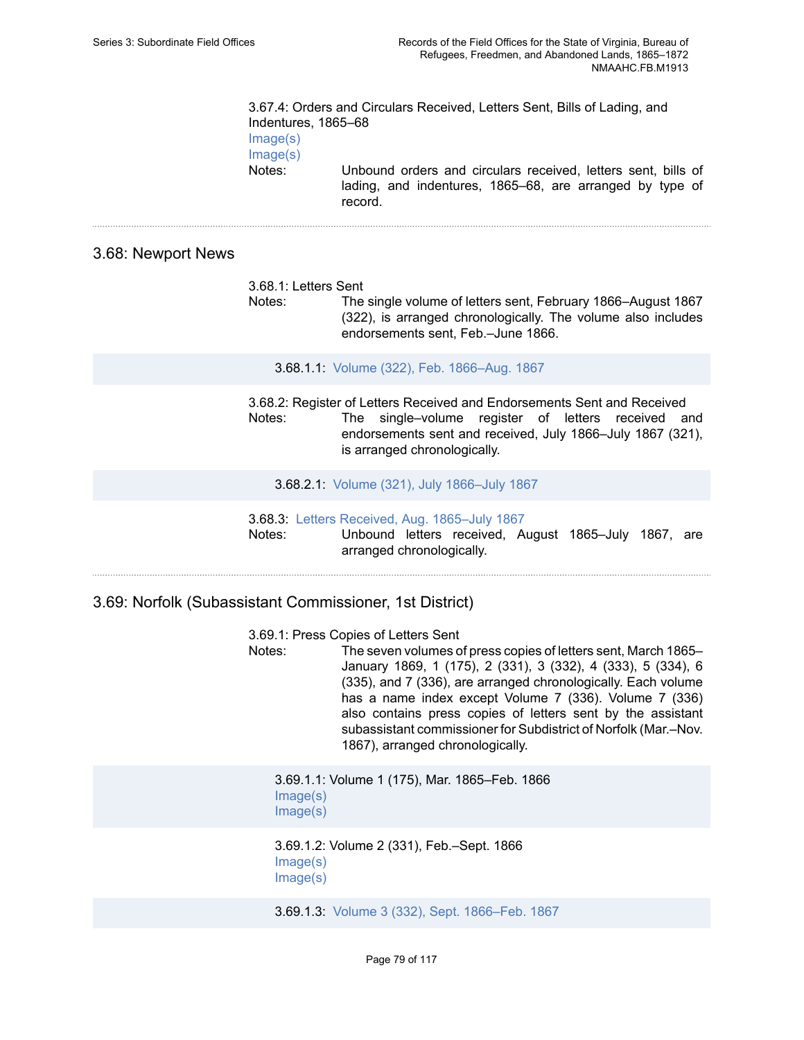3.67.4: Orders and Circulars Received, Letters Sent, Bills of Lading, and Indentures, 1865–68

Image(s)

Image(s)

Notes: Unbound orders and circulars received, letters sent, bills of lading, and indentures, 1865–68, are arranged by type of record.

---

## 3.68: Newport News

3.68.1: Letters Sent

Notes: The single volume of letters sent, February 1866–August 1867 (322), is arranged chronologically. The volume also includes endorsements sent, Feb.–June 1866.

3.68.1.1: Volume (322), Feb. 1866–Aug. 1867

3.68.2: Register of Letters Received and Endorsements Sent and Received

Notes: The single–volume register of letters received and endorsements sent and received, July 1866–July 1867 (321), is arranged chronologically.

3.68.2.1: Volume (321), July 1866–July 1867

3.68.3: Letters Received, Aug. 1865–July 1867

Notes: Unbound letters received, August 1865–July 1867, are arranged chronologically.

---

## 3.69: Norfolk (Subassistant Commissioner, 1st District)

3.69.1: Press Copies of Letters Sent

Notes: The seven volumes of press copies of letters sent, March 1865–January 1869, 1 (175), 2 (331), 3 (332), 4 (333), 5 (334), 6 (335), and 7 (336), are arranged chronologically. Each volume has a name index except Volume 7 (336). Volume 7 (336) also contains press copies of letters sent by the assistant subassistant commissioner for Subdistrict of Norfolk (Mar.–Nov. 1867), arranged chronologically.

3.69.1.1: Volume 1 (175), Mar. 1865–Feb. 1866

Image(s)

Image(s)

3.69.1.2: Volume 2 (331), Feb.–Sept. 1866

Image(s)

Image(s)

3.69.1.3: Volume 3 (332), Sept. 1866–Feb. 1867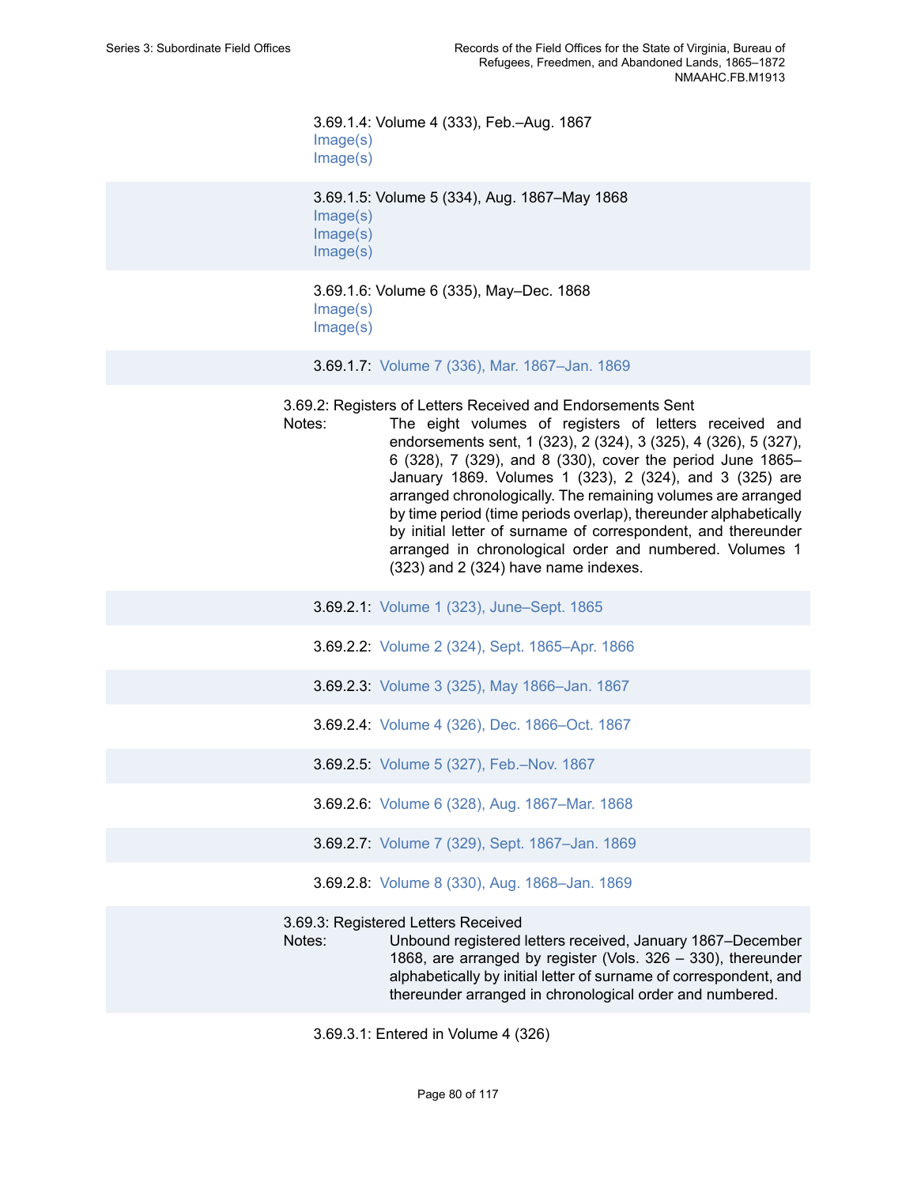3.69.1.4: Volume 4 (333), Feb.–Aug. 1867
Image(s)
Image(s)

3.69.1.5: Volume 5 (334), Aug. 1867–May 1868
Image(s)
Image(s)
Image(s)

3.69.1.6: Volume 6 (335), May–Dec. 1868
Image(s)
Image(s)

3.69.1.7: Volume 7 (336), Mar. 1867–Jan. 1869

3.69.2: Registers of Letters Received and Endorsements Sent

Notes: The eight volumes of registers of letters received and endorsements sent, 1 (323), 2 (324), 3 (325), 4 (326), 5 (327), 6 (328), 7 (329), and 8 (330), cover the period June 1865–January 1869. Volumes 1 (323), 2 (324), and 3 (325) are arranged chronologically. The remaining volumes are arranged by time period (time periods overlap), thereunder alphabetically by initial letter of surname of correspondent, and thereunder arranged in chronological order and numbered. Volumes 1 (323) and 2 (324) have name indexes.

3.69.2.1: Volume 1 (323), June–Sept. 1865

3.69.2.2: Volume 2 (324), Sept. 1865–Apr. 1866

3.69.2.3: Volume 3 (325), May 1866–Jan. 1867

3.69.2.4: Volume 4 (326), Dec. 1866–Oct. 1867

3.69.2.5: Volume 5 (327), Feb.–Nov. 1867

3.69.2.6: Volume 6 (328), Aug. 1867–Mar. 1868

3.69.2.7: Volume 7 (329), Sept. 1867–Jan. 1869

3.69.2.8: Volume 8 (330), Aug. 1868–Jan. 1869

3.69.3: Registered Letters Received

Notes: Unbound registered letters received, January 1867–December 1868, are arranged by register (Vols. 326 – 330), thereunder alphabetically by initial letter of surname of correspondent, and thereunder arranged in chronological order and numbered.

3.69.3.1: Entered in Volume 4 (326)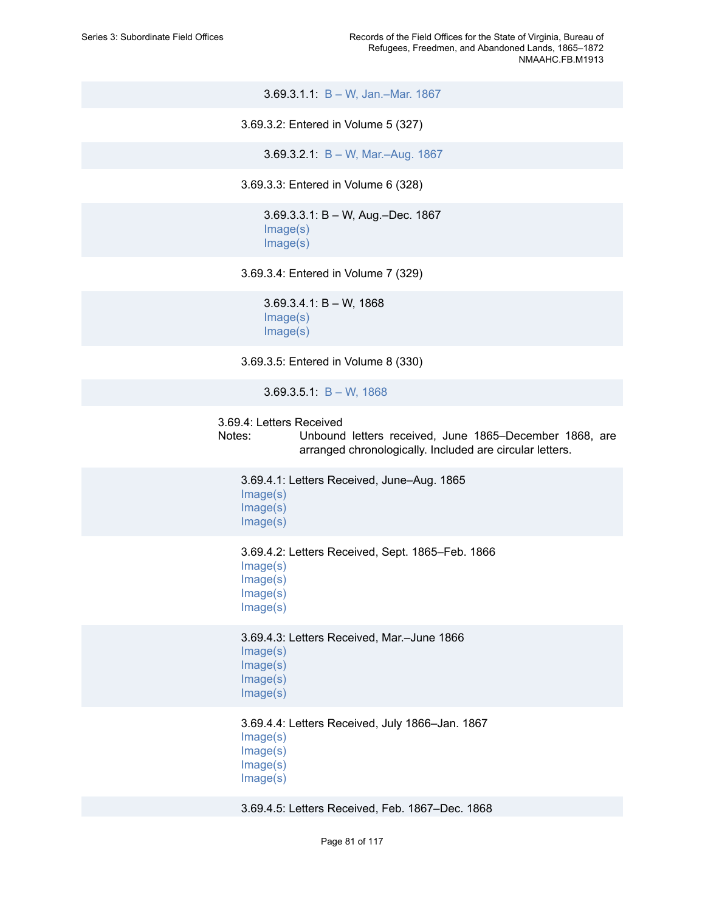3.69.3.1.1: B – W, Jan.–Mar. 1867

3.69.3.2: Entered in Volume 5 (327)

3.69.3.2.1: B – W, Mar.–Aug. 1867

3.69.3.3: Entered in Volume 6 (328)

3.69.3.3.1: B – W, Aug.–Dec. 1867
Image(s)
Image(s)

3.69.3.4: Entered in Volume 7 (329)

3.69.3.4.1: B – W, 1868
Image(s)
Image(s)

3.69.3.5: Entered in Volume 8 (330)

3.69.3.5.1: B – W, 1868

3.69.4: Letters Received
Notes: Unbound letters received, June 1865–December 1868, are arranged chronologically. Included are circular letters.

3.69.4.1: Letters Received, June–Aug. 1865
Image(s)
Image(s)
Image(s)

3.69.4.2: Letters Received, Sept. 1865–Feb. 1866
Image(s)
Image(s)
Image(s)
Image(s)

3.69.4.3: Letters Received, Mar.–June 1866
Image(s)
Image(s)
Image(s)
Image(s)

3.69.4.4: Letters Received, July 1866–Jan. 1867
Image(s)
Image(s)
Image(s)
Image(s)

3.69.4.5: Letters Received, Feb. 1867–Dec. 1868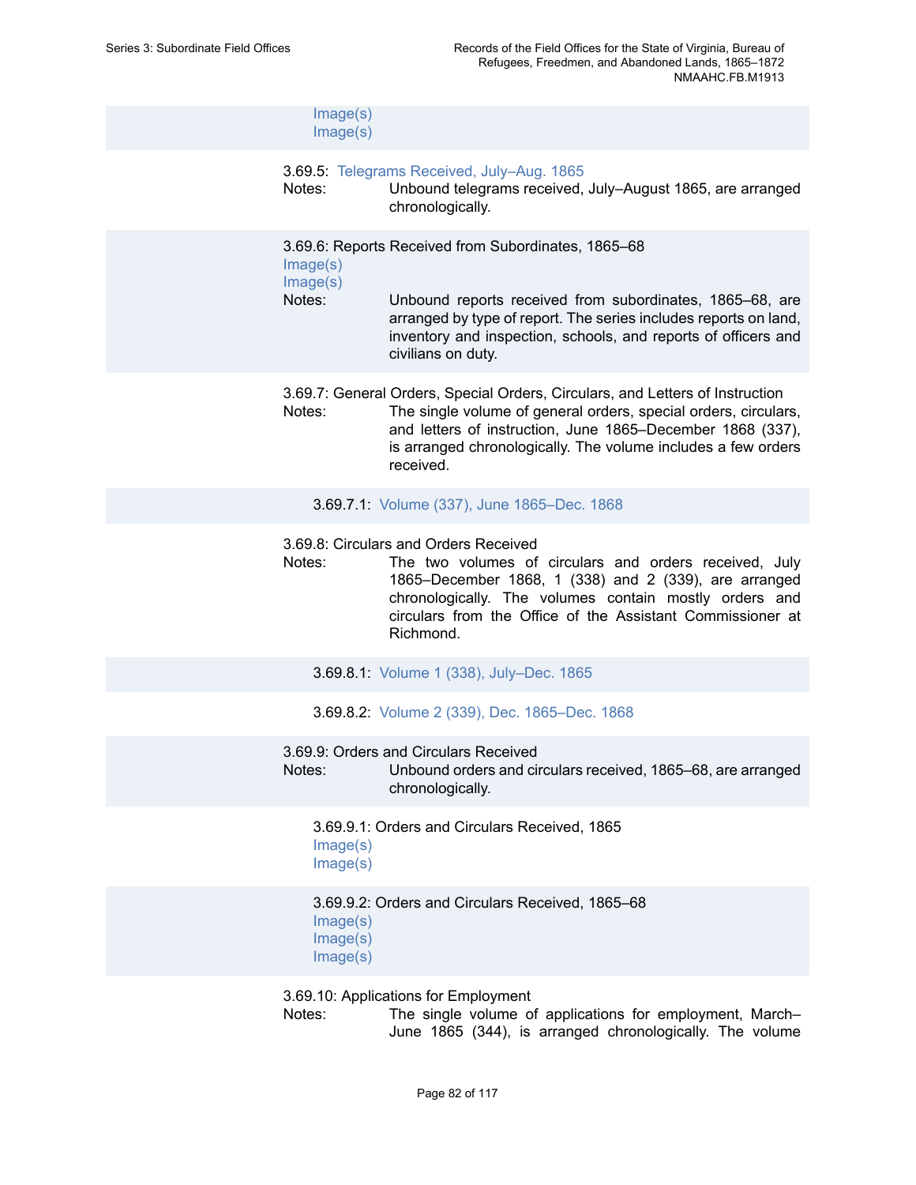Image(s)
Image(s)

3.69.5: Telegrams Received, July–Aug. 1865

Notes: Unbound telegrams received, July–August 1865, are arranged chronologically.

3.69.6: Reports Received from Subordinates, 1865–68

Image(s)
Image(s)

Notes: Unbound reports received from subordinates, 1865–68, are arranged by type of report. The series includes reports on land, inventory and inspection, schools, and reports of officers and civilians on duty.

3.69.7: General Orders, Special Orders, Circulars, and Letters of Instruction

Notes: The single volume of general orders, special orders, circulars, and letters of instruction, June 1865–December 1868 (337), is arranged chronologically. The volume includes a few orders received.

3.69.7.1: Volume (337), June 1865–Dec. 1868

3.69.8: Circulars and Orders Received

Notes: The two volumes of circulars and orders received, July 1865–December 1868, 1 (338) and 2 (339), are arranged chronologically. The volumes contain mostly orders and circulars from the Office of the Assistant Commissioner at Richmond.

3.69.8.1: Volume 1 (338), July–Dec. 1865

3.69.8.2: Volume 2 (339), Dec. 1865–Dec. 1868

3.69.9: Orders and Circulars Received

Notes: Unbound orders and circulars received, 1865–68, are arranged chronologically.

3.69.9.1: Orders and Circulars Received, 1865

Image(s)
Image(s)

3.69.9.2: Orders and Circulars Received, 1865–68

Image(s)
Image(s)
Image(s)

3.69.10: Applications for Employment

Notes: The single volume of applications for employment, March–June 1865 (344), is arranged chronologically. The volume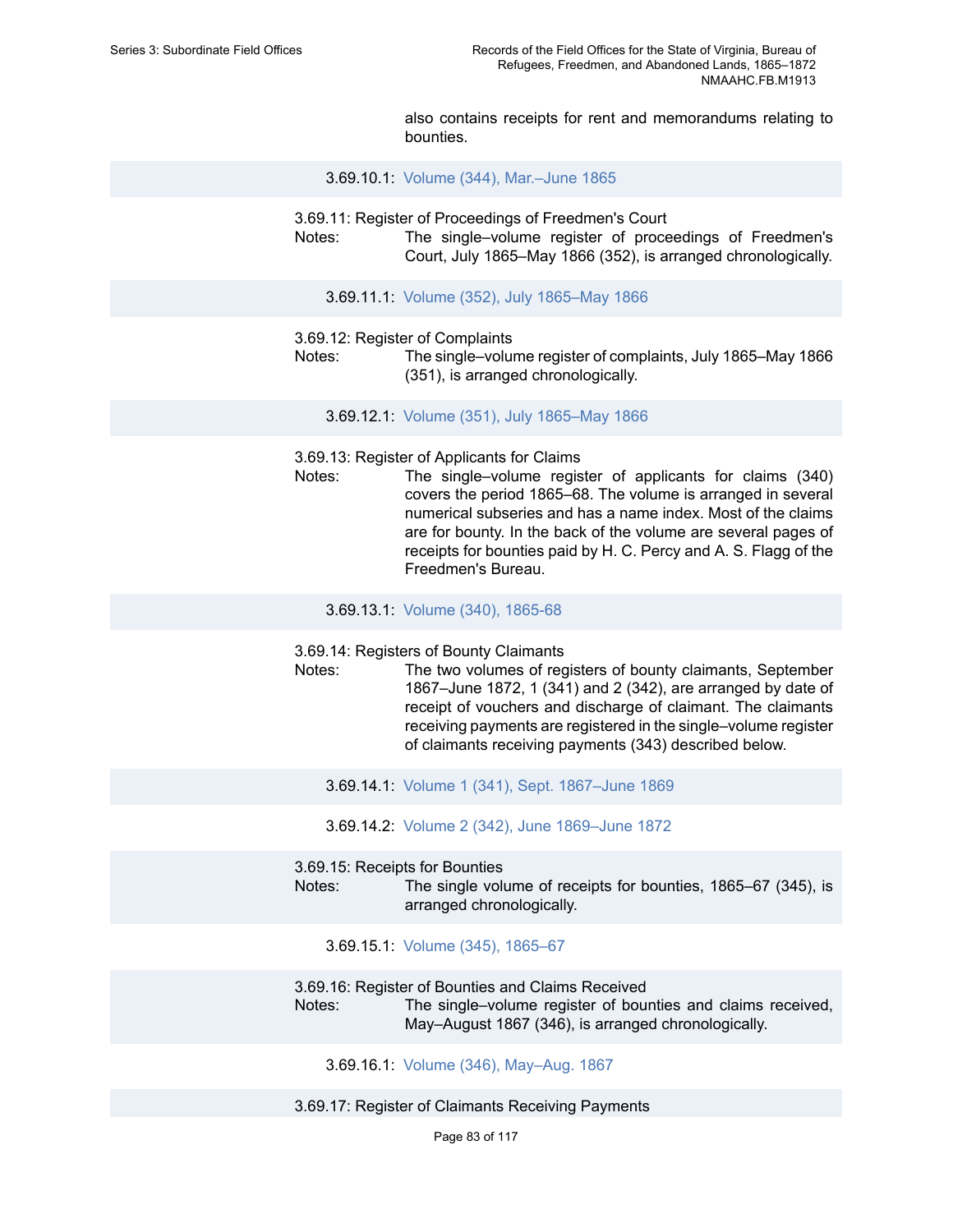also contains receipts for rent and memorandums relating to bounties.

3.69.10.1: Volume (344), Mar.–June 1865

3.69.11: Register of Proceedings of Freedmen's Court

Notes: The single–volume register of proceedings of Freedmen's Court, July 1865–May 1866 (352), is arranged chronologically.

3.69.11.1: Volume (352), July 1865–May 1866

3.69.12: Register of Complaints

Notes: The single–volume register of complaints, July 1865–May 1866 (351), is arranged chronologically.

3.69.12.1: Volume (351), July 1865–May 1866

3.69.13: Register of Applicants for Claims

Notes: The single–volume register of applicants for claims (340) covers the period 1865–68. The volume is arranged in several numerical subseries and has a name index. Most of the claims are for bounty. In the back of the volume are several pages of receipts for bounties paid by H. C. Percy and A. S. Flagg of the Freedmen's Bureau.

3.69.13.1: Volume (340), 1865-68

3.69.14: Registers of Bounty Claimants

Notes: The two volumes of registers of bounty claimants, September 1867–June 1872, 1 (341) and 2 (342), are arranged by date of receipt of vouchers and discharge of claimant. The claimants receiving payments are registered in the single–volume register of claimants receiving payments (343) described below.

3.69.14.1: Volume 1 (341), Sept. 1867–June 1869

3.69.14.2: Volume 2 (342), June 1869–June 1872

3.69.15: Receipts for Bounties

Notes: The single volume of receipts for bounties, 1865–67 (345), is arranged chronologically.

3.69.15.1: Volume (345), 1865–67

3.69.16: Register of Bounties and Claims Received

Notes: The single–volume register of bounties and claims received, May–August 1867 (346), is arranged chronologically.

3.69.16.1: Volume (346), May–Aug. 1867

3.69.17: Register of Claimants Receiving Payments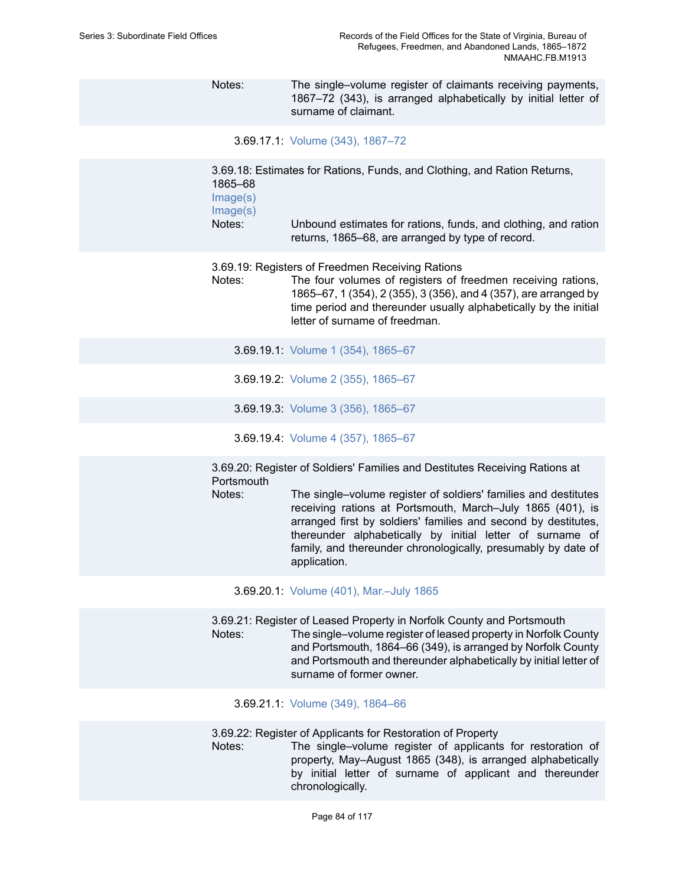Notes: The single–volume register of claimants receiving payments, 1867–72 (343), is arranged alphabetically by initial letter of surname of claimant.

3.69.17.1: Volume (343), 1867–72

3.69.18: Estimates for Rations, Funds, and Clothing, and Ration Returns, 1865–68

Image(s)

Image(s)

Notes: Unbound estimates for rations, funds, and clothing, and ration returns, 1865–68, are arranged by type of record.

3.69.19: Registers of Freedmen Receiving Rations

Notes: The four volumes of registers of freedmen receiving rations, 1865–67, 1 (354), 2 (355), 3 (356), and 4 (357), are arranged by time period and thereunder usually alphabetically by the initial letter of surname of freedman.

3.69.19.1: Volume 1 (354), 1865–67

3.69.19.2: Volume 2 (355), 1865–67

3.69.19.3: Volume 3 (356), 1865–67

3.69.19.4: Volume 4 (357), 1865–67

3.69.20: Register of Soldiers' Families and Destitutes Receiving Rations at Portsmouth

Notes: The single–volume register of soldiers' families and destitutes receiving rations at Portsmouth, March–July 1865 (401), is arranged first by soldiers' families and second by destitutes, thereunder alphabetically by initial letter of surname of family, and thereunder chronologically, presumably by date of application.

3.69.20.1: Volume (401), Mar.–July 1865

3.69.21: Register of Leased Property in Norfolk County and Portsmouth

Notes: The single–volume register of leased property in Norfolk County and Portsmouth, 1864–66 (349), is arranged by Norfolk County and Portsmouth and thereunder alphabetically by initial letter of surname of former owner.

3.69.21.1: Volume (349), 1864–66

3.69.22: Register of Applicants for Restoration of Property

Notes: The single–volume register of applicants for restoration of property, May–August 1865 (348), is arranged alphabetically by initial letter of surname of applicant and thereunder chronologically.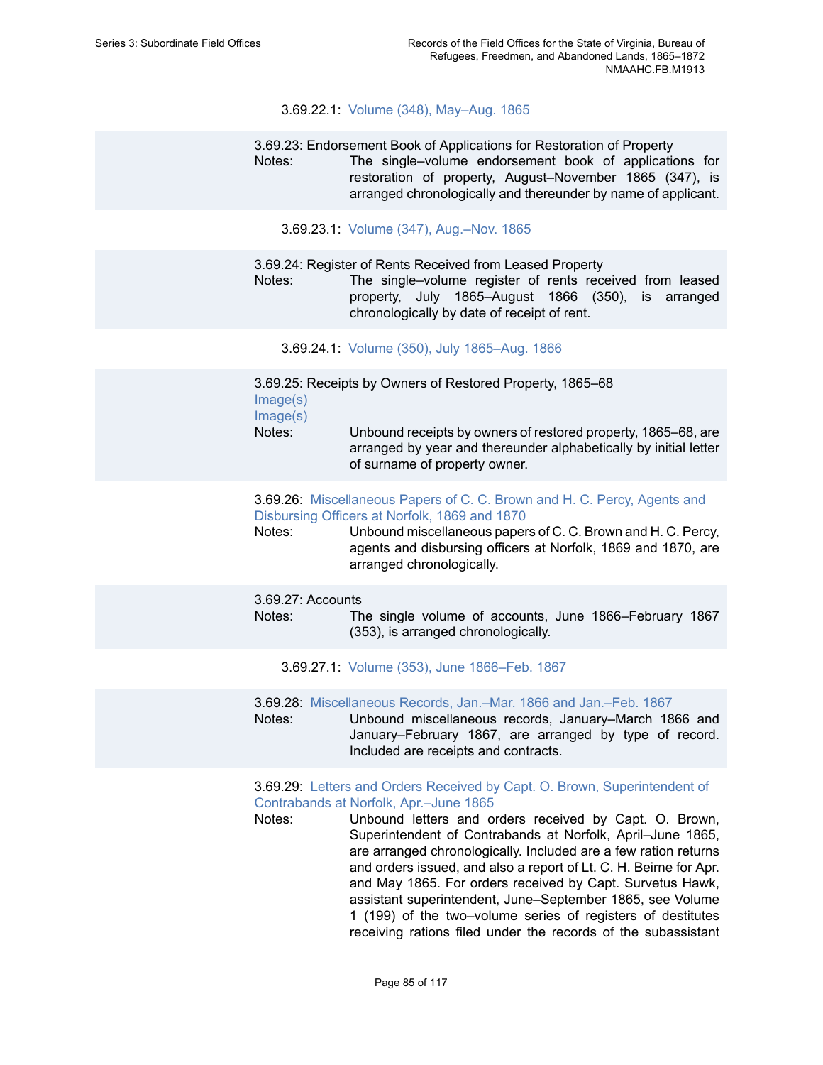3.69.22.1: Volume (348), May–Aug. 1865

3.69.23: Endorsement Book of Applications for Restoration of Property

Notes: The single–volume endorsement book of applications for restoration of property, August–November 1865 (347), is arranged chronologically and thereunder by name of applicant.

3.69.23.1: Volume (347), Aug.–Nov. 1865

3.69.24: Register of Rents Received from Leased Property

Notes: The single–volume register of rents received from leased property, July 1865–August 1866 (350), is arranged chronologically by date of receipt of rent.

3.69.24.1: Volume (350), July 1865–Aug. 1866

3.69.25: Receipts by Owners of Restored Property, 1865–68

Image(s)

Image(s)

Notes: Unbound receipts by owners of restored property, 1865–68, are arranged by year and thereunder alphabetically by initial letter of surname of property owner.

3.69.26: Miscellaneous Papers of C. C. Brown and H. C. Percy, Agents and Disbursing Officers at Norfolk, 1869 and 1870

Notes: Unbound miscellaneous papers of C. C. Brown and H. C. Percy, agents and disbursing officers at Norfolk, 1869 and 1870, are arranged chronologically.

3.69.27: Accounts

Notes: The single volume of accounts, June 1866–February 1867 (353), is arranged chronologically.

3.69.27.1: Volume (353), June 1866–Feb. 1867

3.69.28: Miscellaneous Records, Jan.–Mar. 1866 and Jan.–Feb. 1867

Notes: Unbound miscellaneous records, January–March 1866 and January–February 1867, are arranged by type of record. Included are receipts and contracts.

3.69.29: Letters and Orders Received by Capt. O. Brown, Superintendent of Contrabands at Norfolk, Apr.–June 1865

Notes: Unbound letters and orders received by Capt. O. Brown, Superintendent of Contrabands at Norfolk, April–June 1865, are arranged chronologically. Included are a few ration returns and orders issued, and also a report of Lt. C. H. Beirne for Apr. and May 1865. For orders received by Capt. Survetus Hawk, assistant superintendent, June–September 1865, see Volume 1 (199) of the two–volume series of registers of destitutes receiving rations filed under the records of the subassistant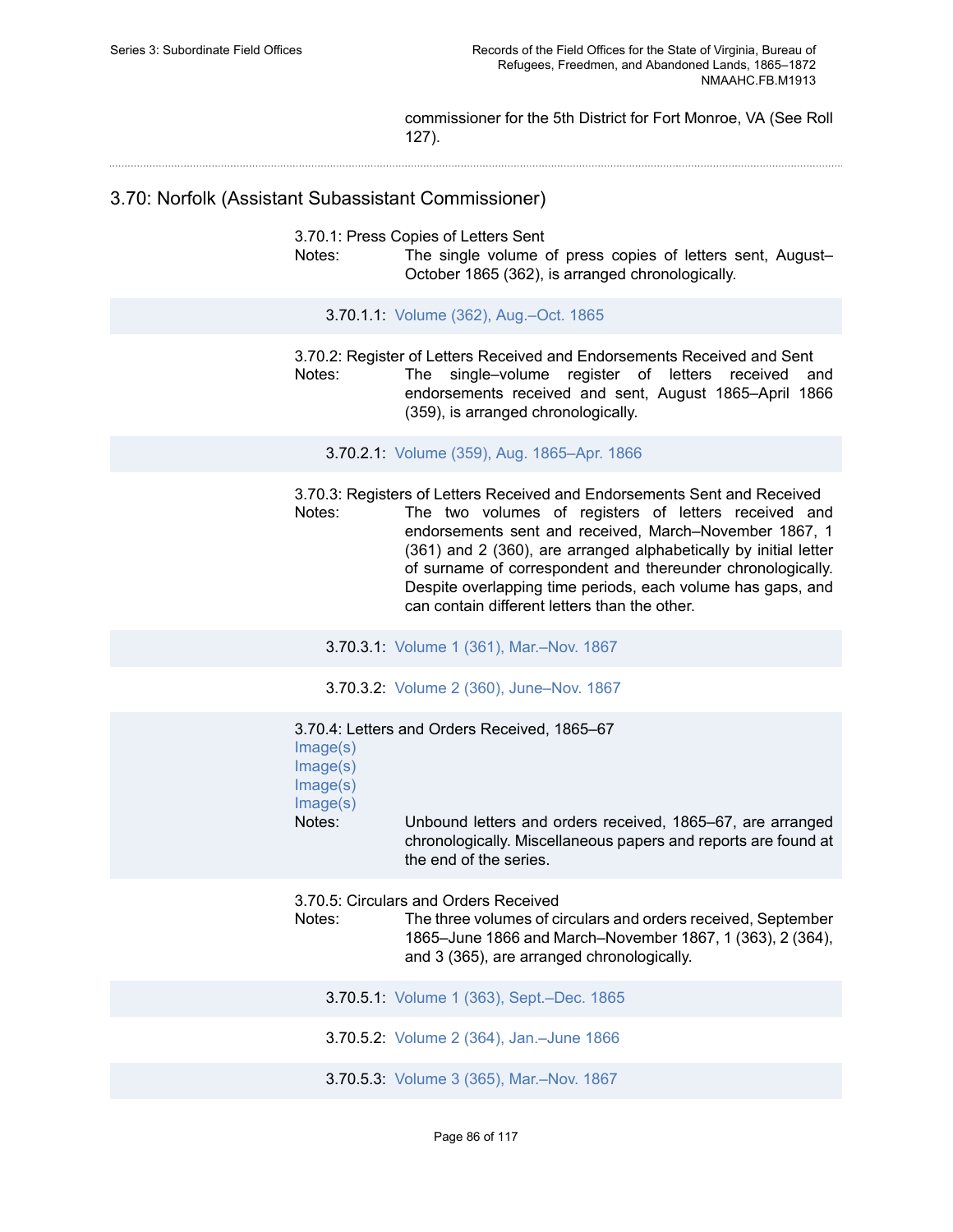commissioner for the 5th District for Fort Monroe, VA (See Roll 127).

---

## 3.70: Norfolk (Assistant Subassistant Commissioner)

3.70.1: Press Copies of Letters Sent

Notes: The single volume of press copies of letters sent, August–October 1865 (362), is arranged chronologically.

3.70.1.1: Volume (362), Aug.–Oct. 1865

3.70.2: Register of Letters Received and Endorsements Received and Sent

Notes: The single–volume register of letters received and endorsements received and sent, August 1865–April 1866 (359), is arranged chronologically.

3.70.2.1: Volume (359), Aug. 1865–Apr. 1866

3.70.3: Registers of Letters Received and Endorsements Sent and Received

Notes: The two volumes of registers of letters received and endorsements sent and received, March–November 1867, 1 (361) and 2 (360), are arranged alphabetically by initial letter of surname of correspondent and thereunder chronologically. Despite overlapping time periods, each volume has gaps, and can contain different letters than the other.

3.70.3.1: Volume 1 (361), Mar.–Nov. 1867

3.70.3.2: Volume 2 (360), June–Nov. 1867

3.70.4: Letters and Orders Received, 1865–67

Image(s)
Image(s)
Image(s)
Image(s)

Notes: Unbound letters and orders received, 1865–67, are arranged chronologically. Miscellaneous papers and reports are found at the end of the series.

3.70.5: Circulars and Orders Received

Notes: The three volumes of circulars and orders received, September 1865–June 1866 and March–November 1867, 1 (363), 2 (364), and 3 (365), are arranged chronologically.

3.70.5.1: Volume 1 (363), Sept.–Dec. 1865

3.70.5.2: Volume 2 (364), Jan.–June 1866

3.70.5.3: Volume 3 (365), Mar.–Nov. 1867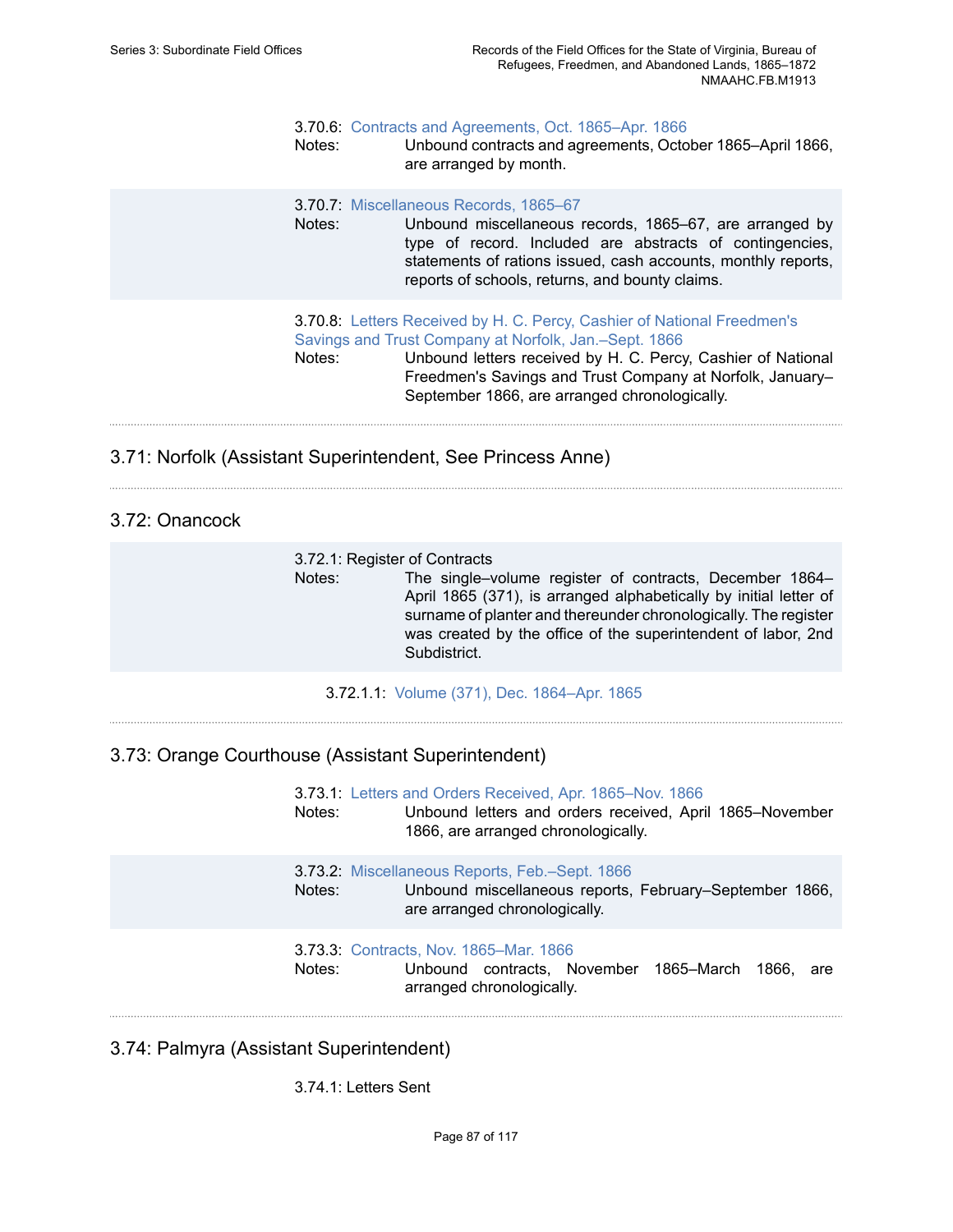3.70.6: Contracts and Agreements, Oct. 1865–Apr. 1866

Notes: Unbound contracts and agreements, October 1865–April 1866, are arranged by month.

3.70.7: Miscellaneous Records, 1865–67

Notes: Unbound miscellaneous records, 1865–67, are arranged by type of record. Included are abstracts of contingencies, statements of rations issued, cash accounts, monthly reports, reports of schools, returns, and bounty claims.

3.70.8: Letters Received by H. C. Percy, Cashier of National Freedmen's Savings and Trust Company at Norfolk, Jan.–Sept. 1866

Notes: Unbound letters received by H. C. Percy, Cashier of National Freedmen's Savings and Trust Company at Norfolk, January–September 1866, are arranged chronologically.

## 3.71: Norfolk (Assistant Superintendent, See Princess Anne)

## 3.72: Onancock

3.72.1: Register of Contracts

Notes: The single–volume register of contracts, December 1864–April 1865 (371), is arranged alphabetically by initial letter of surname of planter and thereunder chronologically. The register was created by the office of the superintendent of labor, 2nd Subdistrict.

3.72.1.1: Volume (371), Dec. 1864–Apr. 1865

## 3.73: Orange Courthouse (Assistant Superintendent)

3.73.1: Letters and Orders Received, Apr. 1865–Nov. 1866

Notes: Unbound letters and orders received, April 1865–November 1866, are arranged chronologically.

3.73.2: Miscellaneous Reports, Feb.–Sept. 1866

Notes: Unbound miscellaneous reports, February–September 1866, are arranged chronologically.

3.73.3: Contracts, Nov. 1865–Mar. 1866

Notes: Unbound contracts, November 1865–March 1866, are arranged chronologically.

## 3.74: Palmyra (Assistant Superintendent)

3.74.1: Letters Sent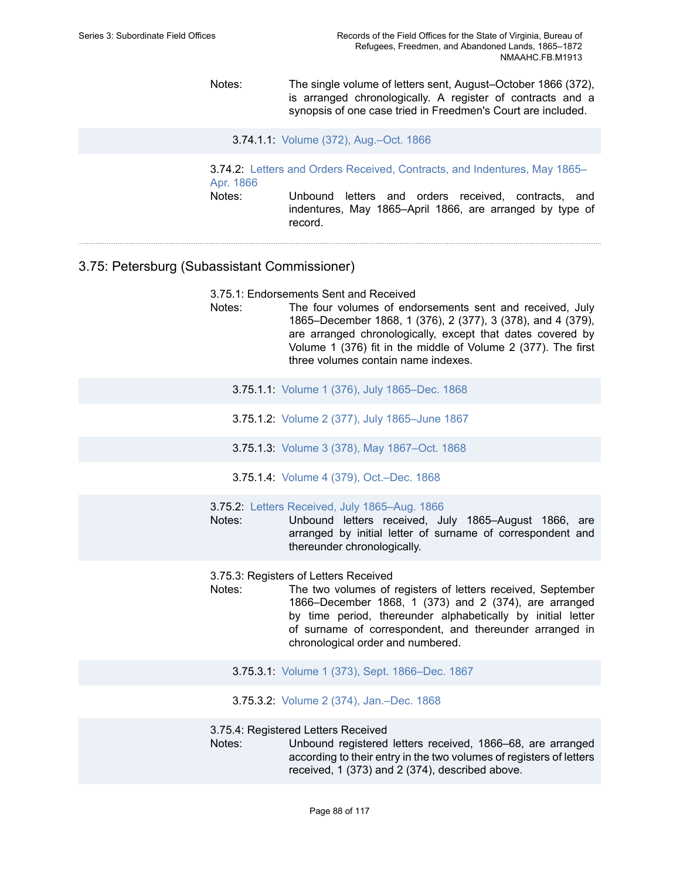Notes: The single volume of letters sent, August–October 1866 (372), is arranged chronologically. A register of contracts and a synopsis of one case tried in Freedmen's Court are included.

3.74.1.1: Volume (372), Aug.–Oct. 1866

3.74.2: Letters and Orders Received, Contracts, and Indentures, May 1865–Apr. 1866

Notes: Unbound letters and orders received, contracts, and indentures, May 1865–April 1866, are arranged by type of record.

---

## 3.75: Petersburg (Subassistant Commissioner)

3.75.1: Endorsements Sent and Received

Notes: The four volumes of endorsements sent and received, July 1865–December 1868, 1 (376), 2 (377), 3 (378), and 4 (379), are arranged chronologically, except that dates covered by Volume 1 (376) fit in the middle of Volume 2 (377). The first three volumes contain name indexes.

3.75.1.1: Volume 1 (376), July 1865–Dec. 1868

3.75.1.2: Volume 2 (377), July 1865–June 1867

3.75.1.3: Volume 3 (378), May 1867–Oct. 1868

3.75.1.4: Volume 4 (379), Oct.–Dec. 1868

3.75.2: Letters Received, July 1865–Aug. 1866

Notes: Unbound letters received, July 1865–August 1866, are arranged by initial letter of surname of correspondent and thereunder chronologically.

3.75.3: Registers of Letters Received

Notes: The two volumes of registers of letters received, September 1866–December 1868, 1 (373) and 2 (374), are arranged by time period, thereunder alphabetically by initial letter of surname of correspondent, and thereunder arranged in chronological order and numbered.

3.75.3.1: Volume 1 (373), Sept. 1866–Dec. 1867

3.75.3.2: Volume 2 (374), Jan.–Dec. 1868

3.75.4: Registered Letters Received

Notes: Unbound registered letters received, 1866–68, are arranged according to their entry in the two volumes of registers of letters received, 1 (373) and 2 (374), described above.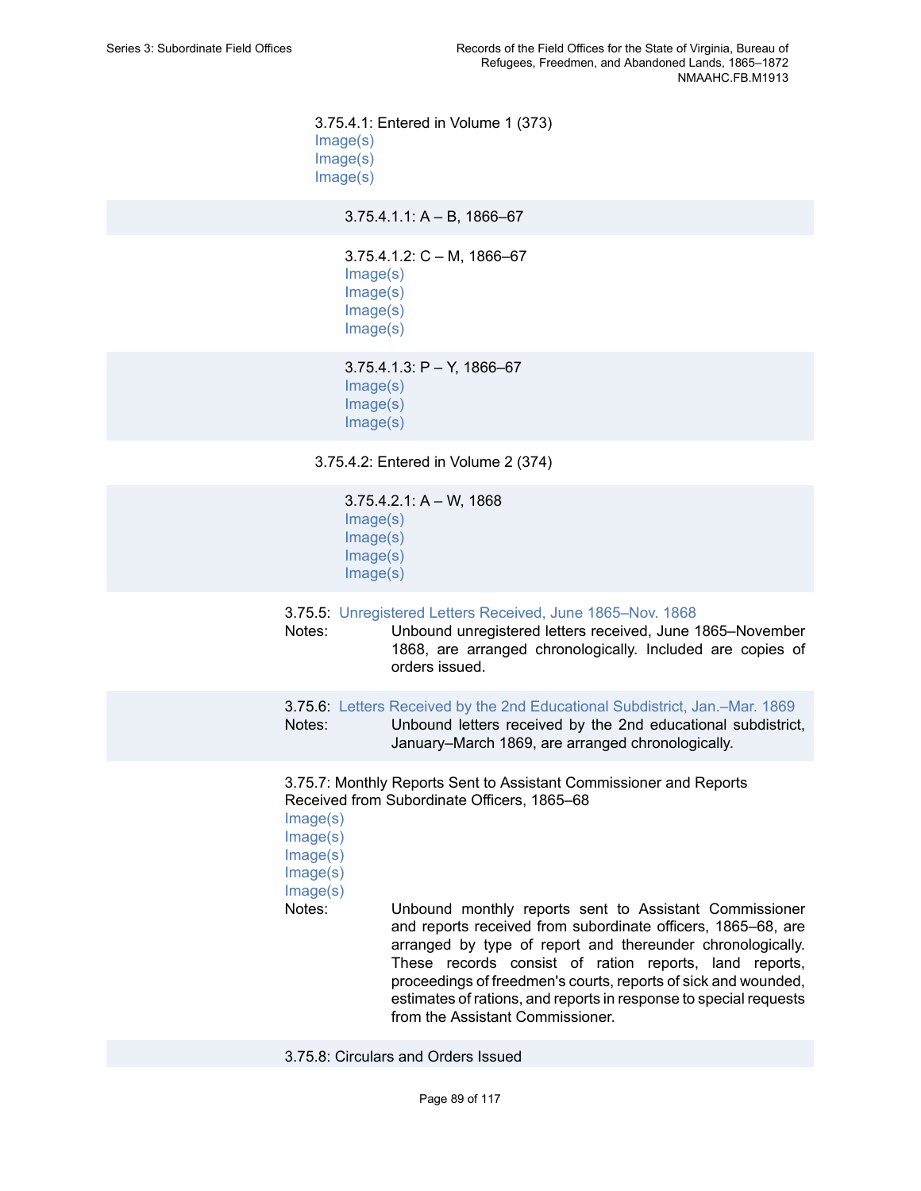3.75.4.1: Entered in Volume 1 (373)
Image(s)
Image(s)
Image(s)

3.75.4.1.1: A – B, 1866–67

3.75.4.1.2: C – M, 1866–67
Image(s)
Image(s)
Image(s)
Image(s)

3.75.4.1.3: P – Y, 1866–67
Image(s)
Image(s)
Image(s)

3.75.4.2: Entered in Volume 2 (374)

3.75.4.2.1: A – W, 1868
Image(s)
Image(s)
Image(s)
Image(s)

3.75.5: Unregistered Letters Received, June 1865–Nov. 1868
Notes: Unbound unregistered letters received, June 1865–November 1868, are arranged chronologically. Included are copies of orders issued.

3.75.6: Letters Received by the 2nd Educational Subdistrict, Jan.–Mar. 1869
Notes: Unbound letters received by the 2nd educational subdistrict, January–March 1869, are arranged chronologically.

3.75.7: Monthly Reports Sent to Assistant Commissioner and Reports Received from Subordinate Officers, 1865–68
Image(s)
Image(s)
Image(s)
Image(s)
Image(s)
Notes: Unbound monthly reports sent to Assistant Commissioner and reports received from subordinate officers, 1865–68, are arranged by type of report and thereunder chronologically. These records consist of ration reports, land reports, proceedings of freedmen's courts, reports of sick and wounded, estimates of rations, and reports in response to special requests from the Assistant Commissioner.

3.75.8: Circulars and Orders Issued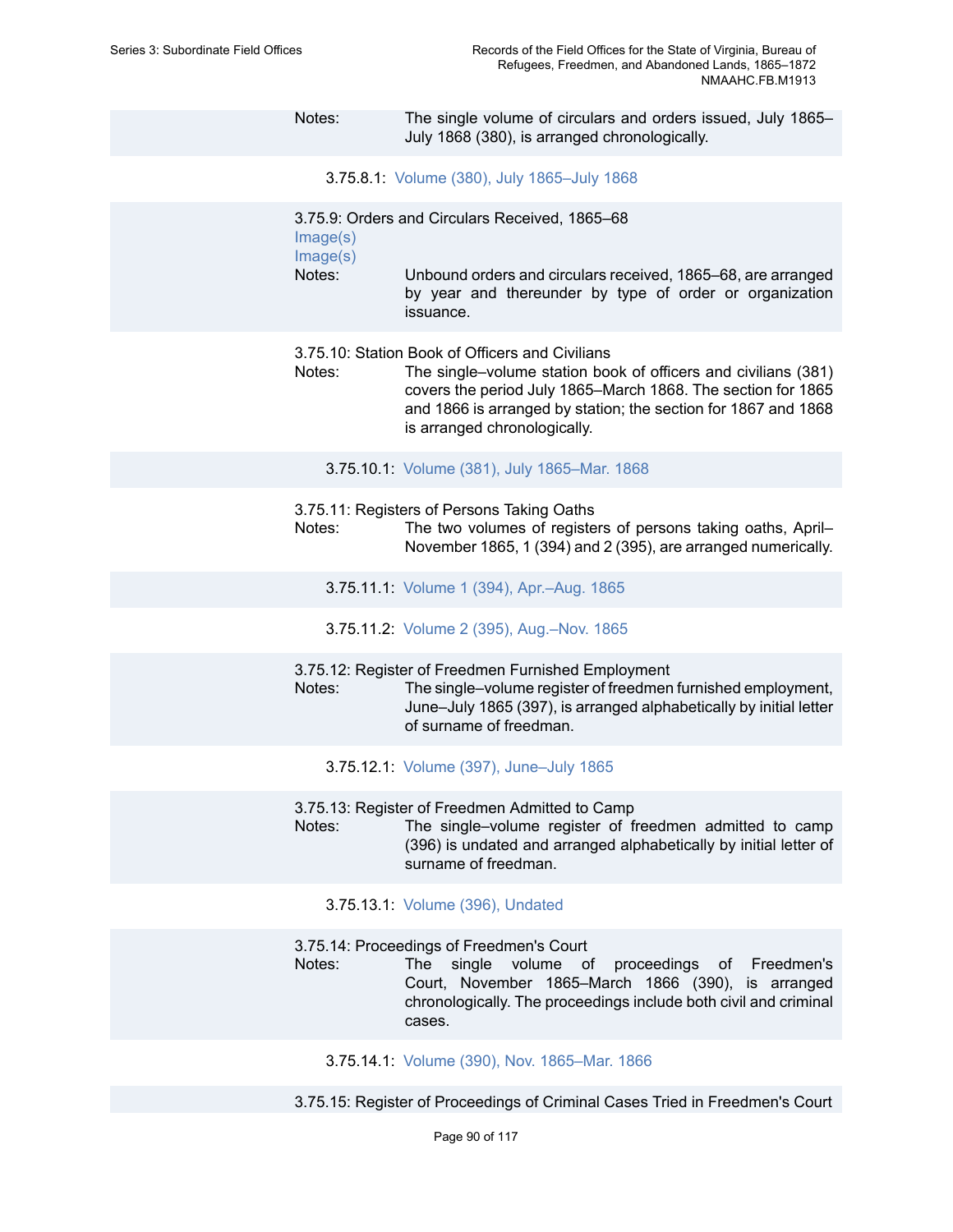Notes: The single volume of circulars and orders issued, July 1865–July 1868 (380), is arranged chronologically.

3.75.8.1: Volume (380), July 1865–July 1868

3.75.9: Orders and Circulars Received, 1865–68

Image(s)

Image(s)

Notes: Unbound orders and circulars received, 1865–68, are arranged by year and thereunder by type of order or organization issuance.

3.75.10: Station Book of Officers and Civilians

Notes: The single–volume station book of officers and civilians (381) covers the period July 1865–March 1868. The section for 1865 and 1866 is arranged by station; the section for 1867 and 1868 is arranged chronologically.

3.75.10.1: Volume (381), July 1865–Mar. 1868

3.75.11: Registers of Persons Taking Oaths

Notes: The two volumes of registers of persons taking oaths, April–November 1865, 1 (394) and 2 (395), are arranged numerically.

3.75.11.1: Volume 1 (394), Apr.–Aug. 1865

3.75.11.2: Volume 2 (395), Aug.–Nov. 1865

3.75.12: Register of Freedmen Furnished Employment

Notes: The single–volume register of freedmen furnished employment, June–July 1865 (397), is arranged alphabetically by initial letter of surname of freedman.

3.75.12.1: Volume (397), June–July 1865

3.75.13: Register of Freedmen Admitted to Camp

Notes: The single–volume register of freedmen admitted to camp (396) is undated and arranged alphabetically by initial letter of surname of freedman.

3.75.13.1: Volume (396), Undated

3.75.14: Proceedings of Freedmen's Court

Notes: The single volume of proceedings of Freedmen's Court, November 1865–March 1866 (390), is arranged chronologically. The proceedings include both civil and criminal cases.

3.75.14.1: Volume (390), Nov. 1865–Mar. 1866

3.75.15: Register of Proceedings of Criminal Cases Tried in Freedmen's Court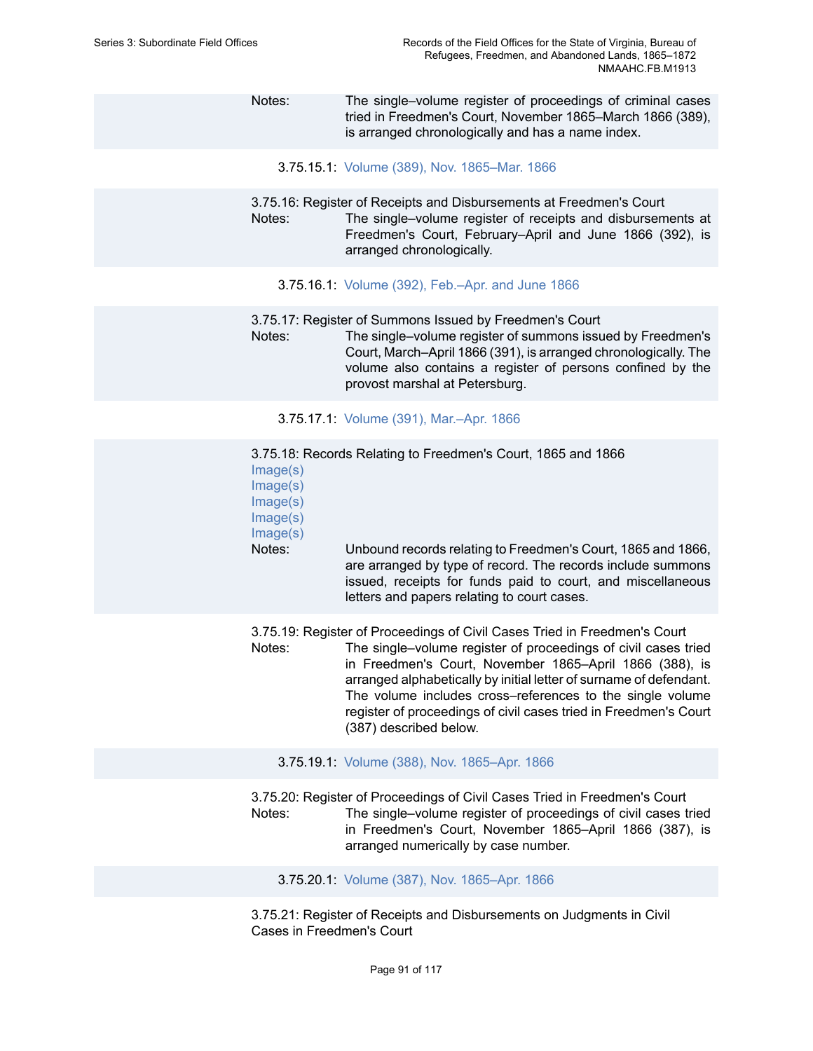Notes: The single–volume register of proceedings of criminal cases tried in Freedmen's Court, November 1865–March 1866 (389), is arranged chronologically and has a name index.

3.75.15.1: Volume (389), Nov. 1865–Mar. 1866

3.75.16: Register of Receipts and Disbursements at Freedmen's Court

Notes: The single–volume register of receipts and disbursements at Freedmen's Court, February–April and June 1866 (392), is arranged chronologically.

3.75.16.1: Volume (392), Feb.–Apr. and June 1866

3.75.17: Register of Summons Issued by Freedmen's Court

Notes: The single–volume register of summons issued by Freedmen's Court, March–April 1866 (391), is arranged chronologically. The volume also contains a register of persons confined by the provost marshal at Petersburg.

3.75.17.1: Volume (391), Mar.–Apr. 1866

3.75.18: Records Relating to Freedmen's Court, 1865 and 1866

Image(s)
Image(s)
Image(s)
Image(s)
Image(s)

Notes: Unbound records relating to Freedmen's Court, 1865 and 1866, are arranged by type of record. The records include summons issued, receipts for funds paid to court, and miscellaneous letters and papers relating to court cases.

3.75.19: Register of Proceedings of Civil Cases Tried in Freedmen's Court

Notes: The single–volume register of proceedings of civil cases tried in Freedmen's Court, November 1865–April 1866 (388), is arranged alphabetically by initial letter of surname of defendant. The volume includes cross–references to the single volume register of proceedings of civil cases tried in Freedmen's Court (387) described below.

3.75.19.1: Volume (388), Nov. 1865–Apr. 1866

3.75.20: Register of Proceedings of Civil Cases Tried in Freedmen's Court

Notes: The single–volume register of proceedings of civil cases tried in Freedmen's Court, November 1865–April 1866 (387), is arranged numerically by case number.

3.75.20.1: Volume (387), Nov. 1865–Apr. 1866

3.75.21: Register of Receipts and Disbursements on Judgments in Civil Cases in Freedmen's Court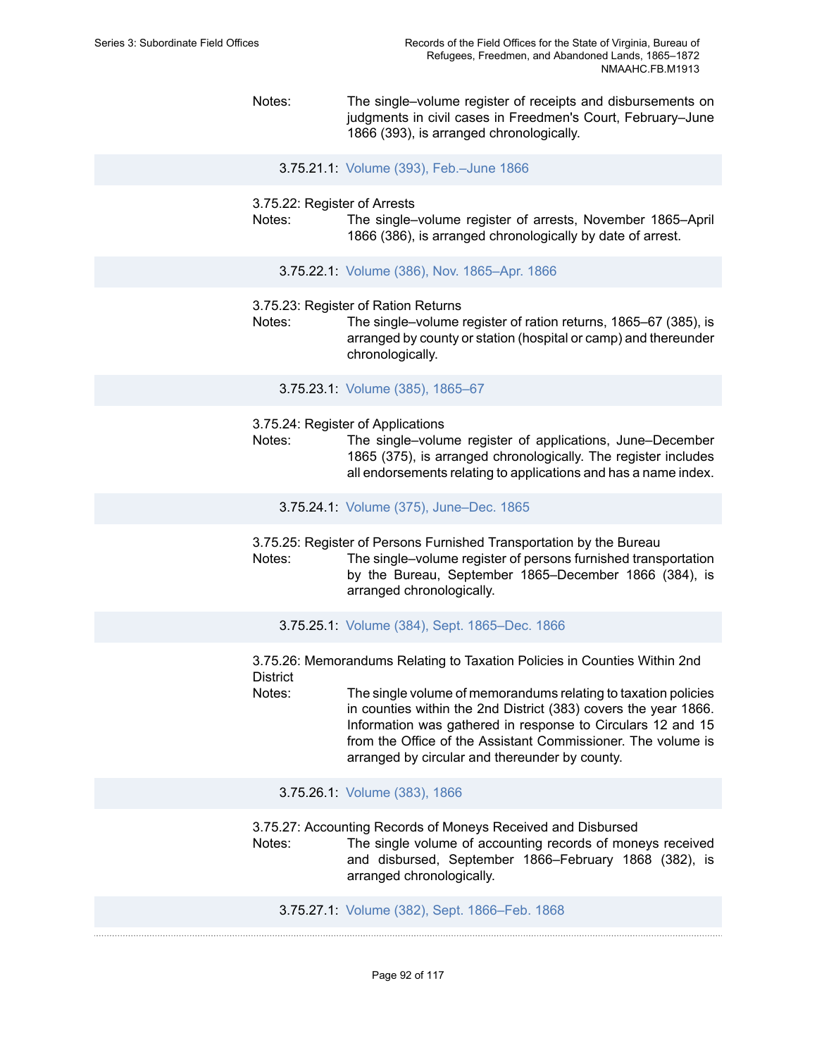Notes: The single–volume register of receipts and disbursements on judgments in civil cases in Freedmen's Court, February–June 1866 (393), is arranged chronologically.

3.75.21.1: Volume (393), Feb.–June 1866

3.75.22: Register of Arrests

Notes: The single–volume register of arrests, November 1865–April 1866 (386), is arranged chronologically by date of arrest.

3.75.22.1: Volume (386), Nov. 1865–Apr. 1866

3.75.23: Register of Ration Returns

Notes: The single–volume register of ration returns, 1865–67 (385), is arranged by county or station (hospital or camp) and thereunder chronologically.

3.75.23.1: Volume (385), 1865–67

3.75.24: Register of Applications

Notes: The single–volume register of applications, June–December 1865 (375), is arranged chronologically. The register includes all endorsements relating to applications and has a name index.

3.75.24.1: Volume (375), June–Dec. 1865

3.75.25: Register of Persons Furnished Transportation by the Bureau

Notes: The single–volume register of persons furnished transportation by the Bureau, September 1865–December 1866 (384), is arranged chronologically.

3.75.25.1: Volume (384), Sept. 1865–Dec. 1866

3.75.26: Memorandums Relating to Taxation Policies in Counties Within 2nd District

Notes: The single volume of memorandums relating to taxation policies in counties within the 2nd District (383) covers the year 1866. Information was gathered in response to Circulars 12 and 15 from the Office of the Assistant Commissioner. The volume is arranged by circular and thereunder by county.

3.75.26.1: Volume (383), 1866

3.75.27: Accounting Records of Moneys Received and Disbursed

Notes: The single volume of accounting records of moneys received and disbursed, September 1866–February 1868 (382), is arranged chronologically.

3.75.27.1: Volume (382), Sept. 1866–Feb. 1868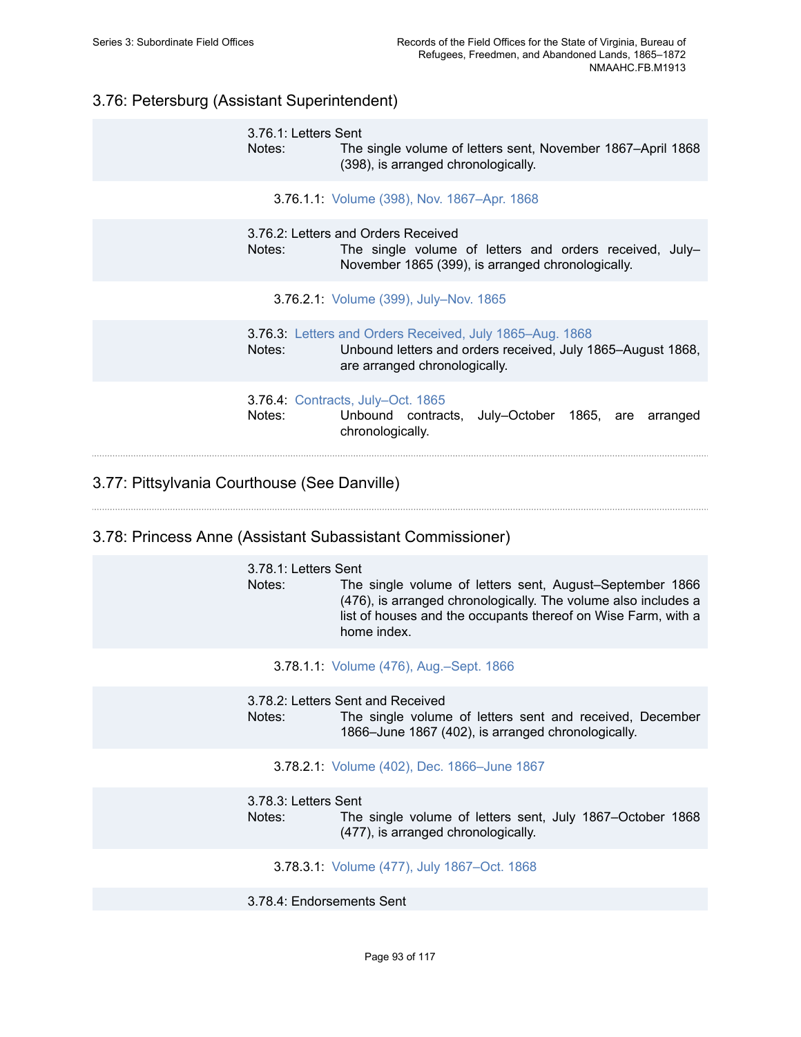## 3.76: Petersburg (Assistant Superintendent)

3.76.1: Letters Sent
Notes: The single volume of letters sent, November 1867–April 1868 (398), is arranged chronologically.

3.76.1.1: Volume (398), Nov. 1867–Apr. 1868

3.76.2: Letters and Orders Received
Notes: The single volume of letters and orders received, July–November 1865 (399), is arranged chronologically.

3.76.2.1: Volume (399), July–Nov. 1865

3.76.3: Letters and Orders Received, July 1865–Aug. 1868
Notes: Unbound letters and orders received, July 1865–August 1868, are arranged chronologically.

3.76.4: Contracts, July–Oct. 1865
Notes: Unbound contracts, July–October 1865, are arranged chronologically.

## 3.77: Pittsylvania Courthouse (See Danville)

## 3.78: Princess Anne (Assistant Subassistant Commissioner)

3.78.1: Letters Sent
Notes: The single volume of letters sent, August–September 1866 (476), is arranged chronologically. The volume also includes a list of houses and the occupants thereof on Wise Farm, with a home index.

3.78.1.1: Volume (476), Aug.–Sept. 1866

3.78.2: Letters Sent and Received
Notes: The single volume of letters sent and received, December 1866–June 1867 (402), is arranged chronologically.

3.78.2.1: Volume (402), Dec. 1866–June 1867

3.78.3: Letters Sent
Notes: The single volume of letters sent, July 1867–October 1868 (477), is arranged chronologically.

3.78.3.1: Volume (477), July 1867–Oct. 1868

3.78.4: Endorsements Sent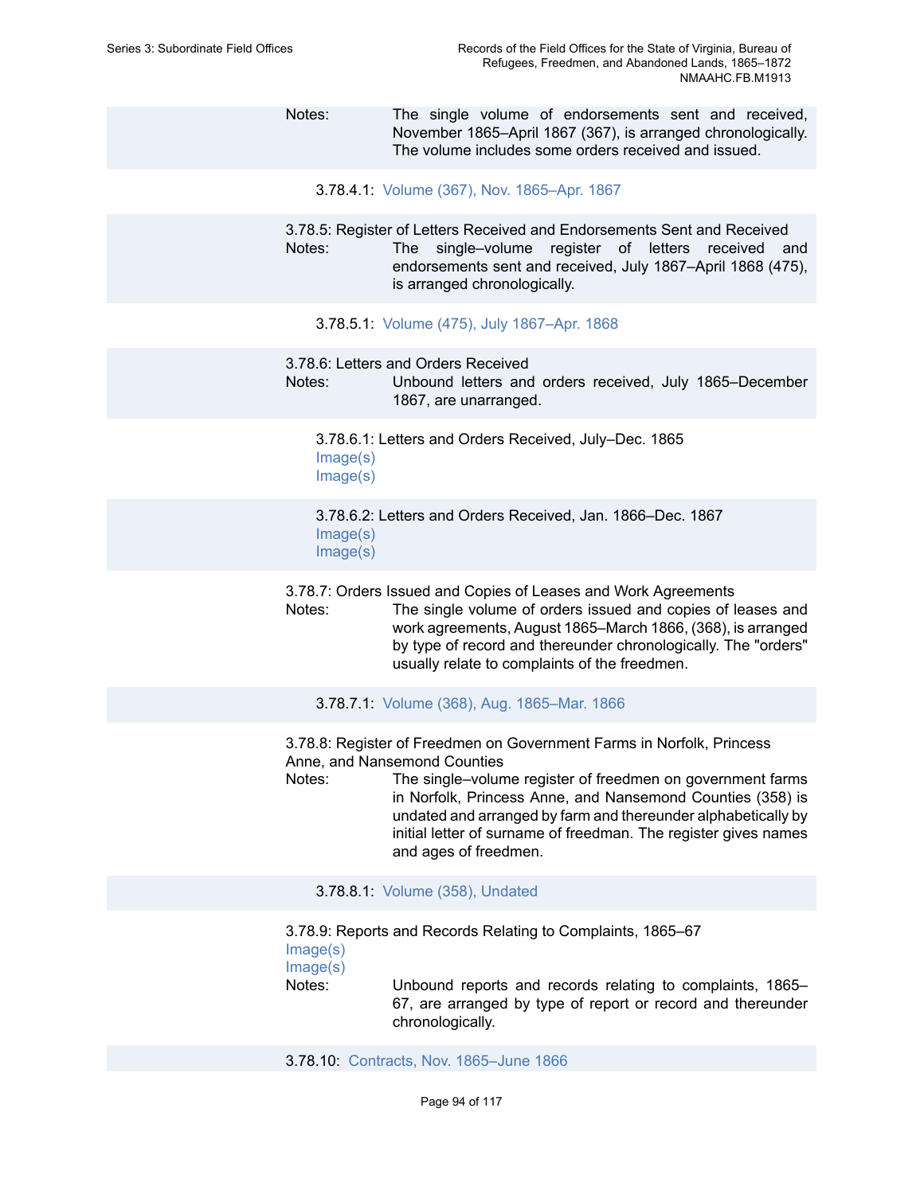Notes: The single volume of endorsements sent and received, November 1865–April 1867 (367), is arranged chronologically. The volume includes some orders received and issued.

3.78.4.1: Volume (367), Nov. 1865–Apr. 1867

3.78.5: Register of Letters Received and Endorsements Sent and Received

Notes: The single–volume register of letters received and endorsements sent and received, July 1867–April 1868 (475), is arranged chronologically.

3.78.5.1: Volume (475), July 1867–Apr. 1868

3.78.6: Letters and Orders Received

Notes: Unbound letters and orders received, July 1865–December 1867, are unarranged.

3.78.6.1: Letters and Orders Received, July–Dec. 1865
Image(s)
Image(s)

3.78.6.2: Letters and Orders Received, Jan. 1866–Dec. 1867
Image(s)
Image(s)

3.78.7: Orders Issued and Copies of Leases and Work Agreements

Notes: The single volume of orders issued and copies of leases and work agreements, August 1865–March 1866, (368), is arranged by type of record and thereunder chronologically. The "orders" usually relate to complaints of the freedmen.

3.78.7.1: Volume (368), Aug. 1865–Mar. 1866

3.78.8: Register of Freedmen on Government Farms in Norfolk, Princess Anne, and Nansemond Counties

Notes: The single–volume register of freedmen on government farms in Norfolk, Princess Anne, and Nansemond Counties (358) is undated and arranged by farm and thereunder alphabetically by initial letter of surname of freedman. The register gives names and ages of freedmen.

3.78.8.1: Volume (358), Undated

3.78.9: Reports and Records Relating to Complaints, 1865–67
Image(s)
Image(s)

Notes: Unbound reports and records relating to complaints, 1865–67, are arranged by type of report or record and thereunder chronologically.

3.78.10: Contracts, Nov. 1865–June 1866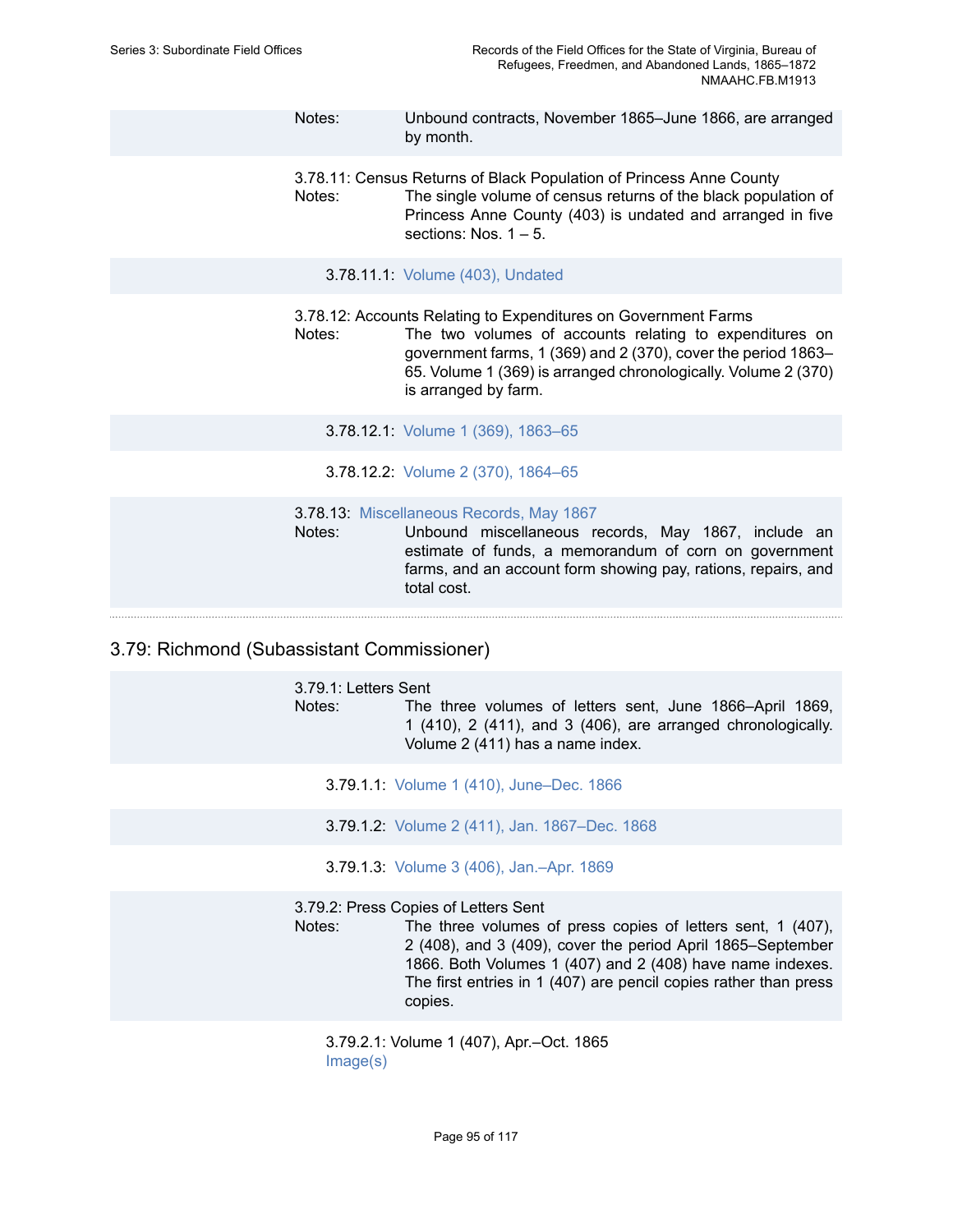Notes: Unbound contracts, November 1865–June 1866, are arranged by month.

3.78.11: Census Returns of Black Population of Princess Anne County

Notes: The single volume of census returns of the black population of Princess Anne County (403) is undated and arranged in five sections: Nos. 1 – 5.

3.78.11.1: Volume (403), Undated

3.78.12: Accounts Relating to Expenditures on Government Farms

Notes: The two volumes of accounts relating to expenditures on government farms, 1 (369) and 2 (370), cover the period 1863–65. Volume 1 (369) is arranged chronologically. Volume 2 (370) is arranged by farm.

3.78.12.1: Volume 1 (369), 1863–65

3.78.12.2: Volume 2 (370), 1864–65

3.78.13: Miscellaneous Records, May 1867

Notes: Unbound miscellaneous records, May 1867, include an estimate of funds, a memorandum of corn on government farms, and an account form showing pay, rations, repairs, and total cost.

## 3.79: Richmond (Subassistant Commissioner)

3.79.1: Letters Sent

Notes: The three volumes of letters sent, June 1866–April 1869, 1 (410), 2 (411), and 3 (406), are arranged chronologically. Volume 2 (411) has a name index.

3.79.1.1: Volume 1 (410), June–Dec. 1866

3.79.1.2: Volume 2 (411), Jan. 1867–Dec. 1868

3.79.1.3: Volume 3 (406), Jan.–Apr. 1869

3.79.2: Press Copies of Letters Sent

Notes: The three volumes of press copies of letters sent, 1 (407), 2 (408), and 3 (409), cover the period April 1865–September 1866. Both Volumes 1 (407) and 2 (408) have name indexes. The first entries in 1 (407) are pencil copies rather than press copies.

3.79.2.1: Volume 1 (407), Apr.–Oct. 1865
Image(s)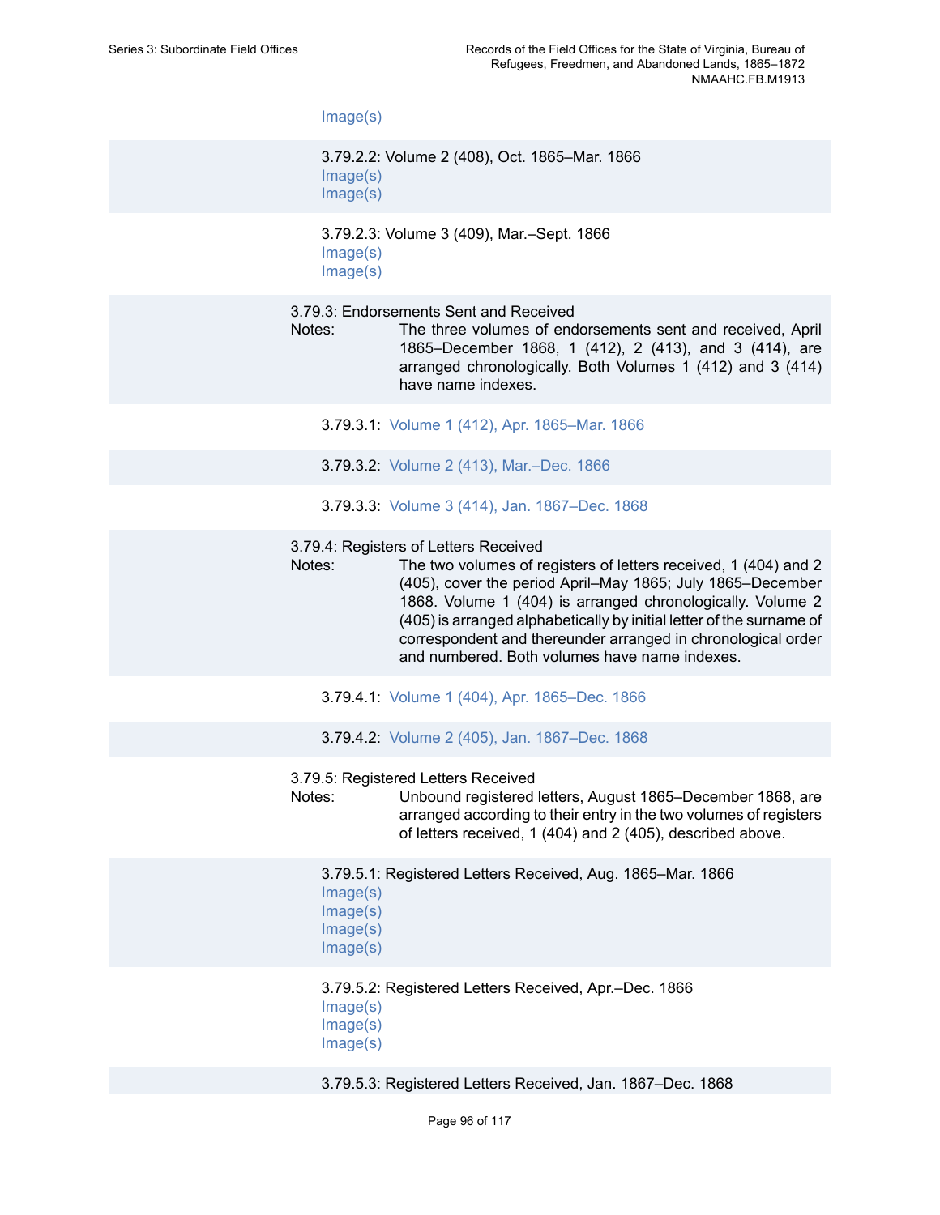Image(s)

3.79.2.2: Volume 2 (408), Oct. 1865–Mar. 1866
Image(s)
Image(s)

3.79.2.3: Volume 3 (409), Mar.–Sept. 1866
Image(s)
Image(s)

3.79.3: Endorsements Sent and Received

Notes: The three volumes of endorsements sent and received, April 1865–December 1868, 1 (412), 2 (413), and 3 (414), are arranged chronologically. Both Volumes 1 (412) and 3 (414) have name indexes.

3.79.3.1: Volume 1 (412), Apr. 1865–Mar. 1866

3.79.3.2: Volume 2 (413), Mar.–Dec. 1866

3.79.3.3: Volume 3 (414), Jan. 1867–Dec. 1868

3.79.4: Registers of Letters Received

Notes: The two volumes of registers of letters received, 1 (404) and 2 (405), cover the period April–May 1865; July 1865–December 1868. Volume 1 (404) is arranged chronologically. Volume 2 (405) is arranged alphabetically by initial letter of the surname of correspondent and thereunder arranged in chronological order and numbered. Both volumes have name indexes.

3.79.4.1: Volume 1 (404), Apr. 1865–Dec. 1866

3.79.4.2: Volume 2 (405), Jan. 1867–Dec. 1868

3.79.5: Registered Letters Received

Notes: Unbound registered letters, August 1865–December 1868, are arranged according to their entry in the two volumes of registers of letters received, 1 (404) and 2 (405), described above.

3.79.5.1: Registered Letters Received, Aug. 1865–Mar. 1866
Image(s)
Image(s)
Image(s)
Image(s)

3.79.5.2: Registered Letters Received, Apr.–Dec. 1866
Image(s)
Image(s)
Image(s)

3.79.5.3: Registered Letters Received, Jan. 1867–Dec. 1868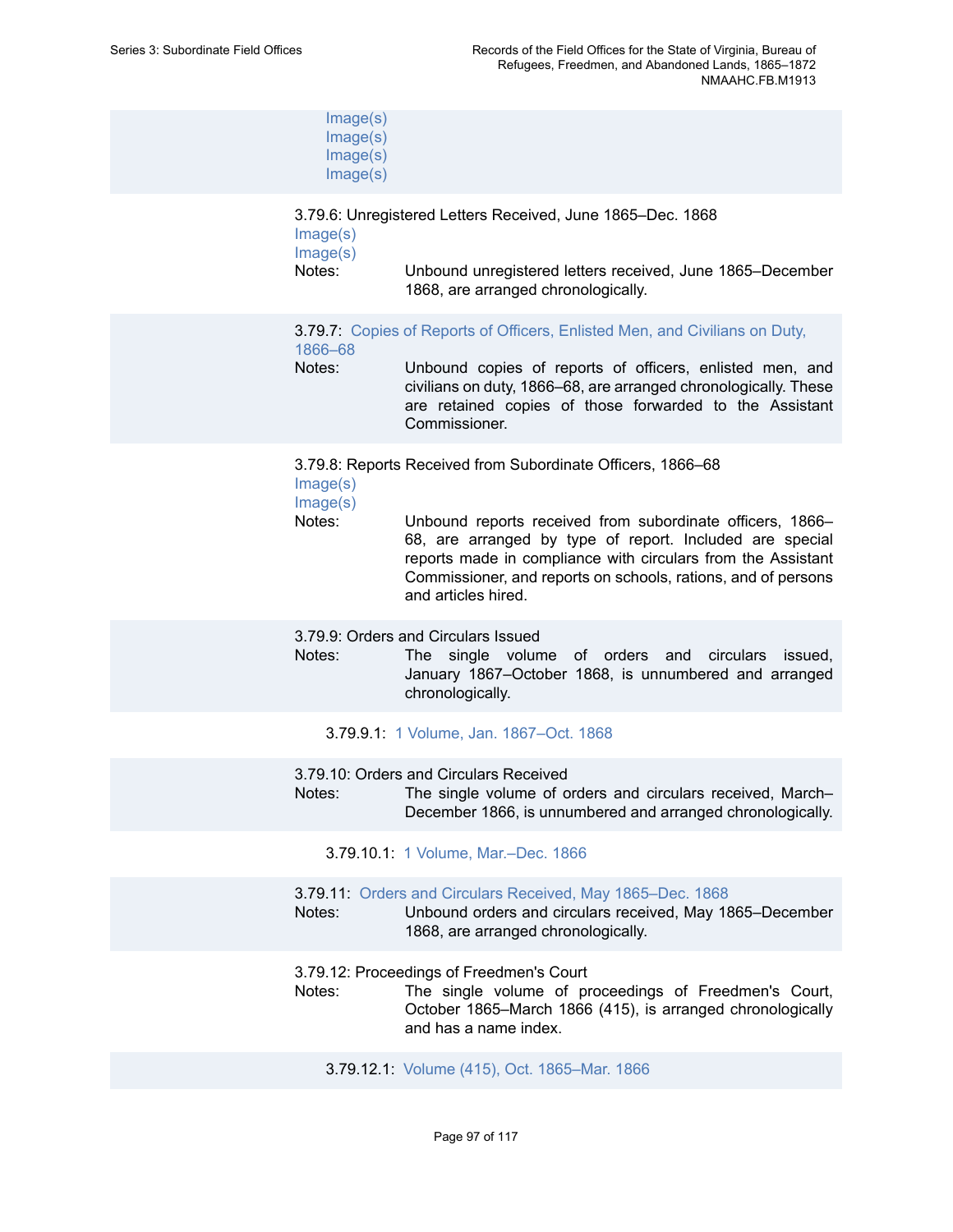Image(s)
Image(s)
Image(s)
Image(s)

3.79.6: Unregistered Letters Received, June 1865–Dec. 1868
Image(s)
Image(s)

Notes: Unbound unregistered letters received, June 1865–December 1868, are arranged chronologically.

3.79.7: Copies of Reports of Officers, Enlisted Men, and Civilians on Duty, 1866–68

Notes: Unbound copies of reports of officers, enlisted men, and civilians on duty, 1866–68, are arranged chronologically. These are retained copies of those forwarded to the Assistant Commissioner.

3.79.8: Reports Received from Subordinate Officers, 1866–68
Image(s)
Image(s)

Notes: Unbound reports received from subordinate officers, 1866–68, are arranged by type of report. Included are special reports made in compliance with circulars from the Assistant Commissioner, and reports on schools, rations, and of persons and articles hired.

3.79.9: Orders and Circulars Issued

Notes: The single volume of orders and circulars issued, January 1867–October 1868, is unnumbered and arranged chronologically.

3.79.9.1: 1 Volume, Jan. 1867–Oct. 1868

3.79.10: Orders and Circulars Received

Notes: The single volume of orders and circulars received, March–December 1866, is unnumbered and arranged chronologically.

3.79.10.1: 1 Volume, Mar.–Dec. 1866

3.79.11: Orders and Circulars Received, May 1865–Dec. 1868

Notes: Unbound orders and circulars received, May 1865–December 1868, are arranged chronologically.

3.79.12: Proceedings of Freedmen's Court

Notes: The single volume of proceedings of Freedmen's Court, October 1865–March 1866 (415), is arranged chronologically and has a name index.

3.79.12.1: Volume (415), Oct. 1865–Mar. 1866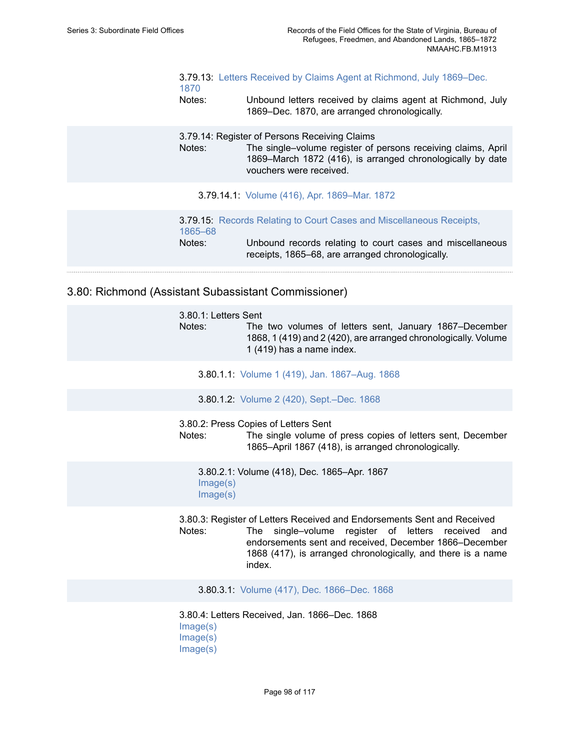3.79.13: Letters Received by Claims Agent at Richmond, July 1869–Dec. 1870
Notes: Unbound letters received by claims agent at Richmond, July 1869–Dec. 1870, are arranged chronologically.

3.79.14: Register of Persons Receiving Claims
Notes: The single–volume register of persons receiving claims, April 1869–March 1872 (416), is arranged chronologically by date vouchers were received.

3.79.14.1: Volume (416), Apr. 1869–Mar. 1872

3.79.15: Records Relating to Court Cases and Miscellaneous Receipts, 1865–68
Notes: Unbound records relating to court cases and miscellaneous receipts, 1865–68, are arranged chronologically.

## 3.80: Richmond (Assistant Subassistant Commissioner)

3.80.1: Letters Sent
Notes: The two volumes of letters sent, January 1867–December 1868, 1 (419) and 2 (420), are arranged chronologically. Volume 1 (419) has a name index.

3.80.1.1: Volume 1 (419), Jan. 1867–Aug. 1868

3.80.1.2: Volume 2 (420), Sept.–Dec. 1868

3.80.2: Press Copies of Letters Sent
Notes: The single volume of press copies of letters sent, December 1865–April 1867 (418), is arranged chronologically.

3.80.2.1: Volume (418), Dec. 1865–Apr. 1867
Image(s)
Image(s)

3.80.3: Register of Letters Received and Endorsements Sent and Received
Notes: The single–volume register of letters received and endorsements sent and received, December 1866–December 1868 (417), is arranged chronologically, and there is a name index.

3.80.3.1: Volume (417), Dec. 1866–Dec. 1868

3.80.4: Letters Received, Jan. 1866–Dec. 1868
Image(s)
Image(s)
Image(s)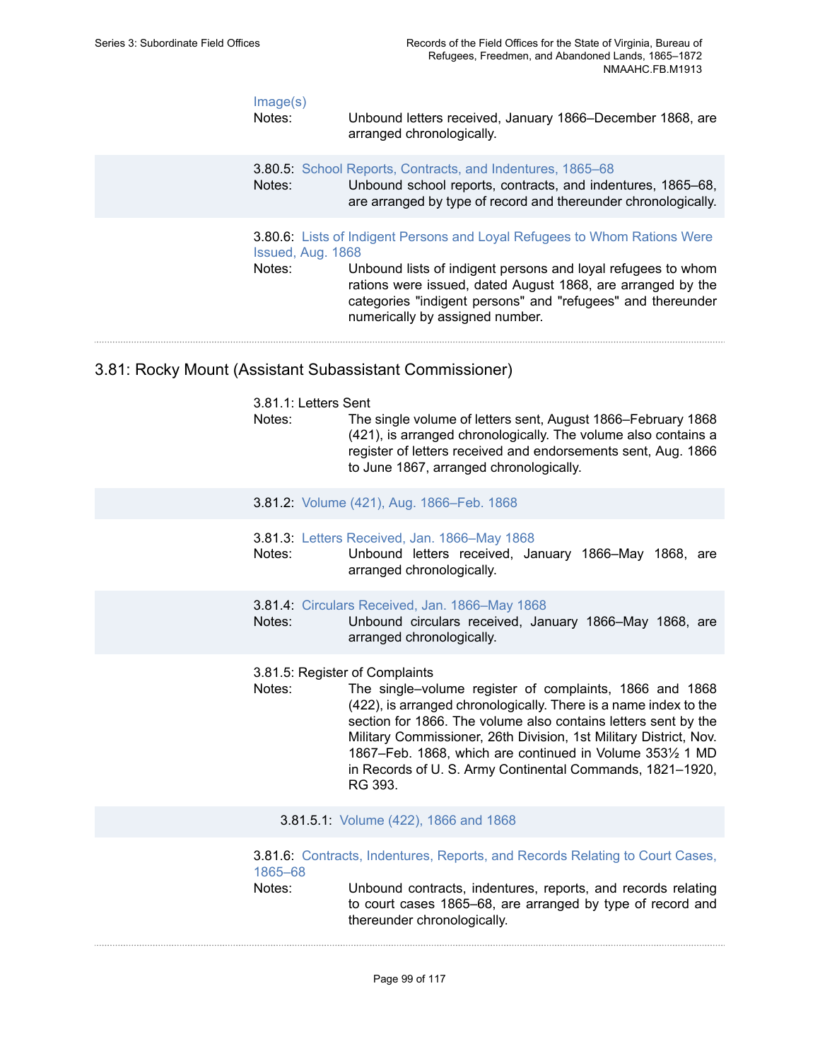Image(s)

Notes: Unbound letters received, January 1866–December 1868, are arranged chronologically.

3.80.5: School Reports, Contracts, and Indentures, 1865–68

Notes: Unbound school reports, contracts, and indentures, 1865–68, are arranged by type of record and thereunder chronologically.

3.80.6: Lists of Indigent Persons and Loyal Refugees to Whom Rations Were Issued, Aug. 1868

Notes: Unbound lists of indigent persons and loyal refugees to whom rations were issued, dated August 1868, are arranged by the categories "indigent persons" and "refugees" and thereunder numerically by assigned number.

## 3.81: Rocky Mount (Assistant Subassistant Commissioner)

3.81.1: Letters Sent

Notes: The single volume of letters sent, August 1866–February 1868 (421), is arranged chronologically. The volume also contains a register of letters received and endorsements sent, Aug. 1866 to June 1867, arranged chronologically.

3.81.2: Volume (421), Aug. 1866–Feb. 1868

3.81.3: Letters Received, Jan. 1866–May 1868

Notes: Unbound letters received, January 1866–May 1868, are arranged chronologically.

3.81.4: Circulars Received, Jan. 1866–May 1868

Notes: Unbound circulars received, January 1866–May 1868, are arranged chronologically.

3.81.5: Register of Complaints

Notes: The single–volume register of complaints, 1866 and 1868 (422), is arranged chronologically. There is a name index to the section for 1866. The volume also contains letters sent by the Military Commissioner, 26th Division, 1st Military District, Nov. 1867–Feb. 1868, which are continued in Volume 353½ 1 MD in Records of U. S. Army Continental Commands, 1821–1920, RG 393.

3.81.5.1: Volume (422), 1866 and 1868

3.81.6: Contracts, Indentures, Reports, and Records Relating to Court Cases, 1865–68

Notes: Unbound contracts, indentures, reports, and records relating to court cases 1865–68, are arranged by type of record and thereunder chronologically.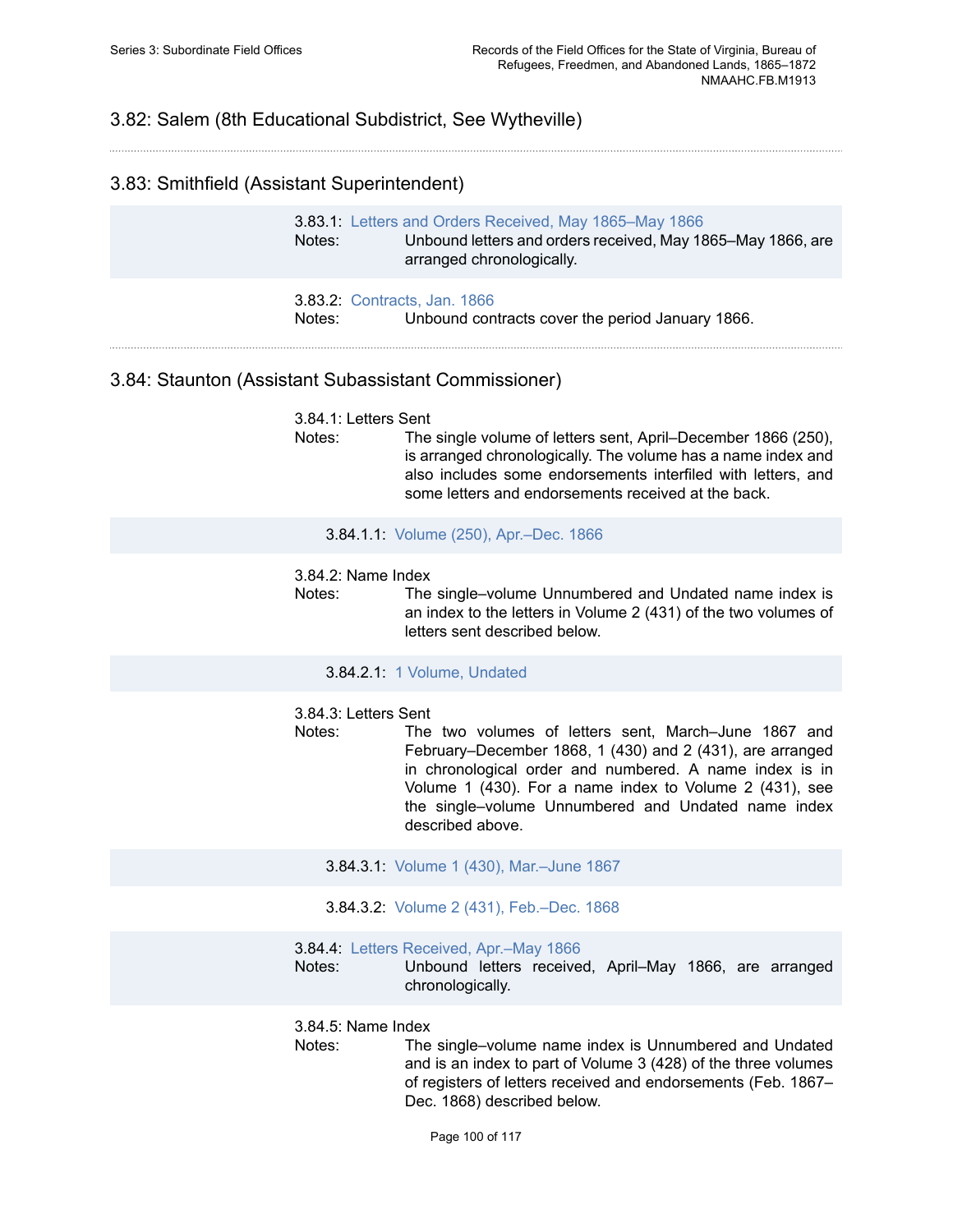## 3.82: Salem (8th Educational Subdistrict, See Wytheville)

## 3.83: Smithfield (Assistant Superintendent)

3.83.1: Letters and Orders Received, May 1865–May 1866
Notes: Unbound letters and orders received, May 1865–May 1866, are arranged chronologically.

3.83.2: Contracts, Jan. 1866
Notes: Unbound contracts cover the period January 1866.

## 3.84: Staunton (Assistant Subassistant Commissioner)

3.84.1: Letters Sent
Notes: The single volume of letters sent, April–December 1866 (250), is arranged chronologically. The volume has a name index and also includes some endorsements interfiled with letters, and some letters and endorsements received at the back.

3.84.1.1: Volume (250), Apr.–Dec. 1866

3.84.2: Name Index
Notes: The single–volume Unnumbered and Undated name index is an index to the letters in Volume 2 (431) of the two volumes of letters sent described below.

3.84.2.1: 1 Volume, Undated

3.84.3: Letters Sent
Notes: The two volumes of letters sent, March–June 1867 and February–December 1868, 1 (430) and 2 (431), are arranged in chronological order and numbered. A name index is in Volume 1 (430). For a name index to Volume 2 (431), see the single–volume Unnumbered and Undated name index described above.

3.84.3.1: Volume 1 (430), Mar.–June 1867

3.84.3.2: Volume 2 (431), Feb.–Dec. 1868

3.84.4: Letters Received, Apr.–May 1866
Notes: Unbound letters received, April–May 1866, are arranged chronologically.

3.84.5: Name Index
Notes: The single–volume name index is Unnumbered and Undated and is an index to part of Volume 3 (428) of the three volumes of registers of letters received and endorsements (Feb. 1867–Dec. 1868) described below.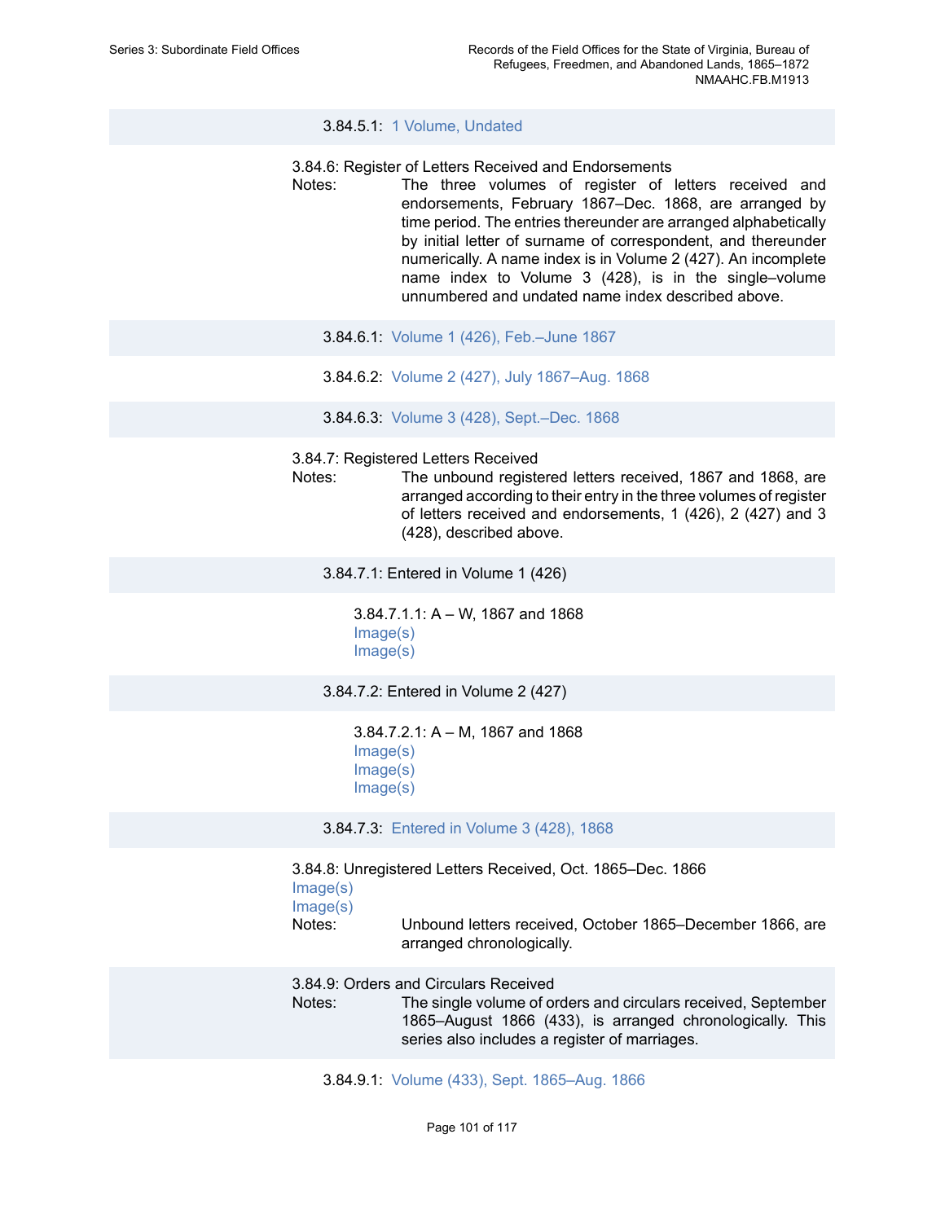3.84.5.1: 1 Volume, Undated

3.84.6: Register of Letters Received and Endorsements

Notes: The three volumes of register of letters received and endorsements, February 1867–Dec. 1868, are arranged by time period. The entries thereunder are arranged alphabetically by initial letter of surname of correspondent, and thereunder numerically. A name index is in Volume 2 (427). An incomplete name index to Volume 3 (428), is in the single–volume unnumbered and undated name index described above.

3.84.6.1: Volume 1 (426), Feb.–June 1867

3.84.6.2: Volume 2 (427), July 1867–Aug. 1868

3.84.6.3: Volume 3 (428), Sept.–Dec. 1868

3.84.7: Registered Letters Received

Notes: The unbound registered letters received, 1867 and 1868, are arranged according to their entry in the three volumes of register of letters received and endorsements, 1 (426), 2 (427) and 3 (428), described above.

3.84.7.1: Entered in Volume 1 (426)

3.84.7.1.1: A – W, 1867 and 1868
Image(s)
Image(s)

3.84.7.2: Entered in Volume 2 (427)

3.84.7.2.1: A – M, 1867 and 1868
Image(s)
Image(s)
Image(s)

3.84.7.3: Entered in Volume 3 (428), 1868

3.84.8: Unregistered Letters Received, Oct. 1865–Dec. 1866
Image(s)
Image(s)

Notes: Unbound letters received, October 1865–December 1866, are arranged chronologically.

3.84.9: Orders and Circulars Received

Notes: The single volume of orders and circulars received, September 1865–August 1866 (433), is arranged chronologically. This series also includes a register of marriages.

3.84.9.1: Volume (433), Sept. 1865–Aug. 1866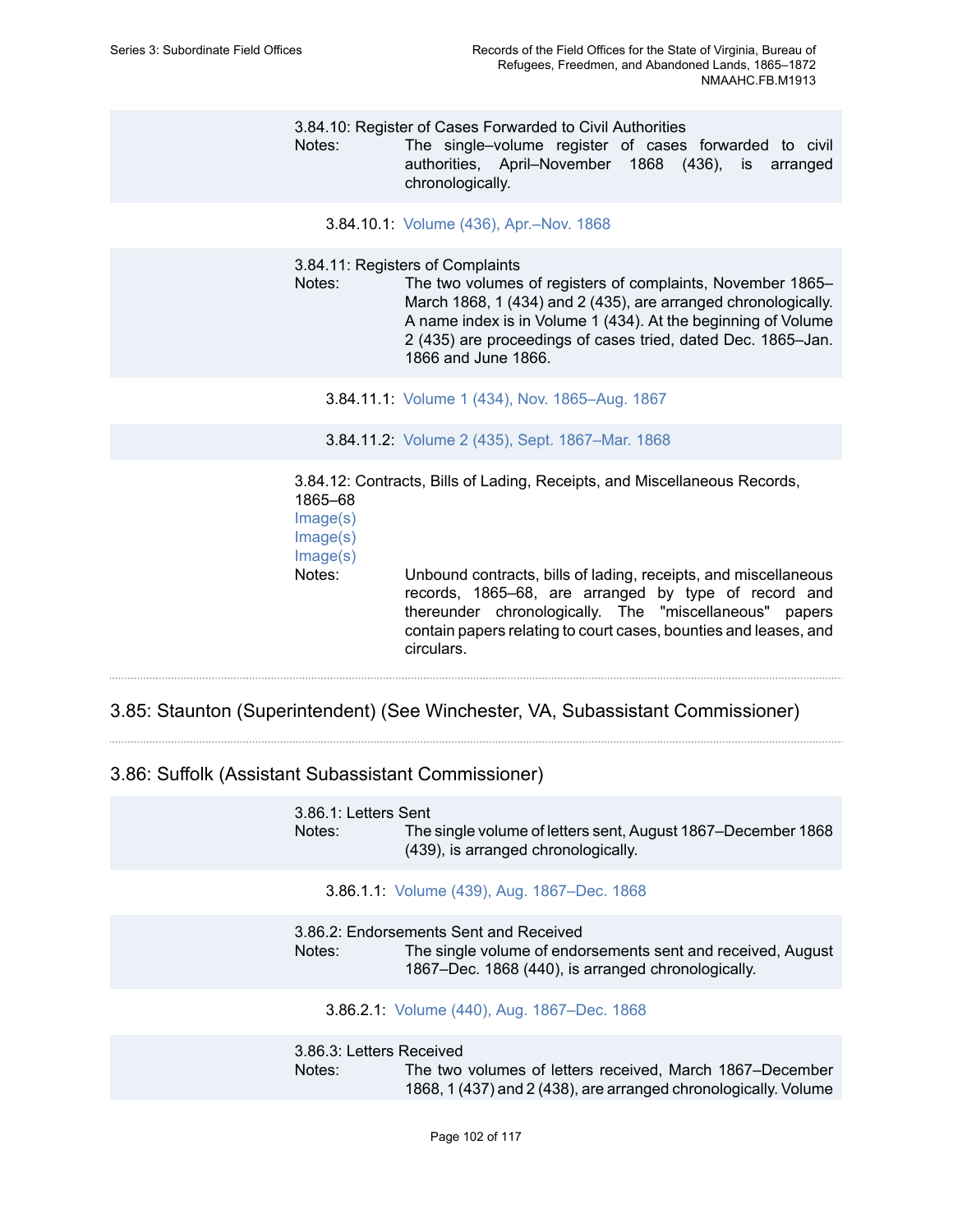3.84.10: Register of Cases Forwarded to Civil Authorities

Notes: The single–volume register of cases forwarded to civil authorities, April–November 1868 (436), is arranged chronologically.

3.84.10.1: Volume (436), Apr.–Nov. 1868

3.84.11: Registers of Complaints

Notes: The two volumes of registers of complaints, November 1865–March 1868, 1 (434) and 2 (435), are arranged chronologically. A name index is in Volume 1 (434). At the beginning of Volume 2 (435) are proceedings of cases tried, dated Dec. 1865–Jan. 1866 and June 1866.

3.84.11.1: Volume 1 (434), Nov. 1865–Aug. 1867

3.84.11.2: Volume 2 (435), Sept. 1867–Mar. 1868

3.84.12: Contracts, Bills of Lading, Receipts, and Miscellaneous Records, 1865–68

Image(s)
Image(s)
Image(s)

Notes: Unbound contracts, bills of lading, receipts, and miscellaneous records, 1865–68, are arranged by type of record and thereunder chronologically. The "miscellaneous" papers contain papers relating to court cases, bounties and leases, and circulars.

## 3.85: Staunton (Superintendent) (See Winchester, VA, Subassistant Commissioner)

## 3.86: Suffolk (Assistant Subassistant Commissioner)

3.86.1: Letters Sent

Notes: The single volume of letters sent, August 1867–December 1868 (439), is arranged chronologically.

3.86.1.1: Volume (439), Aug. 1867–Dec. 1868

3.86.2: Endorsements Sent and Received

Notes: The single volume of endorsements sent and received, August 1867–Dec. 1868 (440), is arranged chronologically.

3.86.2.1: Volume (440), Aug. 1867–Dec. 1868

3.86.3: Letters Received

Notes: The two volumes of letters received, March 1867–December 1868, 1 (437) and 2 (438), are arranged chronologically. Volume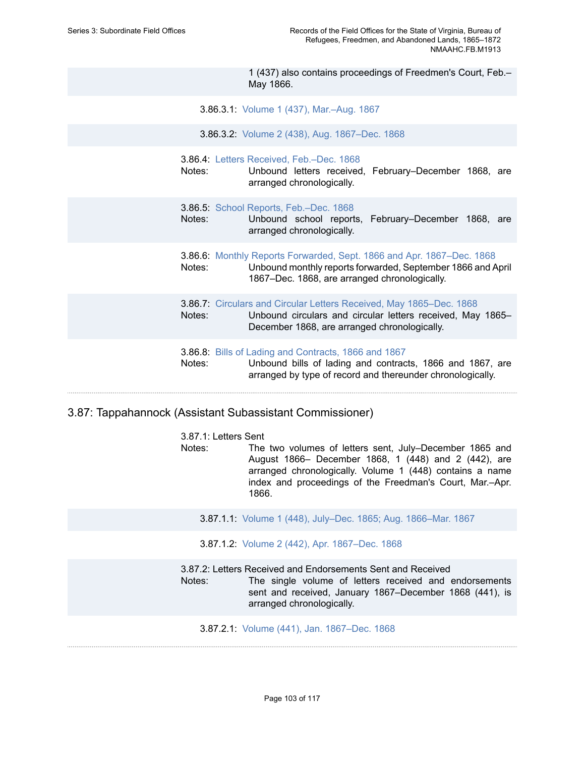1 (437) also contains proceedings of Freedmen's Court, Feb.–May 1866.

3.86.3.1: Volume 1 (437), Mar.–Aug. 1867

3.86.3.2: Volume 2 (438), Aug. 1867–Dec. 1868

3.86.4: Letters Received, Feb.–Dec. 1868

Notes: Unbound letters received, February–December 1868, are arranged chronologically.

3.86.5: School Reports, Feb.–Dec. 1868

Notes: Unbound school reports, February–December 1868, are arranged chronologically.

3.86.6: Monthly Reports Forwarded, Sept. 1866 and Apr. 1867–Dec. 1868

Notes: Unbound monthly reports forwarded, September 1866 and April 1867–Dec. 1868, are arranged chronologically.

3.86.7: Circulars and Circular Letters Received, May 1865–Dec. 1868

Notes: Unbound circulars and circular letters received, May 1865–December 1868, are arranged chronologically.

3.86.8: Bills of Lading and Contracts, 1866 and 1867

Notes: Unbound bills of lading and contracts, 1866 and 1867, are arranged by type of record and thereunder chronologically.

## 3.87: Tappahannock (Assistant Subassistant Commissioner)

3.87.1: Letters Sent

Notes: The two volumes of letters sent, July–December 1865 and August 1866– December 1868, 1 (448) and 2 (442), are arranged chronologically. Volume 1 (448) contains a name index and proceedings of the Freedman's Court, Mar.–Apr. 1866.

3.87.1.1: Volume 1 (448), July–Dec. 1865; Aug. 1866–Mar. 1867

3.87.1.2: Volume 2 (442), Apr. 1867–Dec. 1868

3.87.2: Letters Received and Endorsements Sent and Received

Notes: The single volume of letters received and endorsements sent and received, January 1867–December 1868 (441), is arranged chronologically.

3.87.2.1: Volume (441), Jan. 1867–Dec. 1868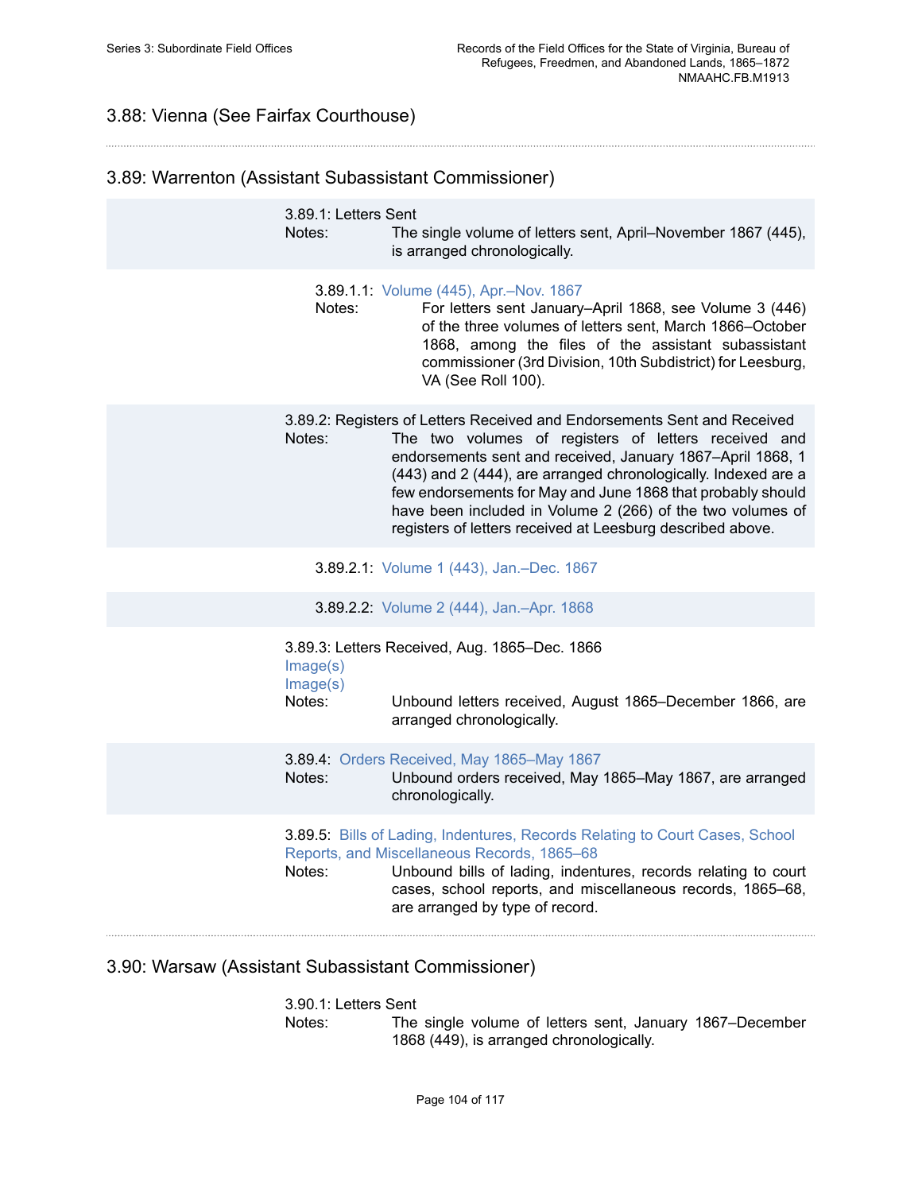## 3.88: Vienna (See Fairfax Courthouse)

---

## 3.89: Warrenton (Assistant Subassistant Commissioner)

3.89.1: Letters Sent

Notes: The single volume of letters sent, April–November 1867 (445), is arranged chronologically.

3.89.1.1: Volume (445), Apr.–Nov. 1867

Notes: For letters sent January–April 1868, see Volume 3 (446) of the three volumes of letters sent, March 1866–October 1868, among the files of the assistant subassistant commissioner (3rd Division, 10th Subdistrict) for Leesburg, VA (See Roll 100).

3.89.2: Registers of Letters Received and Endorsements Sent and Received

Notes: The two volumes of registers of letters received and endorsements sent and received, January 1867–April 1868, 1 (443) and 2 (444), are arranged chronologically. Indexed are a few endorsements for May and June 1868 that probably should have been included in Volume 2 (266) of the two volumes of registers of letters received at Leesburg described above.

3.89.2.1: Volume 1 (443), Jan.–Dec. 1867

3.89.2.2: Volume 2 (444), Jan.–Apr. 1868

3.89.3: Letters Received, Aug. 1865–Dec. 1866

Image(s)

Image(s)

Notes: Unbound letters received, August 1865–December 1866, are arranged chronologically.

3.89.4: Orders Received, May 1865–May 1867

Notes: Unbound orders received, May 1865–May 1867, are arranged chronologically.

3.89.5: Bills of Lading, Indentures, Records Relating to Court Cases, School Reports, and Miscellaneous Records, 1865–68

Notes: Unbound bills of lading, indentures, records relating to court cases, school reports, and miscellaneous records, 1865–68, are arranged by type of record.

---

## 3.90: Warsaw (Assistant Subassistant Commissioner)

3.90.1: Letters Sent

Notes: The single volume of letters sent, January 1867–December 1868 (449), is arranged chronologically.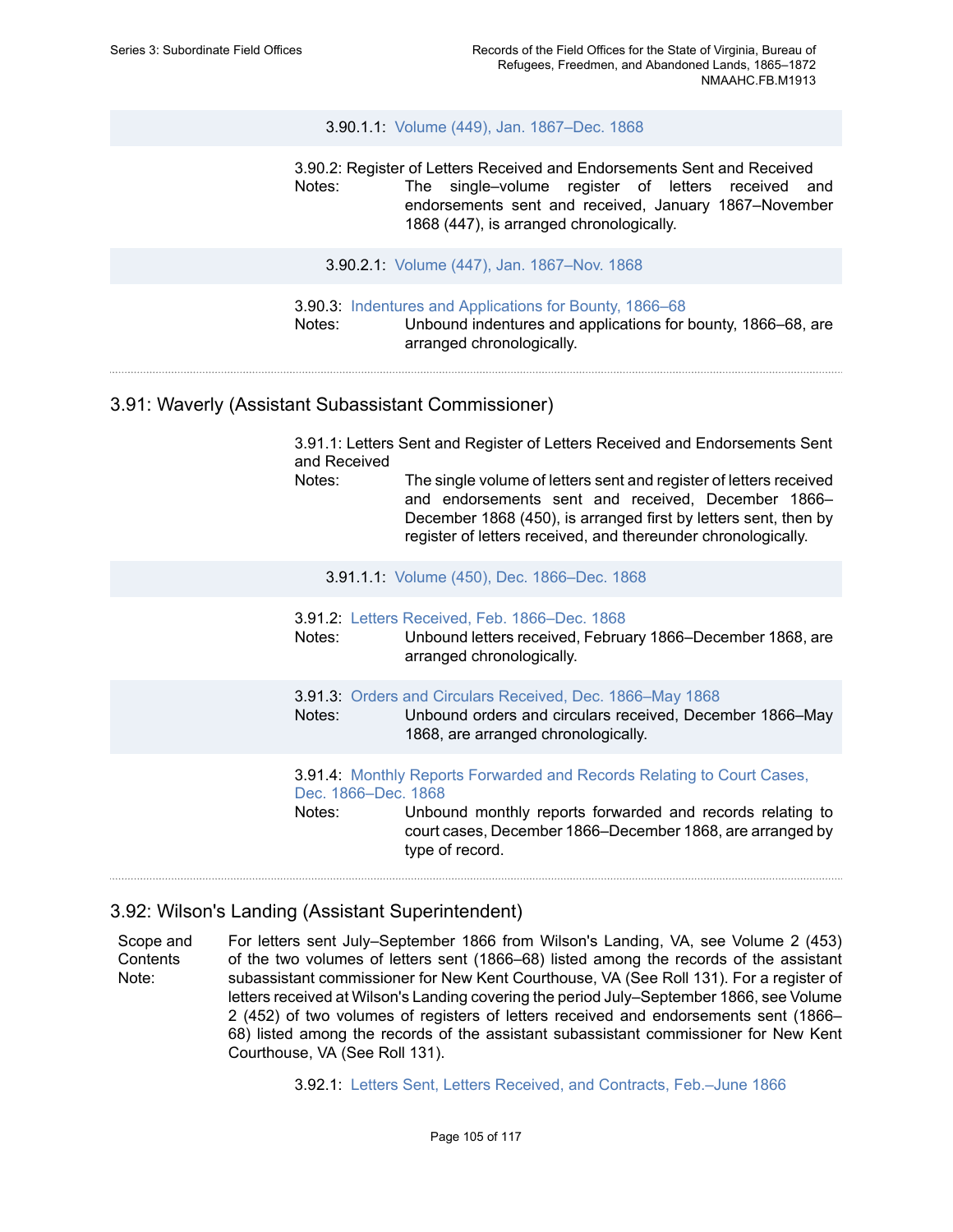3.90.1.1: Volume (449), Jan. 1867–Dec. 1868

3.90.2: Register of Letters Received and Endorsements Sent and Received

Notes: The single–volume register of letters received and endorsements sent and received, January 1867–November 1868 (447), is arranged chronologically.

3.90.2.1: Volume (447), Jan. 1867–Nov. 1868

3.90.3: Indentures and Applications for Bounty, 1866–68

Notes: Unbound indentures and applications for bounty, 1866–68, are arranged chronologically.

## 3.91: Waverly (Assistant Subassistant Commissioner)

3.91.1: Letters Sent and Register of Letters Received and Endorsements Sent and Received

Notes: The single volume of letters sent and register of letters received and endorsements sent and received, December 1866–December 1868 (450), is arranged first by letters sent, then by register of letters received, and thereunder chronologically.

3.91.1.1: Volume (450), Dec. 1866–Dec. 1868

3.91.2: Letters Received, Feb. 1866–Dec. 1868

Notes: Unbound letters received, February 1866–December 1868, are arranged chronologically.

3.91.3: Orders and Circulars Received, Dec. 1866–May 1868

Notes: Unbound orders and circulars received, December 1866–May 1868, are arranged chronologically.

3.91.4: Monthly Reports Forwarded and Records Relating to Court Cases, Dec. 1866–Dec. 1868

Notes: Unbound monthly reports forwarded and records relating to court cases, December 1866–December 1868, are arranged by type of record.

## 3.92: Wilson's Landing (Assistant Superintendent)

Scope and Contents Note: For letters sent July–September 1866 from Wilson's Landing, VA, see Volume 2 (453) of the two volumes of letters sent (1866–68) listed among the records of the assistant subassistant commissioner for New Kent Courthouse, VA (See Roll 131). For a register of letters received at Wilson's Landing covering the period July–September 1866, see Volume 2 (452) of two volumes of registers of letters received and endorsements sent (1866–68) listed among the records of the assistant subassistant commissioner for New Kent Courthouse, VA (See Roll 131).

3.92.1: Letters Sent, Letters Received, and Contracts, Feb.–June 1866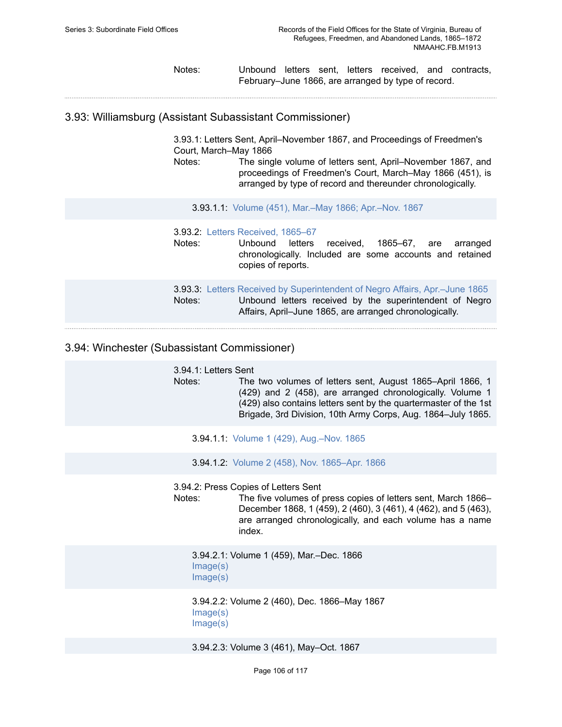Notes: Unbound letters sent, letters received, and contracts, February–June 1866, are arranged by type of record.

## 3.93: Williamsburg (Assistant Subassistant Commissioner)

3.93.1: Letters Sent, April–November 1867, and Proceedings of Freedmen's Court, March–May 1866

Notes: The single volume of letters sent, April–November 1867, and proceedings of Freedmen's Court, March–May 1866 (451), is arranged by type of record and thereunder chronologically.

3.93.1.1: Volume (451), Mar.–May 1866; Apr.–Nov. 1867

3.93.2: Letters Received, 1865–67

Notes: Unbound letters received, 1865–67, are arranged chronologically. Included are some accounts and retained copies of reports.

3.93.3: Letters Received by Superintendent of Negro Affairs, Apr.–June 1865

Notes: Unbound letters received by the superintendent of Negro Affairs, April–June 1865, are arranged chronologically.

## 3.94: Winchester (Subassistant Commissioner)

3.94.1: Letters Sent

Notes: The two volumes of letters sent, August 1865–April 1866, 1 (429) and 2 (458), are arranged chronologically. Volume 1 (429) also contains letters sent by the quartermaster of the 1st Brigade, 3rd Division, 10th Army Corps, Aug. 1864–July 1865.

3.94.1.1: Volume 1 (429), Aug.–Nov. 1865

3.94.1.2: Volume 2 (458), Nov. 1865–Apr. 1866

3.94.2: Press Copies of Letters Sent

Notes: The five volumes of press copies of letters sent, March 1866–December 1868, 1 (459), 2 (460), 3 (461), 4 (462), and 5 (463), are arranged chronologically, and each volume has a name index.

3.94.2.1: Volume 1 (459), Mar.–Dec. 1866
Image(s)
Image(s)

3.94.2.2: Volume 2 (460), Dec. 1866–May 1867
Image(s)
Image(s)

3.94.2.3: Volume 3 (461), May–Oct. 1867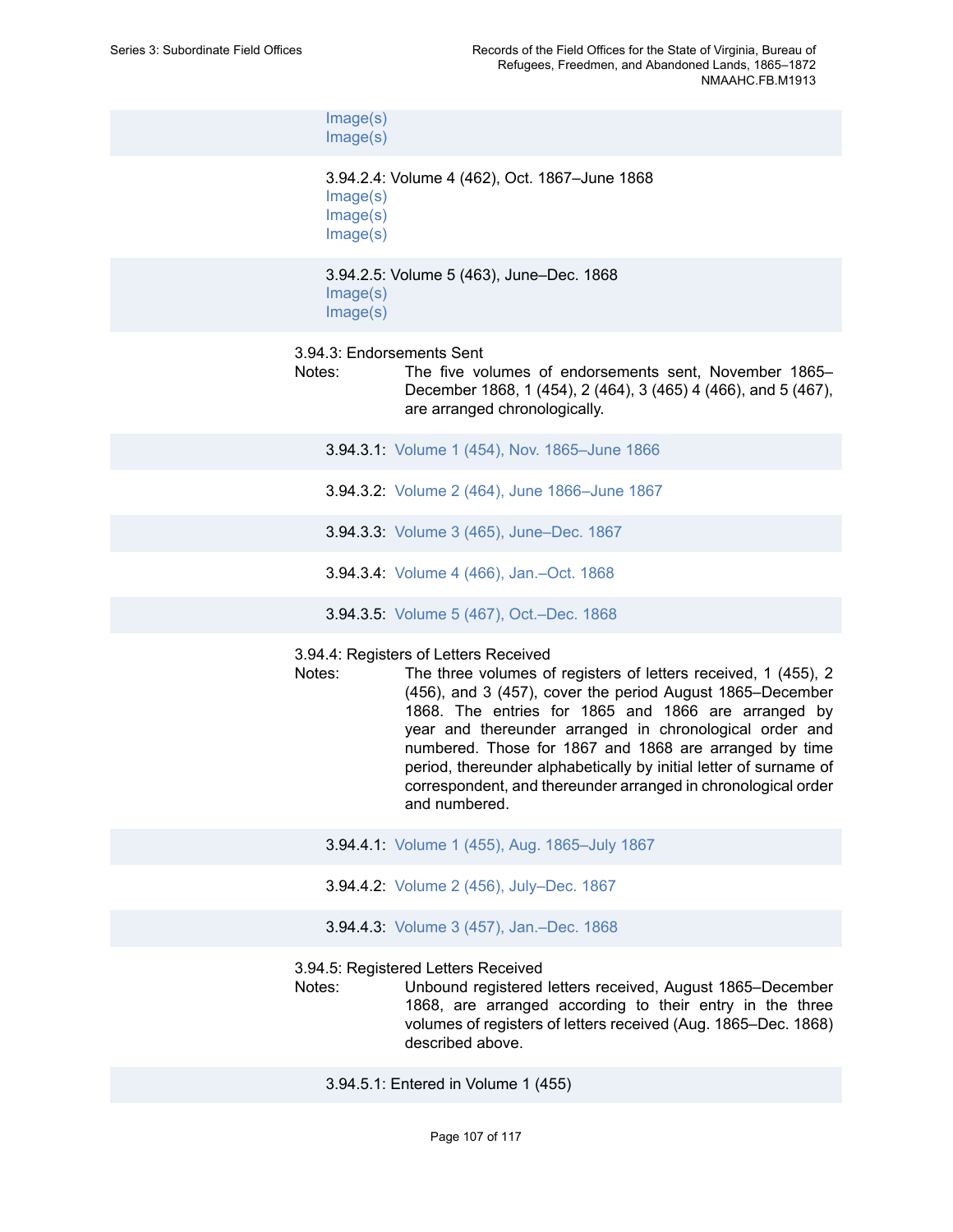Image(s)
Image(s)

3.94.2.4: Volume 4 (462), Oct. 1867–June 1868
Image(s)
Image(s)
Image(s)

3.94.2.5: Volume 5 (463), June–Dec. 1868
Image(s)
Image(s)

3.94.3: Endorsements Sent

Notes: The five volumes of endorsements sent, November 1865–December 1868, 1 (454), 2 (464), 3 (465) 4 (466), and 5 (467), are arranged chronologically.

3.94.3.1: Volume 1 (454), Nov. 1865–June 1866

3.94.3.2: Volume 2 (464), June 1866–June 1867

3.94.3.3: Volume 3 (465), June–Dec. 1867

3.94.3.4: Volume 4 (466), Jan.–Oct. 1868

3.94.3.5: Volume 5 (467), Oct.–Dec. 1868

3.94.4: Registers of Letters Received

Notes: The three volumes of registers of letters received, 1 (455), 2 (456), and 3 (457), cover the period August 1865–December 1868. The entries for 1865 and 1866 are arranged by year and thereunder arranged in chronological order and numbered. Those for 1867 and 1868 are arranged by time period, thereunder alphabetically by initial letter of surname of correspondent, and thereunder arranged in chronological order and numbered.

3.94.4.1: Volume 1 (455), Aug. 1865–July 1867

3.94.4.2: Volume 2 (456), July–Dec. 1867

3.94.4.3: Volume 3 (457), Jan.–Dec. 1868

3.94.5: Registered Letters Received

Notes: Unbound registered letters received, August 1865–December 1868, are arranged according to their entry in the three volumes of registers of letters received (Aug. 1865–Dec. 1868) described above.

3.94.5.1: Entered in Volume 1 (455)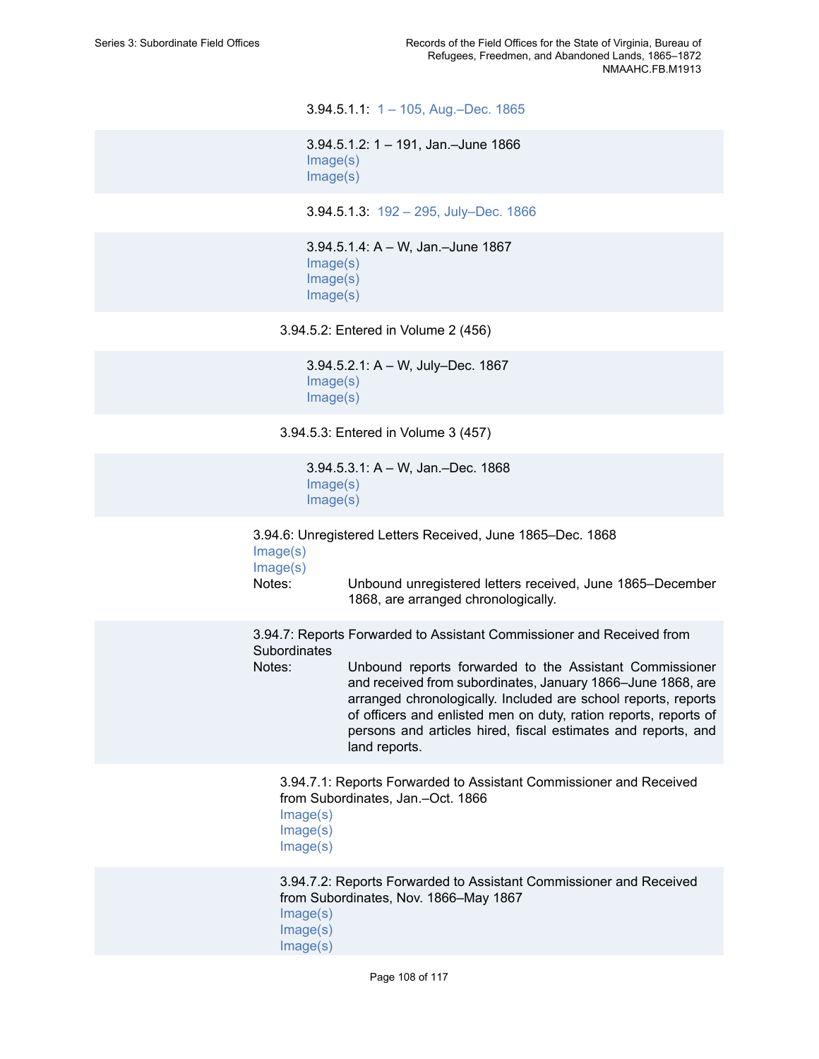3.94.5.1.1: 1 – 105, Aug.–Dec. 1865

3.94.5.1.2: 1 – 191, Jan.–June 1866
Image(s)
Image(s)

3.94.5.1.3: 192 – 295, July–Dec. 1866

3.94.5.1.4: A – W, Jan.–June 1867
Image(s)
Image(s)
Image(s)

3.94.5.2: Entered in Volume 2 (456)

3.94.5.2.1: A – W, July–Dec. 1867
Image(s)
Image(s)

3.94.5.3: Entered in Volume 3 (457)

3.94.5.3.1: A – W, Jan.–Dec. 1868
Image(s)
Image(s)

3.94.6: Unregistered Letters Received, June 1865–Dec. 1868
Image(s)
Image(s)

Notes: Unbound unregistered letters received, June 1865–December 1868, are arranged chronologically.

3.94.7: Reports Forwarded to Assistant Commissioner and Received from Subordinates

Notes: Unbound reports forwarded to the Assistant Commissioner and received from subordinates, January 1866–June 1868, are arranged chronologically. Included are school reports, reports of officers and enlisted men on duty, ration reports, reports of persons and articles hired, fiscal estimates and reports, and land reports.

3.94.7.1: Reports Forwarded to Assistant Commissioner and Received from Subordinates, Jan.–Oct. 1866
Image(s)
Image(s)
Image(s)

3.94.7.2: Reports Forwarded to Assistant Commissioner and Received from Subordinates, Nov. 1866–May 1867
Image(s)
Image(s)
Image(s)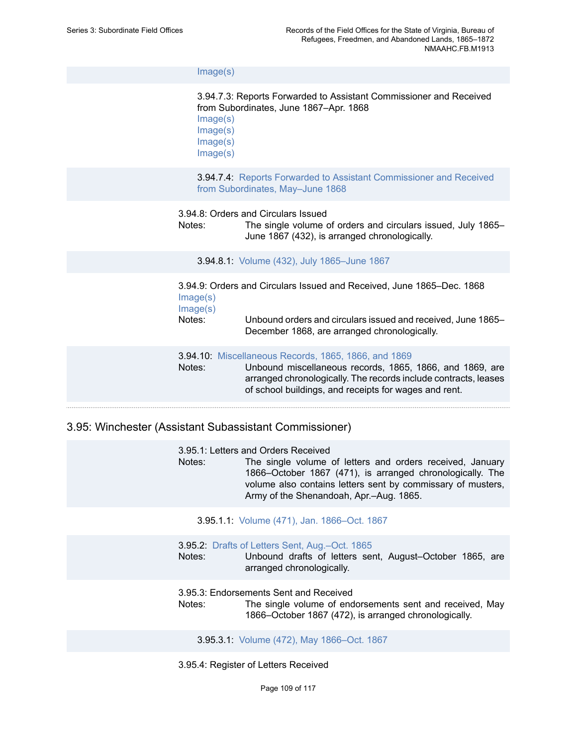Image(s)

3.94.7.3: Reports Forwarded to Assistant Commissioner and Received from Subordinates, June 1867–Apr. 1868
Image(s)
Image(s)
Image(s)
Image(s)

3.94.7.4: Reports Forwarded to Assistant Commissioner and Received from Subordinates, May–June 1868

3.94.8: Orders and Circulars Issued
Notes: The single volume of orders and circulars issued, July 1865–June 1867 (432), is arranged chronologically.

3.94.8.1: Volume (432), July 1865–June 1867

3.94.9: Orders and Circulars Issued and Received, June 1865–Dec. 1868
Image(s)
Image(s)
Notes: Unbound orders and circulars issued and received, June 1865–December 1868, are arranged chronologically.

3.94.10: Miscellaneous Records, 1865, 1866, and 1869
Notes: Unbound miscellaneous records, 1865, 1866, and 1869, are arranged chronologically. The records include contracts, leases of school buildings, and receipts for wages and rent.

## 3.95: Winchester (Assistant Subassistant Commissioner)

3.95.1: Letters and Orders Received
Notes: The single volume of letters and orders received, January 1866–October 1867 (471), is arranged chronologically. The volume also contains letters sent by commissary of musters, Army of the Shenandoah, Apr.–Aug. 1865.

3.95.1.1: Volume (471), Jan. 1866–Oct. 1867

3.95.2: Drafts of Letters Sent, Aug.–Oct. 1865
Notes: Unbound drafts of letters sent, August–October 1865, are arranged chronologically.

3.95.3: Endorsements Sent and Received
Notes: The single volume of endorsements sent and received, May 1866–October 1867 (472), is arranged chronologically.

3.95.3.1: Volume (472), May 1866–Oct. 1867

3.95.4: Register of Letters Received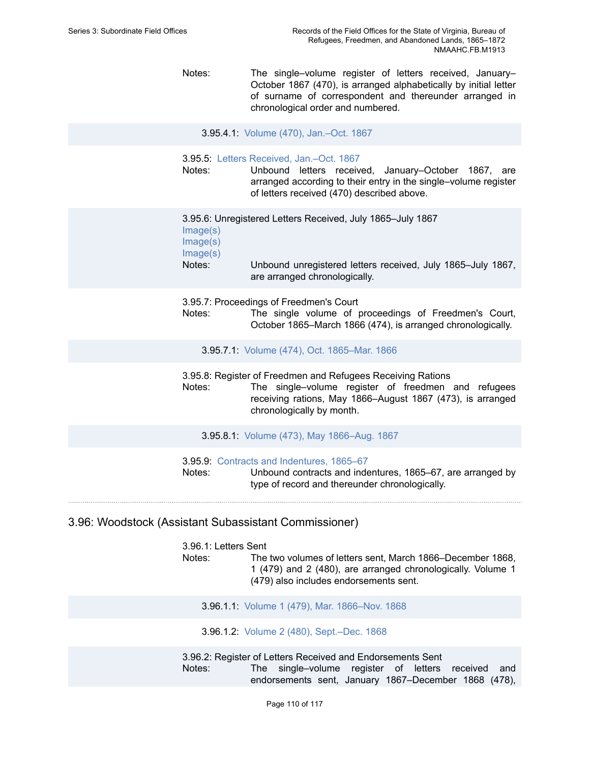Notes: The single–volume register of letters received, January–October 1867 (470), is arranged alphabetically by initial letter of surname of correspondent and thereunder arranged in chronological order and numbered.

3.95.4.1: Volume (470), Jan.–Oct. 1867

3.95.5: Letters Received, Jan.–Oct. 1867

Notes: Unbound letters received, January–October 1867, are arranged according to their entry in the single–volume register of letters received (470) described above.

3.95.6: Unregistered Letters Received, July 1865–July 1867

Image(s)

Image(s)

Image(s)

Notes: Unbound unregistered letters received, July 1865–July 1867, are arranged chronologically.

3.95.7: Proceedings of Freedmen's Court

Notes: The single volume of proceedings of Freedmen's Court, October 1865–March 1866 (474), is arranged chronologically.

3.95.7.1: Volume (474), Oct. 1865–Mar. 1866

3.95.8: Register of Freedmen and Refugees Receiving Rations

Notes: The single–volume register of freedmen and refugees receiving rations, May 1866–August 1867 (473), is arranged chronologically by month.

3.95.8.1: Volume (473), May 1866–Aug. 1867

3.95.9: Contracts and Indentures, 1865–67

Notes: Unbound contracts and indentures, 1865–67, are arranged by type of record and thereunder chronologically.

## 3.96: Woodstock (Assistant Subassistant Commissioner)

3.96.1: Letters Sent

Notes: The two volumes of letters sent, March 1866–December 1868, 1 (479) and 2 (480), are arranged chronologically. Volume 1 (479) also includes endorsements sent.

3.96.1.1: Volume 1 (479), Mar. 1866–Nov. 1868

3.96.1.2: Volume 2 (480), Sept.–Dec. 1868

3.96.2: Register of Letters Received and Endorsements Sent

Notes: The single–volume register of letters received and endorsements sent, January 1867–December 1868 (478),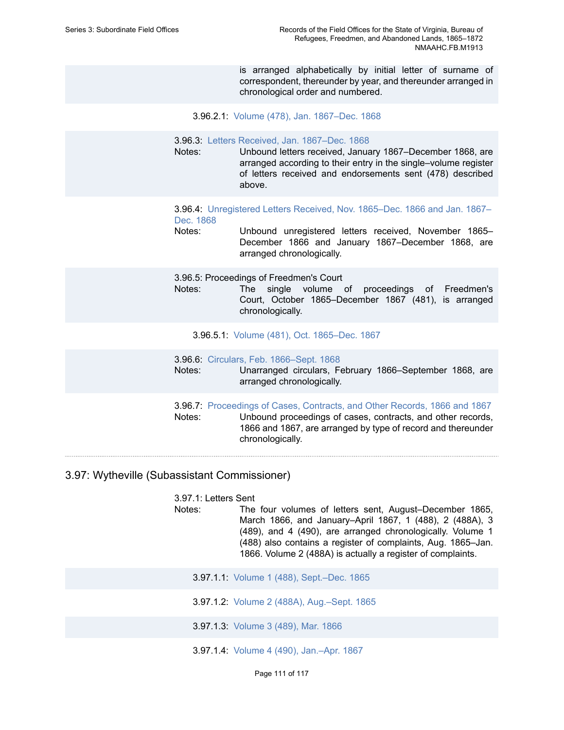is arranged alphabetically by initial letter of surname of correspondent, thereunder by year, and thereunder arranged in chronological order and numbered.

3.96.2.1: Volume (478), Jan. 1867–Dec. 1868

3.96.3: Letters Received, Jan. 1867–Dec. 1868
Notes: Unbound letters received, January 1867–December 1868, are arranged according to their entry in the single–volume register of letters received and endorsements sent (478) described above.

3.96.4: Unregistered Letters Received, Nov. 1865–Dec. 1866 and Jan. 1867–Dec. 1868
Notes: Unbound unregistered letters received, November 1865–December 1866 and January 1867–December 1868, are arranged chronologically.

3.96.5: Proceedings of Freedmen's Court
Notes: The single volume of proceedings of Freedmen's Court, October 1865–December 1867 (481), is arranged chronologically.

3.96.5.1: Volume (481), Oct. 1865–Dec. 1867

3.96.6: Circulars, Feb. 1866–Sept. 1868
Notes: Unarranged circulars, February 1866–September 1868, are arranged chronologically.

3.96.7: Proceedings of Cases, Contracts, and Other Records, 1866 and 1867
Notes: Unbound proceedings of cases, contracts, and other records, 1866 and 1867, are arranged by type of record and thereunder chronologically.

## 3.97: Wytheville (Subassistant Commissioner)

3.97.1: Letters Sent
Notes: The four volumes of letters sent, August–December 1865, March 1866, and January–April 1867, 1 (488), 2 (488A), 3 (489), and 4 (490), are arranged chronologically. Volume 1 (488) also contains a register of complaints, Aug. 1865–Jan. 1866. Volume 2 (488A) is actually a register of complaints.

3.97.1.1: Volume 1 (488), Sept.–Dec. 1865

3.97.1.2: Volume 2 (488A), Aug.–Sept. 1865

3.97.1.3: Volume 3 (489), Mar. 1866

3.97.1.4: Volume 4 (490), Jan.–Apr. 1867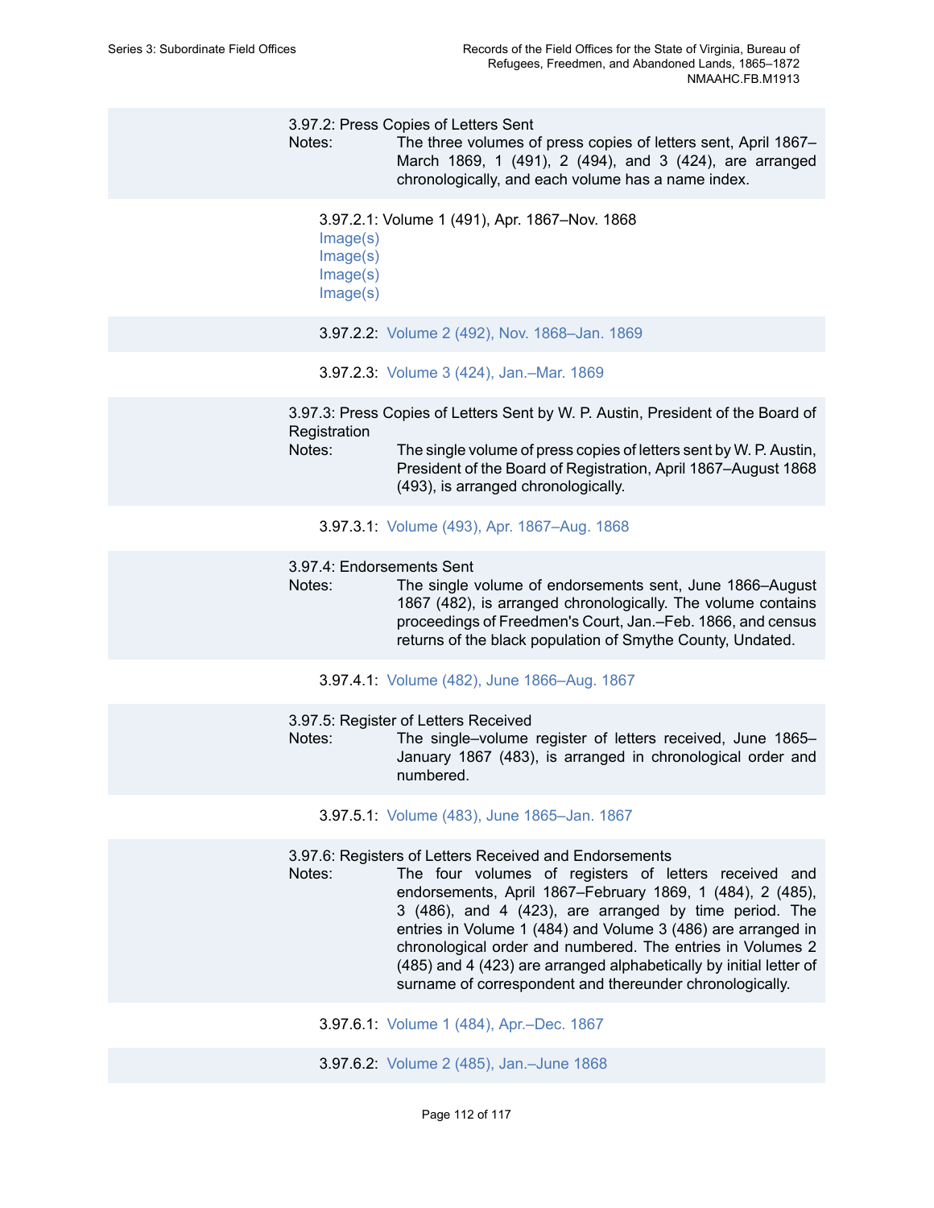3.97.2: Press Copies of Letters Sent

Notes: The three volumes of press copies of letters sent, April 1867–March 1869, 1 (491), 2 (494), and 3 (424), are arranged chronologically, and each volume has a name index.

3.97.2.1: Volume 1 (491), Apr. 1867–Nov. 1868

Image(s)

Image(s)

Image(s)

Image(s)

3.97.2.2: Volume 2 (492), Nov. 1868–Jan. 1869

3.97.2.3: Volume 3 (424), Jan.–Mar. 1869

3.97.3: Press Copies of Letters Sent by W. P. Austin, President of the Board of Registration

Notes: The single volume of press copies of letters sent by W. P. Austin, President of the Board of Registration, April 1867–August 1868 (493), is arranged chronologically.

3.97.3.1: Volume (493), Apr. 1867–Aug. 1868

3.97.4: Endorsements Sent

Notes: The single volume of endorsements sent, June 1866–August 1867 (482), is arranged chronologically. The volume contains proceedings of Freedmen's Court, Jan.–Feb. 1866, and census returns of the black population of Smythe County, Undated.

3.97.4.1: Volume (482), June 1866–Aug. 1867

3.97.5: Register of Letters Received

Notes: The single–volume register of letters received, June 1865–January 1867 (483), is arranged in chronological order and numbered.

3.97.5.1: Volume (483), June 1865–Jan. 1867

3.97.6: Registers of Letters Received and Endorsements

Notes: The four volumes of registers of letters received and endorsements, April 1867–February 1869, 1 (484), 2 (485), 3 (486), and 4 (423), are arranged by time period. The entries in Volume 1 (484) and Volume 3 (486) are arranged in chronological order and numbered. The entries in Volumes 2 (485) and 4 (423) are arranged alphabetically by initial letter of surname of correspondent and thereunder chronologically.

3.97.6.1: Volume 1 (484), Apr.–Dec. 1867

3.97.6.2: Volume 2 (485), Jan.–June 1868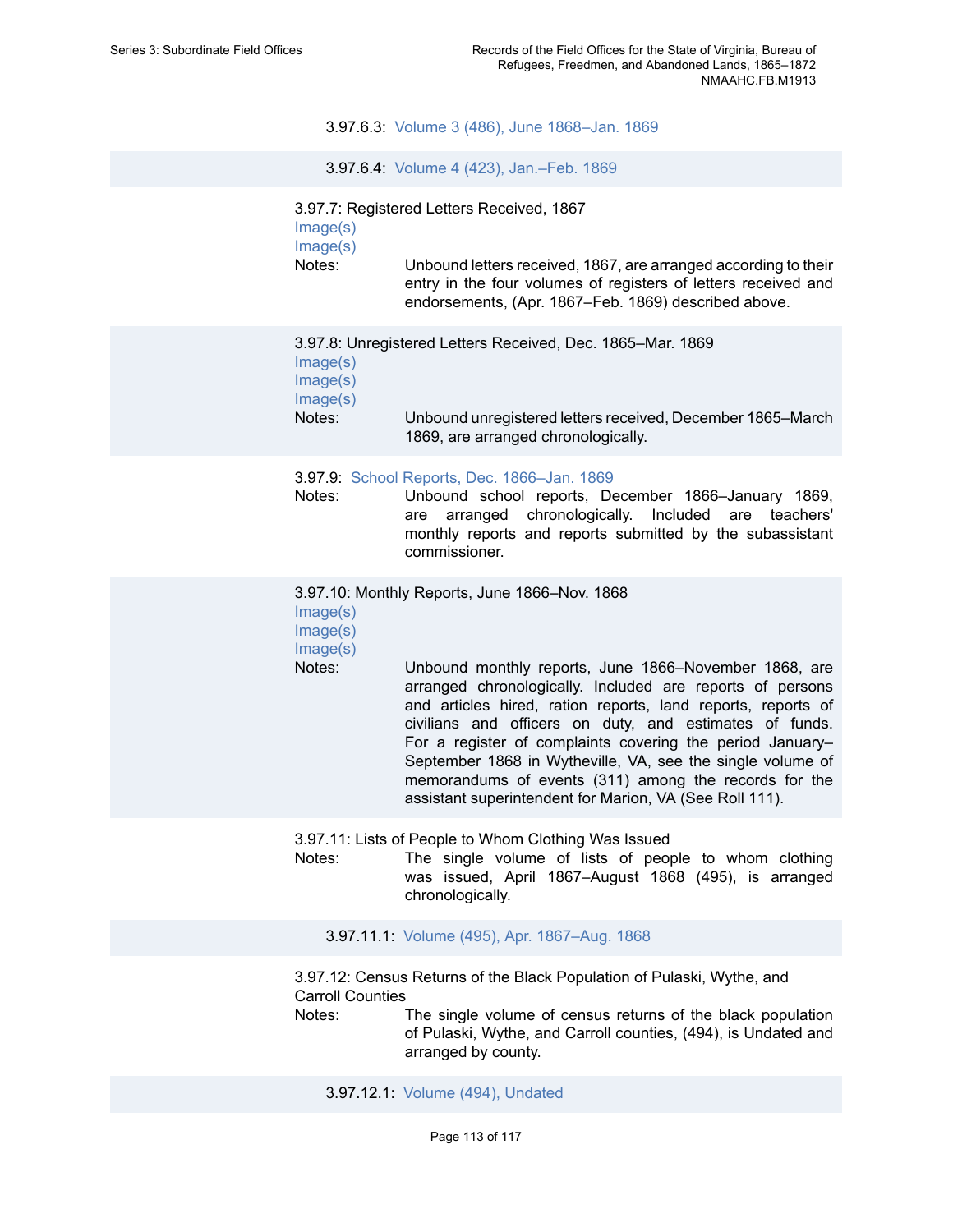3.97.6.3: Volume 3 (486), June 1868–Jan. 1869

3.97.6.4: Volume 4 (423), Jan.–Feb. 1869

3.97.7: Registered Letters Received, 1867

Image(s)

Image(s)

Notes: Unbound letters received, 1867, are arranged according to their entry in the four volumes of registers of letters received and endorsements, (Apr. 1867–Feb. 1869) described above.

3.97.8: Unregistered Letters Received, Dec. 1865–Mar. 1869

Image(s)

Image(s)

Image(s)

Notes: Unbound unregistered letters received, December 1865–March 1869, are arranged chronologically.

3.97.9: School Reports, Dec. 1866–Jan. 1869

Notes: Unbound school reports, December 1866–January 1869, are arranged chronologically. Included are teachers' monthly reports and reports submitted by the subassistant commissioner.

3.97.10: Monthly Reports, June 1866–Nov. 1868

Image(s)

Image(s)

Image(s)

Notes: Unbound monthly reports, June 1866–November 1868, are arranged chronologically. Included are reports of persons and articles hired, ration reports, land reports, reports of civilians and officers on duty, and estimates of funds. For a register of complaints covering the period January–September 1868 in Wytheville, VA, see the single volume of memorandums of events (311) among the records for the assistant superintendent for Marion, VA (See Roll 111).

3.97.11: Lists of People to Whom Clothing Was Issued

Notes: The single volume of lists of people to whom clothing was issued, April 1867–August 1868 (495), is arranged chronologically.

3.97.11.1: Volume (495), Apr. 1867–Aug. 1868

3.97.12: Census Returns of the Black Population of Pulaski, Wythe, and Carroll Counties

Notes: The single volume of census returns of the black population of Pulaski, Wythe, and Carroll counties, (494), is Undated and arranged by county.

3.97.12.1: Volume (494), Undated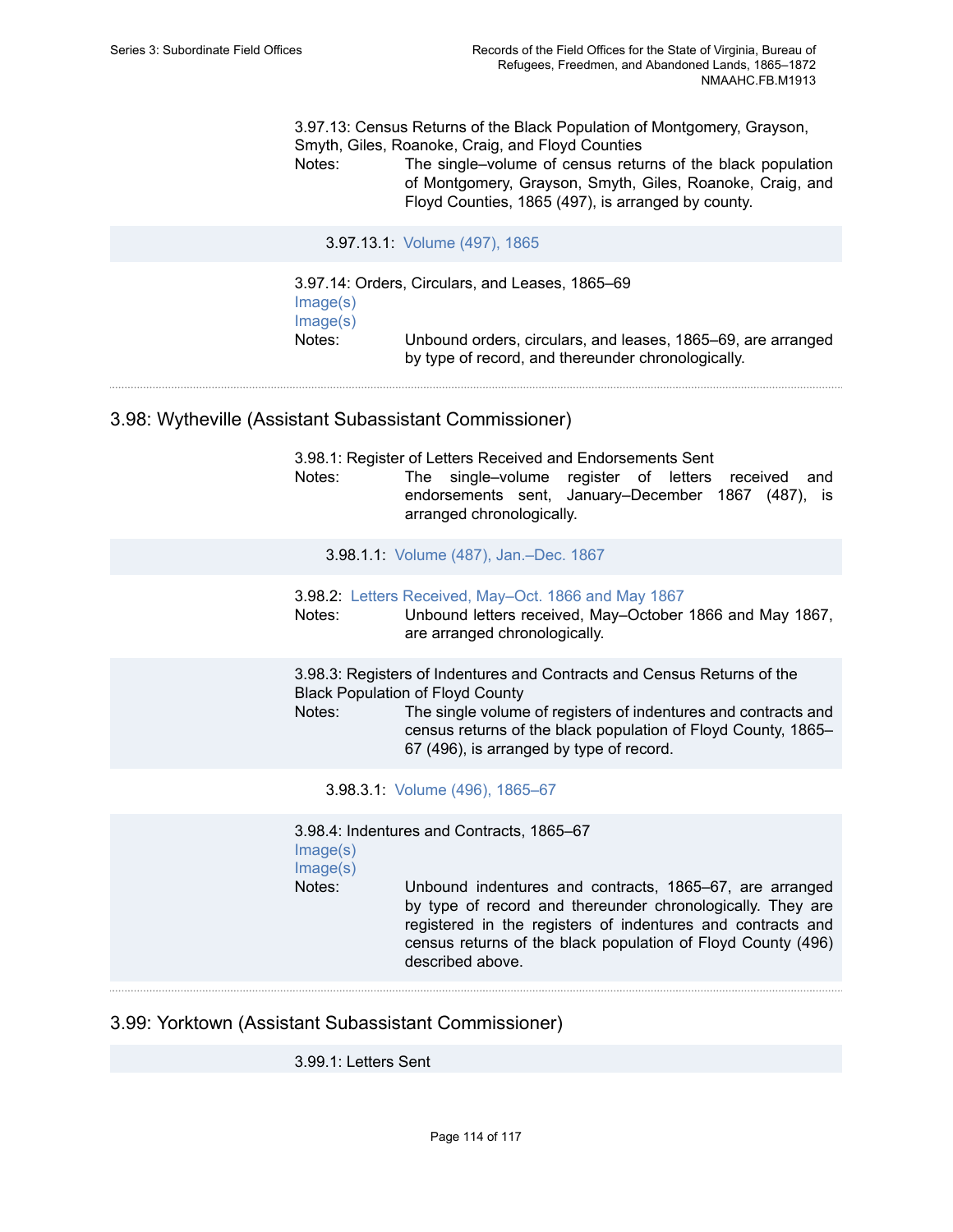3.97.13: Census Returns of the Black Population of Montgomery, Grayson, Smyth, Giles, Roanoke, Craig, and Floyd Counties

Notes: The single–volume of census returns of the black population of Montgomery, Grayson, Smyth, Giles, Roanoke, Craig, and Floyd Counties, 1865 (497), is arranged by county.

3.97.13.1: Volume (497), 1865

3.97.14: Orders, Circulars, and Leases, 1865–69

Image(s)

Image(s)

Notes: Unbound orders, circulars, and leases, 1865–69, are arranged by type of record, and thereunder chronologically.

## 3.98: Wytheville (Assistant Subassistant Commissioner)

3.98.1: Register of Letters Received and Endorsements Sent

Notes: The single–volume register of letters received and endorsements sent, January–December 1867 (487), is arranged chronologically.

3.98.1.1: Volume (487), Jan.–Dec. 1867

3.98.2: Letters Received, May–Oct. 1866 and May 1867

Notes: Unbound letters received, May–October 1866 and May 1867, are arranged chronologically.

3.98.3: Registers of Indentures and Contracts and Census Returns of the Black Population of Floyd County

Notes: The single volume of registers of indentures and contracts and census returns of the black population of Floyd County, 1865–67 (496), is arranged by type of record.

3.98.3.1: Volume (496), 1865–67

3.98.4: Indentures and Contracts, 1865–67

Image(s)

Image(s)

Notes: Unbound indentures and contracts, 1865–67, are arranged by type of record and thereunder chronologically. They are registered in the registers of indentures and contracts and census returns of the black population of Floyd County (496) described above.

## 3.99: Yorktown (Assistant Subassistant Commissioner)

3.99.1: Letters Sent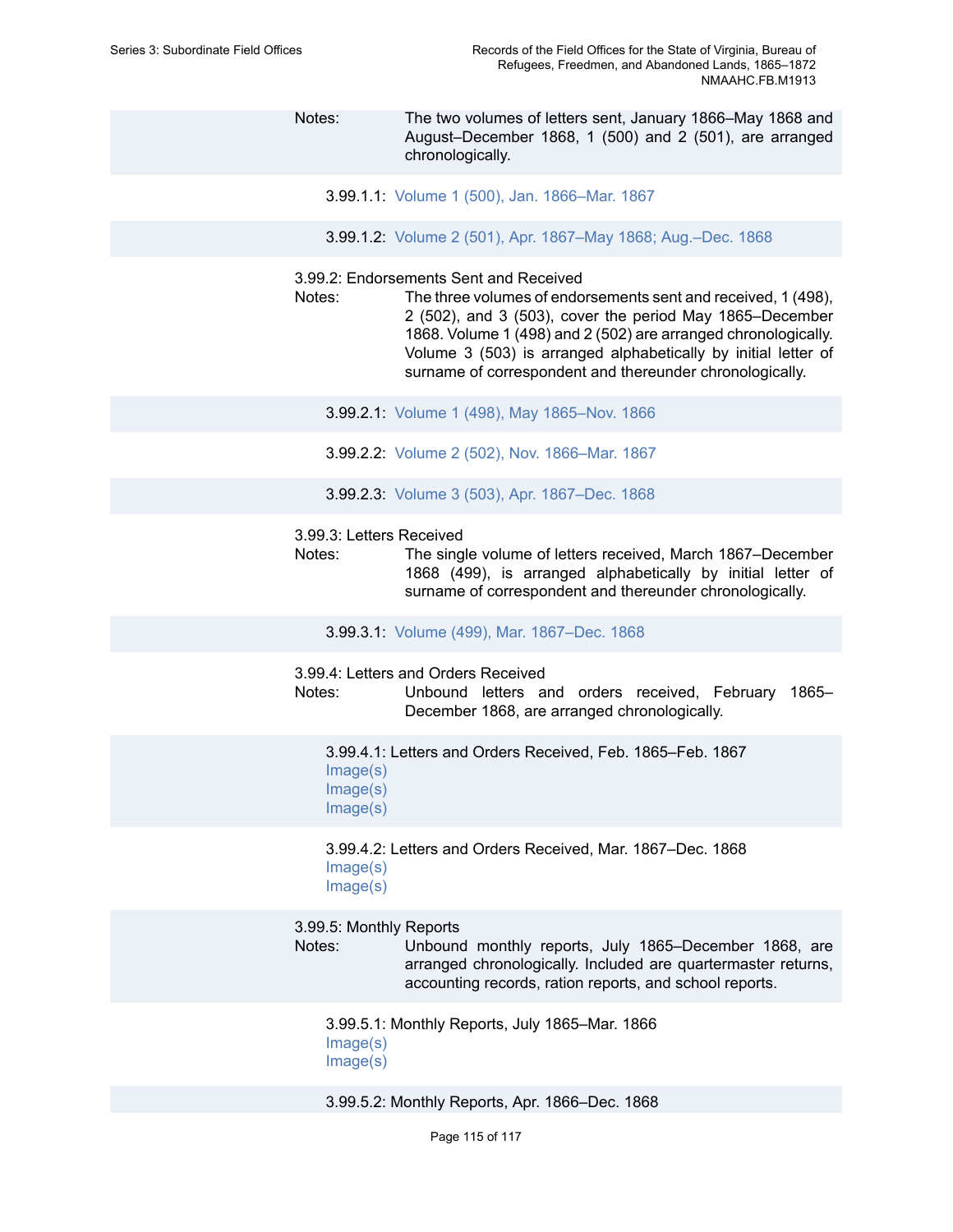Notes: The two volumes of letters sent, January 1866–May 1868 and August–December 1868, 1 (500) and 2 (501), are arranged chronologically.

3.99.1.1: Volume 1 (500), Jan. 1866–Mar. 1867

3.99.1.2: Volume 2 (501), Apr. 1867–May 1868; Aug.–Dec. 1868

3.99.2: Endorsements Sent and Received

Notes: The three volumes of endorsements sent and received, 1 (498), 2 (502), and 3 (503), cover the period May 1865–December 1868. Volume 1 (498) and 2 (502) are arranged chronologically. Volume 3 (503) is arranged alphabetically by initial letter of surname of correspondent and thereunder chronologically.

3.99.2.1: Volume 1 (498), May 1865–Nov. 1866

3.99.2.2: Volume 2 (502), Nov. 1866–Mar. 1867

3.99.2.3: Volume 3 (503), Apr. 1867–Dec. 1868

3.99.3: Letters Received

Notes: The single volume of letters received, March 1867–December 1868 (499), is arranged alphabetically by initial letter of surname of correspondent and thereunder chronologically.

3.99.3.1: Volume (499), Mar. 1867–Dec. 1868

3.99.4: Letters and Orders Received

Notes: Unbound letters and orders received, February 1865–December 1868, are arranged chronologically.

3.99.4.1: Letters and Orders Received, Feb. 1865–Feb. 1867
Image(s)
Image(s)
Image(s)

3.99.4.2: Letters and Orders Received, Mar. 1867–Dec. 1868
Image(s)
Image(s)

3.99.5: Monthly Reports

Notes: Unbound monthly reports, July 1865–December 1868, are arranged chronologically. Included are quartermaster returns, accounting records, ration reports, and school reports.

3.99.5.1: Monthly Reports, July 1865–Mar. 1866
Image(s)
Image(s)

3.99.5.2: Monthly Reports, Apr. 1866–Dec. 1868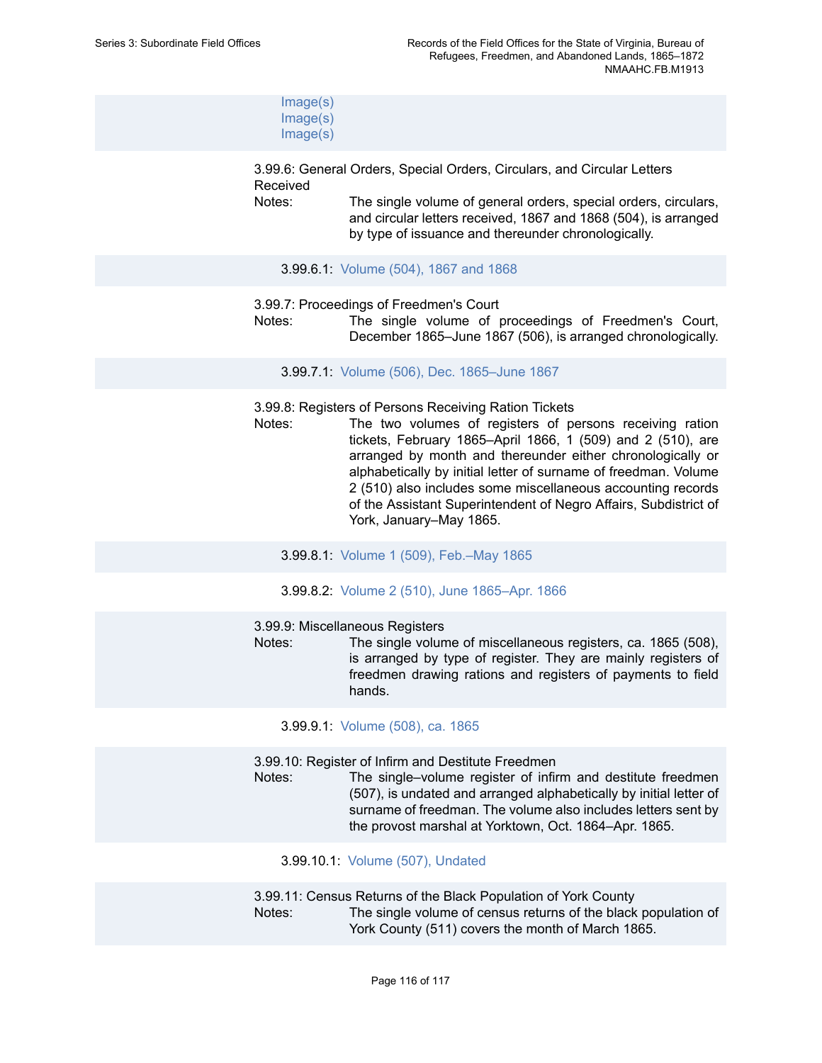Image(s)
Image(s)
Image(s)

3.99.6: General Orders, Special Orders, Circulars, and Circular Letters Received

Notes: The single volume of general orders, special orders, circulars, and circular letters received, 1867 and 1868 (504), is arranged by type of issuance and thereunder chronologically.

3.99.6.1: Volume (504), 1867 and 1868

3.99.7: Proceedings of Freedmen's Court

Notes: The single volume of proceedings of Freedmen's Court, December 1865–June 1867 (506), is arranged chronologically.

3.99.7.1: Volume (506), Dec. 1865–June 1867

3.99.8: Registers of Persons Receiving Ration Tickets

Notes: The two volumes of registers of persons receiving ration tickets, February 1865–April 1866, 1 (509) and 2 (510), are arranged by month and thereunder either chronologically or alphabetically by initial letter of surname of freedman. Volume 2 (510) also includes some miscellaneous accounting records of the Assistant Superintendent of Negro Affairs, Subdistrict of York, January–May 1865.

3.99.8.1: Volume 1 (509), Feb.–May 1865

3.99.8.2: Volume 2 (510), June 1865–Apr. 1866

3.99.9: Miscellaneous Registers

Notes: The single volume of miscellaneous registers, ca. 1865 (508), is arranged by type of register. They are mainly registers of freedmen drawing rations and registers of payments to field hands.

3.99.9.1: Volume (508), ca. 1865

3.99.10: Register of Infirm and Destitute Freedmen

Notes: The single–volume register of infirm and destitute freedmen (507), is undated and arranged alphabetically by initial letter of surname of freedman. The volume also includes letters sent by the provost marshal at Yorktown, Oct. 1864–Apr. 1865.

3.99.10.1: Volume (507), Undated

3.99.11: Census Returns of the Black Population of York County

Notes: The single volume of census returns of the black population of York County (511) covers the month of March 1865.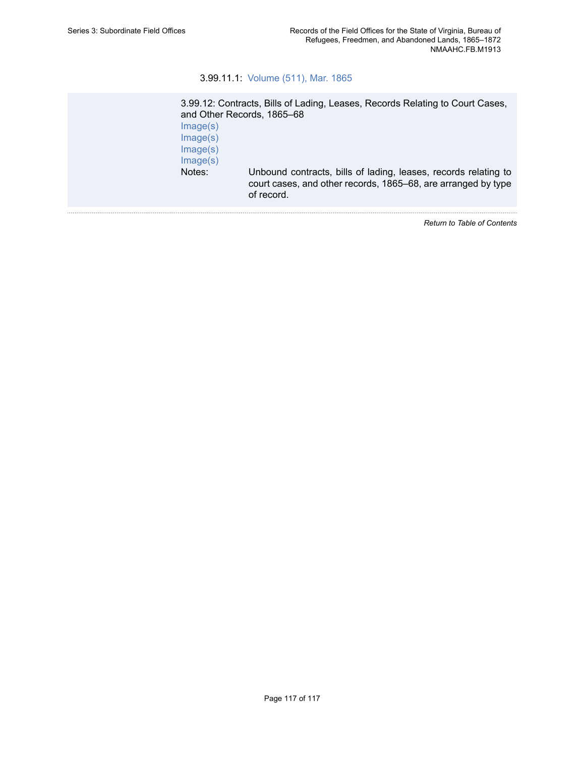3.99.11.1: Volume (511), Mar. 1865

3.99.12: Contracts, Bills of Lading, Leases, Records Relating to Court Cases, and Other Records, 1865–68

Image(s)

Image(s)

Image(s)

Image(s)

Notes: Unbound contracts, bills of lading, leases, records relating to court cases, and other records, 1865–68, are arranged by type of record.

*Return to Table of Contents*